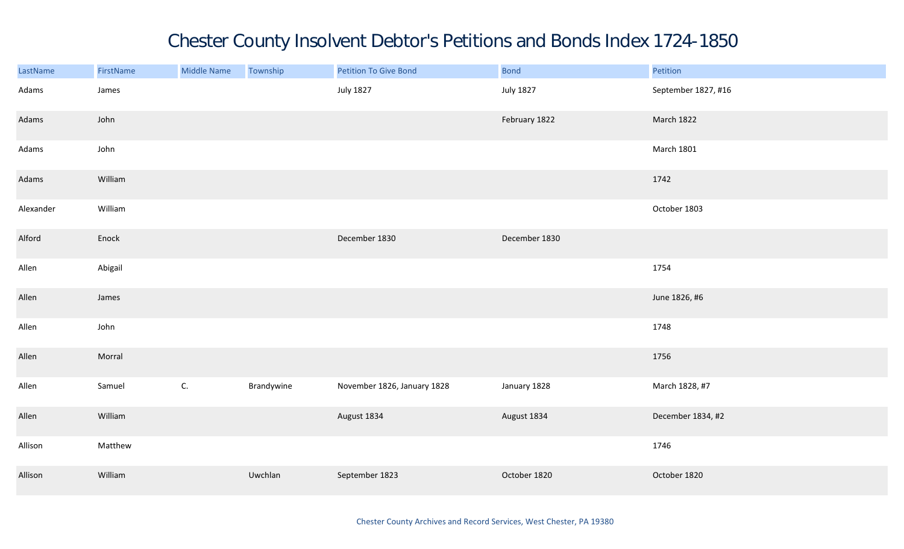# Chester County Insolvent Debtor's Petitions and Bonds Index 1724-1850

| LastName | FirstName | Middle Name | Township | Petition To Give Bond | Bond | Petition |
|---|---|---|---|---|---|---|
| Adams | James | | | July 1827 | July 1827 | September 1827, #16 |
| Adams | John | | | | February 1822 | March 1822 |
| Adams | John | | | | | March 1801 |
| Adams | William | | | | | 1742 |
| Alexander | William | | | | | October 1803 |
| Alford | Enock | | | December 1830 | December 1830 | |
| Allen | Abigail | | | | | 1754 |
| Allen | James | | | | | June 1826, #6 |
| Allen | John | | | | | 1748 |
| Allen | Morral | | | | | 1756 |
| Allen | Samuel | C. | Brandywine | November 1826, January 1828 | January 1828 | March 1828, #7 |
| Allen | William | | | August 1834 | August 1834 | December 1834, #2 |
| Allison | Matthew | | | | | 1746 |
| Allison | William | | Uwchlan | September 1823 | October 1820 | October 1820 |

Chester County Archives and Record Services, West Chester, PA 19380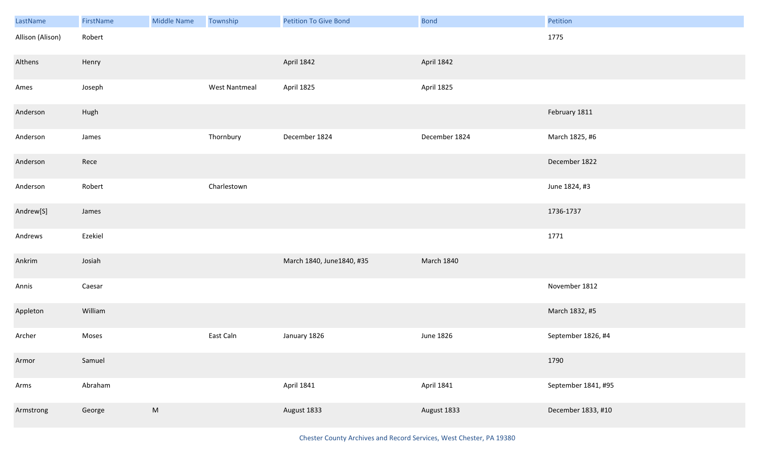| LastName | FirstName | Middle Name | Township | Petition To Give Bond | Bond | Petition |
|---|---|---|---|---|---|---|
| Allison (Alison) | Robert | | | | | 1775 |
| Althens | Henry | | | April 1842 | April 1842 | |
| Ames | Joseph | | West Nantmeal | April 1825 | April 1825 | |
| Anderson | Hugh | | | | | February 1811 |
| Anderson | James | | Thornbury | December 1824 | December 1824 | March 1825, #6 |
| Anderson | Rece | | | | | December 1822 |
| Anderson | Robert | | Charlestown | | | June 1824, #3 |
| Andrew[S] | James | | | | | 1736-1737 |
| Andrews | Ezekiel | | | | | 1771 |
| Ankrim | Josiah | | | March 1840, June1840, #35 | March 1840 | |
| Annis | Caesar | | | | | November 1812 |
| Appleton | William | | | | | March 1832, #5 |
| Archer | Moses | | East Caln | January 1826 | June 1826 | September 1826, #4 |
| Armor | Samuel | | | | | 1790 |
| Arms | Abraham | | | April 1841 | April 1841 | September 1841, #95 |
| Armstrong | George | M | | August 1833 | August 1833 | December 1833, #10 |

Chester County Archives and Record Services, West Chester, PA 19380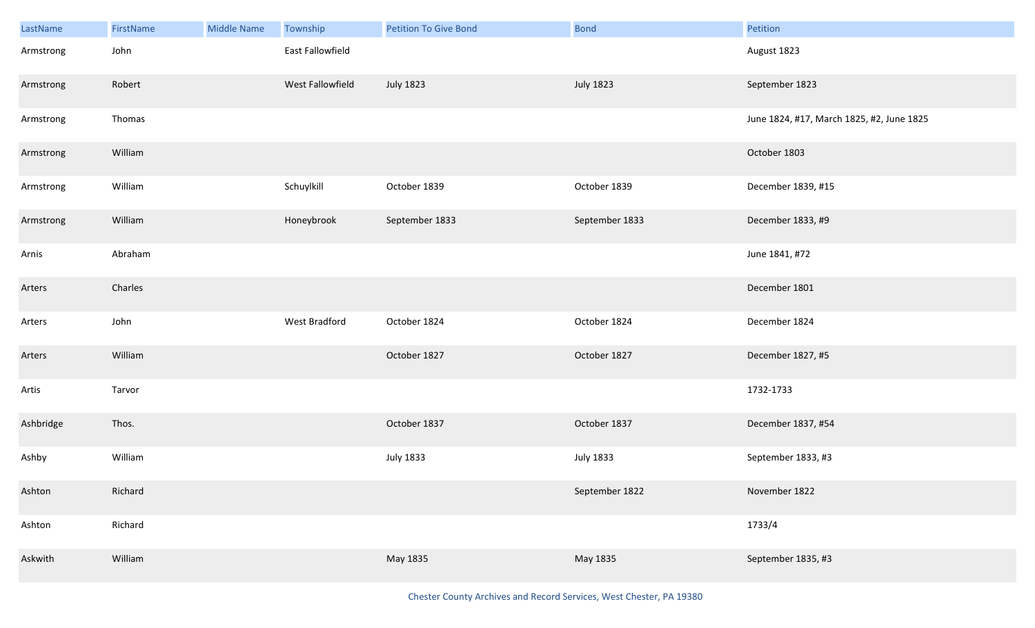| LastName | FirstName | Middle Name | Township | Petition To Give Bond | Bond | Petition |
|---|---|---|---|---|---|---|
| Armstrong | John | | East Fallowfield | | | August 1823 |
| Armstrong | Robert | | West Fallowfield | July 1823 | July 1823 | September 1823 |
| Armstrong | Thomas | | | | | June 1824, #17, March 1825, #2, June 1825 |
| Armstrong | William | | | | | October 1803 |
| Armstrong | William | | Schuylkill | October 1839 | October 1839 | December 1839, #15 |
| Armstrong | William | | Honeybrook | September 1833 | September 1833 | December 1833, #9 |
| Arnis | Abraham | | | | | June 1841, #72 |
| Arters | Charles | | | | | December 1801 |
| Arters | John | | West Bradford | October 1824 | October 1824 | December 1824 |
| Arters | William | | | October 1827 | October 1827 | December 1827, #5 |
| Artis | Tarvor | | | | | 1732-1733 |
| Ashbridge | Thos. | | | October 1837 | October 1837 | December 1837, #54 |
| Ashby | William | | | July 1833 | July 1833 | September 1833, #3 |
| Ashton | Richard | | | | September 1822 | November 1822 |
| Ashton | Richard | | | | | 1733/4 |
| Askwith | William | | | May 1835 | May 1835 | September 1835, #3 |

Chester County Archives and Record Services, West Chester, PA 19380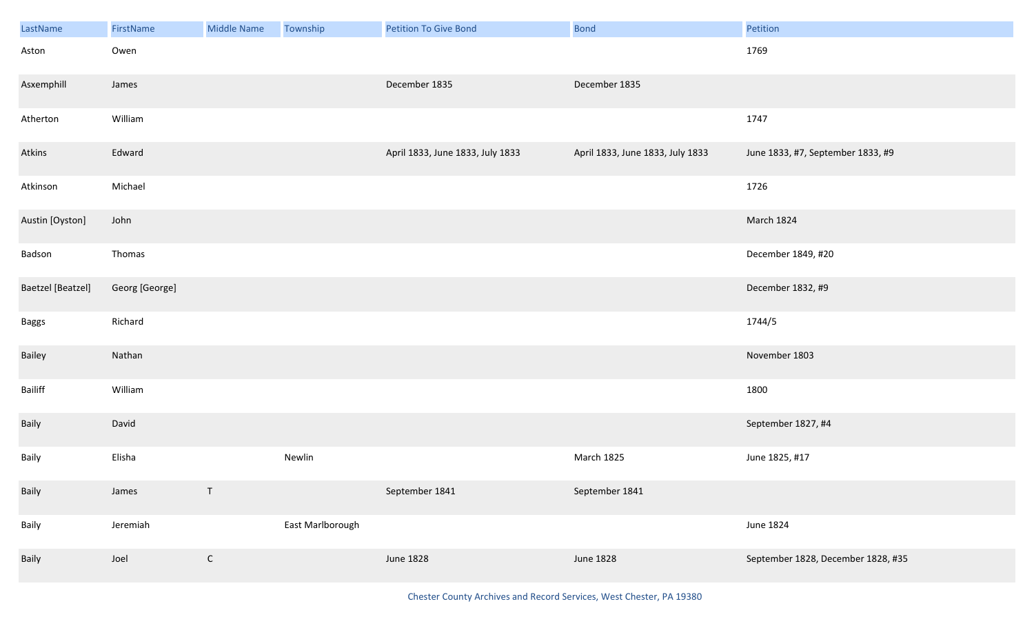| LastName | FirstName | Middle Name | Township | Petition To Give Bond | Bond | Petition |
|---|---|---|---|---|---|---|
| Aston | Owen | | | | | 1769 |
| Asxemphill | James | | | December 1835 | December 1835 | |
| Atherton | William | | | | | 1747 |
| Atkins | Edward | | | April 1833, June 1833, July 1833 | April 1833, June 1833, July 1833 | June 1833, #7, September 1833, #9 |
| Atkinson | Michael | | | | | 1726 |
| Austin [Oyston] | John | | | | | March 1824 |
| Badson | Thomas | | | | | December 1849, #20 |
| Baetzel [Beatzel] | Georg [George] | | | | | December 1832, #9 |
| Baggs | Richard | | | | | 1744/5 |
| Bailey | Nathan | | | | | November 1803 |
| Bailiff | William | | | | | 1800 |
| Baily | David | | | | | September 1827, #4 |
| Baily | Elisha | | Newlin | | March 1825 | June 1825, #17 |
| Baily | James | T | | September 1841 | September 1841 | |
| Baily | Jeremiah | | East Marlborough | | | June 1824 |
| Baily | Joel | C | | June 1828 | June 1828 | September 1828, December 1828, #35 |

Chester County Archives and Record Services, West Chester, PA 19380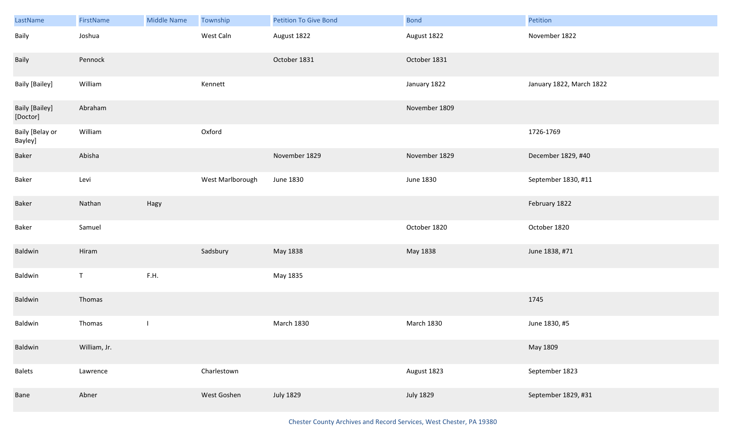| LastName | FirstName | Middle Name | Township | Petition To Give Bond | Bond | Petition |
|---|---|---|---|---|---|---|
| Baily | Joshua | | West Caln | August 1822 | August 1822 | November 1822 |
| Baily | Pennock | | | October 1831 | October 1831 | |
| Baily [Bailey] | William | | Kennett | | January 1822 | January 1822, March 1822 |
| Baily [Bailey] [Doctor] | Abraham | | | | November 1809 | |
| Baily [Belay or Bayley] | William | | Oxford | | | 1726-1769 |
| Baker | Abisha | | | November 1829 | November 1829 | December 1829, #40 |
| Baker | Levi | | West Marlborough | June 1830 | June 1830 | September 1830, #11 |
| Baker | Nathan | Hagy | | | | February 1822 |
| Baker | Samuel | | | | October 1820 | October 1820 |
| Baldwin | Hiram | | Sadsbury | May 1838 | May 1838 | June 1838, #71 |
| Baldwin | T | F.H. | | May 1835 | | |
| Baldwin | Thomas | | | | | 1745 |
| Baldwin | Thomas | I | | March 1830 | March 1830 | June 1830, #5 |
| Baldwin | William, Jr. | | | | | May 1809 |
| Balets | Lawrence | | Charlestown | | August 1823 | September 1823 |
| Bane | Abner | | West Goshen | July 1829 | July 1829 | September 1829, #31 |

Chester County Archives and Record Services, West Chester, PA 19380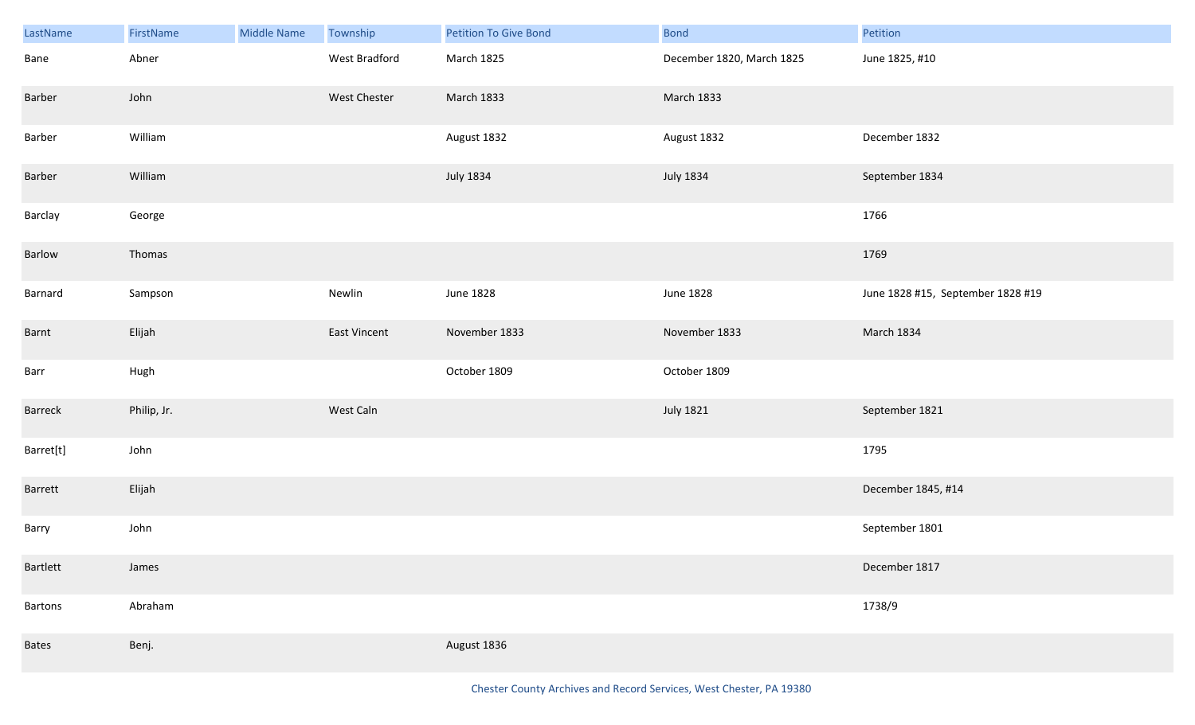| LastName | FirstName | Middle Name | Township | Petition To Give Bond | Bond | Petition |
|---|---|---|---|---|---|---|
| Bane | Abner | | West Bradford | March 1825 | December 1820, March 1825 | June 1825, #10 |
| Barber | John | | West Chester | March 1833 | March 1833 | |
| Barber | William | | | August 1832 | August 1832 | December 1832 |
| Barber | William | | | July 1834 | July 1834 | September 1834 |
| Barclay | George | | | | | 1766 |
| Barlow | Thomas | | | | | 1769 |
| Barnard | Sampson | | Newlin | June 1828 | June 1828 | June 1828 #15, September 1828 #19 |
| Barnt | Elijah | | East Vincent | November 1833 | November 1833 | March 1834 |
| Barr | Hugh | | | October 1809 | October 1809 | |
| Barreck | Philip, Jr. | | West Caln | | July 1821 | September 1821 |
| Barret[t] | John | | | | | 1795 |
| Barrett | Elijah | | | | | December 1845, #14 |
| Barry | John | | | | | September 1801 |
| Bartlett | James | | | | | December 1817 |
| Bartons | Abraham | | | | | 1738/9 |
| Bates | Benj. | | | August 1836 | | |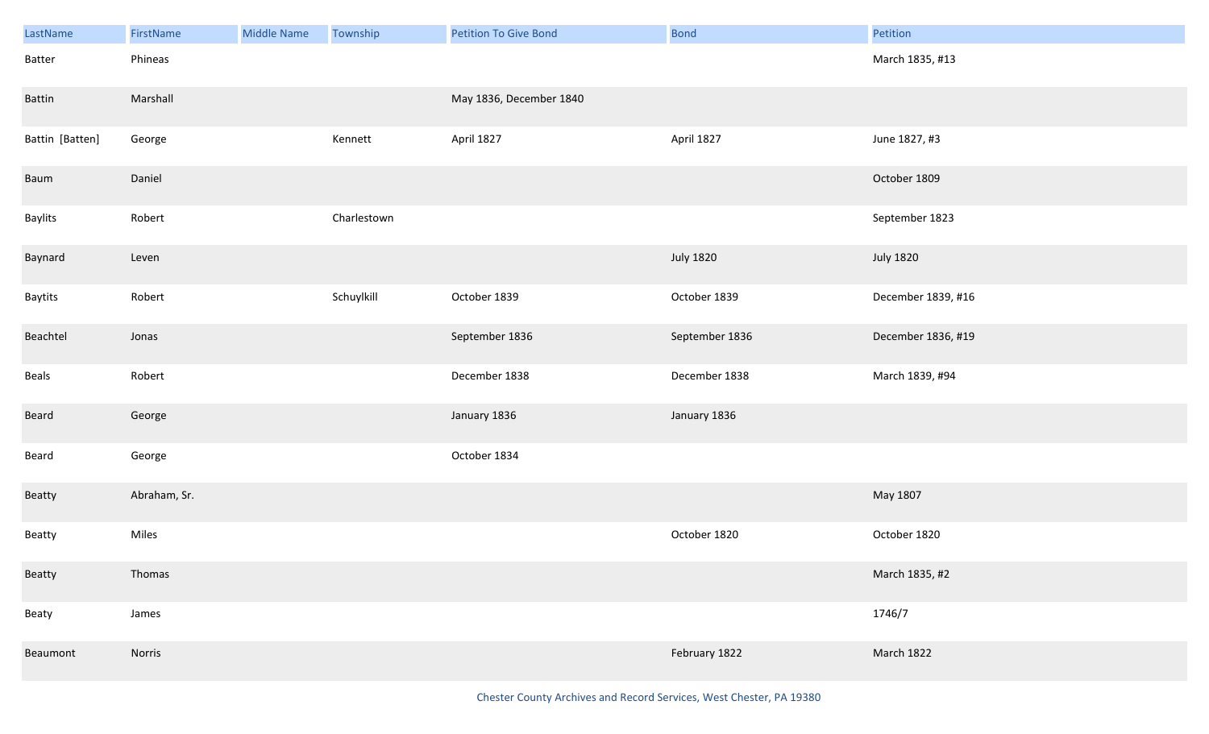| LastName | FirstName | Middle Name | Township | Petition To Give Bond | Bond | Petition |
|---|---|---|---|---|---|---|
| Batter | Phineas | | | | | March 1835, #13 |
| Battin | Marshall | | | May 1836, December 1840 | | |
| Battin [Batten] | George | | Kennett | April 1827 | April 1827 | June 1827, #3 |
| Baum | Daniel | | | | | October 1809 |
| Baylits | Robert | | Charlestown | | | September 1823 |
| Baynard | Leven | | | | July 1820 | July 1820 |
| Baytits | Robert | | Schuylkill | October 1839 | October 1839 | December 1839, #16 |
| Beachtel | Jonas | | | September 1836 | September 1836 | December 1836, #19 |
| Beals | Robert | | | December 1838 | December 1838 | March 1839, #94 |
| Beard | George | | | January 1836 | January 1836 | |
| Beard | George | | | October 1834 | | |
| Beatty | Abraham, Sr. | | | | | May 1807 |
| Beatty | Miles | | | | October 1820 | October 1820 |
| Beatty | Thomas | | | | | March 1835, #2 |
| Beaty | James | | | | | 1746/7 |
| Beaumont | Norris | | | | February 1822 | March 1822 |

Chester County Archives and Record Services, West Chester, PA 19380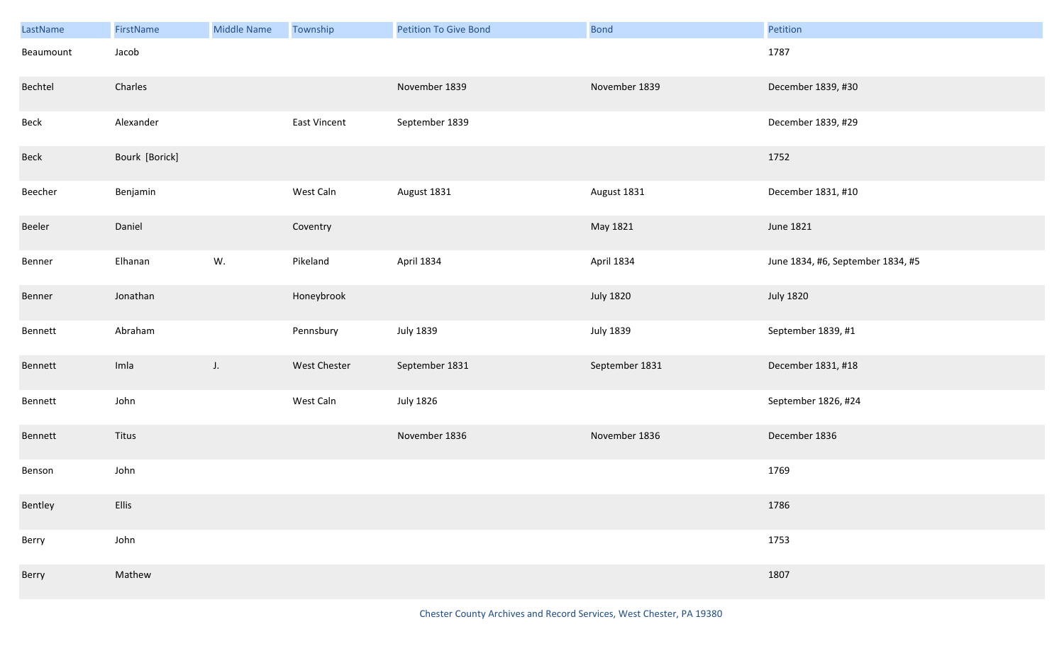| LastName | FirstName | Middle Name | Township | Petition To Give Bond | Bond | Petition |
| --- | --- | --- | --- | --- | --- | --- |
| Beaumount | Jacob | | | | | 1787 |
| Bechtel | Charles | | | November 1839 | November 1839 | December 1839, #30 |
| Beck | Alexander | | East Vincent | September 1839 | | December 1839, #29 |
| Beck | Bourk [Borick] | | | | | 1752 |
| Beecher | Benjamin | | West Caln | August 1831 | August 1831 | December 1831, #10 |
| Beeler | Daniel | | Coventry | | May 1821 | June 1821 |
| Benner | Elhanan | W. | Pikeland | April 1834 | April 1834 | June 1834, #6, September 1834, #5 |
| Benner | Jonathan | | Honeybrook | | July 1820 | July 1820 |
| Bennett | Abraham | | Pennsbury | July 1839 | July 1839 | September 1839, #1 |
| Bennett | Imla | J. | West Chester | September 1831 | September 1831 | December 1831, #18 |
| Bennett | John | | West Caln | July 1826 | | September 1826, #24 |
| Bennett | Titus | | | November 1836 | November 1836 | December 1836 |
| Benson | John | | | | | 1769 |
| Bentley | Ellis | | | | | 1786 |
| Berry | John | | | | | 1753 |
| Berry | Mathew | | | | | 1807 |

Chester County Archives and Record Services, West Chester, PA 19380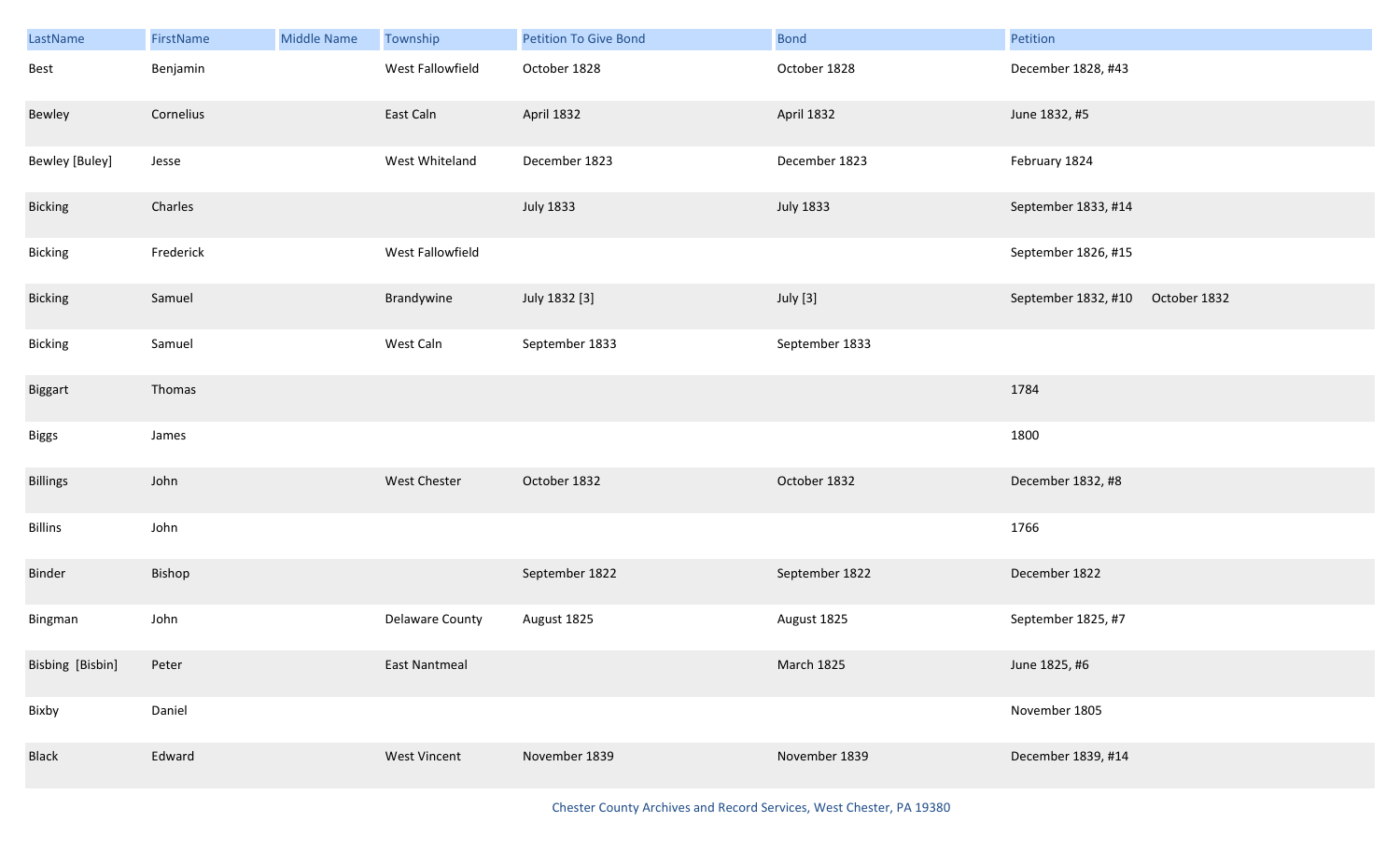| LastName | FirstName | Middle Name | Township | Petition To Give Bond | Bond | Petition |
|---|---|---|---|---|---|---|
| Best | Benjamin | | West Fallowfield | October 1828 | October 1828 | December 1828, #43 |
| Bewley | Cornelius | | East Caln | April 1832 | April 1832 | June 1832, #5 |
| Bewley [Buley] | Jesse | | West Whiteland | December 1823 | December 1823 | February 1824 |
| Bicking | Charles | | | July 1833 | July 1833 | September 1833, #14 |
| Bicking | Frederick | | West Fallowfield | | | September 1826, #15 |
| Bicking | Samuel | | Brandywine | July 1832 [3] | July [3] | September 1832, #10 October 1832 |
| Bicking | Samuel | | West Caln | September 1833 | September 1833 | |
| Biggart | Thomas | | | | | 1784 |
| Biggs | James | | | | | 1800 |
| Billings | John | | West Chester | October 1832 | October 1832 | December 1832, #8 |
| Billins | John | | | | | 1766 |
| Binder | Bishop | | | September 1822 | September 1822 | December 1822 |
| Bingman | John | | Delaware County | August 1825 | August 1825 | September 1825, #7 |
| Bisbing [Bisbin] | Peter | | East Nantmeal | | March 1825 | June 1825, #6 |
| Bixby | Daniel | | | | | November 1805 |
| Black | Edward | | West Vincent | November 1839 | November 1839 | December 1839, #14 |

Chester County Archives and Record Services, West Chester, PA 19380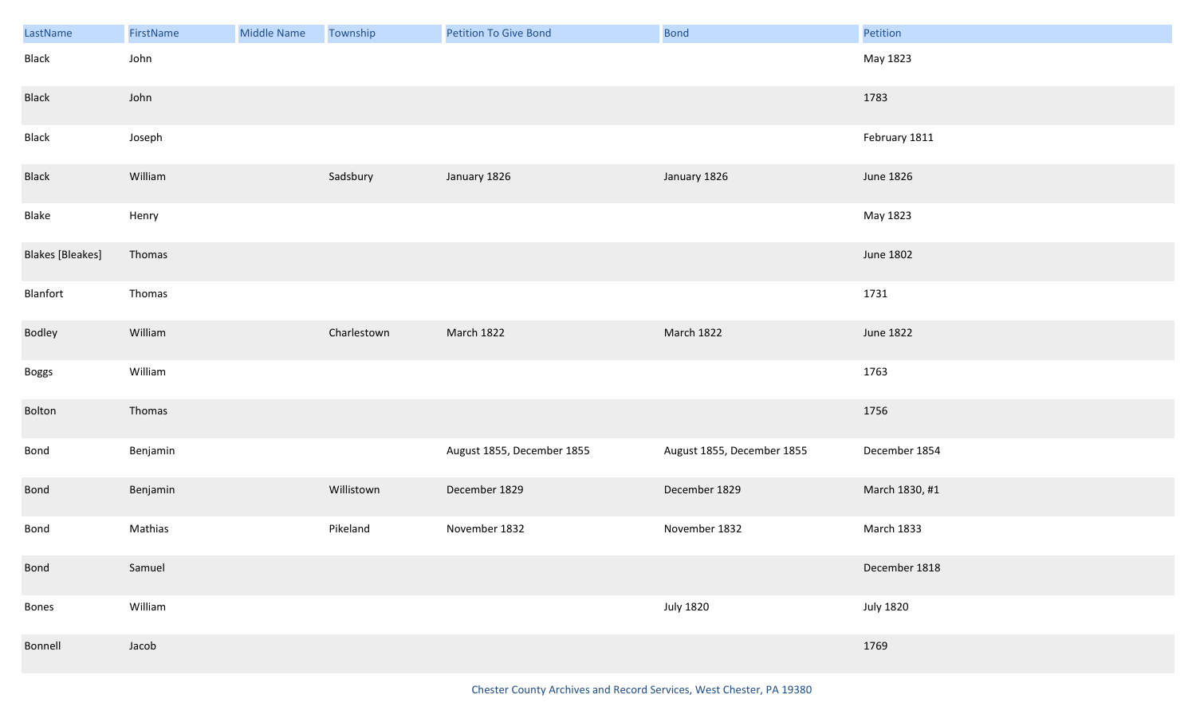| LastName | FirstName | Middle Name | Township | Petition To Give Bond | Bond | Petition |
|---|---|---|---|---|---|---|
| Black | John | | | | | May 1823 |
| Black | John | | | | | 1783 |
| Black | Joseph | | | | | February 1811 |
| Black | William | | Sadsbury | January 1826 | January 1826 | June 1826 |
| Blake | Henry | | | | | May 1823 |
| Blakes [Bleakes] | Thomas | | | | | June 1802 |
| Blanfort | Thomas | | | | | 1731 |
| Bodley | William | | Charlestown | March 1822 | March 1822 | June 1822 |
| Boggs | William | | | | | 1763 |
| Bolton | Thomas | | | | | 1756 |
| Bond | Benjamin | | | August 1855, December 1855 | August 1855, December 1855 | December 1854 |
| Bond | Benjamin | | Willistown | December 1829 | December 1829 | March 1830, #1 |
| Bond | Mathias | | Pikeland | November 1832 | November 1832 | March 1833 |
| Bond | Samuel | | | | | December 1818 |
| Bones | William | | | | July 1820 | July 1820 |
| Bonnell | Jacob | | | | | 1769 |

Chester County Archives and Record Services, West Chester, PA 19380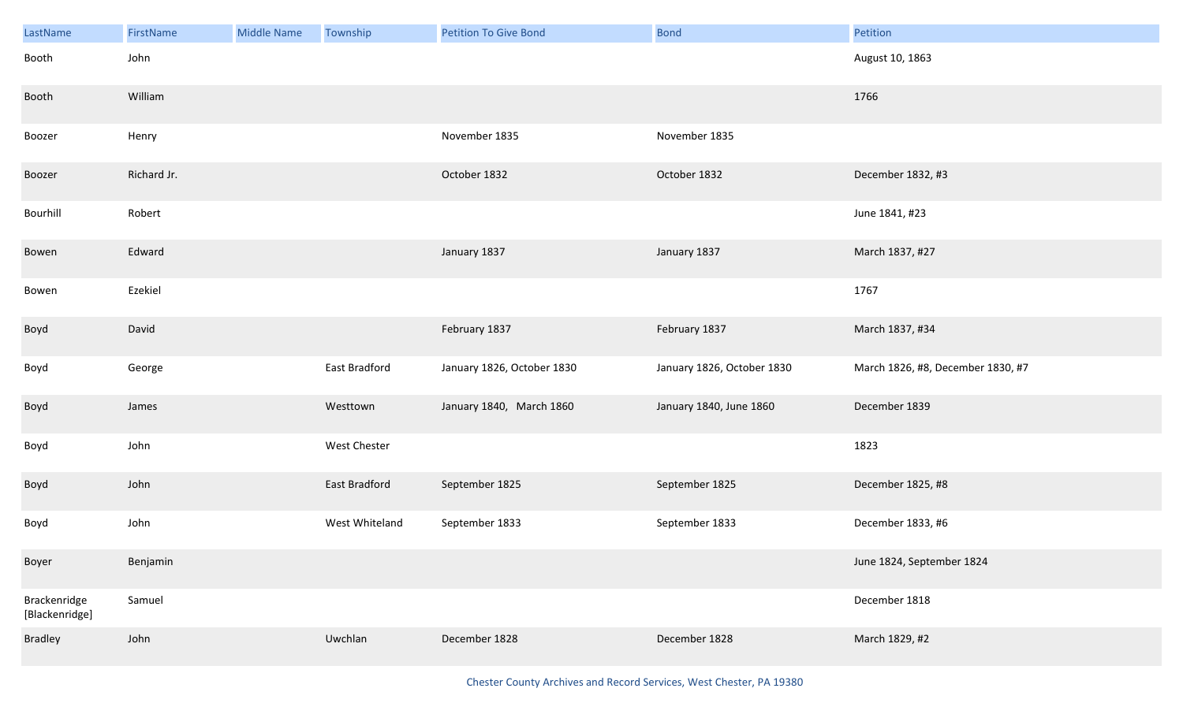| LastName | FirstName | Middle Name | Township | Petition To Give Bond | Bond | Petition |
|---|---|---|---|---|---|---|
| Booth | John | | | | | August 10, 1863 |
| Booth | William | | | | | 1766 |
| Boozer | Henry | | | November 1835 | November 1835 | |
| Boozer | Richard Jr. | | | October 1832 | October 1832 | December 1832, #3 |
| Bourhill | Robert | | | | | June 1841, #23 |
| Bowen | Edward | | | January 1837 | January 1837 | March 1837, #27 |
| Bowen | Ezekiel | | | | | 1767 |
| Boyd | David | | | February 1837 | February 1837 | March 1837, #34 |
| Boyd | George | | East Bradford | January 1826, October 1830 | January 1826, October 1830 | March 1826, #8, December 1830, #7 |
| Boyd | James | | Westtown | January 1840, March 1860 | January 1840, June 1860 | December 1839 |
| Boyd | John | | West Chester | | | 1823 |
| Boyd | John | | East Bradford | September 1825 | September 1825 | December 1825, #8 |
| Boyd | John | | West Whiteland | September 1833 | September 1833 | December 1833, #6 |
| Boyer | Benjamin | | | | | June 1824, September 1824 |
| Brackenridge [Blackenridge] | Samuel | | | | | December 1818 |
| Bradley | John | | Uwchlan | December 1828 | December 1828 | March 1829, #2 |

Chester County Archives and Record Services, West Chester, PA 19380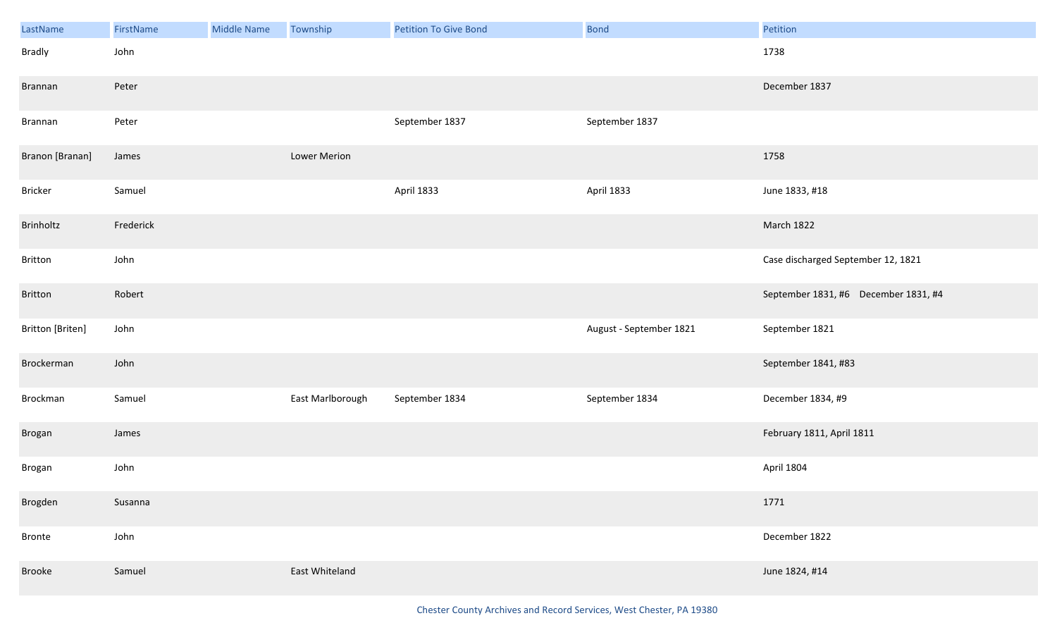| LastName | FirstName | Middle Name | Township | Petition To Give Bond | Bond | Petition |
|---|---|---|---|---|---|---|
| Bradly | John | | | | | 1738 |
| Brannan | Peter | | | | | December 1837 |
| Brannan | Peter | | | September 1837 | September 1837 | |
| Branon [Branan] | James | | Lower Merion | | | 1758 |
| Bricker | Samuel | | | April 1833 | April 1833 | June 1833, #18 |
| Brinholtz | Frederick | | | | | March 1822 |
| Britton | John | | | | | Case discharged September 12, 1821 |
| Britton | Robert | | | | | September 1831, #6 December 1831, #4 |
| Britton [Briten] | John | | | | August - September 1821 | September 1821 |
| Brockerman | John | | | | | September 1841, #83 |
| Brockman | Samuel | | East Marlborough | September 1834 | September 1834 | December 1834, #9 |
| Brogan | James | | | | | February 1811, April 1811 |
| Brogan | John | | | | | April 1804 |
| Brogden | Susanna | | | | | 1771 |
| Bronte | John | | | | | December 1822 |
| Brooke | Samuel | | East Whiteland | | | June 1824, #14 |

Chester County Archives and Record Services, West Chester, PA 19380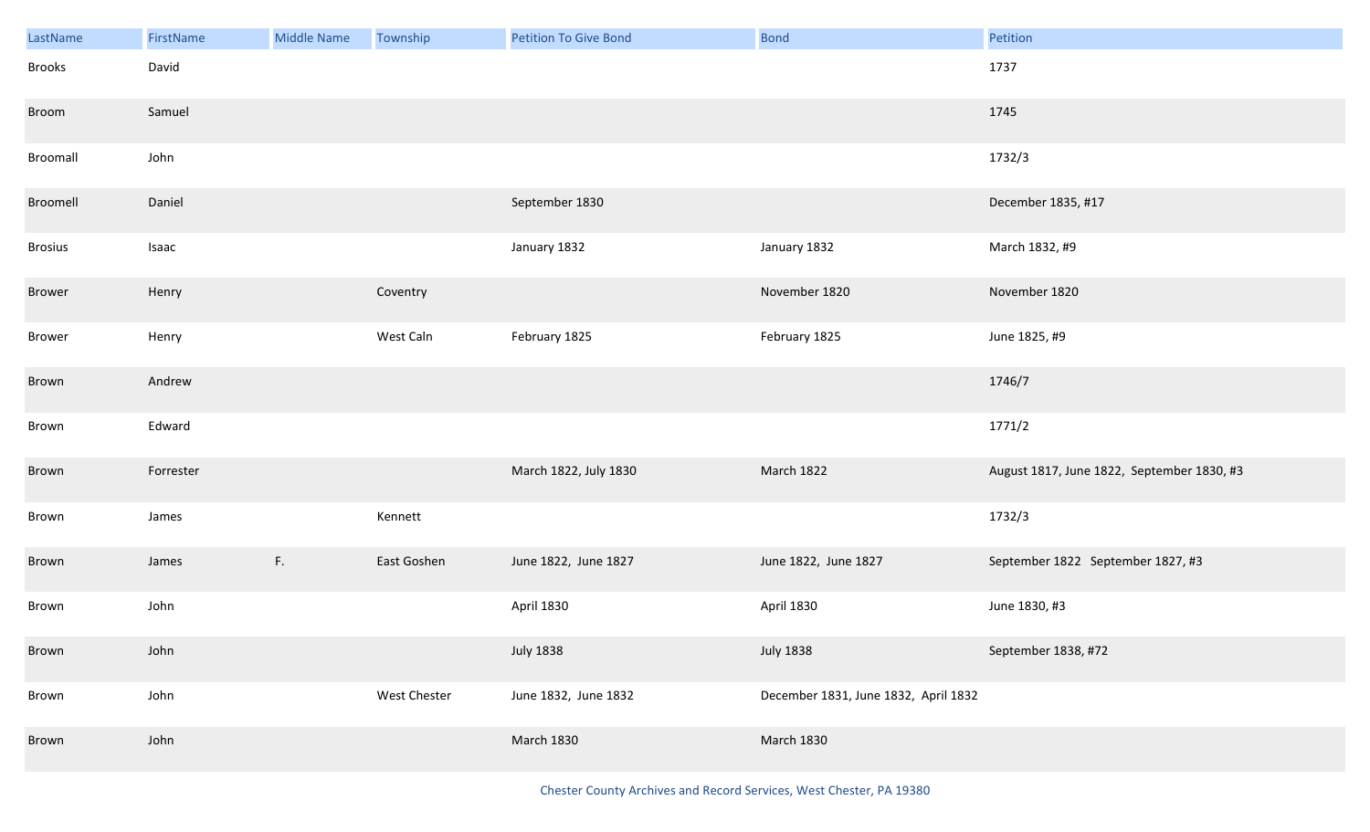| LastName | FirstName | Middle Name | Township | Petition To Give Bond | Bond | Petition |
|---|---|---|---|---|---|---|
| Brooks | David | | | | | 1737 |
| Broom | Samuel | | | | | 1745 |
| Broomall | John | | | | | 1732/3 |
| Broomell | Daniel | | | September 1830 | | December 1835, #17 |
| Brosius | Isaac | | | January 1832 | January 1832 | March 1832, #9 |
| Brower | Henry | | Coventry | | November 1820 | November 1820 |
| Brower | Henry | | West Caln | February 1825 | February 1825 | June 1825, #9 |
| Brown | Andrew | | | | | 1746/7 |
| Brown | Edward | | | | | 1771/2 |
| Brown | Forrester | | | March 1822, July 1830 | March 1822 | August 1817, June 1822, September 1830, #3 |
| Brown | James | | Kennett | | | 1732/3 |
| Brown | James | F. | East Goshen | June 1822, June 1827 | June 1822, June 1827 | September 1822 September 1827, #3 |
| Brown | John | | | April 1830 | April 1830 | June 1830, #3 |
| Brown | John | | | July 1838 | July 1838 | September 1838, #72 |
| Brown | John | | West Chester | June 1832, June 1832 | December 1831, June 1832, April 1832 | |
| Brown | John | | | March 1830 | March 1830 | |

Chester County Archives and Record Services, West Chester, PA 19380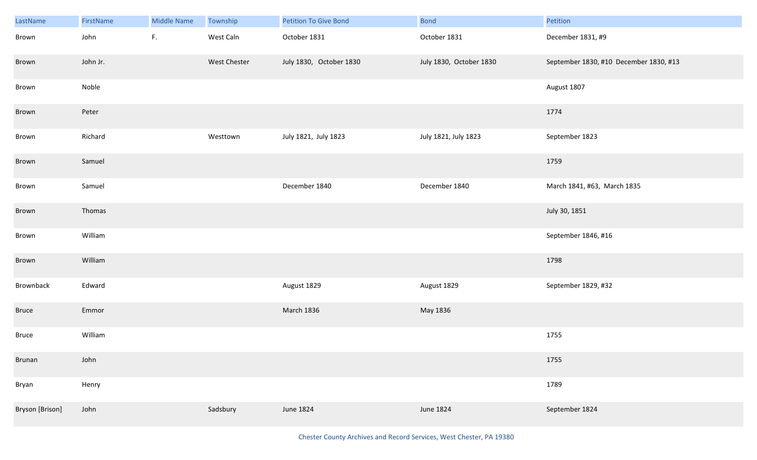| LastName | FirstName | Middle Name | Township | Petition To Give Bond | Bond | Petition |
|---|---|---|---|---|---|---|
| Brown | John | F. | West Caln | October 1831 | October 1831 | December 1831, #9 |
| Brown | John Jr. | | West Chester | July 1830, October 1830 | July 1830, October 1830 | September 1830, #10 December 1830, #13 |
| Brown | Noble | | | | | August 1807 |
| Brown | Peter | | | | | 1774 |
| Brown | Richard | | Westtown | July 1821, July 1823 | July 1821, July 1823 | September 1823 |
| Brown | Samuel | | | | | 1759 |
| Brown | Samuel | | | December 1840 | December 1840 | March 1841, #63, March 1835 |
| Brown | Thomas | | | | | July 30, 1851 |
| Brown | William | | | | | September 1846, #16 |
| Brown | William | | | | | 1798 |
| Brownback | Edward | | | August 1829 | August 1829 | September 1829, #32 |
| Bruce | Emmor | | | March 1836 | May 1836 | |
| Bruce | William | | | | | 1755 |
| Brunan | John | | | | | 1755 |
| Bryan | Henry | | | | | 1789 |
| Bryson [Brison] | John | | Sadsbury | June 1824 | June 1824 | September 1824 |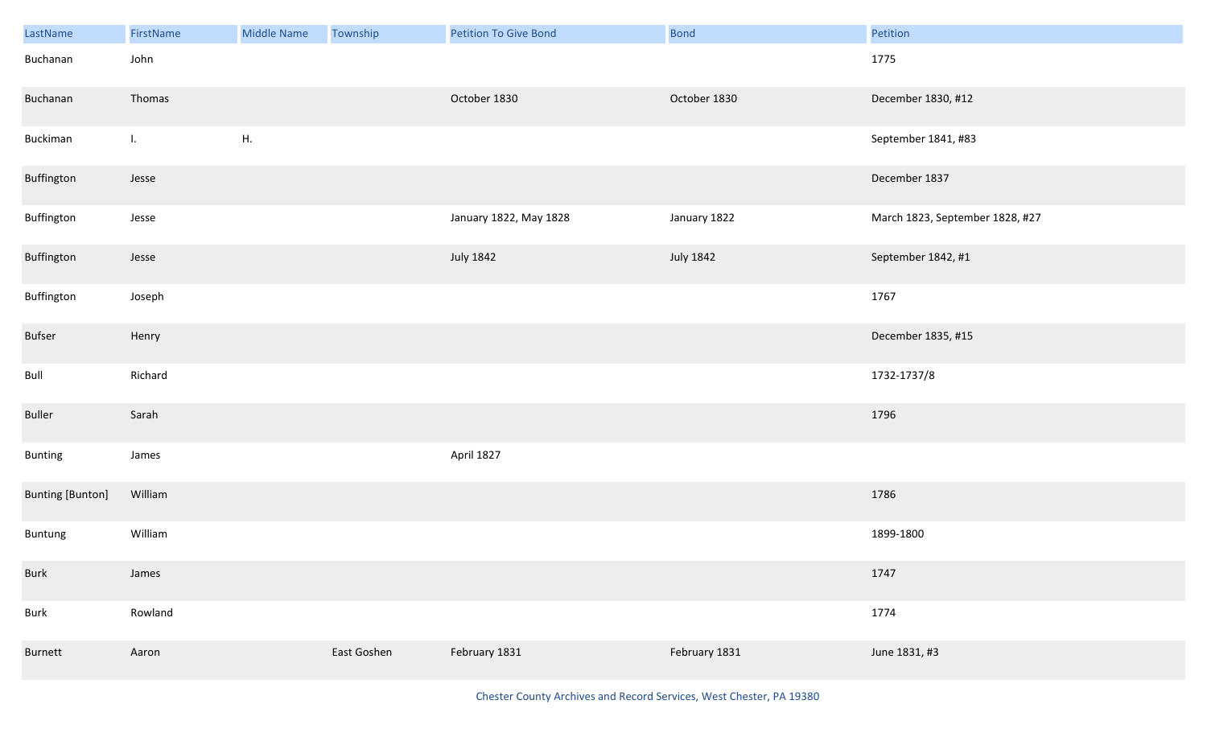| LastName | FirstName | Middle Name | Township | Petition To Give Bond | Bond | Petition |
|---|---|---|---|---|---|---|
| Buchanan | John | | | | | 1775 |
| Buchanan | Thomas | | | October 1830 | October 1830 | December 1830, #12 |
| Buckiman | I. | H. | | | | September 1841, #83 |
| Buffington | Jesse | | | | | December 1837 |
| Buffington | Jesse | | | January 1822, May 1828 | January 1822 | March 1823, September 1828, #27 |
| Buffington | Jesse | | | July 1842 | July 1842 | September 1842, #1 |
| Buffington | Joseph | | | | | 1767 |
| Bufser | Henry | | | | | December 1835, #15 |
| Bull | Richard | | | | | 1732-1737/8 |
| Buller | Sarah | | | | | 1796 |
| Bunting | James | | | April 1827 | | |
| Bunting [Bunton] | William | | | | | 1786 |
| Buntung | William | | | | | 1899-1800 |
| Burk | James | | | | | 1747 |
| Burk | Rowland | | | | | 1774 |
| Burnett | Aaron | | East Goshen | February 1831 | February 1831 | June 1831, #3 |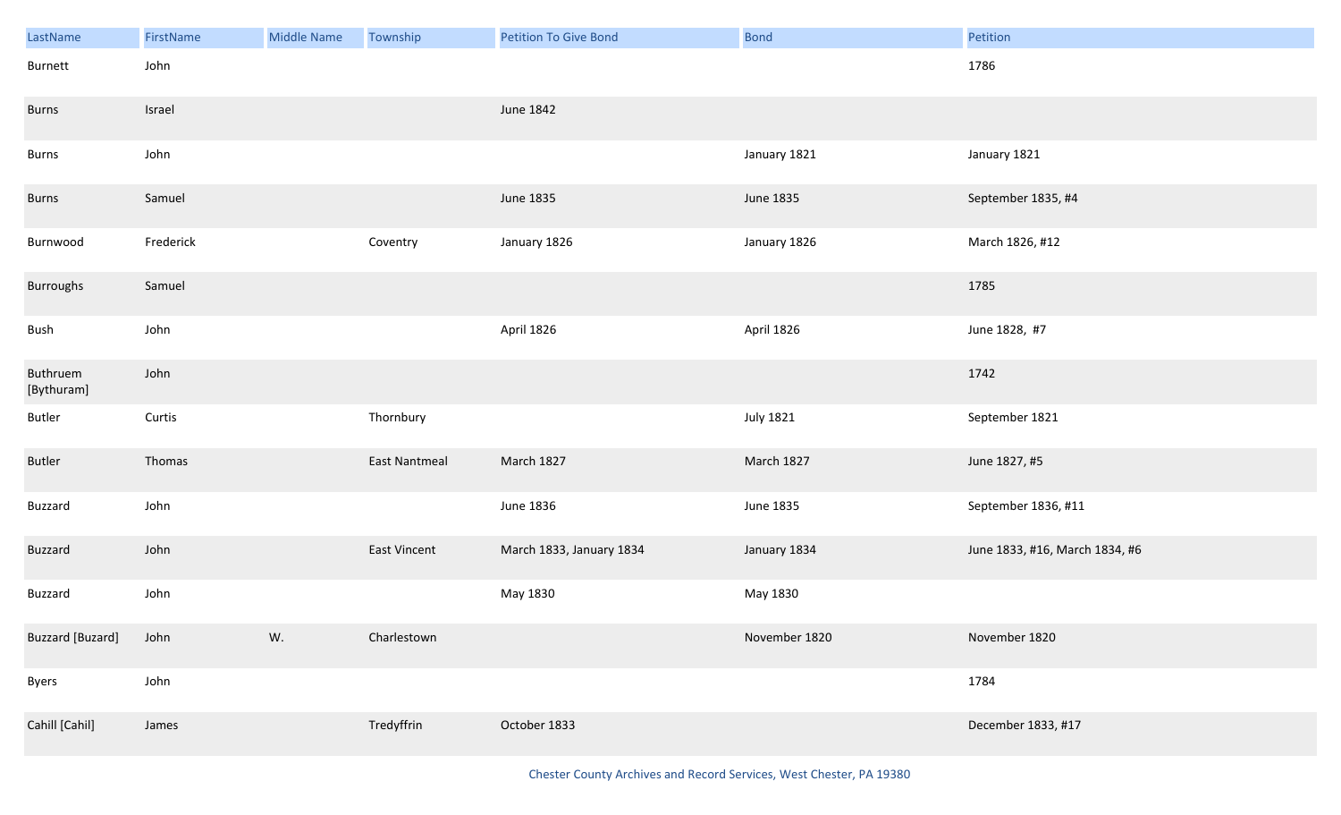| LastName | FirstName | Middle Name | Township | Petition To Give Bond | Bond | Petition |
|---|---|---|---|---|---|---|
| Burnett | John | | | | | 1786 |
| Burns | Israel | | | June 1842 | | |
| Burns | John | | | | January 1821 | January 1821 |
| Burns | Samuel | | | June 1835 | June 1835 | September 1835, #4 |
| Burnwood | Frederick | | Coventry | January 1826 | January 1826 | March 1826, #12 |
| Burroughs | Samuel | | | | | 1785 |
| Bush | John | | | April 1826 | April 1826 | June 1828,  #7 |
| Buthruem [Bythuram] | John | | | | | 1742 |
| Butler | Curtis | | Thornbury | | July 1821 | September 1821 |
| Butler | Thomas | | East Nantmeal | March 1827 | March 1827 | June 1827, #5 |
| Buzzard | John | | | June 1836 | June 1835 | September 1836, #11 |
| Buzzard | John | | East Vincent | March 1833, January 1834 | January 1834 | June 1833, #16, March 1834, #6 |
| Buzzard | John | | | May 1830 | May 1830 | |
| Buzzard [Buzard] | John | W. | Charlestown | | November 1820 | November 1820 |
| Byers | John | | | | | 1784 |
| Cahill [Cahil] | James | | Tredyffrin | October 1833 | | December 1833, #17 |

Chester County Archives and Record Services, West Chester, PA 19380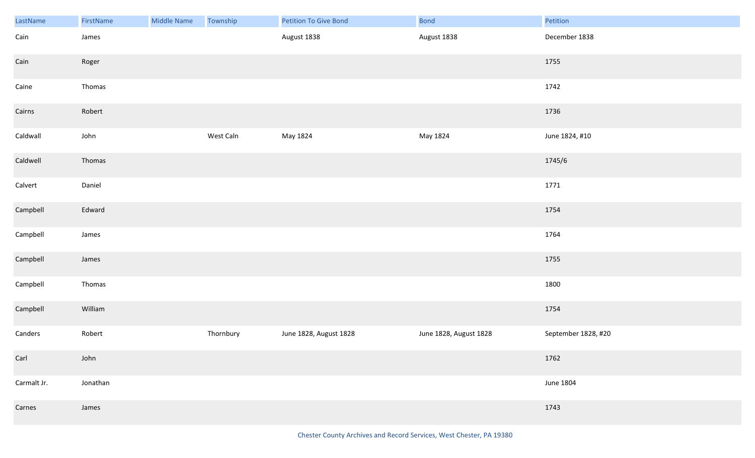| LastName | FirstName | Middle Name | Township | Petition To Give Bond | Bond | Petition |
|---|---|---|---|---|---|---|
| Cain | James | | | August 1838 | August 1838 | December 1838 |
| Cain | Roger | | | | | 1755 |
| Caine | Thomas | | | | | 1742 |
| Cairns | Robert | | | | | 1736 |
| Caldwall | John | | West Caln | May 1824 | May 1824 | June 1824, #10 |
| Caldwell | Thomas | | | | | 1745/6 |
| Calvert | Daniel | | | | | 1771 |
| Campbell | Edward | | | | | 1754 |
| Campbell | James | | | | | 1764 |
| Campbell | James | | | | | 1755 |
| Campbell | Thomas | | | | | 1800 |
| Campbell | William | | | | | 1754 |
| Canders | Robert | | Thornbury | June 1828, August 1828 | June 1828, August 1828 | September 1828, #20 |
| Carl | John | | | | | 1762 |
| Carmalt Jr. | Jonathan | | | | | June 1804 |
| Carnes | James | | | | | 1743 |

Chester County Archives and Record Services, West Chester, PA 19380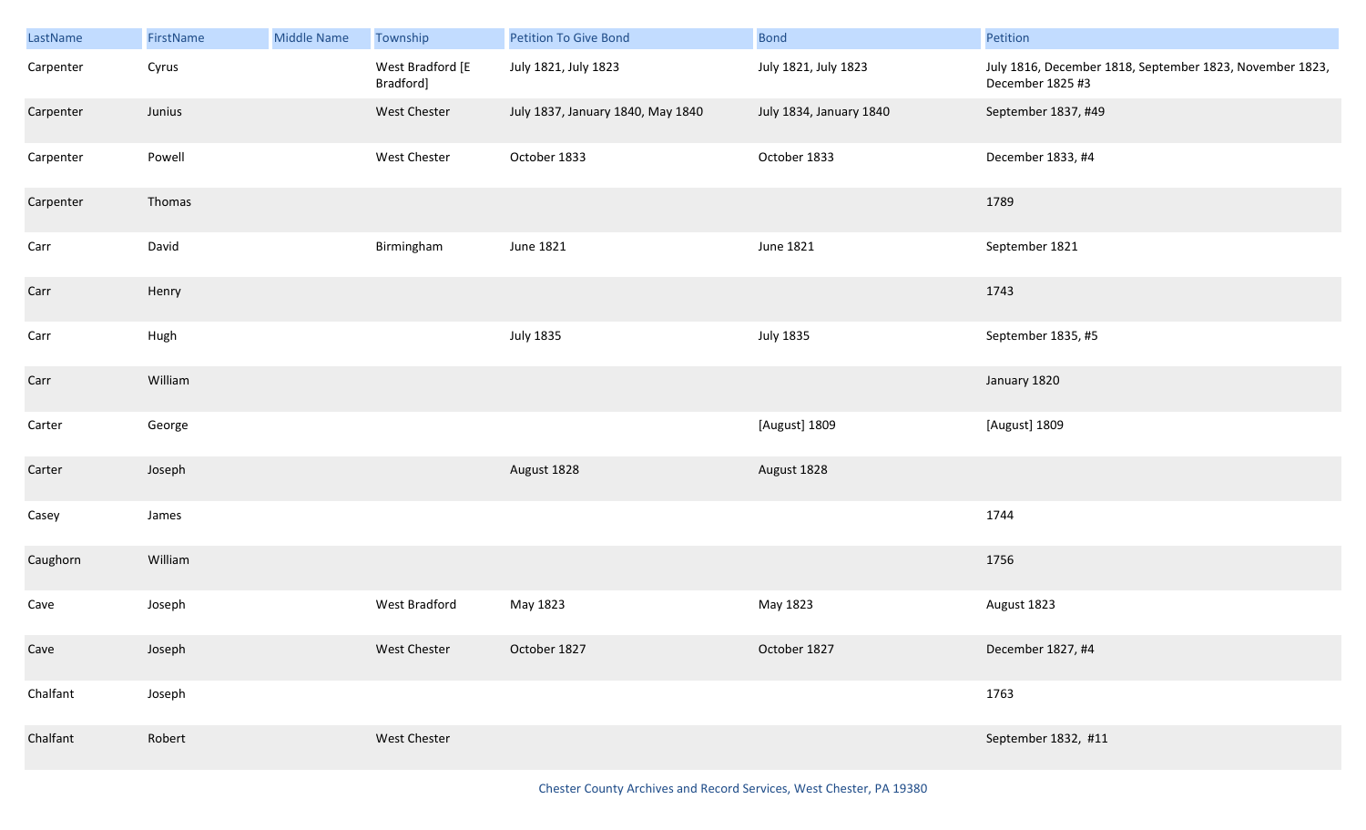| LastName | FirstName | Middle Name | Township | Petition To Give Bond | Bond | Petition |
|---|---|---|---|---|---|---|
| Carpenter | Cyrus | | West Bradford [E Bradford] | July 1821, July 1823 | July 1821, July 1823 | July 1816, December 1818, September 1823, November 1823, December 1825 #3 |
| Carpenter | Junius | | West Chester | July 1837, January 1840, May 1840 | July 1834, January 1840 | September 1837, #49 |
| Carpenter | Powell | | West Chester | October 1833 | October 1833 | December 1833, #4 |
| Carpenter | Thomas | | | | | 1789 |
| Carr | David | | Birmingham | June 1821 | June 1821 | September 1821 |
| Carr | Henry | | | | | 1743 |
| Carr | Hugh | | | July 1835 | July 1835 | September 1835, #5 |
| Carr | William | | | | | January 1820 |
| Carter | George | | | | [August] 1809 | [August] 1809 |
| Carter | Joseph | | | August 1828 | August 1828 | |
| Casey | James | | | | | 1744 |
| Caughorn | William | | | | | 1756 |
| Cave | Joseph | | West Bradford | May 1823 | May 1823 | August 1823 |
| Cave | Joseph | | West Chester | October 1827 | October 1827 | December 1827, #4 |
| Chalfant | Joseph | | | | | 1763 |
| Chalfant | Robert | | West Chester | | | September 1832, #11 |

Chester County Archives and Record Services, West Chester, PA 19380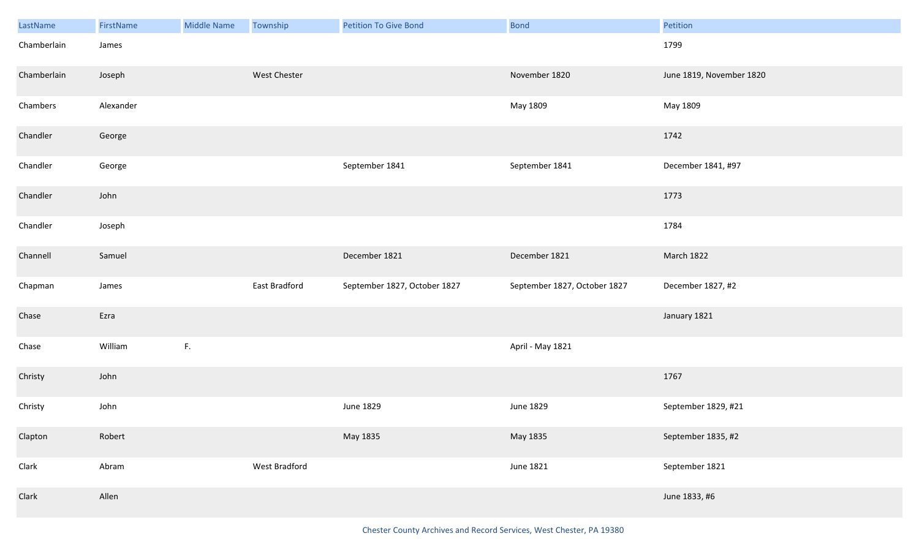| LastName | FirstName | Middle Name | Township | Petition To Give Bond | Bond | Petition |
|---|---|---|---|---|---|---|
| Chamberlain | James | | | | | 1799 |
| Chamberlain | Joseph | | West Chester | | November 1820 | June 1819, November 1820 |
| Chambers | Alexander | | | | May 1809 | May 1809 |
| Chandler | George | | | | | 1742 |
| Chandler | George | | | September 1841 | September 1841 | December 1841, #97 |
| Chandler | John | | | | | 1773 |
| Chandler | Joseph | | | | | 1784 |
| Channell | Samuel | | | December 1821 | December 1821 | March 1822 |
| Chapman | James | | East Bradford | September 1827, October 1827 | September 1827, October 1827 | December 1827, #2 |
| Chase | Ezra | | | | | January 1821 |
| Chase | William | F. | | | April - May 1821 | |
| Christy | John | | | | | 1767 |
| Christy | John | | | June 1829 | June 1829 | September 1829, #21 |
| Clapton | Robert | | | May 1835 | May 1835 | September 1835, #2 |
| Clark | Abram | | West Bradford | | June 1821 | September 1821 |
| Clark | Allen | | | | | June 1833, #6 |

Chester County Archives and Record Services, West Chester, PA 19380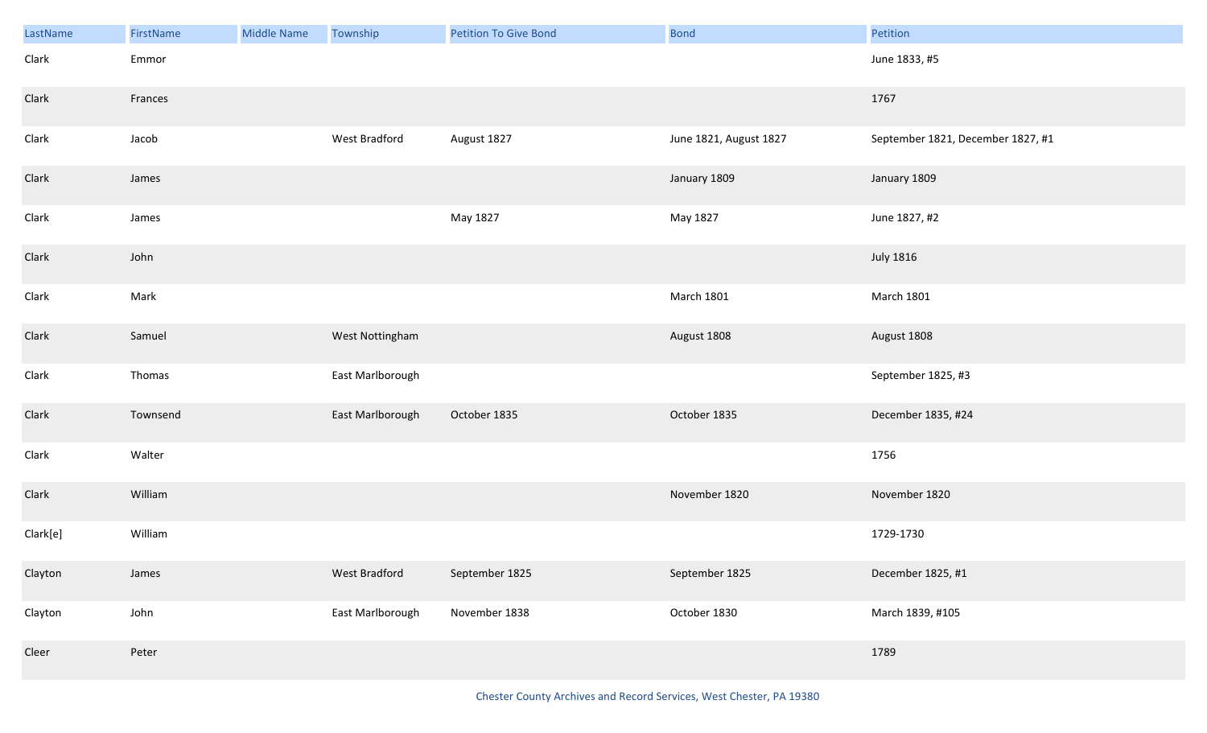| LastName | FirstName | Middle Name | Township | Petition To Give Bond | Bond | Petition |
|---|---|---|---|---|---|---|
| Clark | Emmor | | | | | June 1833, #5 |
| Clark | Frances | | | | | 1767 |
| Clark | Jacob | | West Bradford | August 1827 | June 1821, August 1827 | September 1821, December 1827, #1 |
| Clark | James | | | | January 1809 | January 1809 |
| Clark | James | | | May 1827 | May 1827 | June 1827, #2 |
| Clark | John | | | | | July 1816 |
| Clark | Mark | | | | March 1801 | March 1801 |
| Clark | Samuel | | West Nottingham | | August 1808 | August 1808 |
| Clark | Thomas | | East Marlborough | | | September 1825, #3 |
| Clark | Townsend | | East Marlborough | October 1835 | October 1835 | December 1835, #24 |
| Clark | Walter | | | | | 1756 |
| Clark | William | | | | November 1820 | November 1820 |
| Clark[e] | William | | | | | 1729-1730 |
| Clayton | James | | West Bradford | September 1825 | September 1825 | December 1825, #1 |
| Clayton | John | | East Marlborough | November 1838 | October 1830 | March 1839, #105 |
| Cleer | Peter | | | | | 1789 |

Chester County Archives and Record Services, West Chester, PA 19380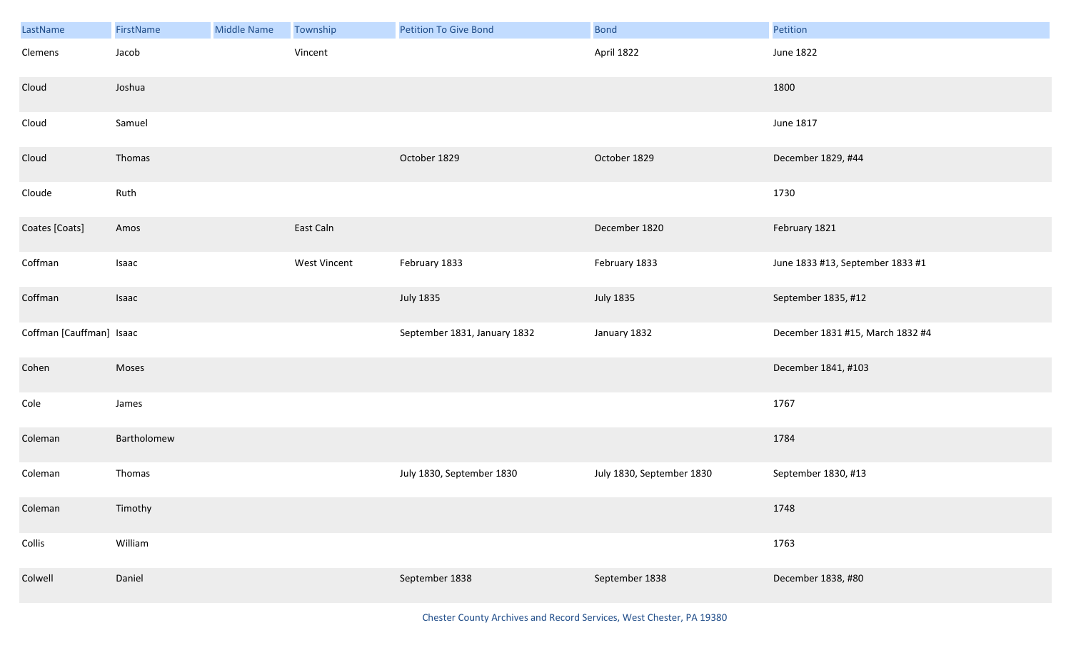| LastName | FirstName | Middle Name | Township | Petition To Give Bond | Bond | Petition |
|---|---|---|---|---|---|---|
| Clemens | Jacob | | Vincent | | April 1822 | June 1822 |
| Cloud | Joshua | | | | | 1800 |
| Cloud | Samuel | | | | | June 1817 |
| Cloud | Thomas | | | October 1829 | October 1829 | December 1829, #44 |
| Cloude | Ruth | | | | | 1730 |
| Coates [Coats] | Amos | | East Caln | | December 1820 | February 1821 |
| Coffman | Isaac | | West Vincent | February 1833 | February 1833 | June 1833 #13, September 1833 #1 |
| Coffman | Isaac | | | July 1835 | July 1835 | September 1835, #12 |
| Coffman [Cauffman] | Isaac | | | September 1831, January 1832 | January 1832 | December 1831 #15, March 1832 #4 |
| Cohen | Moses | | | | | December 1841, #103 |
| Cole | James | | | | | 1767 |
| Coleman | Bartholomew | | | | | 1784 |
| Coleman | Thomas | | | July 1830, September 1830 | July 1830, September 1830 | September 1830, #13 |
| Coleman | Timothy | | | | | 1748 |
| Collis | William | | | | | 1763 |
| Colwell | Daniel | | | September 1838 | September 1838 | December 1838, #80 |

Chester County Archives and Record Services, West Chester, PA 19380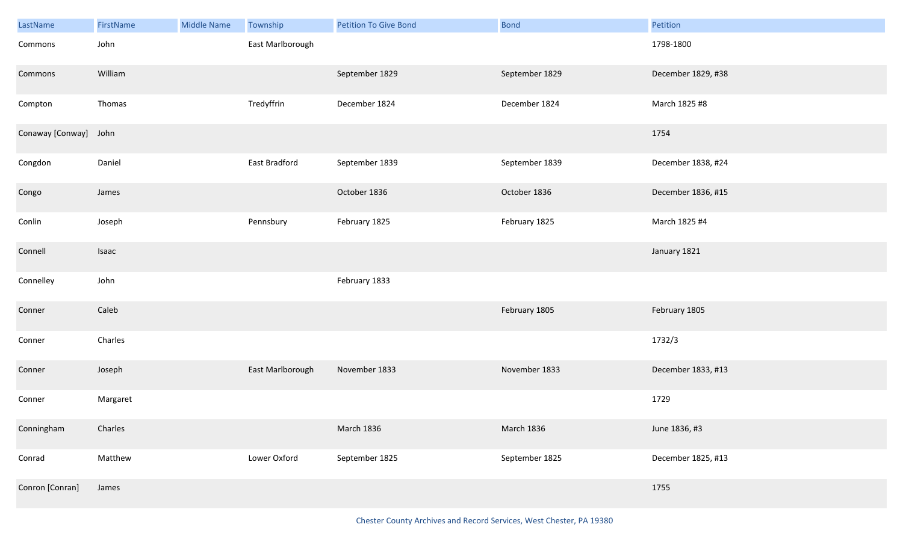| LastName | FirstName | Middle Name | Township | Petition To Give Bond | Bond | Petition |
| --- | --- | --- | --- | --- | --- | --- |
| Commons | John | | East Marlborough | | | 1798-1800 |
| Commons | William | | | September 1829 | September 1829 | December 1829, #38 |
| Compton | Thomas | | Tredyffrin | December 1824 | December 1824 | March 1825 #8 |
| Conaway [Conway] | John | | | | | 1754 |
| Congdon | Daniel | | East Bradford | September 1839 | September 1839 | December 1838, #24 |
| Congo | James | | | October 1836 | October 1836 | December 1836, #15 |
| Conlin | Joseph | | Pennsbury | February 1825 | February 1825 | March 1825 #4 |
| Connell | Isaac | | | | | January 1821 |
| Connelley | John | | | February 1833 | | |
| Conner | Caleb | | | | February 1805 | February 1805 |
| Conner | Charles | | | | | 1732/3 |
| Conner | Joseph | | East Marlborough | November 1833 | November 1833 | December 1833, #13 |
| Conner | Margaret | | | | | 1729 |
| Conningham | Charles | | | March 1836 | March 1836 | June 1836, #3 |
| Conrad | Matthew | | Lower Oxford | September 1825 | September 1825 | December 1825, #13 |
| Conron [Conran] | James | | | | | 1755 |

Chester County Archives and Record Services, West Chester, PA 19380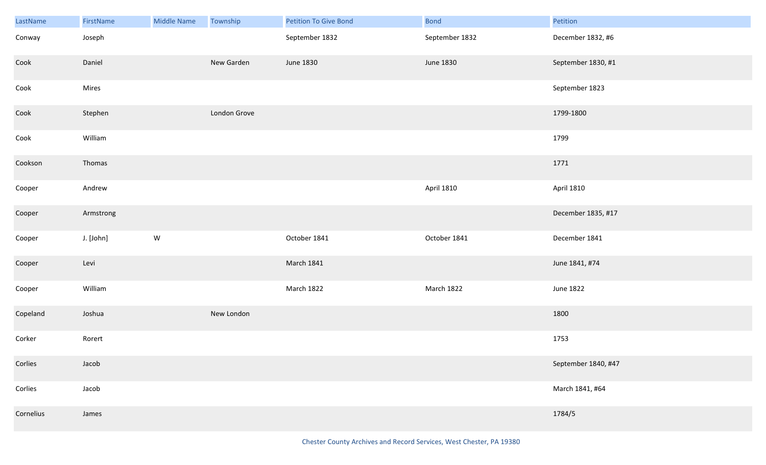| LastName | FirstName | Middle Name | Township | Petition To Give Bond | Bond | Petition |
|---|---|---|---|---|---|---|
| Conway | Joseph | | | September 1832 | September 1832 | December 1832, #6 |
| Cook | Daniel | | New Garden | June 1830 | June 1830 | September 1830, #1 |
| Cook | Mires | | | | | September 1823 |
| Cook | Stephen | | London Grove | | | 1799-1800 |
| Cook | William | | | | | 1799 |
| Cookson | Thomas | | | | | 1771 |
| Cooper | Andrew | | | | April 1810 | April 1810 |
| Cooper | Armstrong | | | | | December 1835, #17 |
| Cooper | J. [John] | W | | October 1841 | October 1841 | December 1841 |
| Cooper | Levi | | | March 1841 | | June 1841, #74 |
| Cooper | William | | | March 1822 | March 1822 | June 1822 |
| Copeland | Joshua | | New London | | | 1800 |
| Corker | Rorert | | | | | 1753 |
| Corlies | Jacob | | | | | September 1840, #47 |
| Corlies | Jacob | | | | | March 1841, #64 |
| Cornelius | James | | | | | 1784/5 |

Chester County Archives and Record Services, West Chester, PA 19380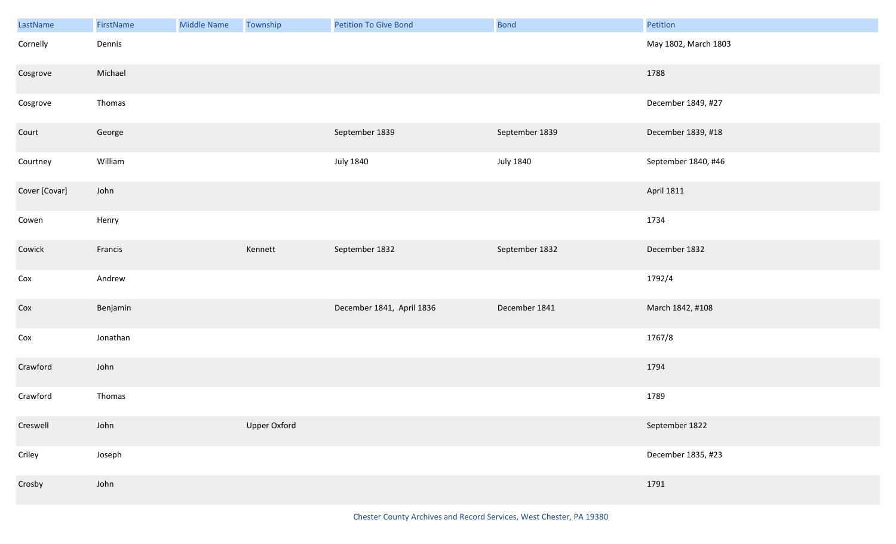| LastName | FirstName | Middle Name | Township | Petition To Give Bond | Bond | Petition |
|---|---|---|---|---|---|---|
| Cornelly | Dennis | | | | | May 1802, March 1803 |
| Cosgrove | Michael | | | | | 1788 |
| Cosgrove | Thomas | | | | | December 1849, #27 |
| Court | George | | | September 1839 | September 1839 | December 1839, #18 |
| Courtney | William | | | July 1840 | July 1840 | September 1840, #46 |
| Cover [Covar] | John | | | | | April 1811 |
| Cowen | Henry | | | | | 1734 |
| Cowick | Francis | | Kennett | September 1832 | September 1832 | December 1832 |
| Cox | Andrew | | | | | 1792/4 |
| Cox | Benjamin | | | December 1841, April 1836 | December 1841 | March 1842, #108 |
| Cox | Jonathan | | | | | 1767/8 |
| Crawford | John | | | | | 1794 |
| Crawford | Thomas | | | | | 1789 |
| Creswell | John | | Upper Oxford | | | September 1822 |
| Criley | Joseph | | | | | December 1835, #23 |
| Crosby | John | | | | | 1791 |

Chester County Archives and Record Services, West Chester, PA 19380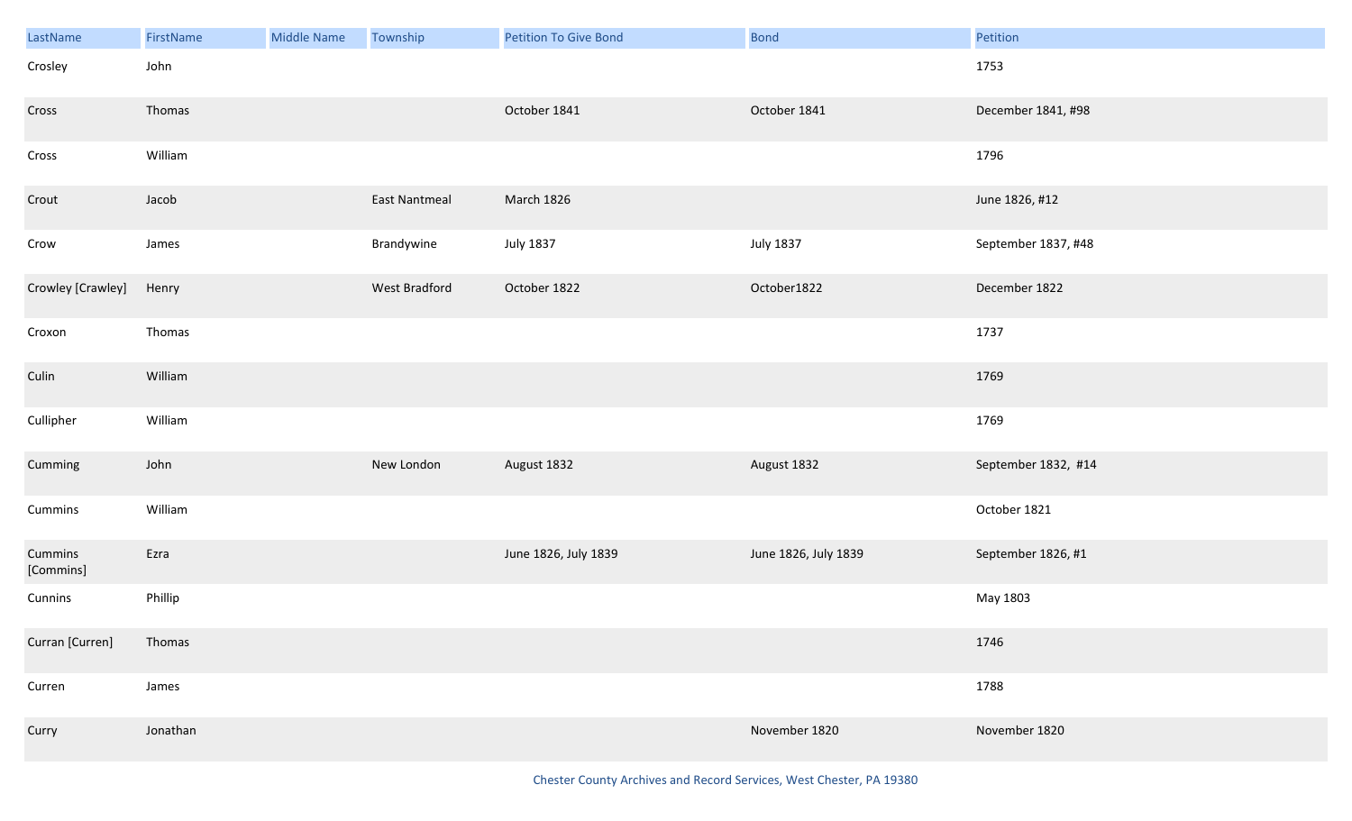| LastName | FirstName | Middle Name | Township | Petition To Give Bond | Bond | Petition |
|---|---|---|---|---|---|---|
| Crosley | John | | | | | 1753 |
| Cross | Thomas | | | October 1841 | October 1841 | December 1841, #98 |
| Cross | William | | | | | 1796 |
| Crout | Jacob | | East Nantmeal | March 1826 | | June 1826, #12 |
| Crow | James | | Brandywine | July 1837 | July 1837 | September 1837, #48 |
| Crowley [Crawley] | Henry | | West Bradford | October 1822 | October1822 | December 1822 |
| Croxon | Thomas | | | | | 1737 |
| Culin | William | | | | | 1769 |
| Cullipher | William | | | | | 1769 |
| Cumming | John | | New London | August 1832 | August 1832 | September 1832,  #14 |
| Cummins | William | | | | | October 1821 |
| Cummins [Commins] | Ezra | | | June 1826, July 1839 | June 1826, July 1839 | September 1826, #1 |
| Cunnins | Phillip | | | | | May 1803 |
| Curran [Curren] | Thomas | | | | | 1746 |
| Curren | James | | | | | 1788 |
| Curry | Jonathan | | | | November 1820 | November 1820 |

Chester County Archives and Record Services, West Chester, PA 19380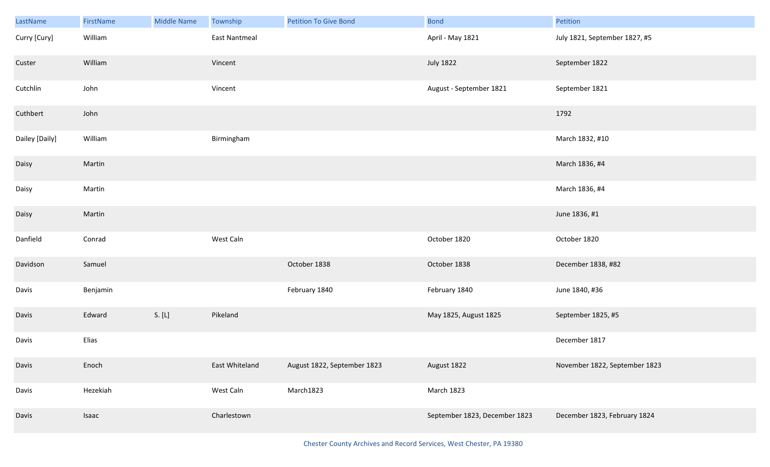| LastName | FirstName | Middle Name | Township | Petition To Give Bond | Bond | Petition |
|---|---|---|---|---|---|---|
| Curry [Cury] | William | | East Nantmeal | | April - May 1821 | July 1821, September 1827, #5 |
| Custer | William | | Vincent | | July 1822 | September 1822 |
| Cutchlin | John | | Vincent | | August - September 1821 | September 1821 |
| Cuthbert | John | | | | | 1792 |
| Dailey [Daily] | William | | Birmingham | | | March 1832, #10 |
| Daisy | Martin | | | | | March 1836, #4 |
| Daisy | Martin | | | | | March 1836, #4 |
| Daisy | Martin | | | | | June 1836, #1 |
| Danfield | Conrad | | West Caln | | October 1820 | October 1820 |
| Davidson | Samuel | | | October 1838 | October 1838 | December 1838, #82 |
| Davis | Benjamin | | | February 1840 | February 1840 | June 1840, #36 |
| Davis | Edward | S. [L] | Pikeland | | May 1825, August 1825 | September 1825, #5 |
| Davis | Elias | | | | | December 1817 |
| Davis | Enoch | | East Whiteland | August 1822, September 1823 | August 1822 | November 1822, September 1823 |
| Davis | Hezekiah | | West Caln | March1823 | March 1823 | |
| Davis | Isaac | | Charlestown | | September 1823, December 1823 | December 1823, February 1824 |

Chester County Archives and Record Services, West Chester, PA 19380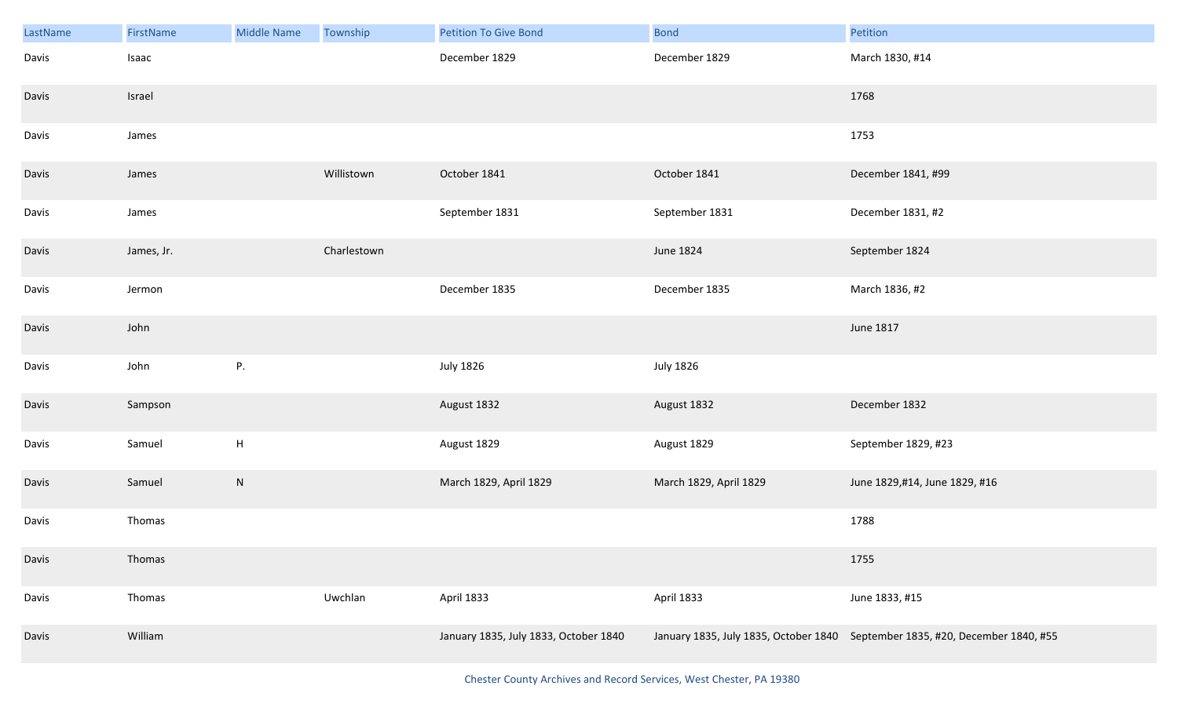| LastName | FirstName | Middle Name | Township | Petition To Give Bond | Bond | Petition |
|---|---|---|---|---|---|---|
| Davis | Isaac | | | December 1829 | December 1829 | March 1830, #14 |
| Davis | Israel | | | | | 1768 |
| Davis | James | | | | | 1753 |
| Davis | James | | Willistown | October 1841 | October 1841 | December 1841, #99 |
| Davis | James | | | September 1831 | September 1831 | December 1831, #2 |
| Davis | James, Jr. | | Charlestown | | June 1824 | September 1824 |
| Davis | Jermon | | | December 1835 | December 1835 | March 1836, #2 |
| Davis | John | | | | | June 1817 |
| Davis | John | P. | | July 1826 | July 1826 | |
| Davis | Sampson | | | August 1832 | August 1832 | December 1832 |
| Davis | Samuel | H | | August 1829 | August 1829 | September 1829, #23 |
| Davis | Samuel | N | | March 1829, April 1829 | March 1829, April 1829 | June 1829,#14, June 1829, #16 |
| Davis | Thomas | | | | | 1788 |
| Davis | Thomas | | | | | 1755 |
| Davis | Thomas | | Uwchlan | April 1833 | April 1833 | June 1833, #15 |
| Davis | William | | | January 1835, July 1833, October 1840 | January 1835, July 1835, October 1840 | September 1835, #20, December 1840, #55 |

Chester County Archives and Record Services, West Chester, PA 19380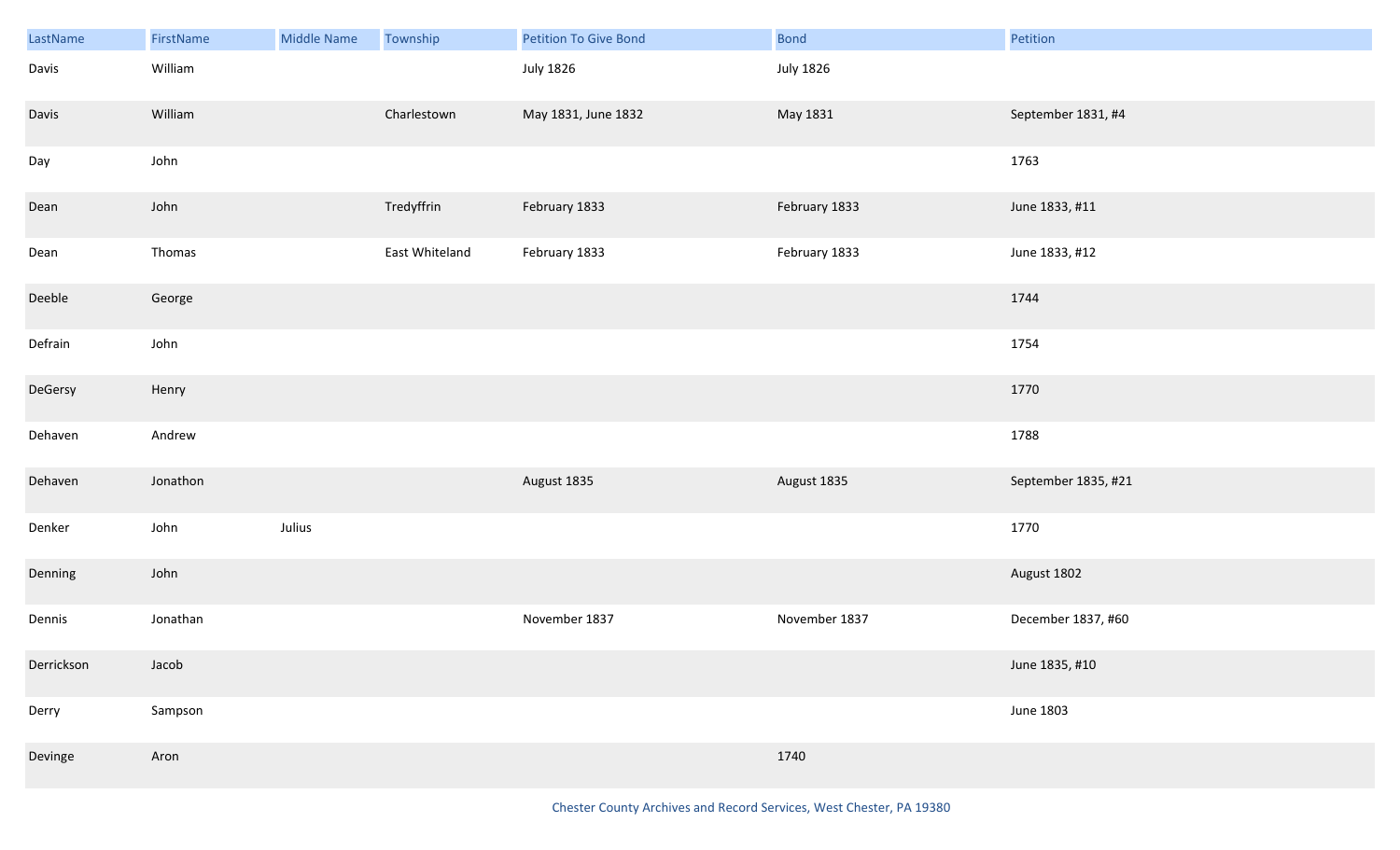| LastName | FirstName | Middle Name | Township | Petition To Give Bond | Bond | Petition |
|---|---|---|---|---|---|---|
| Davis | William | | | July 1826 | July 1826 | |
| Davis | William | | Charlestown | May 1831, June 1832 | May 1831 | September 1831, #4 |
| Day | John | | | | | 1763 |
| Dean | John | | Tredyffrin | February 1833 | February 1833 | June 1833, #11 |
| Dean | Thomas | | East Whiteland | February 1833 | February 1833 | June 1833, #12 |
| Deeble | George | | | | | 1744 |
| Defrain | John | | | | | 1754 |
| DeGersy | Henry | | | | | 1770 |
| Dehaven | Andrew | | | | | 1788 |
| Dehaven | Jonathon | | | August 1835 | August 1835 | September 1835, #21 |
| Denker | John | Julius | | | | 1770 |
| Denning | John | | | | | August 1802 |
| Dennis | Jonathan | | | November 1837 | November 1837 | December 1837, #60 |
| Derrickson | Jacob | | | | | June 1835, #10 |
| Derry | Sampson | | | | | June 1803 |
| Devinge | Aron | | | | 1740 | |

Chester County Archives and Record Services, West Chester, PA 19380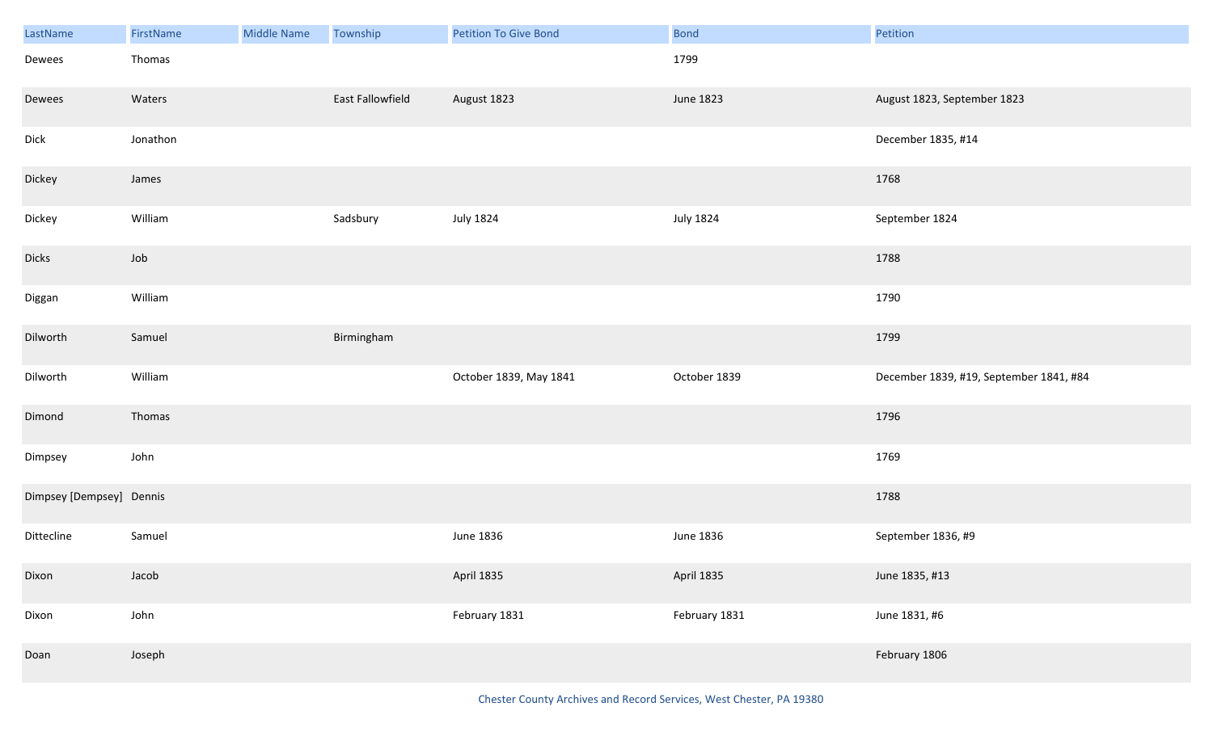| LastName | FirstName | Middle Name | Township | Petition To Give Bond | Bond | Petition |
|---|---|---|---|---|---|---|
| Dewees | Thomas | | | | 1799 | |
| Dewees | Waters | | East Fallowfield | August 1823 | June 1823 | August 1823, September 1823 |
| Dick | Jonathon | | | | | December 1835, #14 |
| Dickey | James | | | | | 1768 |
| Dickey | William | | Sadsbury | July 1824 | July 1824 | September 1824 |
| Dicks | Job | | | | | 1788 |
| Diggan | William | | | | | 1790 |
| Dilworth | Samuel | | Birmingham | | | 1799 |
| Dilworth | William | | | October 1839, May 1841 | October 1839 | December 1839, #19, September 1841, #84 |
| Dimond | Thomas | | | | | 1796 |
| Dimpsey | John | | | | | 1769 |
| Dimpsey [Dempsey] | Dennis | | | | | 1788 |
| Dittecline | Samuel | | | June 1836 | June 1836 | September 1836, #9 |
| Dixon | Jacob | | | April 1835 | April 1835 | June 1835, #13 |
| Dixon | John | | | February 1831 | February 1831 | June 1831, #6 |
| Doan | Joseph | | | | | February 1806 |

Chester County Archives and Record Services, West Chester, PA 19380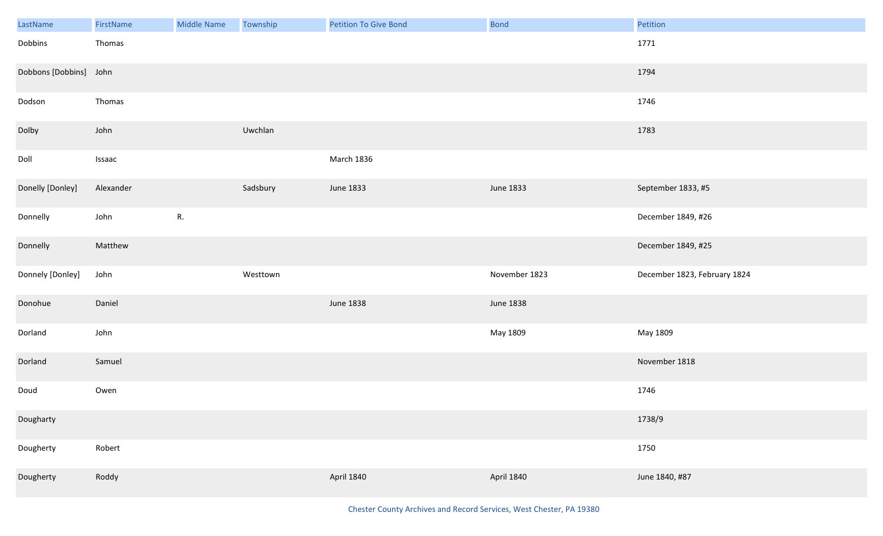| LastName | FirstName | Middle Name | Township | Petition To Give Bond | Bond | Petition |
| --- | --- | --- | --- | --- | --- | --- |
| Dobbins | Thomas | | | | | 1771 |
| Dobbons [Dobbins] | John | | | | | 1794 |
| Dodson | Thomas | | | | | 1746 |
| Dolby | John | | Uwchlan | | | 1783 |
| Doll | Issaac | | | March 1836 | | |
| Donelly [Donley] | Alexander | | Sadsbury | June 1833 | June 1833 | September 1833, #5 |
| Donnelly | John | R. | | | | December 1849, #26 |
| Donnelly | Matthew | | | | | December 1849, #25 |
| Donnely [Donley] | John | | Westtown | | November 1823 | December 1823, February 1824 |
| Donohue | Daniel | | | June 1838 | June 1838 | |
| Dorland | John | | | | May 1809 | May 1809 |
| Dorland | Samuel | | | | | November 1818 |
| Doud | Owen | | | | | 1746 |
| Dougharty | | | | | | 1738/9 |
| Dougherty | Robert | | | | | 1750 |
| Dougherty | Roddy | | | April 1840 | April 1840 | June 1840, #87 |

Chester County Archives and Record Services, West Chester, PA 19380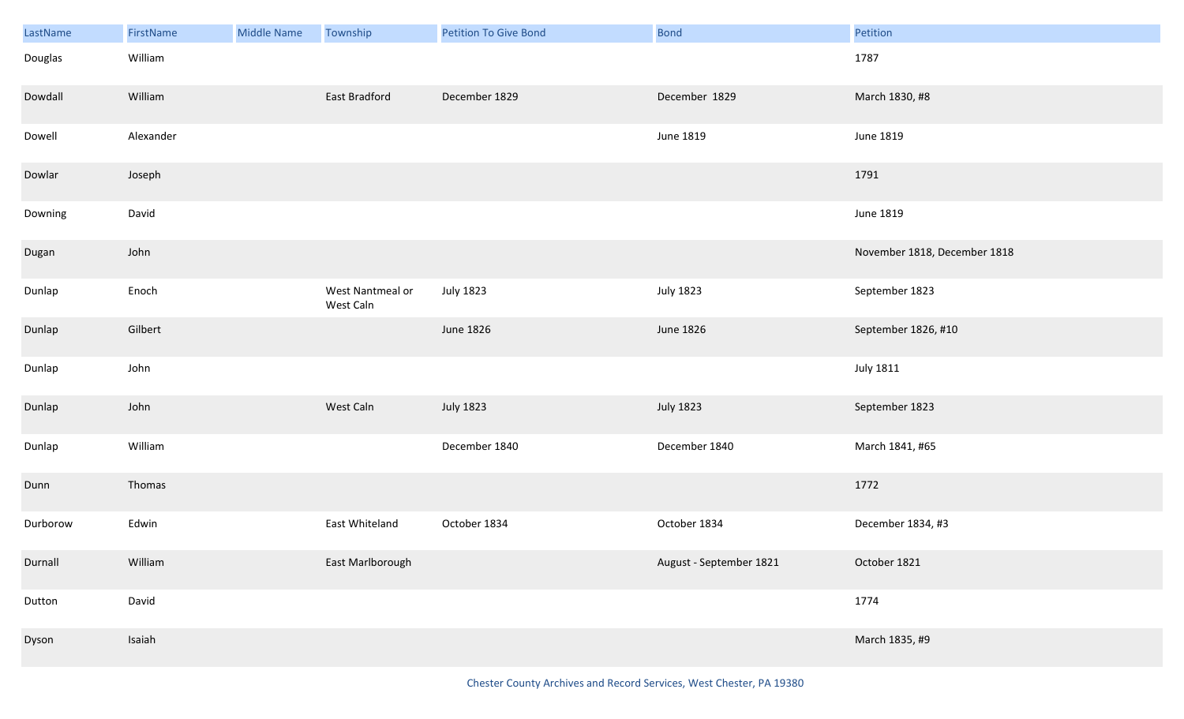| LastName | FirstName | Middle Name | Township | Petition To Give Bond | Bond | Petition |
|---|---|---|---|---|---|---|
| Douglas | William | | | | | 1787 |
| Dowdall | William | | East Bradford | December 1829 | December 1829 | March 1830, #8 |
| Dowell | Alexander | | | | June 1819 | June 1819 |
| Dowlar | Joseph | | | | | 1791 |
| Downing | David | | | | | June 1819 |
| Dugan | John | | | | | November 1818, December 1818 |
| Dunlap | Enoch | | West Nantmeal or West Caln | July 1823 | July 1823 | September 1823 |
| Dunlap | Gilbert | | | June 1826 | June 1826 | September 1826, #10 |
| Dunlap | John | | | | | July 1811 |
| Dunlap | John | | West Caln | July 1823 | July 1823 | September 1823 |
| Dunlap | William | | | December 1840 | December 1840 | March 1841, #65 |
| Dunn | Thomas | | | | | 1772 |
| Durborow | Edwin | | East Whiteland | October 1834 | October 1834 | December 1834, #3 |
| Durnall | William | | East Marlborough | | August - September 1821 | October 1821 |
| Dutton | David | | | | | 1774 |
| Dyson | Isaiah | | | | | March 1835, #9 |

Chester County Archives and Record Services, West Chester, PA 19380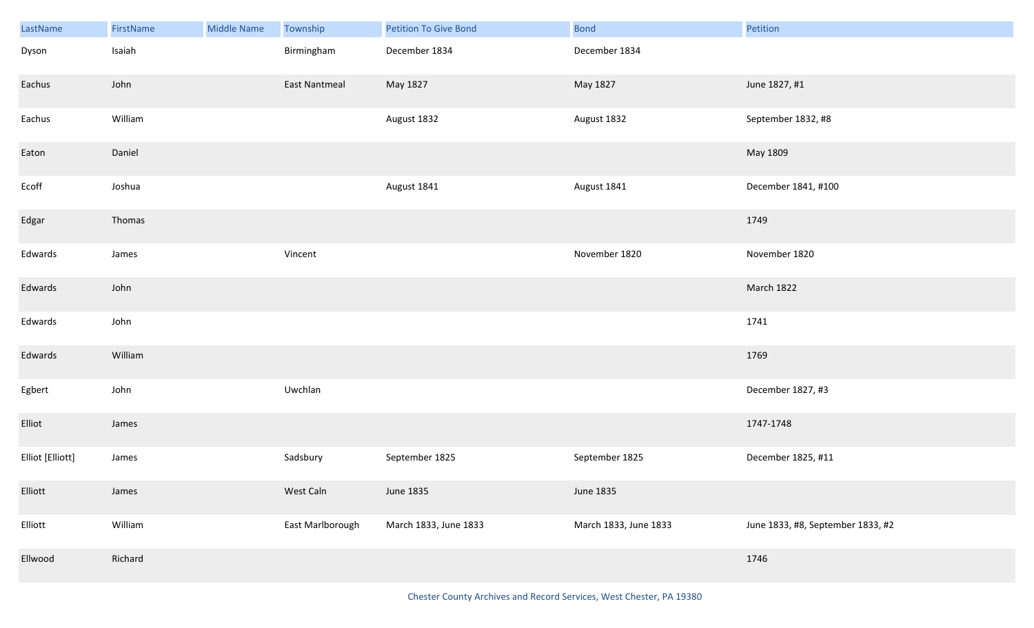| LastName | FirstName | Middle Name | Township | Petition To Give Bond | Bond | Petition |
|---|---|---|---|---|---|---|
| Dyson | Isaiah | | Birmingham | December 1834 | December 1834 | |
| Eachus | John | | East Nantmeal | May 1827 | May 1827 | June 1827, #1 |
| Eachus | William | | | August 1832 | August 1832 | September 1832, #8 |
| Eaton | Daniel | | | | | May 1809 |
| Ecoff | Joshua | | | August 1841 | August 1841 | December 1841, #100 |
| Edgar | Thomas | | | | | 1749 |
| Edwards | James | | Vincent | | November 1820 | November 1820 |
| Edwards | John | | | | | March 1822 |
| Edwards | John | | | | | 1741 |
| Edwards | William | | | | | 1769 |
| Egbert | John | | Uwchlan | | | December 1827, #3 |
| Elliot | James | | | | | 1747-1748 |
| Elliot [Elliott] | James | | Sadsbury | September 1825 | September 1825 | December 1825, #11 |
| Elliott | James | | West Caln | June 1835 | June 1835 | |
| Elliott | William | | East Marlborough | March 1833, June 1833 | March 1833, June 1833 | June 1833, #8, September 1833, #2 |
| Ellwood | Richard | | | | | 1746 |

Chester County Archives and Record Services, West Chester, PA 19380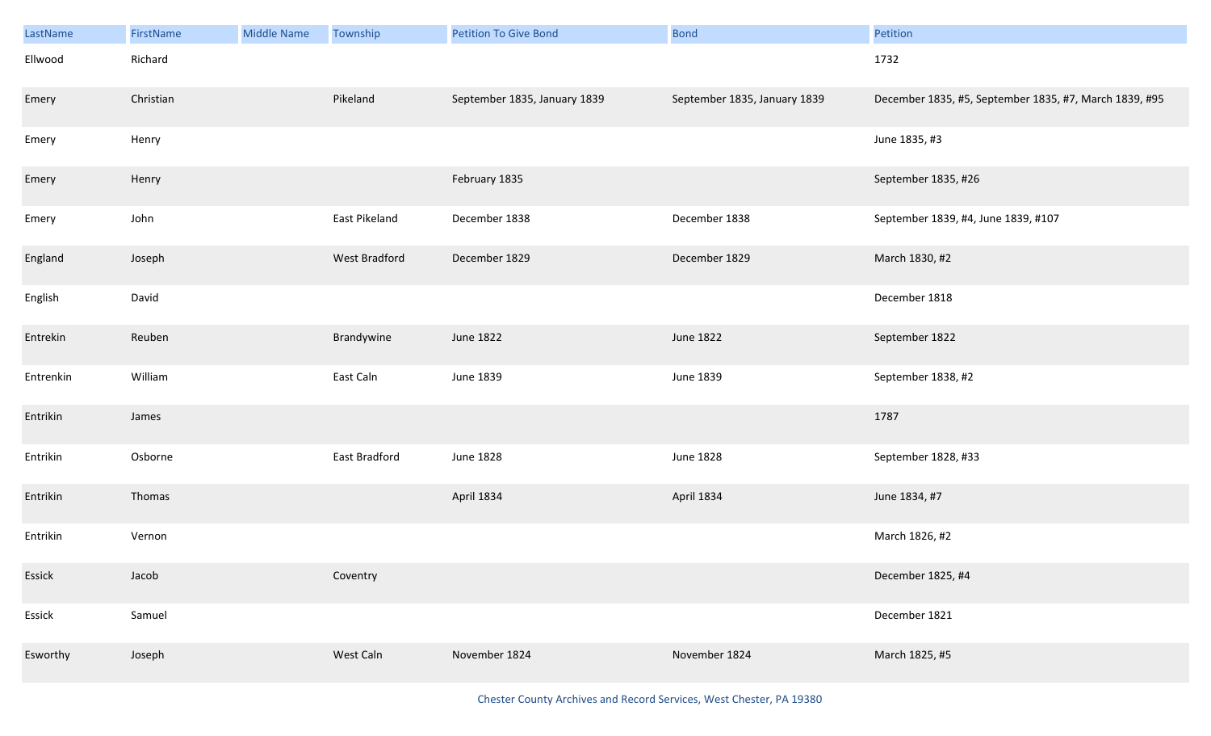| LastName | FirstName | Middle Name | Township | Petition To Give Bond | Bond | Petition |
|---|---|---|---|---|---|---|
| Ellwood | Richard | | | | | 1732 |
| Emery | Christian | | Pikeland | September 1835, January 1839 | September 1835, January 1839 | December 1835, #5, September 1835, #7, March 1839, #95 |
| Emery | Henry | | | | | June 1835, #3 |
| Emery | Henry | | | February 1835 | | September 1835, #26 |
| Emery | John | | East Pikeland | December 1838 | December 1838 | September 1839, #4, June 1839, #107 |
| England | Joseph | | West Bradford | December 1829 | December 1829 | March 1830, #2 |
| English | David | | | | | December 1818 |
| Entrekin | Reuben | | Brandywine | June 1822 | June 1822 | September 1822 |
| Entrenkin | William | | East Caln | June 1839 | June 1839 | September 1838, #2 |
| Entrikin | James | | | | | 1787 |
| Entrikin | Osborne | | East Bradford | June 1828 | June 1828 | September 1828, #33 |
| Entrikin | Thomas | | | April 1834 | April 1834 | June 1834, #7 |
| Entrikin | Vernon | | | | | March 1826, #2 |
| Essick | Jacob | | Coventry | | | December 1825, #4 |
| Essick | Samuel | | | | | December 1821 |
| Esworthy | Joseph | | West Caln | November 1824 | November 1824 | March 1825, #5 |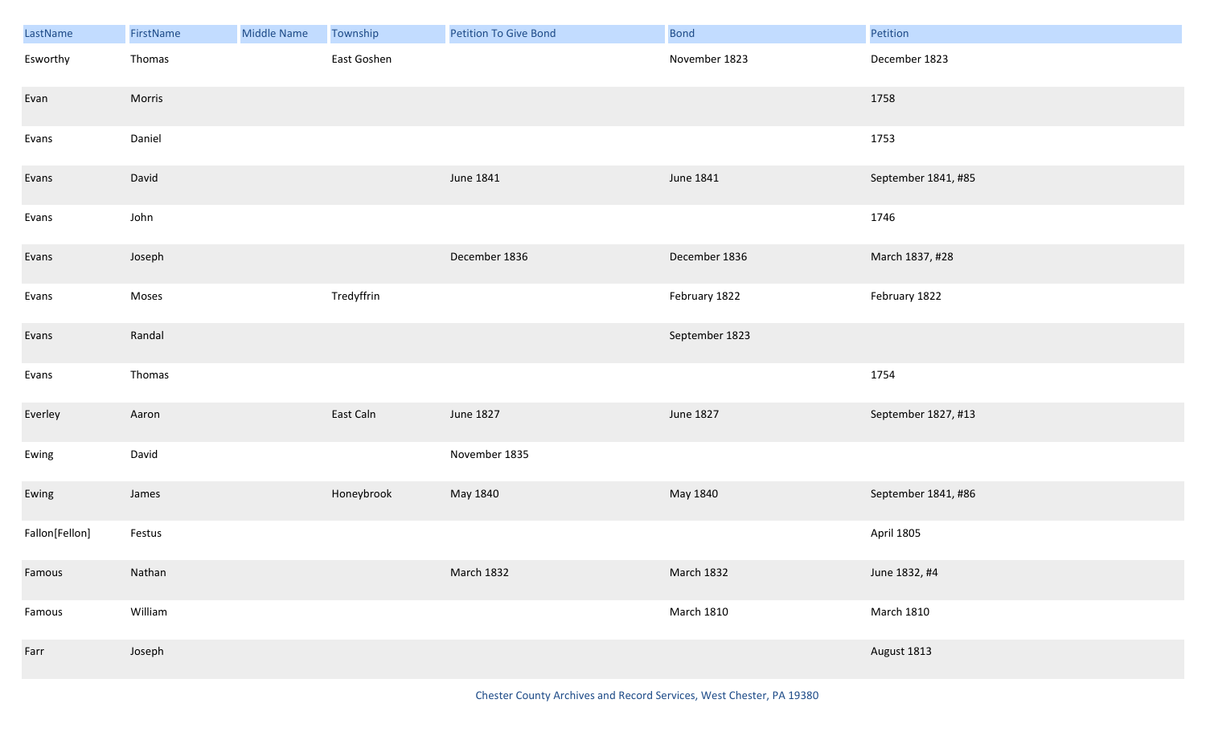| LastName | FirstName | Middle Name | Township | Petition To Give Bond | Bond | Petition |
|---|---|---|---|---|---|---|
| Esworthy | Thomas | | East Goshen | | November 1823 | December 1823 |
| Evan | Morris | | | | | 1758 |
| Evans | Daniel | | | | | 1753 |
| Evans | David | | | June 1841 | June 1841 | September 1841, #85 |
| Evans | John | | | | | 1746 |
| Evans | Joseph | | | December 1836 | December 1836 | March 1837, #28 |
| Evans | Moses | | Tredyffrin | | February 1822 | February 1822 |
| Evans | Randal | | | | September 1823 | |
| Evans | Thomas | | | | | 1754 |
| Everley | Aaron | | East Caln | June 1827 | June 1827 | September 1827, #13 |
| Ewing | David | | | November 1835 | | |
| Ewing | James | | Honeybrook | May 1840 | May 1840 | September 1841, #86 |
| Fallon[Fellon] | Festus | | | | | April 1805 |
| Famous | Nathan | | | March 1832 | March 1832 | June 1832, #4 |
| Famous | William | | | | March 1810 | March 1810 |
| Farr | Joseph | | | | | August 1813 |

Chester County Archives and Record Services, West Chester, PA 19380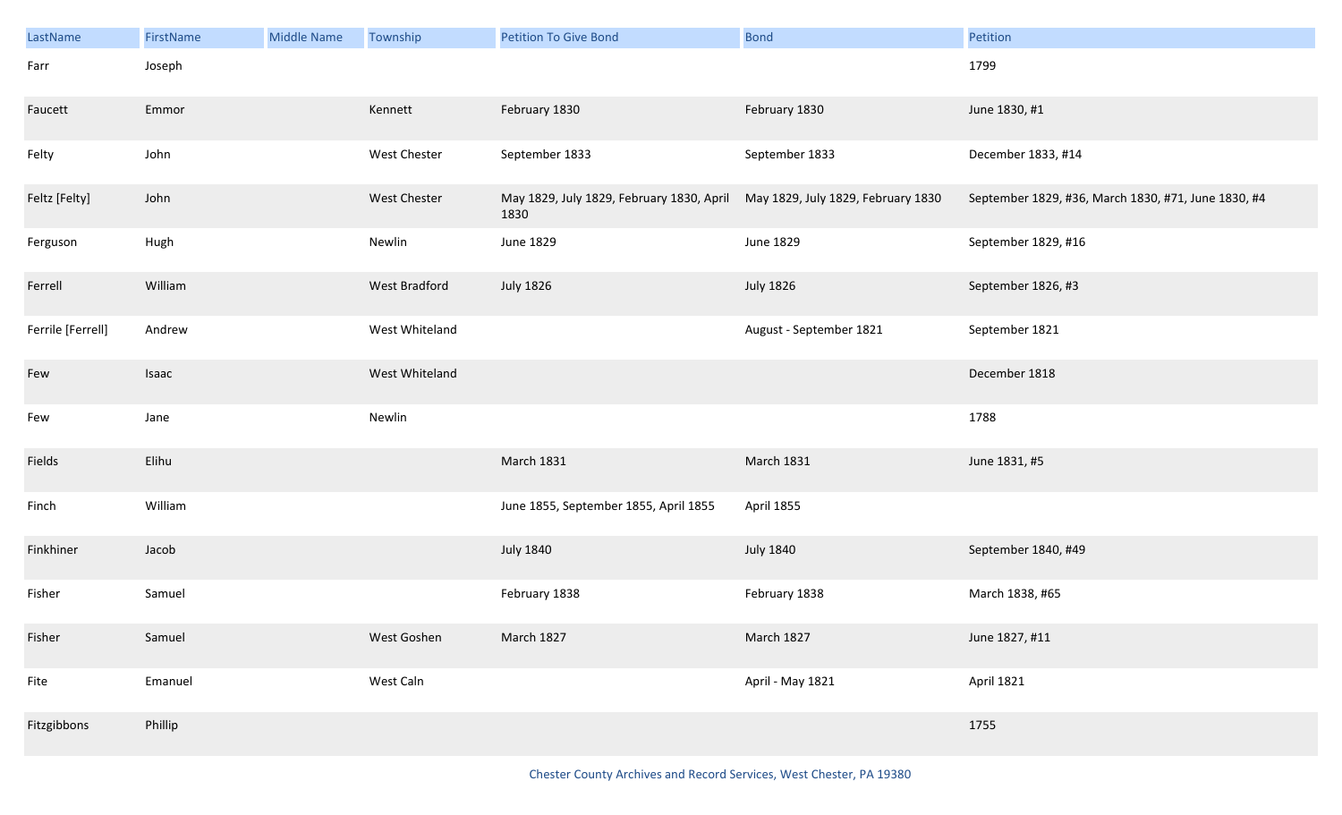| LastName | FirstName | Middle Name | Township | Petition To Give Bond | Bond | Petition |
|---|---|---|---|---|---|---|
| Farr | Joseph | | | | | 1799 |
| Faucett | Emmor | | Kennett | February 1830 | February 1830 | June 1830, #1 |
| Felty | John | | West Chester | September 1833 | September 1833 | December 1833, #14 |
| Feltz [Felty] | John | | West Chester | May 1829, July 1829, February 1830, April 1830 | May 1829, July 1829, February 1830 | September 1829, #36, March 1830, #71, June 1830, #4 |
| Ferguson | Hugh | | Newlin | June 1829 | June 1829 | September 1829, #16 |
| Ferrell | William | | West Bradford | July 1826 | July 1826 | September 1826, #3 |
| Ferrile [Ferrell] | Andrew | | West Whiteland | | August - September 1821 | September 1821 |
| Few | Isaac | | West Whiteland | | | December 1818 |
| Few | Jane | | Newlin | | | 1788 |
| Fields | Elihu | | | March 1831 | March 1831 | June 1831, #5 |
| Finch | William | | | June 1855, September 1855, April 1855 | April 1855 | |
| Finkhiner | Jacob | | | July 1840 | July 1840 | September 1840, #49 |
| Fisher | Samuel | | | February 1838 | February 1838 | March 1838, #65 |
| Fisher | Samuel | | West Goshen | March 1827 | March 1827 | June 1827, #11 |
| Fite | Emanuel | | West Caln | | April - May 1821 | April 1821 |
| Fitzgibbons | Phillip | | | | | 1755 |

Chester County Archives and Record Services, West Chester, PA 19380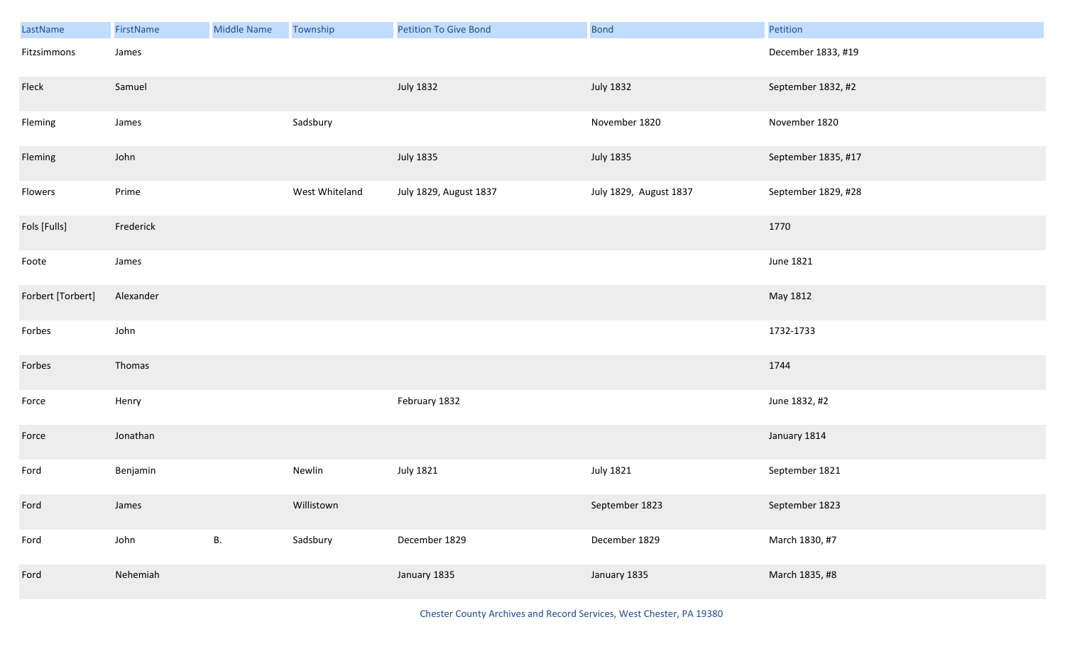| LastName | FirstName | Middle Name | Township | Petition To Give Bond | Bond | Petition |
|---|---|---|---|---|---|---|
| Fitzsimmons | James | | | | | December 1833, #19 |
| Fleck | Samuel | | | July 1832 | July 1832 | September 1832, #2 |
| Fleming | James | | Sadsbury | | November 1820 | November 1820 |
| Fleming | John | | | July 1835 | July 1835 | September 1835, #17 |
| Flowers | Prime | | West Whiteland | July 1829, August 1837 | July 1829, August 1837 | September 1829, #28 |
| Fols [Fulls] | Frederick | | | | | 1770 |
| Foote | James | | | | | June 1821 |
| Forbert [Torbert] | Alexander | | | | | May 1812 |
| Forbes | John | | | | | 1732-1733 |
| Forbes | Thomas | | | | | 1744 |
| Force | Henry | | | February 1832 | | June 1832, #2 |
| Force | Jonathan | | | | | January 1814 |
| Ford | Benjamin | | Newlin | July 1821 | July 1821 | September 1821 |
| Ford | James | | Willistown | | September 1823 | September 1823 |
| Ford | John | B. | Sadsbury | December 1829 | December 1829 | March 1830, #7 |
| Ford | Nehemiah | | | January 1835 | January 1835 | March 1835, #8 |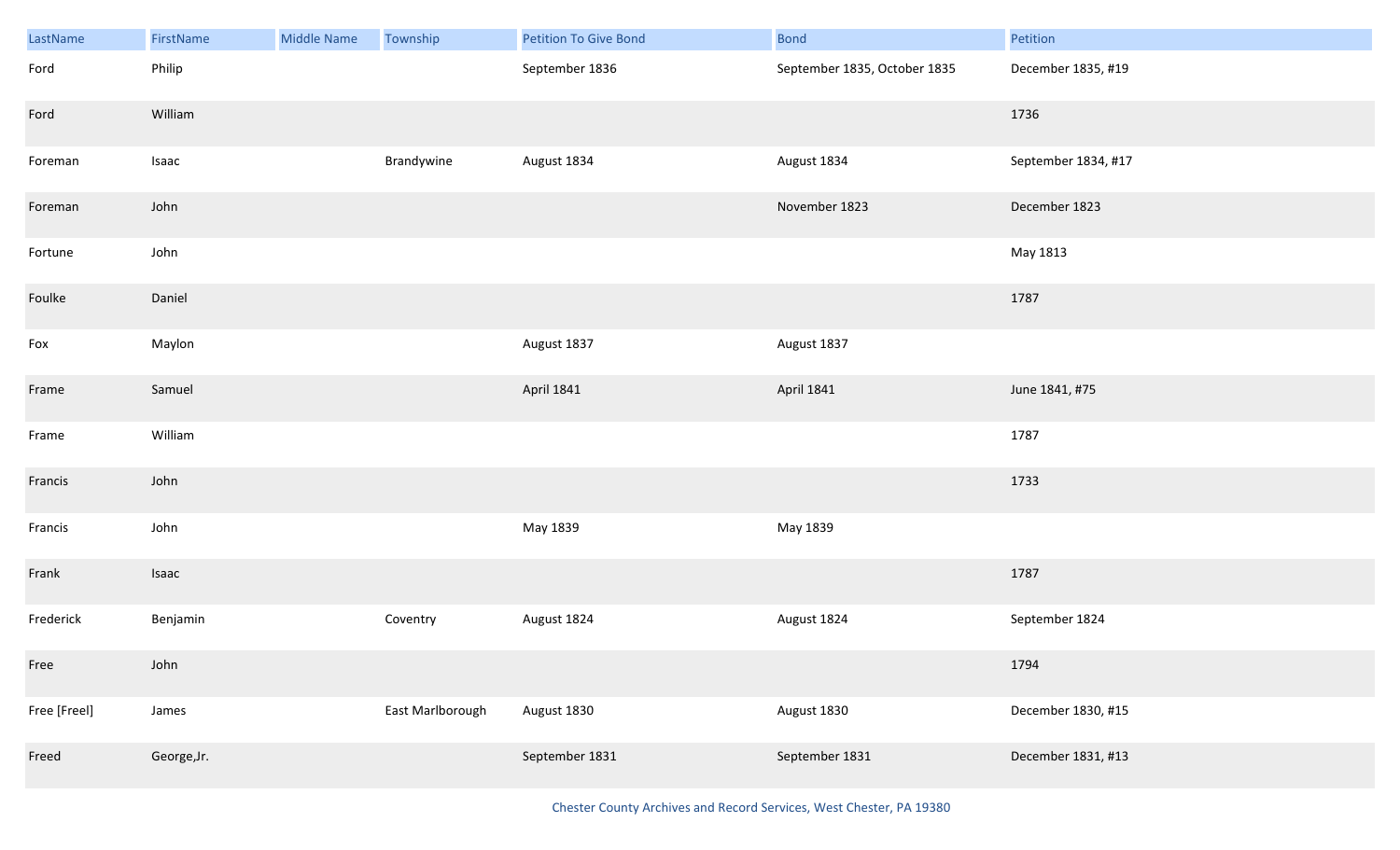| LastName | FirstName | Middle Name | Township | Petition To Give Bond | Bond | Petition |
|---|---|---|---|---|---|---|
| Ford | Philip | | | September 1836 | September 1835, October 1835 | December 1835, #19 |
| Ford | William | | | | | 1736 |
| Foreman | Isaac | | Brandywine | August 1834 | August 1834 | September 1834, #17 |
| Foreman | John | | | | November 1823 | December 1823 |
| Fortune | John | | | | | May 1813 |
| Foulke | Daniel | | | | | 1787 |
| Fox | Maylon | | | August 1837 | August 1837 | |
| Frame | Samuel | | | April 1841 | April 1841 | June 1841, #75 |
| Frame | William | | | | | 1787 |
| Francis | John | | | | | 1733 |
| Francis | John | | | May 1839 | May 1839 | |
| Frank | Isaac | | | | | 1787 |
| Frederick | Benjamin | | Coventry | August 1824 | August 1824 | September 1824 |
| Free | John | | | | | 1794 |
| Free [Freel] | James | | East Marlborough | August 1830 | August 1830 | December 1830, #15 |
| Freed | George,Jr. | | | September 1831 | September 1831 | December 1831, #13 |

Chester County Archives and Record Services, West Chester, PA 19380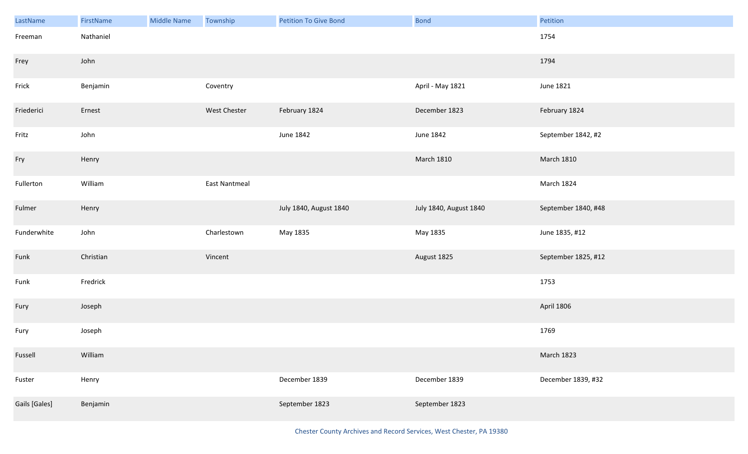| LastName | FirstName | Middle Name | Township | Petition To Give Bond | Bond | Petition |
|---|---|---|---|---|---|---|
| Freeman | Nathaniel | | | | | 1754 |
| Frey | John | | | | | 1794 |
| Frick | Benjamin | | Coventry | | April - May 1821 | June 1821 |
| Friederici | Ernest | | West Chester | February 1824 | December 1823 | February 1824 |
| Fritz | John | | | June 1842 | June 1842 | September 1842, #2 |
| Fry | Henry | | | | March 1810 | March 1810 |
| Fullerton | William | | East Nantmeal | | | March 1824 |
| Fulmer | Henry | | | July 1840, August 1840 | July 1840, August 1840 | September 1840, #48 |
| Funderwhite | John | | Charlestown | May 1835 | May 1835 | June 1835, #12 |
| Funk | Christian | | Vincent | | August 1825 | September 1825, #12 |
| Funk | Fredrick | | | | | 1753 |
| Fury | Joseph | | | | | April 1806 |
| Fury | Joseph | | | | | 1769 |
| Fussell | William | | | | | March 1823 |
| Fuster | Henry | | | December 1839 | December 1839 | December 1839, #32 |
| Gails [Gales] | Benjamin | | | September 1823 | September 1823 | |

Chester County Archives and Record Services, West Chester, PA 19380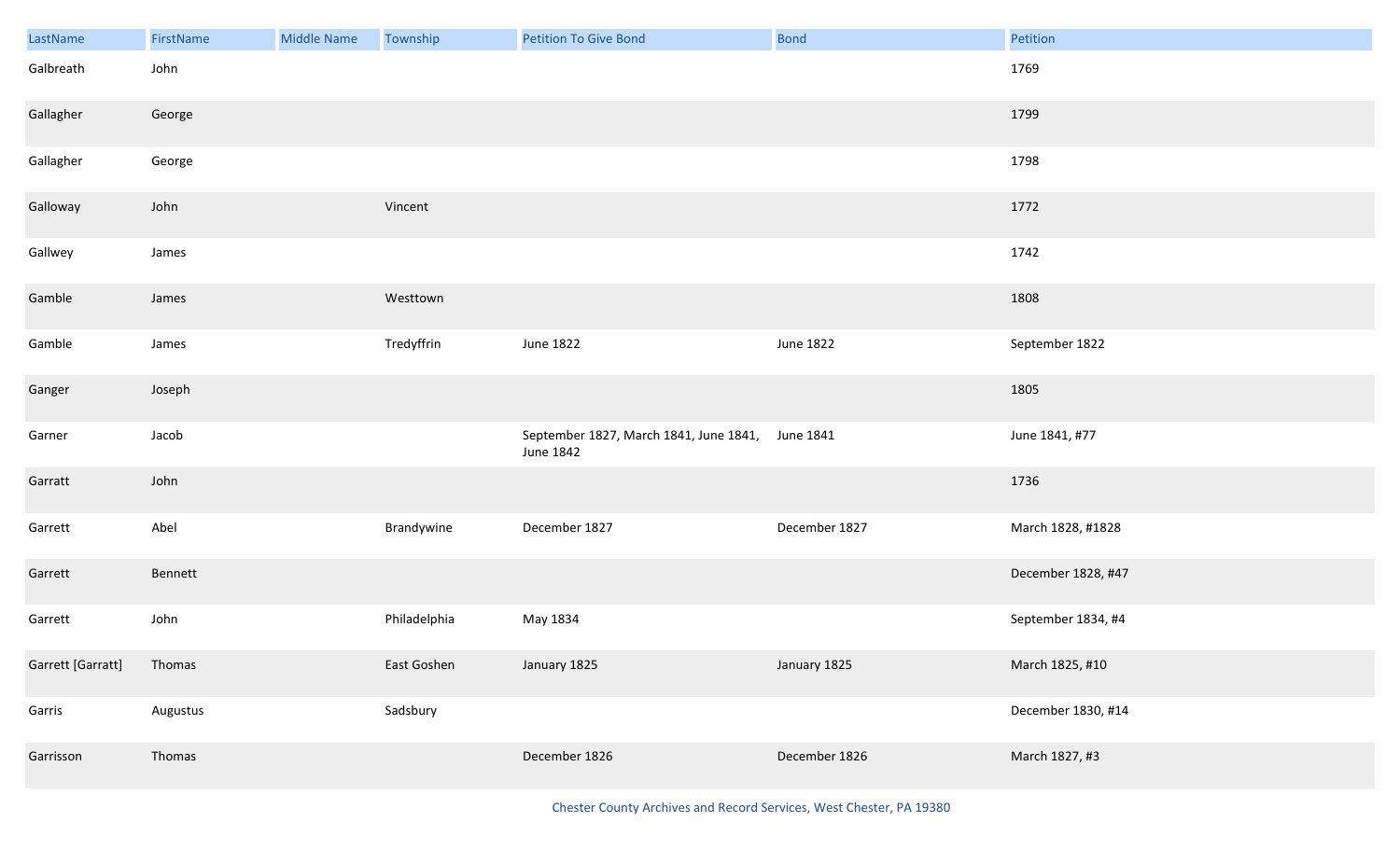| LastName | FirstName | Middle Name | Township | Petition To Give Bond | Bond | Petition |
|---|---|---|---|---|---|---|
| Galbreath | John | | | | | 1769 |
| Gallagher | George | | | | | 1799 |
| Gallagher | George | | | | | 1798 |
| Galloway | John | | Vincent | | | 1772 |
| Gallwey | James | | | | | 1742 |
| Gamble | James | | Westtown | | | 1808 |
| Gamble | James | | Tredyffrin | June 1822 | June 1822 | September 1822 |
| Ganger | Joseph | | | | | 1805 |
| Garner | Jacob | | | September 1827, March 1841, June 1841, June 1842 | June 1841 | June 1841, #77 |
| Garratt | John | | | | | 1736 |
| Garrett | Abel | | Brandywine | December 1827 | December 1827 | March 1828, #1828 |
| Garrett | Bennett | | | | | December 1828, #47 |
| Garrett | John | | Philadelphia | May 1834 | | September 1834, #4 |
| Garrett [Garratt] | Thomas | | East Goshen | January 1825 | January 1825 | March 1825, #10 |
| Garris | Augustus | | Sadsbury | | | December 1830, #14 |
| Garrisson | Thomas | | | December 1826 | December 1826 | March 1827, #3 |

Chester County Archives and Record Services, West Chester, PA 19380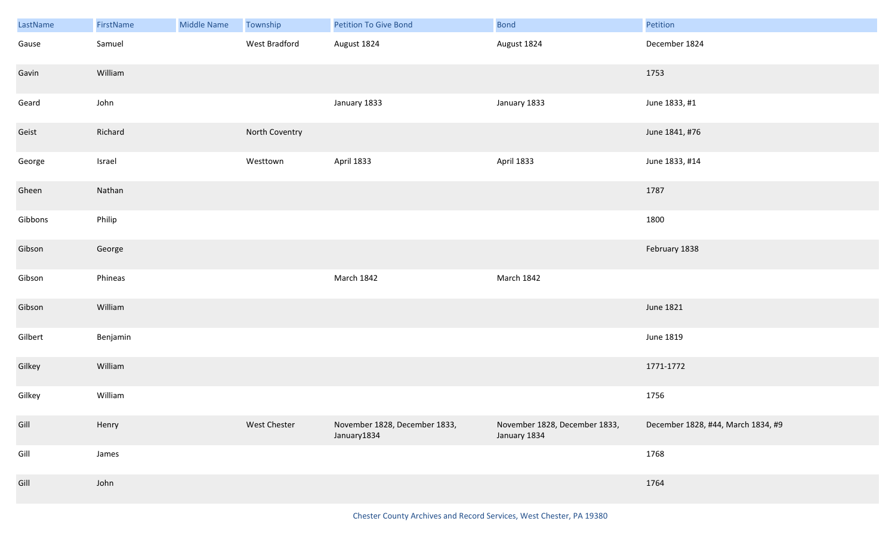| LastName | FirstName | Middle Name | Township | Petition To Give Bond | Bond | Petition |
|---|---|---|---|---|---|---|
| Gause | Samuel | | West Bradford | August 1824 | August 1824 | December 1824 |
| Gavin | William | | | | | 1753 |
| Geard | John | | | January 1833 | January 1833 | June 1833, #1 |
| Geist | Richard | | North Coventry | | | June 1841, #76 |
| George | Israel | | Westtown | April 1833 | April 1833 | June 1833, #14 |
| Gheen | Nathan | | | | | 1787 |
| Gibbons | Philip | | | | | 1800 |
| Gibson | George | | | | | February 1838 |
| Gibson | Phineas | | | March 1842 | March 1842 | |
| Gibson | William | | | | | June 1821 |
| Gilbert | Benjamin | | | | | June 1819 |
| Gilkey | William | | | | | 1771-1772 |
| Gilkey | William | | | | | 1756 |
| Gill | Henry | | West Chester | November 1828, December 1833, January1834 | November 1828, December 1833, January 1834 | December 1828, #44, March 1834, #9 |
| Gill | James | | | | | 1768 |
| Gill | John | | | | | 1764 |

Chester County Archives and Record Services, West Chester, PA 19380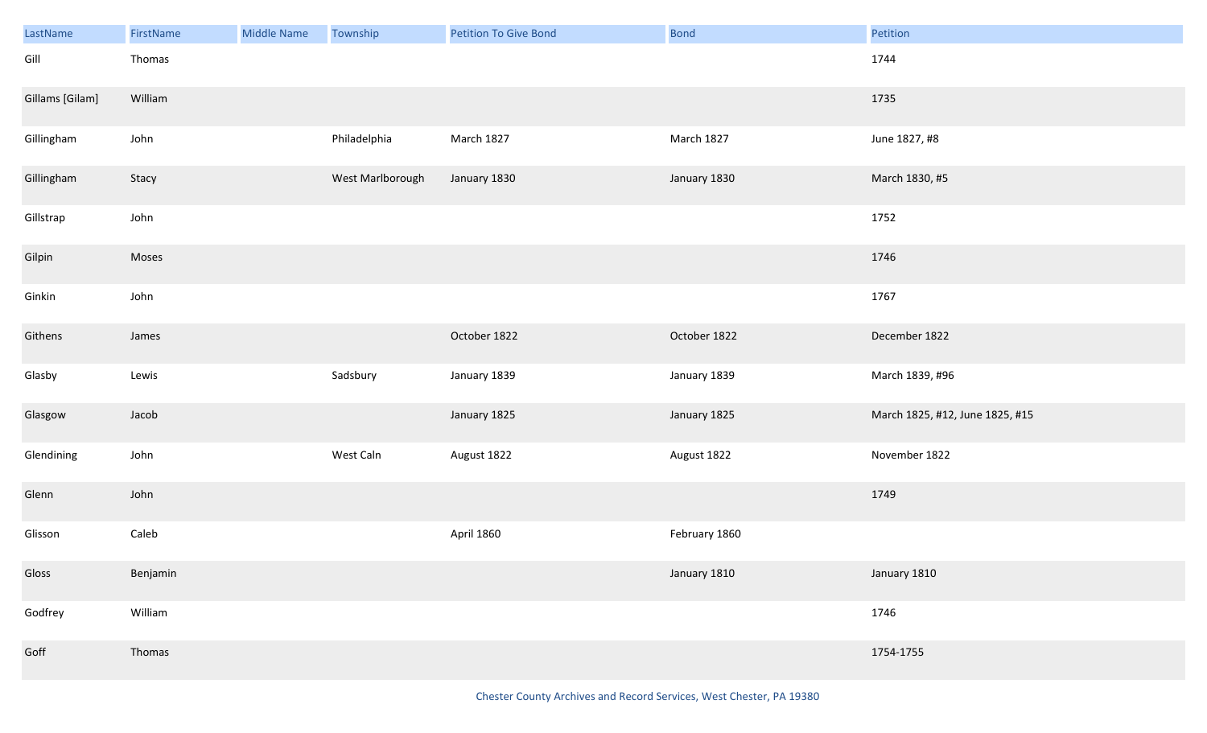| LastName | FirstName | Middle Name | Township | Petition To Give Bond | Bond | Petition |
|---|---|---|---|---|---|---|
| Gill | Thomas | | | | | 1744 |
| Gillams [Gilam] | William | | | | | 1735 |
| Gillingham | John | | Philadelphia | March 1827 | March 1827 | June 1827, #8 |
| Gillingham | Stacy | | West Marlborough | January 1830 | January 1830 | March 1830, #5 |
| Gillstrap | John | | | | | 1752 |
| Gilpin | Moses | | | | | 1746 |
| Ginkin | John | | | | | 1767 |
| Githens | James | | | October 1822 | October 1822 | December 1822 |
| Glasby | Lewis | | Sadsbury | January 1839 | January 1839 | March 1839, #96 |
| Glasgow | Jacob | | | January 1825 | January 1825 | March 1825, #12, June 1825, #15 |
| Glendining | John | | West Caln | August 1822 | August 1822 | November 1822 |
| Glenn | John | | | | | 1749 |
| Glisson | Caleb | | | April 1860 | February 1860 | |
| Gloss | Benjamin | | | | January 1810 | January 1810 |
| Godfrey | William | | | | | 1746 |
| Goff | Thomas | | | | | 1754-1755 |

Chester County Archives and Record Services, West Chester, PA 19380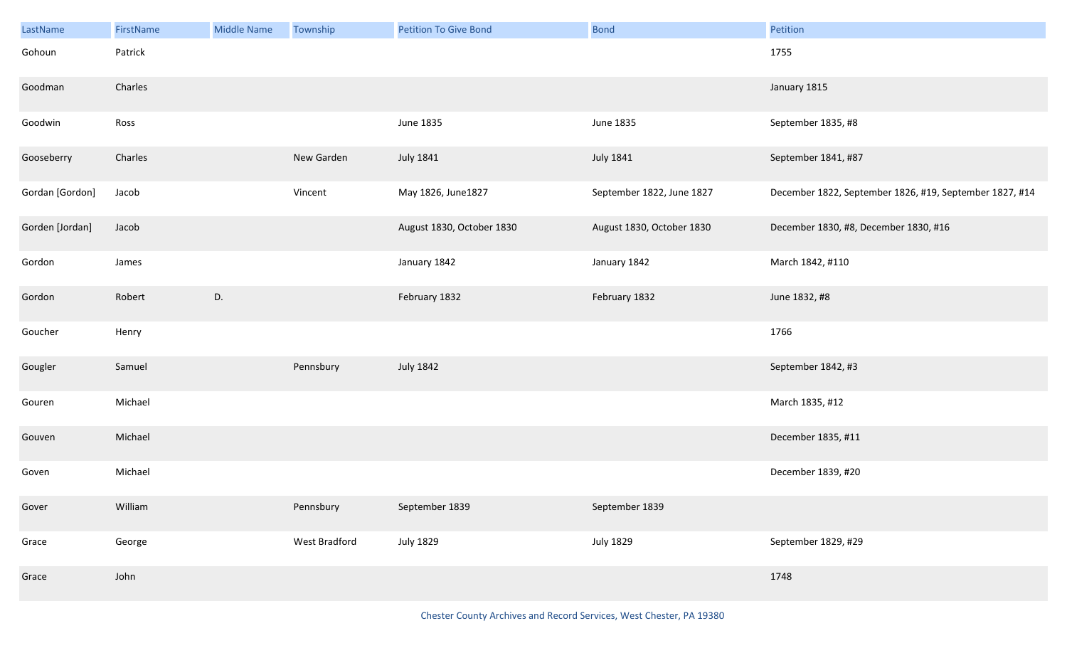| LastName | FirstName | Middle Name | Township | Petition To Give Bond | Bond | Petition |
|---|---|---|---|---|---|---|
| Gohoun | Patrick | | | | | 1755 |
| Goodman | Charles | | | | | January 1815 |
| Goodwin | Ross | | | June 1835 | June 1835 | September 1835, #8 |
| Gooseberry | Charles | | New Garden | July 1841 | July 1841 | September 1841, #87 |
| Gordan [Gordon] | Jacob | | Vincent | May 1826, June1827 | September 1822, June 1827 | December 1822, September 1826, #19, September 1827, #14 |
| Gorden [Jordan] | Jacob | | | August 1830, October 1830 | August 1830, October 1830 | December 1830, #8, December 1830, #16 |
| Gordon | James | | | January 1842 | January 1842 | March 1842, #110 |
| Gordon | Robert | D. | | February 1832 | February 1832 | June 1832, #8 |
| Goucher | Henry | | | | | 1766 |
| Gougler | Samuel | | Pennsbury | July 1842 | | September 1842, #3 |
| Gouren | Michael | | | | | March 1835, #12 |
| Gouven | Michael | | | | | December 1835, #11 |
| Goven | Michael | | | | | December 1839, #20 |
| Gover | William | | Pennsbury | September 1839 | September 1839 | |
| Grace | George | | West Bradford | July 1829 | July 1829 | September 1829, #29 |
| Grace | John | | | | | 1748 |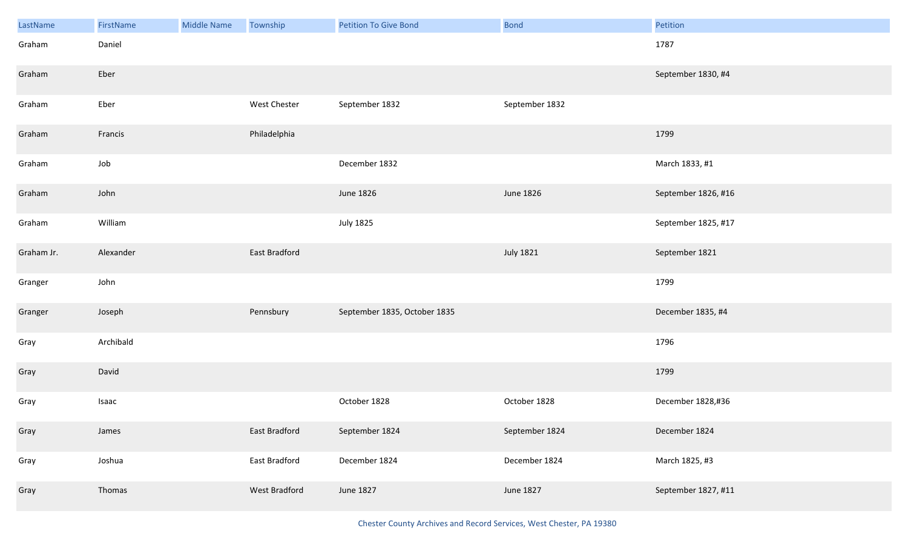| LastName | FirstName | Middle Name | Township | Petition To Give Bond | Bond | Petition |
|---|---|---|---|---|---|---|
| Graham | Daniel | | | | | 1787 |
| Graham | Eber | | | | | September 1830, #4 |
| Graham | Eber | | West Chester | September 1832 | September 1832 | |
| Graham | Francis | | Philadelphia | | | 1799 |
| Graham | Job | | | December 1832 | | March 1833, #1 |
| Graham | John | | | June 1826 | June 1826 | September 1826, #16 |
| Graham | William | | | July 1825 | | September 1825, #17 |
| Graham Jr. | Alexander | | East Bradford | | July 1821 | September 1821 |
| Granger | John | | | | | 1799 |
| Granger | Joseph | | Pennsbury | September 1835, October 1835 | | December 1835, #4 |
| Gray | Archibald | | | | | 1796 |
| Gray | David | | | | | 1799 |
| Gray | Isaac | | | October 1828 | October 1828 | December 1828,#36 |
| Gray | James | | East Bradford | September 1824 | September 1824 | December 1824 |
| Gray | Joshua | | East Bradford | December 1824 | December 1824 | March 1825, #3 |
| Gray | Thomas | | West Bradford | June 1827 | June 1827 | September 1827, #11 |

Chester County Archives and Record Services, West Chester, PA 19380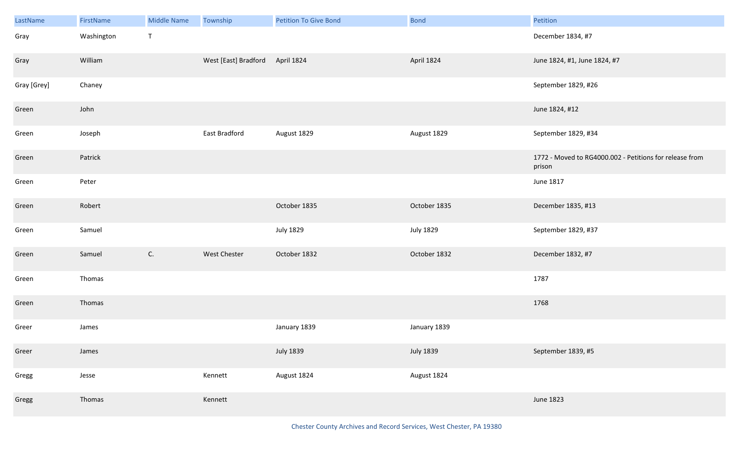| LastName | FirstName | Middle Name | Township | Petition To Give Bond | Bond | Petition |
|---|---|---|---|---|---|---|
| Gray | Washington | T | | | | December 1834, #7 |
| Gray | William | | West [East] Bradford | April 1824 | April 1824 | June 1824, #1, June 1824, #7 |
| Gray [Grey] | Chaney | | | | | September 1829, #26 |
| Green | John | | | | | June 1824, #12 |
| Green | Joseph | | East Bradford | August 1829 | August 1829 | September 1829, #34 |
| Green | Patrick | | | | | 1772 - Moved to RG4000.002 - Petitions for release from prison |
| Green | Peter | | | | | June 1817 |
| Green | Robert | | | October 1835 | October 1835 | December 1835, #13 |
| Green | Samuel | | | July 1829 | July 1829 | September 1829, #37 |
| Green | Samuel | C. | West Chester | October 1832 | October 1832 | December 1832, #7 |
| Green | Thomas | | | | | 1787 |
| Green | Thomas | | | | | 1768 |
| Greer | James | | | January 1839 | January 1839 | |
| Greer | James | | | July 1839 | July 1839 | September 1839, #5 |
| Gregg | Jesse | | Kennett | August 1824 | August 1824 | |
| Gregg | Thomas | | Kennett | | | June 1823 |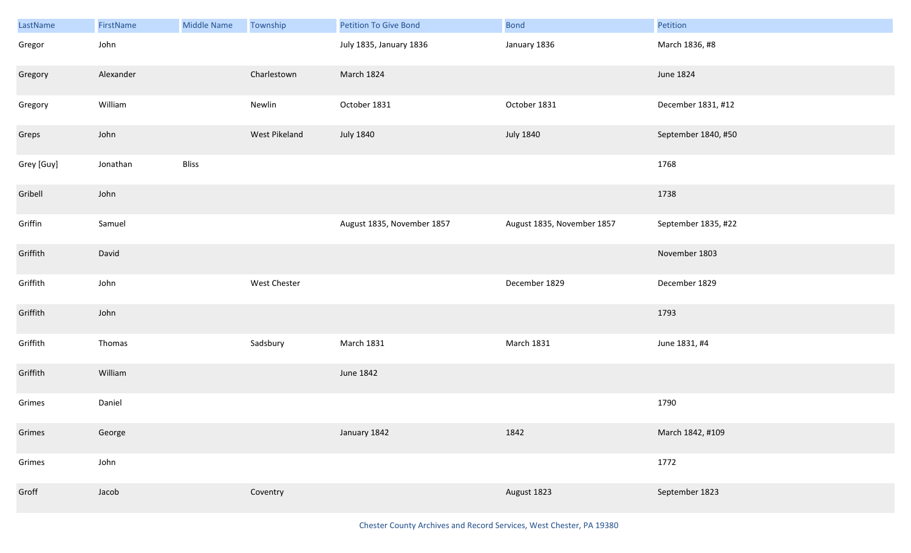| LastName | FirstName | Middle Name | Township | Petition To Give Bond | Bond | Petition |
|---|---|---|---|---|---|---|
| Gregor | John | | | July 1835, January 1836 | January 1836 | March 1836, #8 |
| Gregory | Alexander | | Charlestown | March 1824 | | June 1824 |
| Gregory | William | | Newlin | October 1831 | October 1831 | December 1831, #12 |
| Greps | John | | West Pikeland | July 1840 | July 1840 | September 1840, #50 |
| Grey [Guy] | Jonathan | Bliss | | | | 1768 |
| Gribell | John | | | | | 1738 |
| Griffin | Samuel | | | August 1835, November 1857 | August 1835, November 1857 | September 1835, #22 |
| Griffith | David | | | | | November 1803 |
| Griffith | John | | West Chester | | December 1829 | December 1829 |
| Griffith | John | | | | | 1793 |
| Griffith | Thomas | | Sadsbury | March 1831 | March 1831 | June 1831, #4 |
| Griffith | William | | | June 1842 | | |
| Grimes | Daniel | | | | | 1790 |
| Grimes | George | | | January 1842 | 1842 | March 1842, #109 |
| Grimes | John | | | | | 1772 |
| Groff | Jacob | | Coventry | | August 1823 | September 1823 |

Chester County Archives and Record Services, West Chester, PA 19380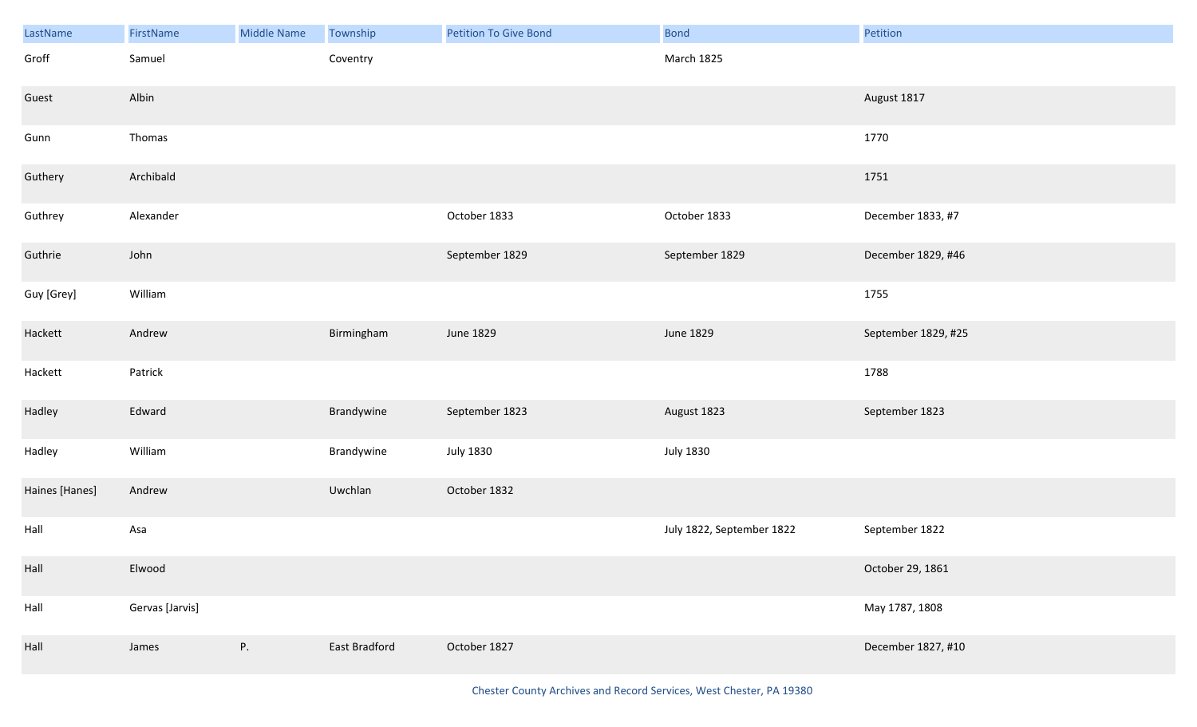| LastName | FirstName | Middle Name | Township | Petition To Give Bond | Bond | Petition |
|---|---|---|---|---|---|---|
| Groff | Samuel | | Coventry | | March 1825 | |
| Guest | Albin | | | | | August 1817 |
| Gunn | Thomas | | | | | 1770 |
| Guthery | Archibald | | | | | 1751 |
| Guthrey | Alexander | | | October 1833 | October 1833 | December 1833, #7 |
| Guthrie | John | | | September 1829 | September 1829 | December 1829, #46 |
| Guy [Grey] | William | | | | | 1755 |
| Hackett | Andrew | | Birmingham | June 1829 | June 1829 | September 1829, #25 |
| Hackett | Patrick | | | | | 1788 |
| Hadley | Edward | | Brandywine | September 1823 | August 1823 | September 1823 |
| Hadley | William | | Brandywine | July 1830 | July 1830 | |
| Haines [Hanes] | Andrew | | Uwchlan | October 1832 | | |
| Hall | Asa | | | | July 1822, September 1822 | September 1822 |
| Hall | Elwood | | | | | October 29, 1861 |
| Hall | Gervas [Jarvis] | | | | | May 1787, 1808 |
| Hall | James | P. | East Bradford | October 1827 | | December 1827, #10 |

Chester County Archives and Record Services, West Chester, PA 19380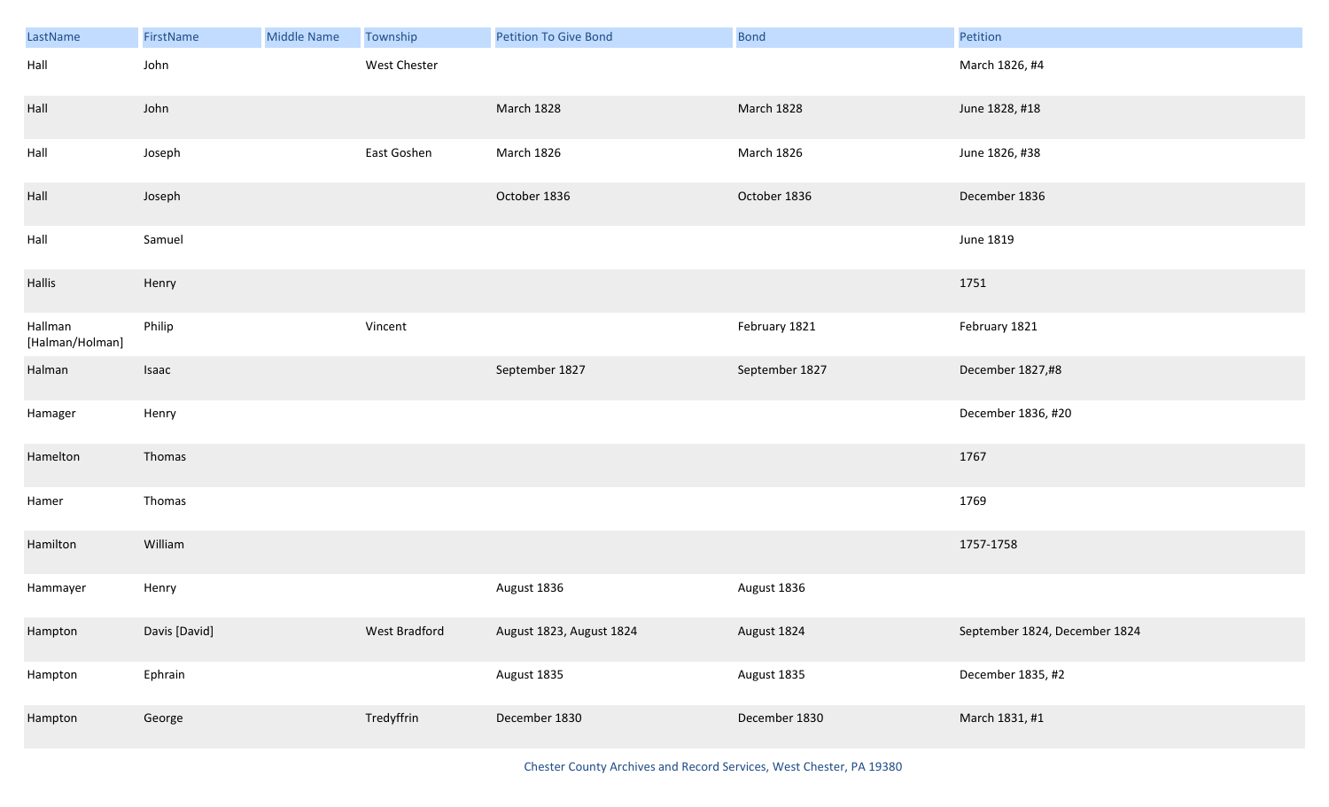| LastName | FirstName | Middle Name | Township | Petition To Give Bond | Bond | Petition |
|---|---|---|---|---|---|---|
| Hall | John | | West Chester | | | March 1826, #4 |
| Hall | John | | | March 1828 | March 1828 | June 1828, #18 |
| Hall | Joseph | | East Goshen | March 1826 | March 1826 | June 1826, #38 |
| Hall | Joseph | | | October 1836 | October 1836 | December 1836 |
| Hall | Samuel | | | | | June 1819 |
| Hallis | Henry | | | | | 1751 |
| Hallman [Halman/Holman] | Philip | | Vincent | | February 1821 | February 1821 |
| Halman | Isaac | | | September 1827 | September 1827 | December 1827,#8 |
| Hamager | Henry | | | | | December 1836, #20 |
| Hamelton | Thomas | | | | | 1767 |
| Hamer | Thomas | | | | | 1769 |
| Hamilton | William | | | | | 1757-1758 |
| Hammayer | Henry | | | August 1836 | August 1836 | |
| Hampton | Davis [David] | | West Bradford | August 1823, August 1824 | August 1824 | September 1824, December 1824 |
| Hampton | Ephrain | | | August 1835 | August 1835 | December 1835, #2 |
| Hampton | George | | Tredyffrin | December 1830 | December 1830 | March 1831, #1 |

Chester County Archives and Record Services, West Chester, PA 19380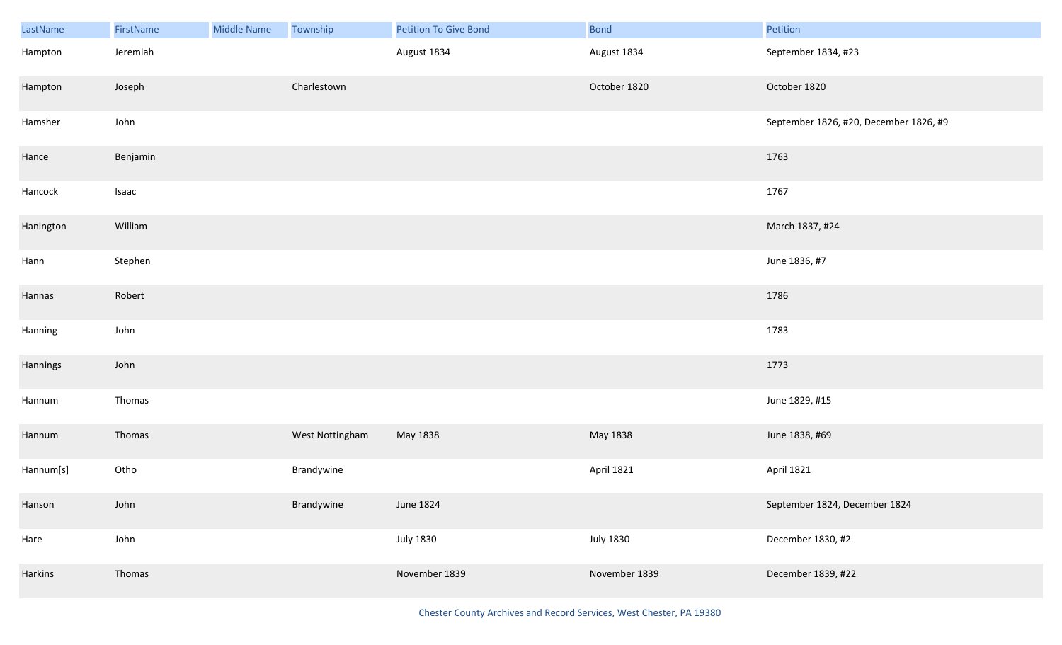| LastName | FirstName | Middle Name | Township | Petition To Give Bond | Bond | Petition |
|---|---|---|---|---|---|---|
| Hampton | Jeremiah | | | August 1834 | August 1834 | September 1834, #23 |
| Hampton | Joseph | | Charlestown | | October 1820 | October 1820 |
| Hamsher | John | | | | | September 1826, #20, December 1826, #9 |
| Hance | Benjamin | | | | | 1763 |
| Hancock | Isaac | | | | | 1767 |
| Hanington | William | | | | | March 1837, #24 |
| Hann | Stephen | | | | | June 1836, #7 |
| Hannas | Robert | | | | | 1786 |
| Hanning | John | | | | | 1783 |
| Hannings | John | | | | | 1773 |
| Hannum | Thomas | | | | | June 1829, #15 |
| Hannum | Thomas | | West Nottingham | May 1838 | May 1838 | June 1838, #69 |
| Hannum[s] | Otho | | Brandywine | | April 1821 | April 1821 |
| Hanson | John | | Brandywine | June 1824 | | September 1824, December 1824 |
| Hare | John | | | July 1830 | July 1830 | December 1830, #2 |
| Harkins | Thomas | | | November 1839 | November 1839 | December 1839, #22 |

Chester County Archives and Record Services, West Chester, PA 19380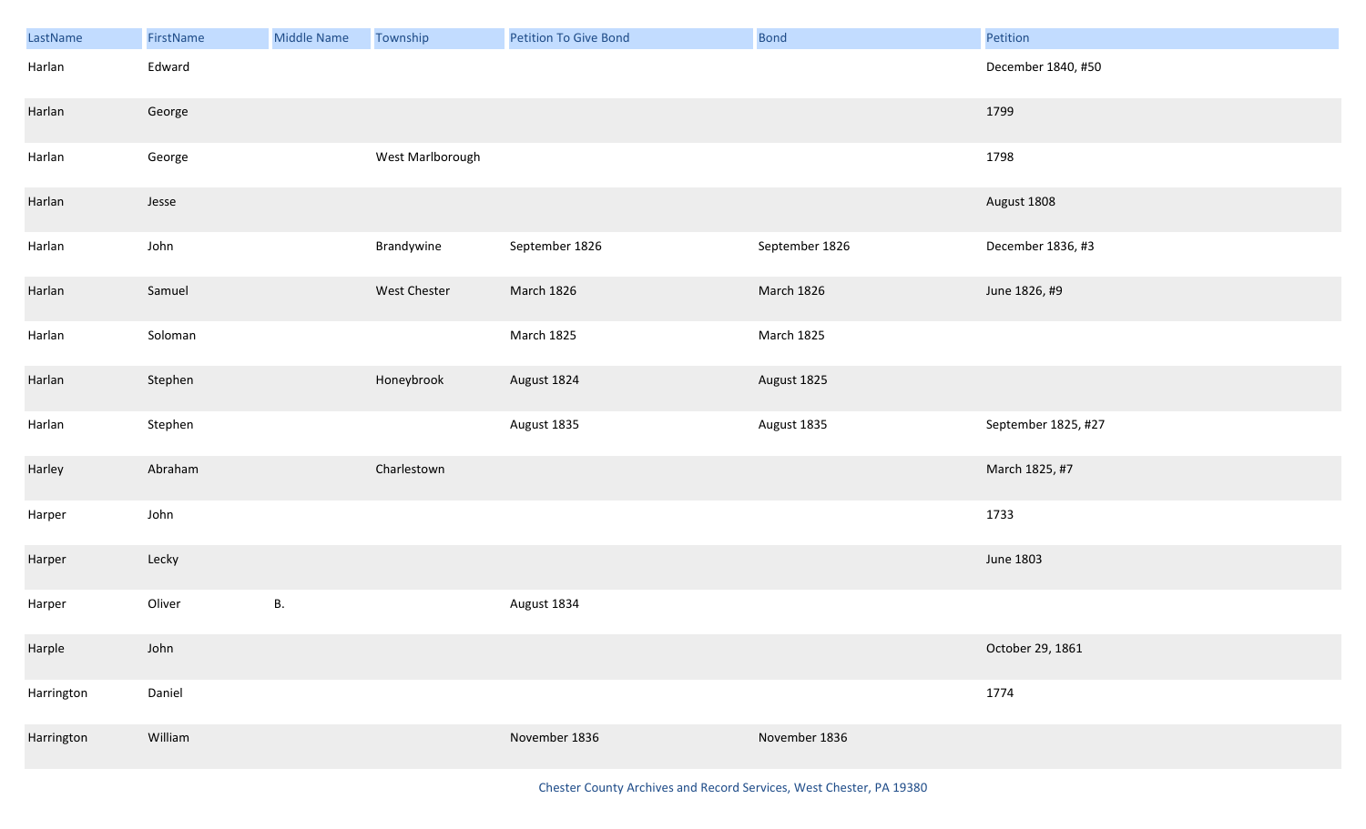| LastName | FirstName | Middle Name | Township | Petition To Give Bond | Bond | Petition |
|---|---|---|---|---|---|---|
| Harlan | Edward | | | | | December 1840, #50 |
| Harlan | George | | | | | 1799 |
| Harlan | George | | West Marlborough | | | 1798 |
| Harlan | Jesse | | | | | August 1808 |
| Harlan | John | | Brandywine | September 1826 | September 1826 | December 1836, #3 |
| Harlan | Samuel | | West Chester | March 1826 | March 1826 | June 1826, #9 |
| Harlan | Soloman | | | March 1825 | March 1825 | |
| Harlan | Stephen | | Honeybrook | August 1824 | August 1825 | |
| Harlan | Stephen | | | August 1835 | August 1835 | September 1825, #27 |
| Harley | Abraham | | Charlestown | | | March 1825, #7 |
| Harper | John | | | | | 1733 |
| Harper | Lecky | | | | | June 1803 |
| Harper | Oliver | B. | | August 1834 | | |
| Harple | John | | | | | October 29, 1861 |
| Harrington | Daniel | | | | | 1774 |
| Harrington | William | | | November 1836 | November 1836 | |

Chester County Archives and Record Services, West Chester, PA 19380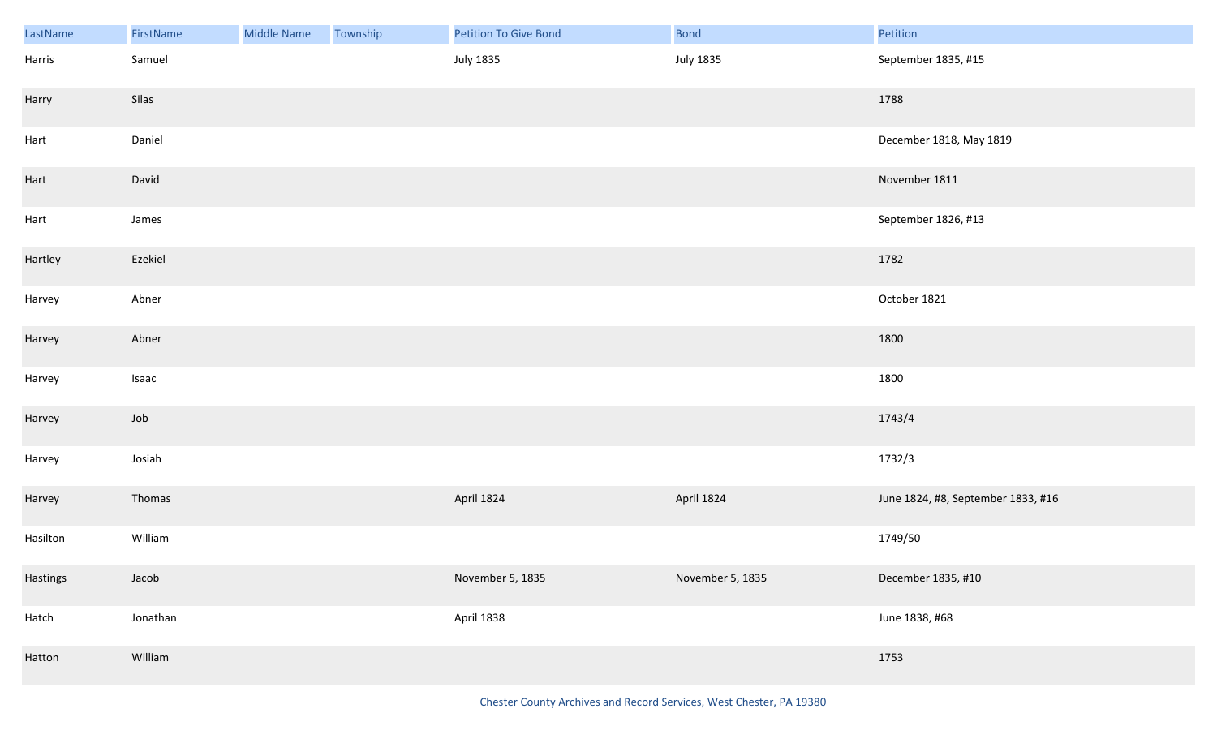| LastName | FirstName | Middle Name | Township | Petition To Give Bond | Bond | Petition |
|---|---|---|---|---|---|---|
| Harris | Samuel | | | July 1835 | July 1835 | September 1835, #15 |
| Harry | Silas | | | | | 1788 |
| Hart | Daniel | | | | | December 1818, May 1819 |
| Hart | David | | | | | November 1811 |
| Hart | James | | | | | September 1826, #13 |
| Hartley | Ezekiel | | | | | 1782 |
| Harvey | Abner | | | | | October 1821 |
| Harvey | Abner | | | | | 1800 |
| Harvey | Isaac | | | | | 1800 |
| Harvey | Job | | | | | 1743/4 |
| Harvey | Josiah | | | | | 1732/3 |
| Harvey | Thomas | | | April 1824 | April 1824 | June 1824, #8, September 1833, #16 |
| Hasilton | William | | | | | 1749/50 |
| Hastings | Jacob | | | November 5, 1835 | November 5, 1835 | December 1835, #10 |
| Hatch | Jonathan | | | April 1838 | | June 1838, #68 |
| Hatton | William | | | | | 1753 |

Chester County Archives and Record Services, West Chester, PA 19380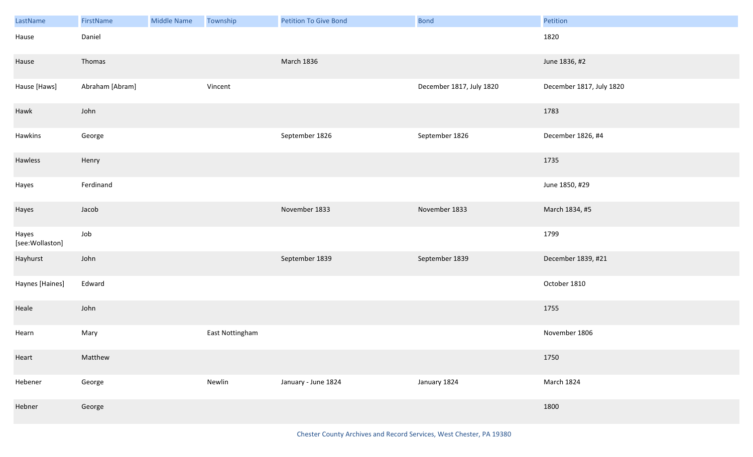| LastName | FirstName | Middle Name | Township | Petition To Give Bond | Bond | Petition |
|---|---|---|---|---|---|---|
| Hause | Daniel | | | | | 1820 |
| Hause | Thomas | | | March 1836 | | June 1836, #2 |
| Hause [Haws] | Abraham [Abram] | | Vincent | | December 1817, July 1820 | December 1817, July 1820 |
| Hawk | John | | | | | 1783 |
| Hawkins | George | | | September 1826 | September 1826 | December 1826, #4 |
| Hawless | Henry | | | | | 1735 |
| Hayes | Ferdinand | | | | | June 1850, #29 |
| Hayes | Jacob | | | November 1833 | November 1833 | March 1834, #5 |
| Hayes [see:Wollaston] | Job | | | | | 1799 |
| Hayhurst | John | | | September 1839 | September 1839 | December 1839, #21 |
| Haynes [Haines] | Edward | | | | | October 1810 |
| Heale | John | | | | | 1755 |
| Hearn | Mary | | East Nottingham | | | November 1806 |
| Heart | Matthew | | | | | 1750 |
| Hebener | George | | Newlin | January - June 1824 | January 1824 | March 1824 |
| Hebner | George | | | | | 1800 |

Chester County Archives and Record Services, West Chester, PA 19380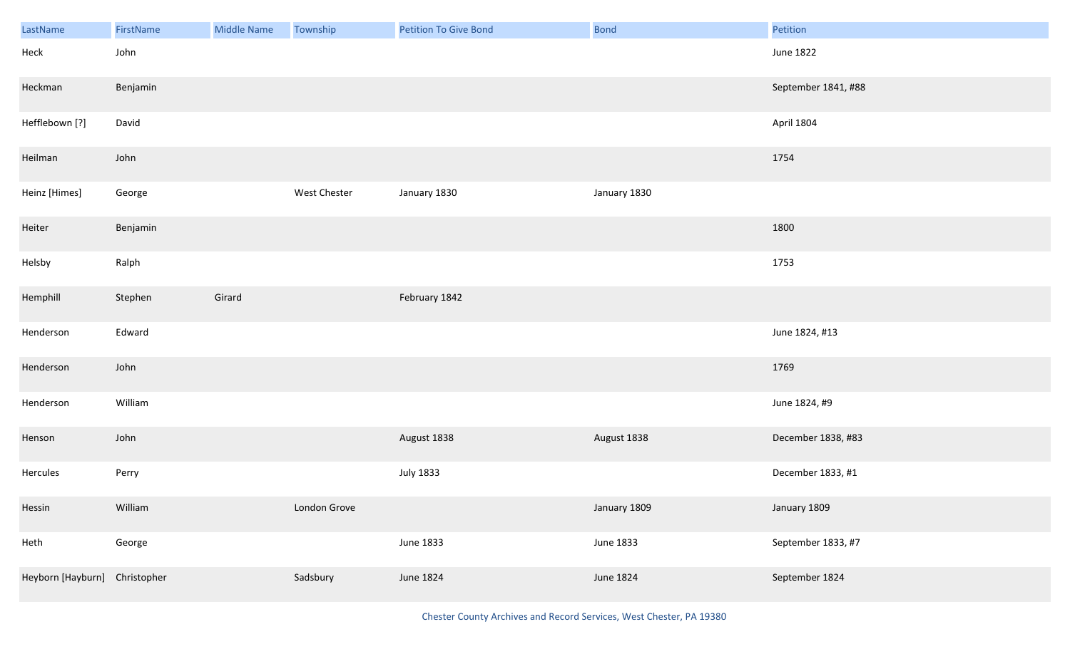| LastName | FirstName | Middle Name | Township | Petition To Give Bond | Bond | Petition |
|---|---|---|---|---|---|---|
| Heck | John | | | | | June 1822 |
| Heckman | Benjamin | | | | | September 1841, #88 |
| Hefflebown [?] | David | | | | | April 1804 |
| Heilman | John | | | | | 1754 |
| Heinz [Himes] | George | | West Chester | January 1830 | January 1830 | |
| Heiter | Benjamin | | | | | 1800 |
| Helsby | Ralph | | | | | 1753 |
| Hemphill | Stephen | Girard | | February 1842 | | |
| Henderson | Edward | | | | | June 1824, #13 |
| Henderson | John | | | | | 1769 |
| Henderson | William | | | | | June 1824, #9 |
| Henson | John | | | August 1838 | August 1838 | December 1838, #83 |
| Hercules | Perry | | | July 1833 | | December 1833, #1 |
| Hessin | William | | London Grove | | January 1809 | January 1809 |
| Heth | George | | | June 1833 | June 1833 | September 1833, #7 |
| Heyborn [Hayburn] | Christopher | | Sadsbury | June 1824 | June 1824 | September 1824 |

Chester County Archives and Record Services, West Chester, PA 19380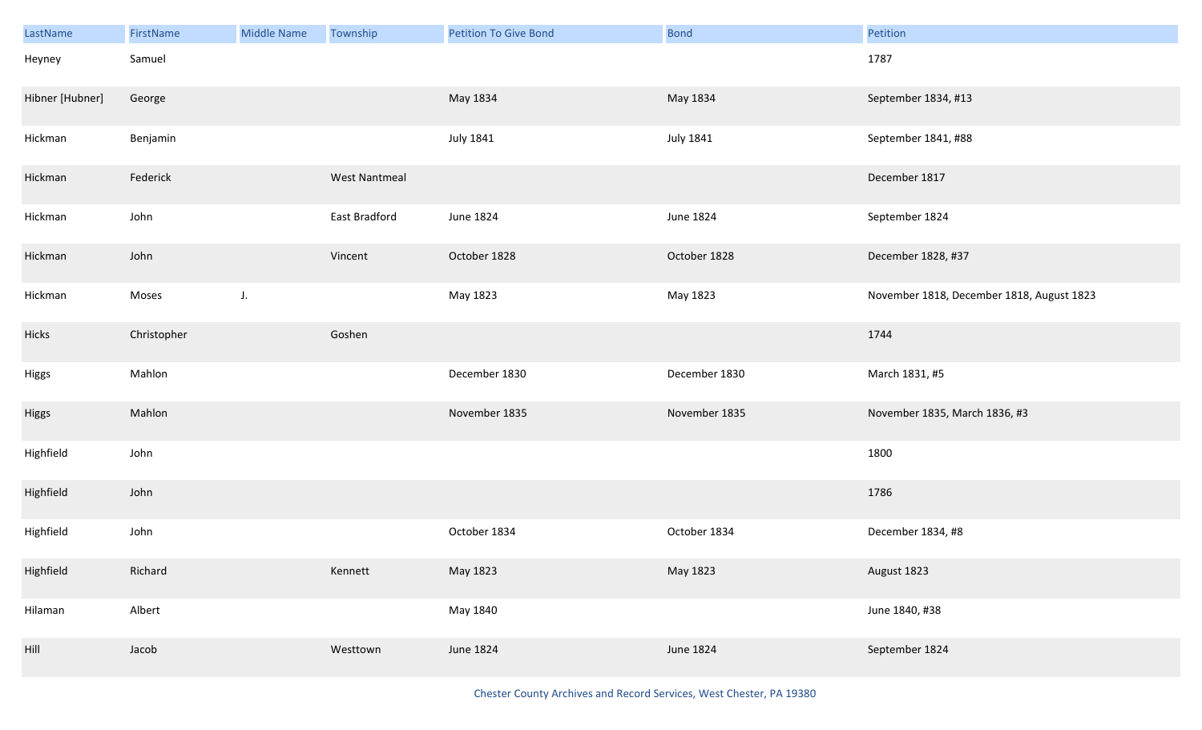| LastName | FirstName | Middle Name | Township | Petition To Give Bond | Bond | Petition |
|---|---|---|---|---|---|---|
| Heyney | Samuel | | | | | 1787 |
| Hibner [Hubner] | George | | | May 1834 | May 1834 | September 1834, #13 |
| Hickman | Benjamin | | | July 1841 | July 1841 | September 1841, #88 |
| Hickman | Federick | | West Nantmeal | | | December 1817 |
| Hickman | John | | East Bradford | June 1824 | June 1824 | September 1824 |
| Hickman | John | | Vincent | October 1828 | October 1828 | December 1828, #37 |
| Hickman | Moses | J. | | May 1823 | May 1823 | November 1818, December 1818, August 1823 |
| Hicks | Christopher | | Goshen | | | 1744 |
| Higgs | Mahlon | | | December 1830 | December 1830 | March 1831, #5 |
| Higgs | Mahlon | | | November 1835 | November 1835 | November 1835, March 1836, #3 |
| Highfield | John | | | | | 1800 |
| Highfield | John | | | | | 1786 |
| Highfield | John | | | October 1834 | October 1834 | December 1834, #8 |
| Highfield | Richard | | Kennett | May 1823 | May 1823 | August 1823 |
| Hilaman | Albert | | | May 1840 | | June 1840, #38 |
| Hill | Jacob | | Westtown | June 1824 | June 1824 | September 1824 |

Chester County Archives and Record Services, West Chester, PA 19380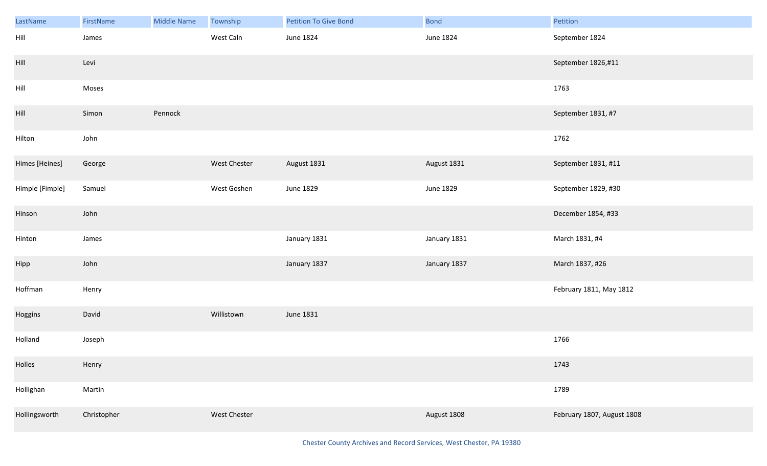| LastName | FirstName | Middle Name | Township | Petition To Give Bond | Bond | Petition |
|---|---|---|---|---|---|---|
| Hill | James | | West Caln | June 1824 | June 1824 | September 1824 |
| Hill | Levi | | | | | September 1826,#11 |
| Hill | Moses | | | | | 1763 |
| Hill | Simon | Pennock | | | | September 1831, #7 |
| Hilton | John | | | | | 1762 |
| Himes [Heines] | George | | West Chester | August 1831 | August 1831 | September 1831, #11 |
| Himple [Fimple] | Samuel | | West Goshen | June 1829 | June 1829 | September 1829, #30 |
| Hinson | John | | | | | December 1854, #33 |
| Hinton | James | | | January 1831 | January 1831 | March 1831, #4 |
| Hipp | John | | | January 1837 | January 1837 | March 1837, #26 |
| Hoffman | Henry | | | | | February 1811, May 1812 |
| Hoggins | David | | Willistown | June 1831 | | |
| Holland | Joseph | | | | | 1766 |
| Holles | Henry | | | | | 1743 |
| Hollighan | Martin | | | | | 1789 |
| Hollingsworth | Christopher | | West Chester | | August 1808 | February 1807, August 1808 |

Chester County Archives and Record Services, West Chester, PA 19380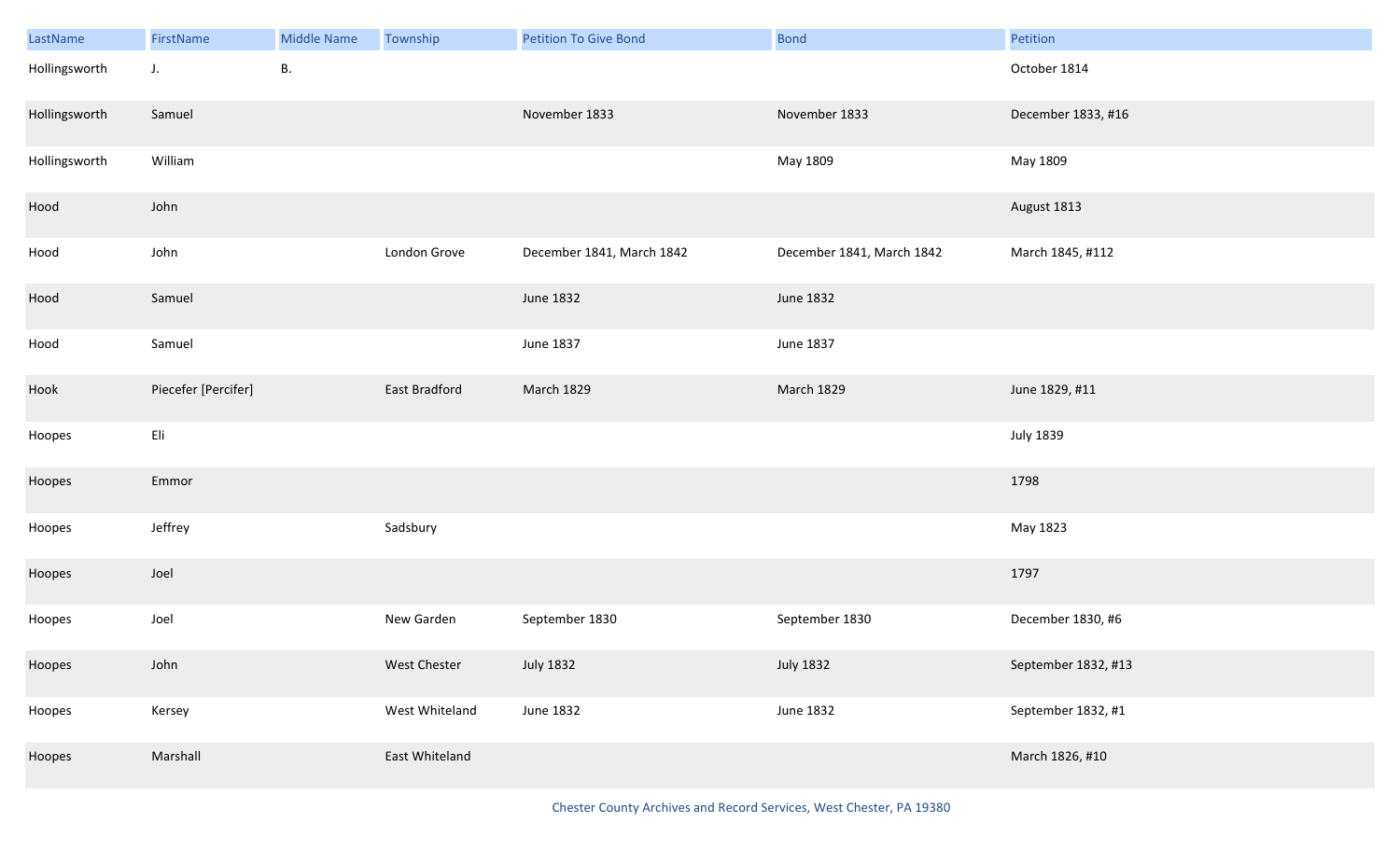| LastName | FirstName | Middle Name | Township | Petition To Give Bond | Bond | Petition |
| --- | --- | --- | --- | --- | --- | --- |
| Hollingsworth | J. | B. | | | | October 1814 |
| Hollingsworth | Samuel | | | November 1833 | November 1833 | December 1833, #16 |
| Hollingsworth | William | | | | May 1809 | May 1809 |
| Hood | John | | | | | August 1813 |
| Hood | John | | London Grove | December 1841, March 1842 | December 1841, March 1842 | March 1845, #112 |
| Hood | Samuel | | | June 1832 | June 1832 | |
| Hood | Samuel | | | June 1837 | June 1837 | |
| Hook | Piecefer [Percifer] | | East Bradford | March 1829 | March 1829 | June 1829, #11 |
| Hoopes | Eli | | | | | July 1839 |
| Hoopes | Emmor | | | | | 1798 |
| Hoopes | Jeffrey | | Sadsbury | | | May 1823 |
| Hoopes | Joel | | | | | 1797 |
| Hoopes | Joel | | New Garden | September 1830 | September 1830 | December 1830, #6 |
| Hoopes | John | | West Chester | July 1832 | July 1832 | September 1832, #13 |
| Hoopes | Kersey | | West Whiteland | June 1832 | June 1832 | September 1832, #1 |
| Hoopes | Marshall | | East Whiteland | | | March 1826, #10 |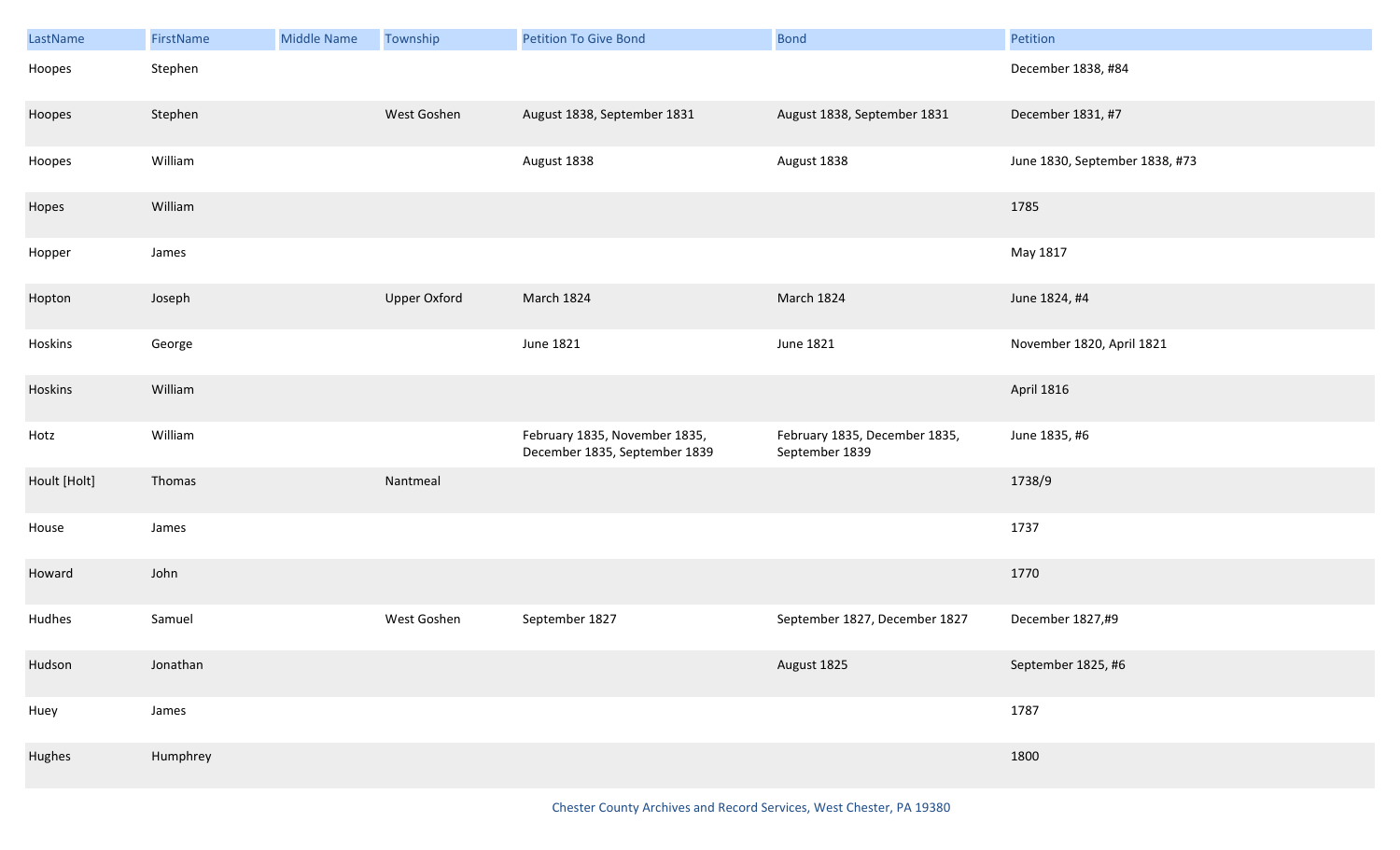| LastName | FirstName | Middle Name | Township | Petition To Give Bond | Bond | Petition |
|---|---|---|---|---|---|---|
| Hoopes | Stephen | | | | | December 1838, #84 |
| Hoopes | Stephen | | West Goshen | August 1838, September 1831 | August 1838, September 1831 | December 1831, #7 |
| Hoopes | William | | | August 1838 | August 1838 | June 1830, September 1838, #73 |
| Hopes | William | | | | | 1785 |
| Hopper | James | | | | | May 1817 |
| Hopton | Joseph | | Upper Oxford | March 1824 | March 1824 | June 1824, #4 |
| Hoskins | George | | | June 1821 | June 1821 | November 1820, April 1821 |
| Hoskins | William | | | | | April 1816 |
| Hotz | William | | | February 1835, November 1835, December 1835, September 1839 | February 1835, December 1835, September 1839 | June 1835, #6 |
| Hoult [Holt] | Thomas | | Nantmeal | | | 1738/9 |
| House | James | | | | | 1737 |
| Howard | John | | | | | 1770 |
| Hudhes | Samuel | | West Goshen | September 1827 | September 1827, December 1827 | December 1827,#9 |
| Hudson | Jonathan | | | | August 1825 | September 1825, #6 |
| Huey | James | | | | | 1787 |
| Hughes | Humphrey | | | | | 1800 |

Chester County Archives and Record Services, West Chester, PA 19380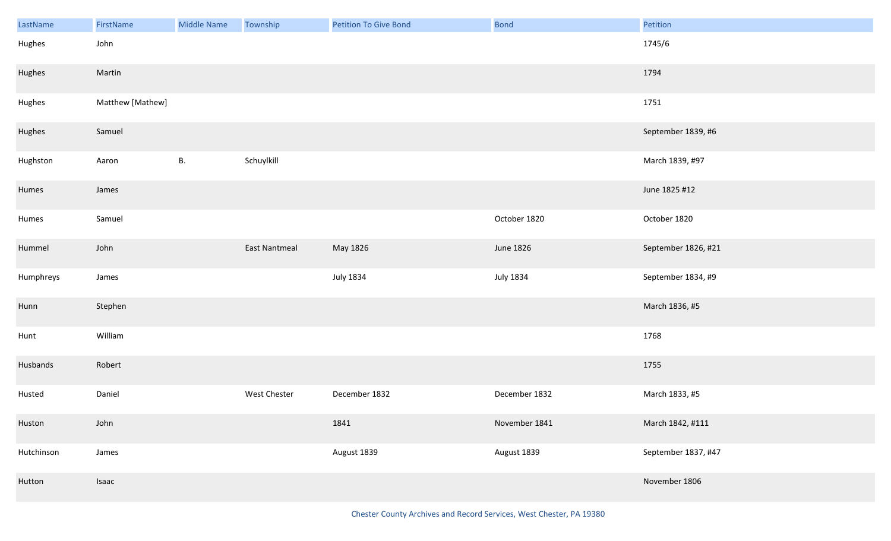| LastName | FirstName | Middle Name | Township | Petition To Give Bond | Bond | Petition |
| --- | --- | --- | --- | --- | --- | --- |
| Hughes | John | | | | | 1745/6 |
| Hughes | Martin | | | | | 1794 |
| Hughes | Matthew [Mathew] | | | | | 1751 |
| Hughes | Samuel | | | | | September 1839, #6 |
| Hughston | Aaron | B. | Schuylkill | | | March 1839, #97 |
| Humes | James | | | | | June 1825 #12 |
| Humes | Samuel | | | | October 1820 | October 1820 |
| Hummel | John | | East Nantmeal | May 1826 | June 1826 | September 1826, #21 |
| Humphreys | James | | | July 1834 | July 1834 | September 1834, #9 |
| Hunn | Stephen | | | | | March 1836, #5 |
| Hunt | William | | | | | 1768 |
| Husbands | Robert | | | | | 1755 |
| Husted | Daniel | | West Chester | December 1832 | December 1832 | March 1833, #5 |
| Huston | John | | | 1841 | November 1841 | March 1842, #111 |
| Hutchinson | James | | | August 1839 | August 1839 | September 1837, #47 |
| Hutton | Isaac | | | | | November 1806 |

Chester County Archives and Record Services, West Chester, PA 19380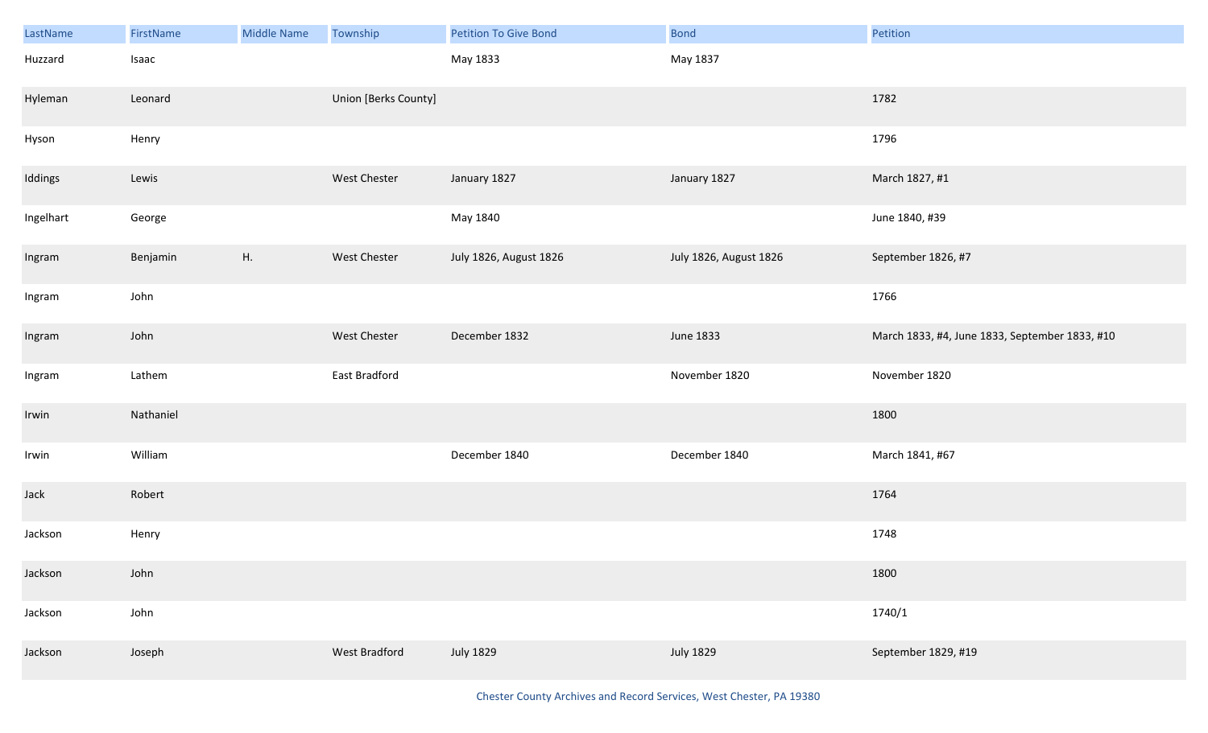| LastName | FirstName | Middle Name | Township | Petition To Give Bond | Bond | Petition |
| --- | --- | --- | --- | --- | --- | --- |
| Huzzard | Isaac | | | May 1833 | May 1837 | |
| Hyleman | Leonard | | Union [Berks County] | | | 1782 |
| Hyson | Henry | | | | | 1796 |
| Iddings | Lewis | | West Chester | January 1827 | January 1827 | March 1827, #1 |
| Ingelhart | George | | | May 1840 | | June 1840, #39 |
| Ingram | Benjamin | H. | West Chester | July 1826, August 1826 | July 1826, August 1826 | September 1826, #7 |
| Ingram | John | | | | | 1766 |
| Ingram | John | | West Chester | December 1832 | June 1833 | March 1833, #4, June 1833, September 1833, #10 |
| Ingram | Lathem | | East Bradford | | November 1820 | November 1820 |
| Irwin | Nathaniel | | | | | 1800 |
| Irwin | William | | | December 1840 | December 1840 | March 1841, #67 |
| Jack | Robert | | | | | 1764 |
| Jackson | Henry | | | | | 1748 |
| Jackson | John | | | | | 1800 |
| Jackson | John | | | | | 1740/1 |
| Jackson | Joseph | | West Bradford | July 1829 | July 1829 | September 1829, #19 |

Chester County Archives and Record Services, West Chester, PA 19380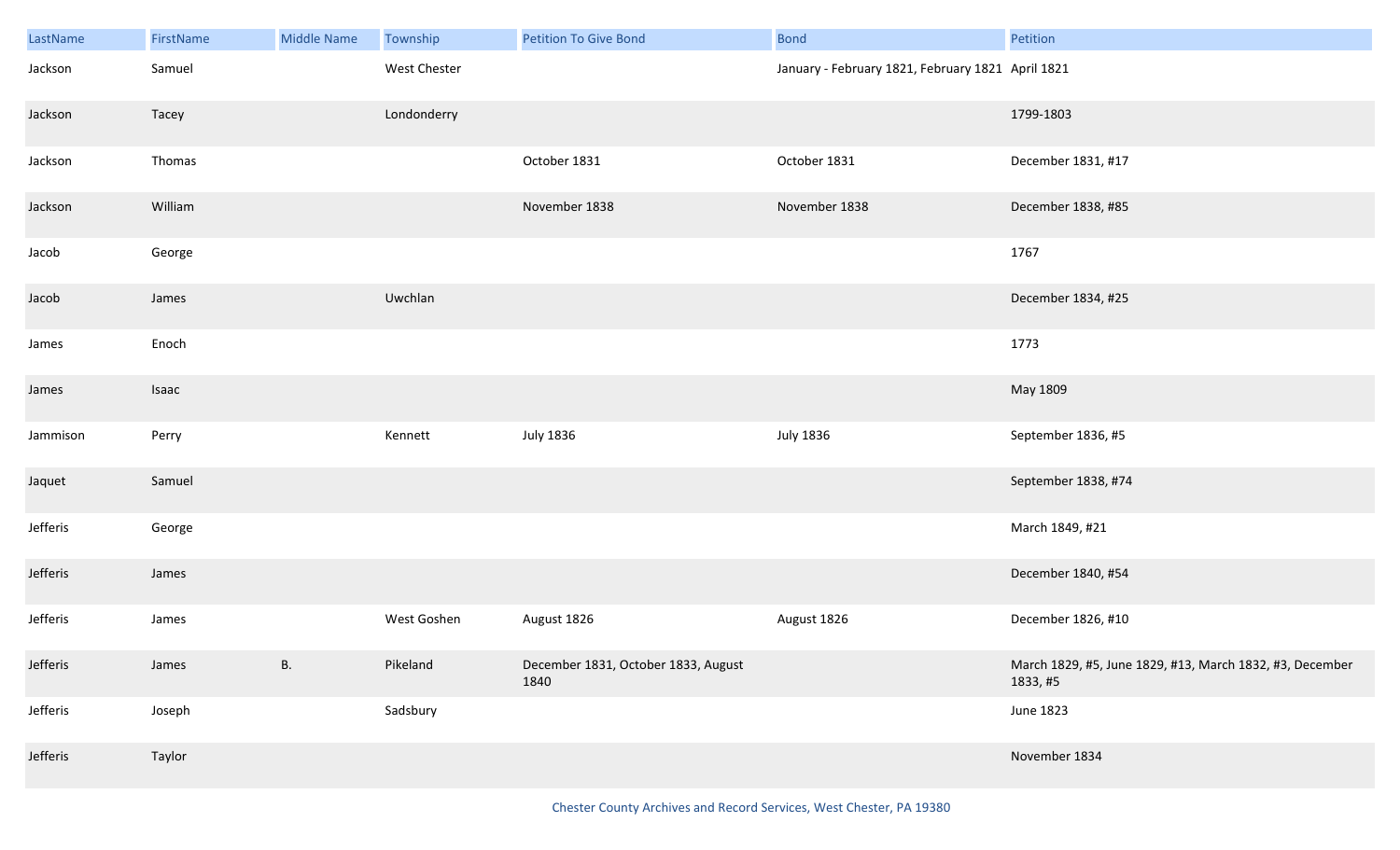| LastName | FirstName | Middle Name | Township | Petition To Give Bond | Bond | Petition |
|---|---|---|---|---|---|---|
| Jackson | Samuel | | West Chester | | January - February 1821, February 1821 | April 1821 |
| Jackson | Tacey | | Londonderry | | | 1799-1803 |
| Jackson | Thomas | | | October 1831 | October 1831 | December 1831, #17 |
| Jackson | William | | | November 1838 | November 1838 | December 1838, #85 |
| Jacob | George | | | | | 1767 |
| Jacob | James | | Uwchlan | | | December 1834, #25 |
| James | Enoch | | | | | 1773 |
| James | Isaac | | | | | May 1809 |
| Jammison | Perry | | Kennett | July 1836 | July 1836 | September 1836, #5 |
| Jaquet | Samuel | | | | | September 1838, #74 |
| Jefferis | George | | | | | March 1849, #21 |
| Jefferis | James | | | | | December 1840, #54 |
| Jefferis | James | | West Goshen | August 1826 | August 1826 | December 1826, #10 |
| Jefferis | James | B. | Pikeland | December 1831, October 1833, August 1840 | | March 1829, #5, June 1829, #13, March 1832, #3, December 1833, #5 |
| Jefferis | Joseph | | Sadsbury | | | June 1823 |
| Jefferis | Taylor | | | | | November 1834 |

Chester County Archives and Record Services, West Chester, PA 19380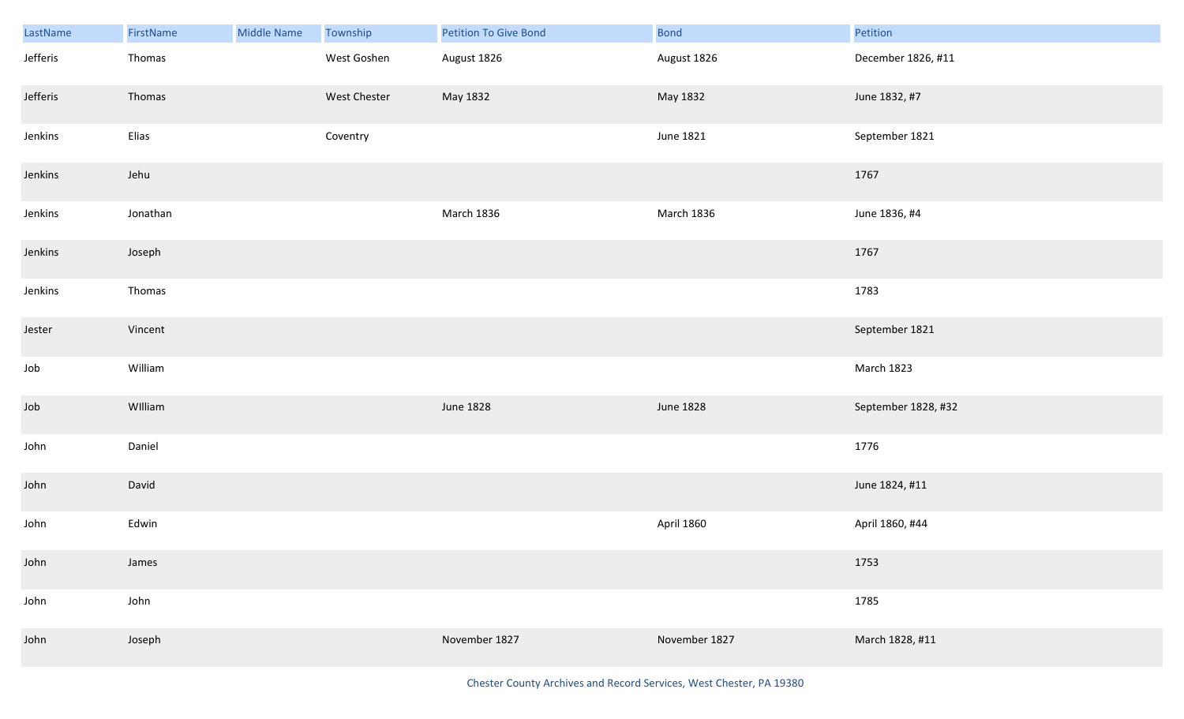| LastName | FirstName | Middle Name | Township | Petition To Give Bond | Bond | Petition |
|---|---|---|---|---|---|---|
| Jefferis | Thomas | | West Goshen | August 1826 | August 1826 | December 1826, #11 |
| Jefferis | Thomas | | West Chester | May 1832 | May 1832 | June 1832, #7 |
| Jenkins | Elias | | Coventry | | June 1821 | September 1821 |
| Jenkins | Jehu | | | | | 1767 |
| Jenkins | Jonathan | | | March 1836 | March 1836 | June 1836, #4 |
| Jenkins | Joseph | | | | | 1767 |
| Jenkins | Thomas | | | | | 1783 |
| Jester | Vincent | | | | | September 1821 |
| Job | William | | | | | March 1823 |
| Job | WIlliam | | | June 1828 | June 1828 | September 1828, #32 |
| John | Daniel | | | | | 1776 |
| John | David | | | | | June 1824, #11 |
| John | Edwin | | | | April 1860 | April 1860, #44 |
| John | James | | | | | 1753 |
| John | John | | | | | 1785 |
| John | Joseph | | | November 1827 | November 1827 | March 1828, #11 |

Chester County Archives and Record Services, West Chester, PA 19380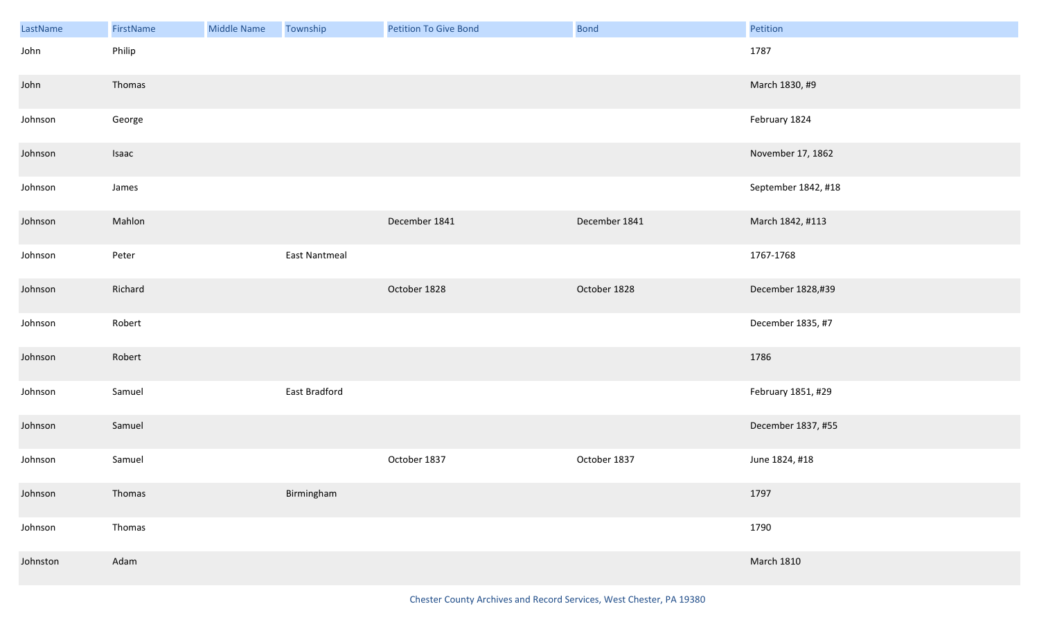| LastName | FirstName | Middle Name | Township | Petition To Give Bond | Bond | Petition |
|---|---|---|---|---|---|---|
| John | Philip | | | | | 1787 |
| John | Thomas | | | | | March 1830, #9 |
| Johnson | George | | | | | February 1824 |
| Johnson | Isaac | | | | | November 17, 1862 |
| Johnson | James | | | | | September 1842, #18 |
| Johnson | Mahlon | | | December 1841 | December 1841 | March 1842, #113 |
| Johnson | Peter | | East Nantmeal | | | 1767-1768 |
| Johnson | Richard | | | October 1828 | October 1828 | December 1828,#39 |
| Johnson | Robert | | | | | December 1835, #7 |
| Johnson | Robert | | | | | 1786 |
| Johnson | Samuel | | East Bradford | | | February 1851, #29 |
| Johnson | Samuel | | | | | December 1837, #55 |
| Johnson | Samuel | | | October 1837 | October 1837 | June 1824, #18 |
| Johnson | Thomas | | Birmingham | | | 1797 |
| Johnson | Thomas | | | | | 1790 |
| Johnston | Adam | | | | | March 1810 |

Chester County Archives and Record Services, West Chester, PA 19380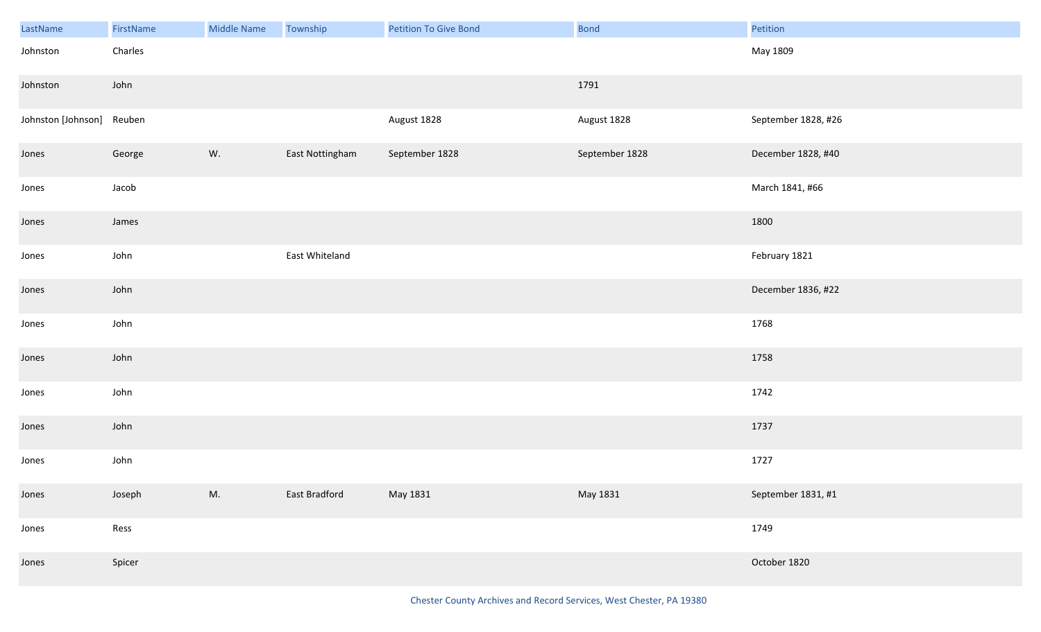| LastName | FirstName | Middle Name | Township | Petition To Give Bond | Bond | Petition |
|---|---|---|---|---|---|---|
| Johnston | Charles | | | | | May 1809 |
| Johnston | John | | | | 1791 | |
| Johnston [Johnson] | Reuben | | | August 1828 | August 1828 | September 1828, #26 |
| Jones | George | W. | East Nottingham | September 1828 | September 1828 | December 1828, #40 |
| Jones | Jacob | | | | | March 1841, #66 |
| Jones | James | | | | | 1800 |
| Jones | John | | East Whiteland | | | February 1821 |
| Jones | John | | | | | December 1836, #22 |
| Jones | John | | | | | 1768 |
| Jones | John | | | | | 1758 |
| Jones | John | | | | | 1742 |
| Jones | John | | | | | 1737 |
| Jones | John | | | | | 1727 |
| Jones | Joseph | M. | East Bradford | May 1831 | May 1831 | September 1831, #1 |
| Jones | Ress | | | | | 1749 |
| Jones | Spicer | | | | | October 1820 |

Chester County Archives and Record Services, West Chester, PA 19380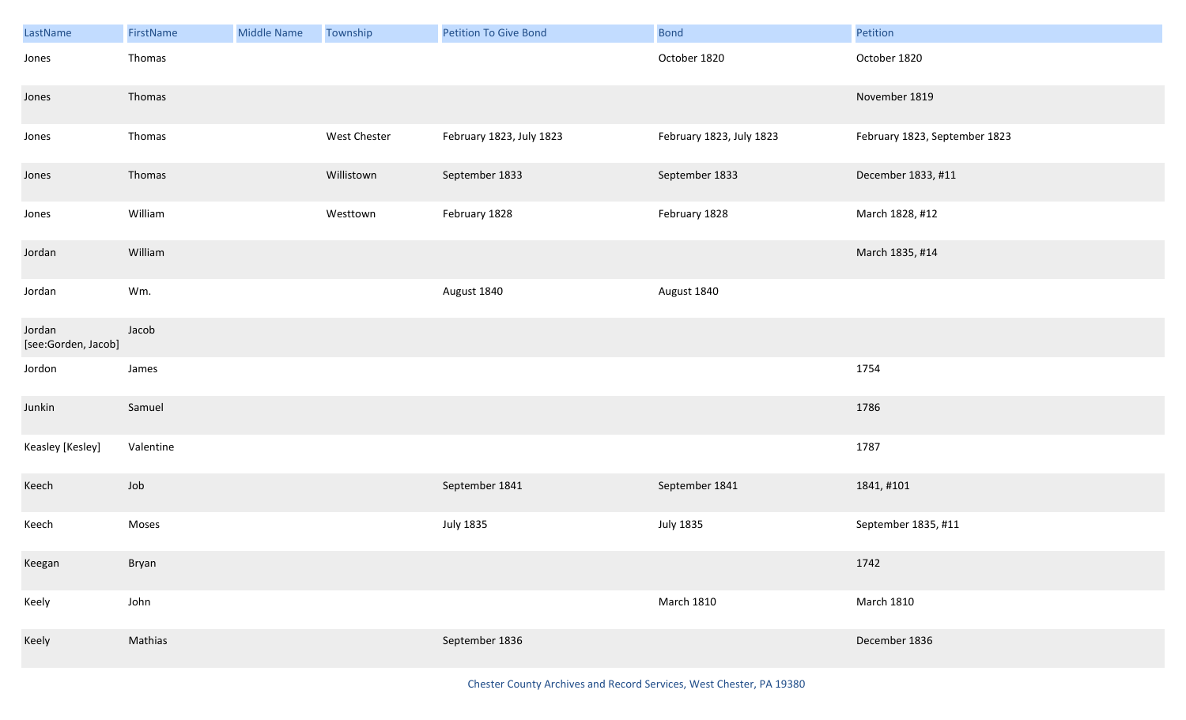| LastName | FirstName | Middle Name | Township | Petition To Give Bond | Bond | Petition |
|---|---|---|---|---|---|---|
| Jones | Thomas | | | | October 1820 | October 1820 |
| Jones | Thomas | | | | | November 1819 |
| Jones | Thomas | | West Chester | February 1823, July 1823 | February 1823, July 1823 | February 1823, September 1823 |
| Jones | Thomas | | Willistown | September 1833 | September 1833 | December 1833, #11 |
| Jones | William | | Westtown | February 1828 | February 1828 | March 1828, #12 |
| Jordan | William | | | | | March 1835, #14 |
| Jordan | Wm. | | | August 1840 | August 1840 | |
| Jordan [see:Gorden, Jacob] | Jacob | | | | | |
| Jordon | James | | | | | 1754 |
| Junkin | Samuel | | | | | 1786 |
| Keasley [Kesley] | Valentine | | | | | 1787 |
| Keech | Job | | | September 1841 | September 1841 | 1841, #101 |
| Keech | Moses | | | July 1835 | July 1835 | September 1835, #11 |
| Keegan | Bryan | | | | | 1742 |
| Keely | John | | | | March 1810 | March 1810 |
| Keely | Mathias | | | September 1836 | | December 1836 |

Chester County Archives and Record Services, West Chester, PA 19380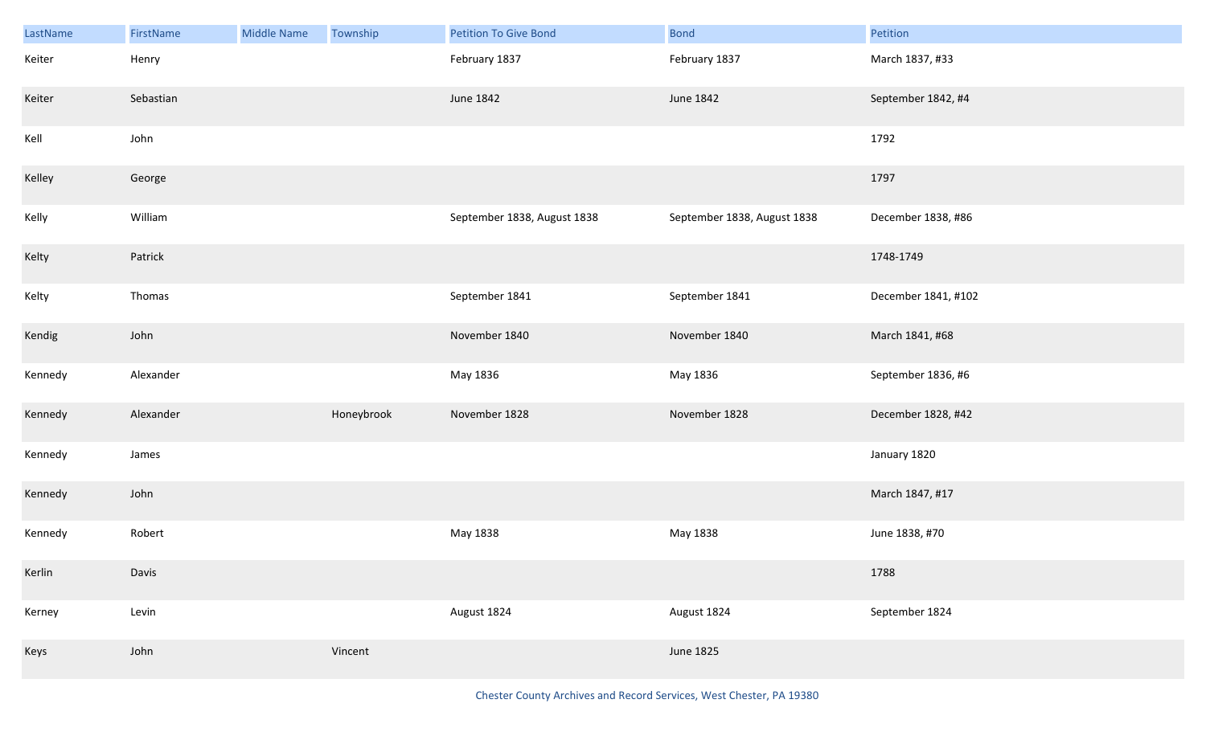| LastName | FirstName | Middle Name | Township | Petition To Give Bond | Bond | Petition |
|---|---|---|---|---|---|---|
| Keiter | Henry | | | February 1837 | February 1837 | March 1837, #33 |
| Keiter | Sebastian | | | June 1842 | June 1842 | September 1842, #4 |
| Kell | John | | | | | 1792 |
| Kelley | George | | | | | 1797 |
| Kelly | William | | | September 1838, August 1838 | September 1838, August 1838 | December 1838, #86 |
| Kelty | Patrick | | | | | 1748-1749 |
| Kelty | Thomas | | | September 1841 | September 1841 | December 1841, #102 |
| Kendig | John | | | November 1840 | November 1840 | March 1841, #68 |
| Kennedy | Alexander | | | May 1836 | May 1836 | September 1836, #6 |
| Kennedy | Alexander | | Honeybrook | November 1828 | November 1828 | December 1828, #42 |
| Kennedy | James | | | | | January 1820 |
| Kennedy | John | | | | | March 1847, #17 |
| Kennedy | Robert | | | May 1838 | May 1838 | June 1838, #70 |
| Kerlin | Davis | | | | | 1788 |
| Kerney | Levin | | | August 1824 | August 1824 | September 1824 |
| Keys | John | | Vincent | | June 1825 | |

Chester County Archives and Record Services, West Chester, PA 19380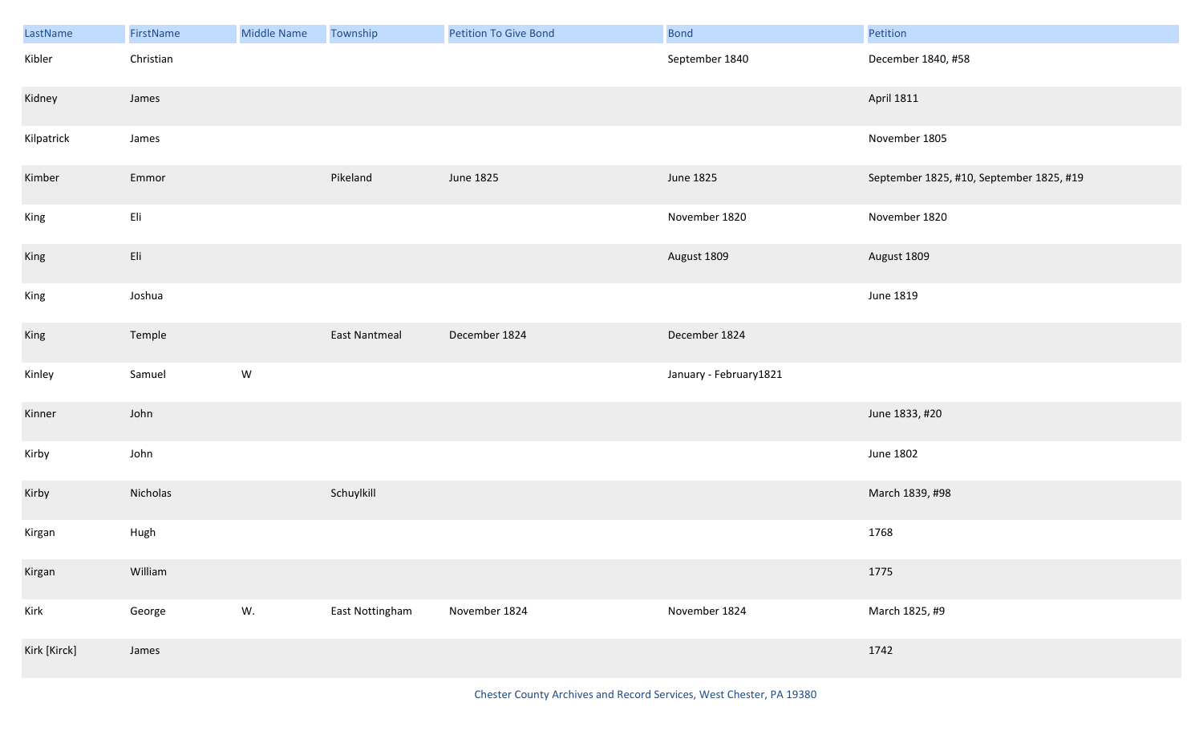| LastName | FirstName | Middle Name | Township | Petition To Give Bond | Bond | Petition |
|---|---|---|---|---|---|---|
| Kibler | Christian | | | | September 1840 | December 1840, #58 |
| Kidney | James | | | | | April 1811 |
| Kilpatrick | James | | | | | November 1805 |
| Kimber | Emmor | | Pikeland | June 1825 | June 1825 | September 1825, #10, September 1825, #19 |
| King | Eli | | | | November 1820 | November 1820 |
| King | Eli | | | | August 1809 | August 1809 |
| King | Joshua | | | | | June 1819 |
| King | Temple | | East Nantmeal | December 1824 | December 1824 | |
| Kinley | Samuel | W | | | January - February1821 | |
| Kinner | John | | | | | June 1833, #20 |
| Kirby | John | | | | | June 1802 |
| Kirby | Nicholas | | Schuylkill | | | March 1839, #98 |
| Kirgan | Hugh | | | | | 1768 |
| Kirgan | William | | | | | 1775 |
| Kirk | George | W. | East Nottingham | November 1824 | November 1824 | March 1825, #9 |
| Kirk [Kirck] | James | | | | | 1742 |

Chester County Archives and Record Services, West Chester, PA 19380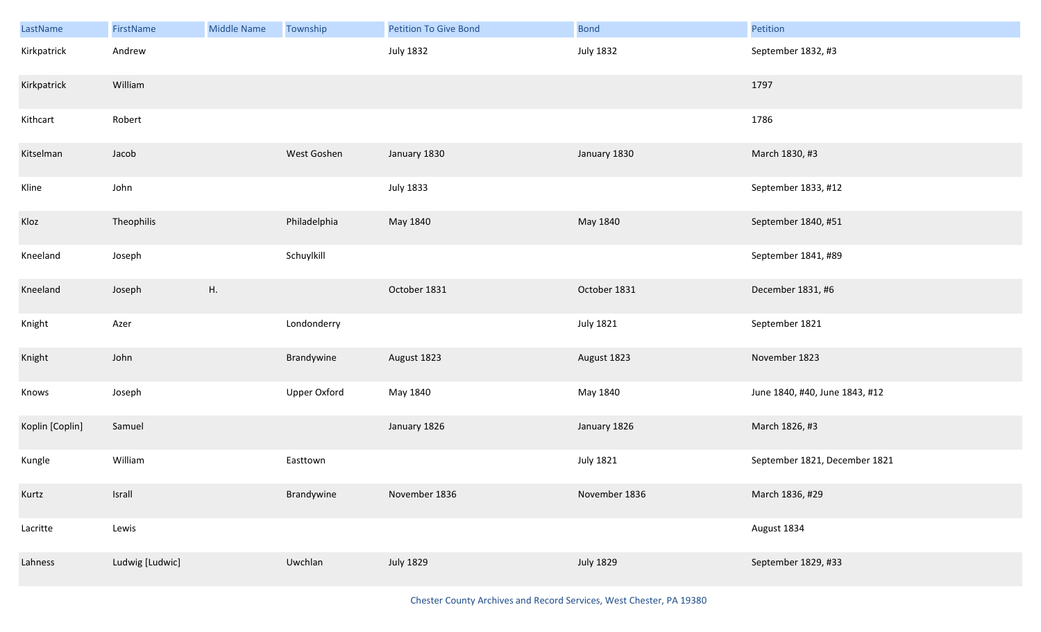| LastName | FirstName | Middle Name | Township | Petition To Give Bond | Bond | Petition |
|---|---|---|---|---|---|---|
| Kirkpatrick | Andrew | | | July 1832 | July 1832 | September 1832, #3 |
| Kirkpatrick | William | | | | | 1797 |
| Kithcart | Robert | | | | | 1786 |
| Kitselman | Jacob | | West Goshen | January 1830 | January 1830 | March 1830, #3 |
| Kline | John | | | July 1833 | | September 1833, #12 |
| Kloz | Theophilis | | Philadelphia | May 1840 | May 1840 | September 1840, #51 |
| Kneeland | Joseph | | Schuylkill | | | September 1841, #89 |
| Kneeland | Joseph | H. | | October 1831 | October 1831 | December 1831, #6 |
| Knight | Azer | | Londonderry | | July 1821 | September 1821 |
| Knight | John | | Brandywine | August 1823 | August 1823 | November 1823 |
| Knows | Joseph | | Upper Oxford | May 1840 | May 1840 | June 1840, #40, June 1843, #12 |
| Koplin [Coplin] | Samuel | | | January 1826 | January 1826 | March 1826, #3 |
| Kungle | William | | Easttown | | July 1821 | September 1821, December 1821 |
| Kurtz | Israll | | Brandywine | November 1836 | November 1836 | March 1836, #29 |
| Lacritte | Lewis | | | | | August 1834 |
| Lahness | Ludwig [Ludwic] | | Uwchlan | July 1829 | July 1829 | September 1829, #33 |

Chester County Archives and Record Services, West Chester, PA 19380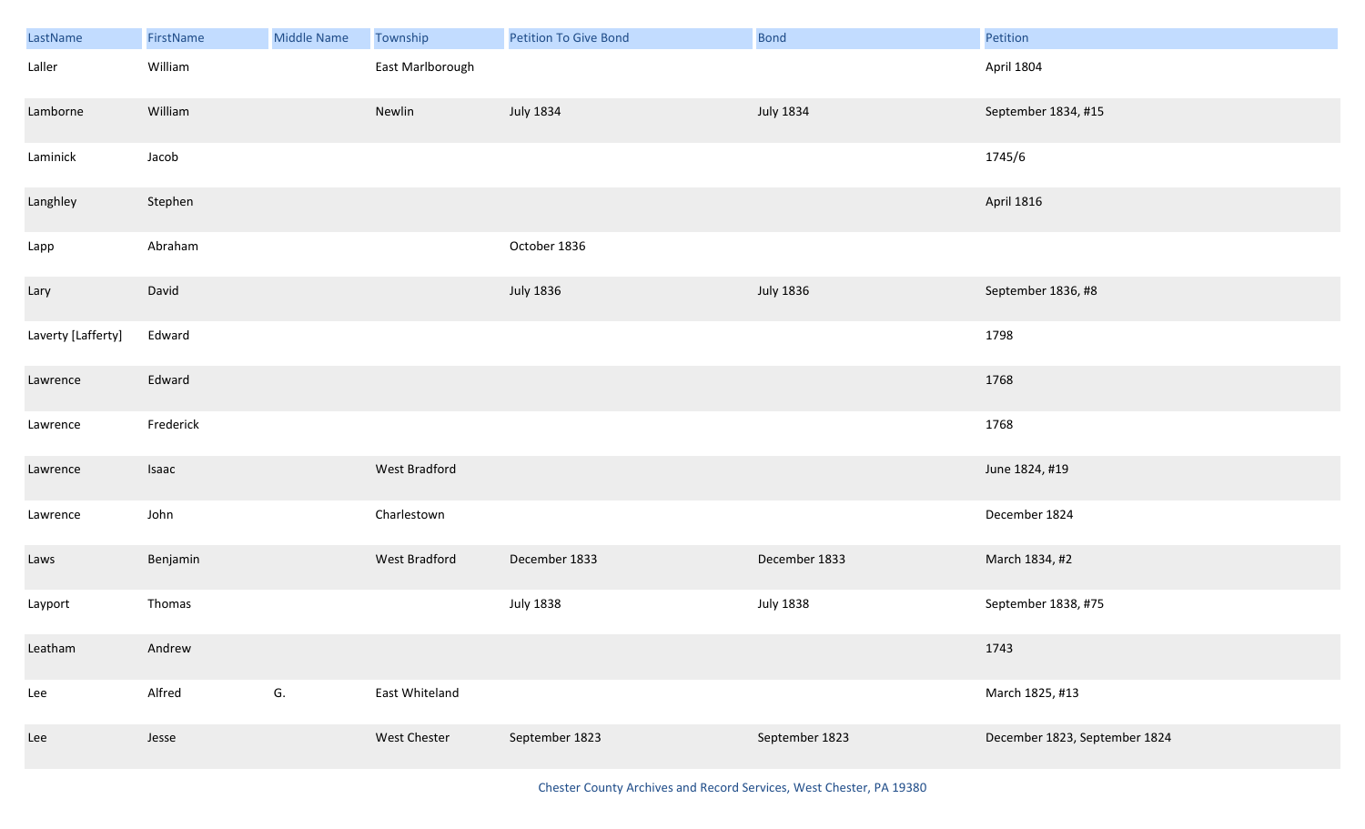| LastName | FirstName | Middle Name | Township | Petition To Give Bond | Bond | Petition |
|---|---|---|---|---|---|---|
| Laller | William | | East Marlborough | | | April 1804 |
| Lamborne | William | | Newlin | July 1834 | July 1834 | September 1834, #15 |
| Laminick | Jacob | | | | | 1745/6 |
| Langhley | Stephen | | | | | April 1816 |
| Lapp | Abraham | | | October 1836 | | |
| Lary | David | | | July 1836 | July 1836 | September 1836, #8 |
| Laverty [Lafferty] | Edward | | | | | 1798 |
| Lawrence | Edward | | | | | 1768 |
| Lawrence | Frederick | | | | | 1768 |
| Lawrence | Isaac | | West Bradford | | | June 1824, #19 |
| Lawrence | John | | Charlestown | | | December 1824 |
| Laws | Benjamin | | West Bradford | December 1833 | December 1833 | March 1834, #2 |
| Layport | Thomas | | | July 1838 | July 1838 | September 1838, #75 |
| Leatham | Andrew | | | | | 1743 |
| Lee | Alfred | G. | East Whiteland | | | March 1825, #13 |
| Lee | Jesse | | West Chester | September 1823 | September 1823 | December 1823, September 1824 |

Chester County Archives and Record Services, West Chester, PA 19380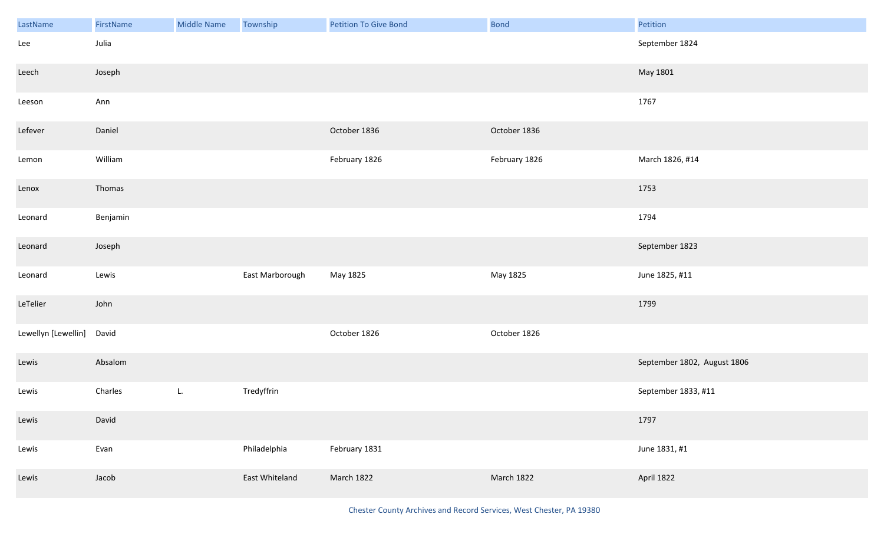| LastName | FirstName | Middle Name | Township | Petition To Give Bond | Bond | Petition |
|---|---|---|---|---|---|---|
| Lee | Julia | | | | | September 1824 |
| Leech | Joseph | | | | | May 1801 |
| Leeson | Ann | | | | | 1767 |
| Lefever | Daniel | | | October 1836 | October 1836 | |
| Lemon | William | | | February 1826 | February 1826 | March 1826, #14 |
| Lenox | Thomas | | | | | 1753 |
| Leonard | Benjamin | | | | | 1794 |
| Leonard | Joseph | | | | | September 1823 |
| Leonard | Lewis | | East Marborough | May 1825 | May 1825 | June 1825, #11 |
| LeTelier | John | | | | | 1799 |
| Lewellyn [Lewellin] | David | | | October 1826 | October 1826 | |
| Lewis | Absalom | | | | | September 1802, August 1806 |
| Lewis | Charles | L. | Tredyffrin | | | September 1833, #11 |
| Lewis | David | | | | | 1797 |
| Lewis | Evan | | Philadelphia | February 1831 | | June 1831, #1 |
| Lewis | Jacob | | East Whiteland | March 1822 | March 1822 | April 1822 |

Chester County Archives and Record Services, West Chester, PA 19380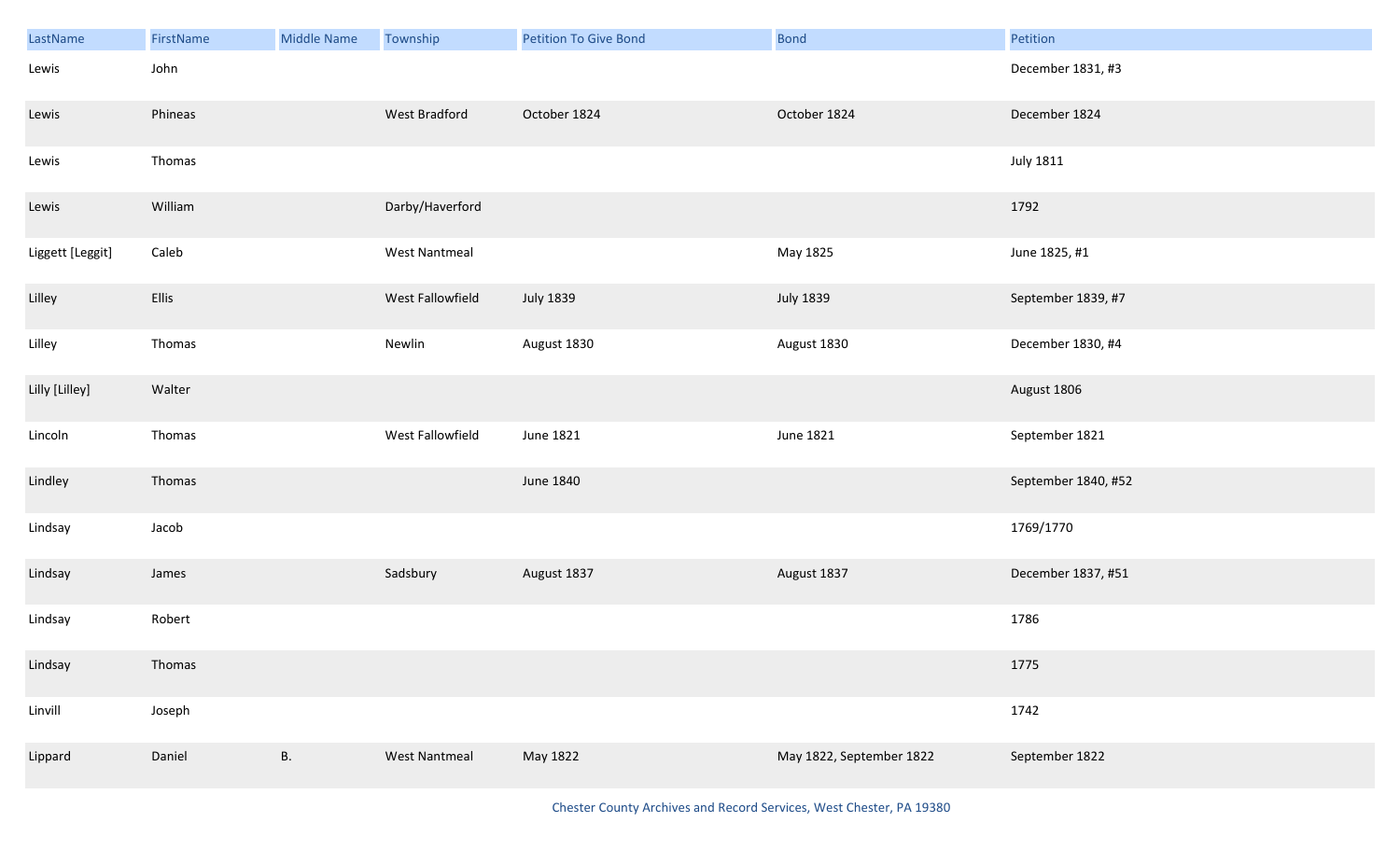| LastName | FirstName | Middle Name | Township | Petition To Give Bond | Bond | Petition |
|---|---|---|---|---|---|---|
| Lewis | John | | | | | December 1831, #3 |
| Lewis | Phineas | | West Bradford | October 1824 | October 1824 | December 1824 |
| Lewis | Thomas | | | | | July 1811 |
| Lewis | William | | Darby/Haverford | | | 1792 |
| Liggett [Leggit] | Caleb | | West Nantmeal | | May 1825 | June 1825, #1 |
| Lilley | Ellis | | West Fallowfield | July 1839 | July 1839 | September 1839, #7 |
| Lilley | Thomas | | Newlin | August 1830 | August 1830 | December 1830, #4 |
| Lilly [Lilley] | Walter | | | | | August 1806 |
| Lincoln | Thomas | | West Fallowfield | June 1821 | June 1821 | September 1821 |
| Lindley | Thomas | | | June 1840 | | September 1840, #52 |
| Lindsay | Jacob | | | | | 1769/1770 |
| Lindsay | James | | Sadsbury | August 1837 | August 1837 | December 1837, #51 |
| Lindsay | Robert | | | | | 1786 |
| Lindsay | Thomas | | | | | 1775 |
| Linvill | Joseph | | | | | 1742 |
| Lippard | Daniel | B. | West Nantmeal | May 1822 | May 1822, September 1822 | September 1822 |

Chester County Archives and Record Services, West Chester, PA 19380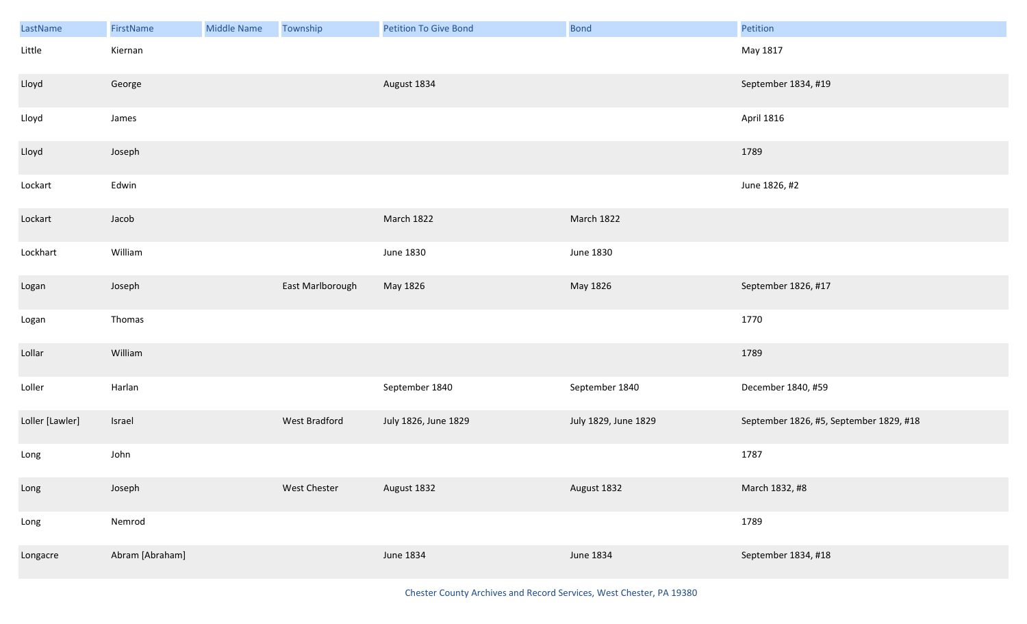| LastName | FirstName | Middle Name | Township | Petition To Give Bond | Bond | Petition |
|---|---|---|---|---|---|---|
| Little | Kiernan | | | | | May 1817 |
| Lloyd | George | | | August 1834 | | September 1834, #19 |
| Lloyd | James | | | | | April 1816 |
| Lloyd | Joseph | | | | | 1789 |
| Lockart | Edwin | | | | | June 1826, #2 |
| Lockart | Jacob | | | March 1822 | March 1822 | |
| Lockhart | William | | | June 1830 | June 1830 | |
| Logan | Joseph | | East Marlborough | May 1826 | May 1826 | September 1826, #17 |
| Logan | Thomas | | | | | 1770 |
| Lollar | William | | | | | 1789 |
| Loller | Harlan | | | September 1840 | September 1840 | December 1840, #59 |
| Loller [Lawler] | Israel | | West Bradford | July 1826, June 1829 | July 1829, June 1829 | September 1826, #5, September 1829, #18 |
| Long | John | | | | | 1787 |
| Long | Joseph | | West Chester | August 1832 | August 1832 | March 1832, #8 |
| Long | Nemrod | | | | | 1789 |
| Longacre | Abram [Abraham] | | | June 1834 | June 1834 | September 1834, #18 |

Chester County Archives and Record Services, West Chester, PA 19380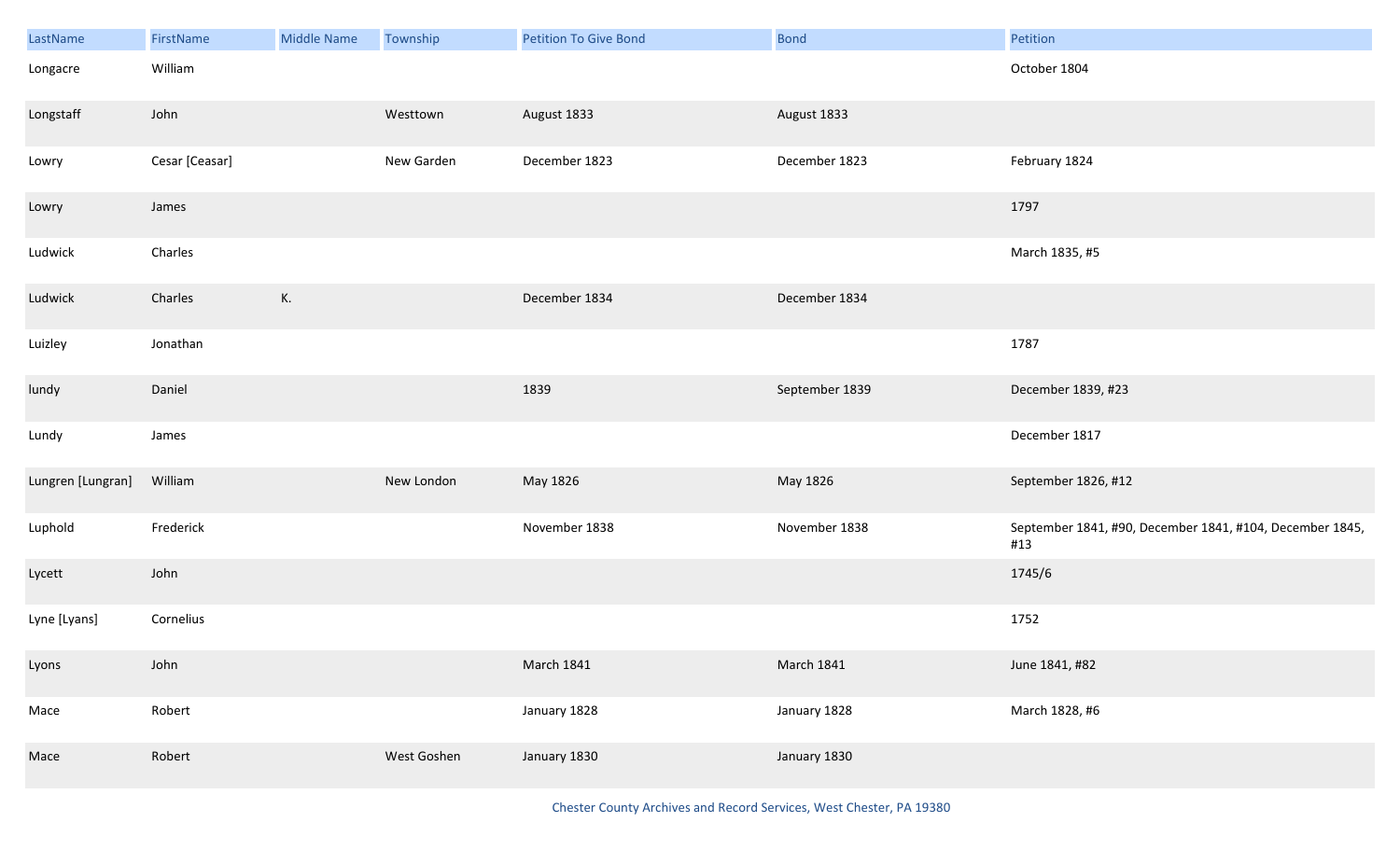| LastName | FirstName | Middle Name | Township | Petition To Give Bond | Bond | Petition |
| --- | --- | --- | --- | --- | --- | --- |
| Longacre | William | | | | | October 1804 |
| Longstaff | John | | Westtown | August 1833 | August 1833 | |
| Lowry | Cesar [Ceasar] | | New Garden | December 1823 | December 1823 | February 1824 |
| Lowry | James | | | | | 1797 |
| Ludwick | Charles | | | | | March 1835, #5 |
| Ludwick | Charles | K. | | December 1834 | December 1834 | |
| Luizley | Jonathan | | | | | 1787 |
| lundy | Daniel | | | 1839 | September 1839 | December 1839, #23 |
| Lundy | James | | | | | December 1817 |
| Lungren [Lungran] | William | | New London | May 1826 | May 1826 | September 1826, #12 |
| Luphold | Frederick | | | November 1838 | November 1838 | September 1841, #90, December 1841, #104, December 1845, #13 |
| Lycett | John | | | | | 1745/6 |
| Lyne [Lyans] | Cornelius | | | | | 1752 |
| Lyons | John | | | March 1841 | March 1841 | June 1841, #82 |
| Mace | Robert | | | January 1828 | January 1828 | March 1828, #6 |
| Mace | Robert | | West Goshen | January 1830 | January 1830 | |

Chester County Archives and Record Services, West Chester, PA 19380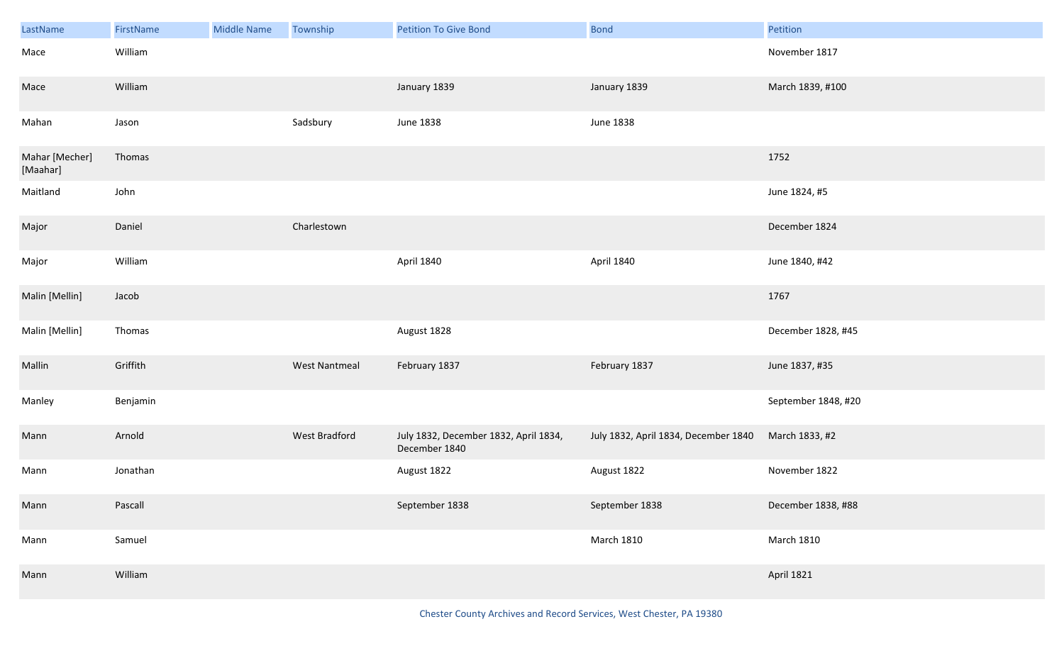| LastName | FirstName | Middle Name | Township | Petition To Give Bond | Bond | Petition |
|---|---|---|---|---|---|---|
| Mace | William | | | | | November 1817 |
| Mace | William | | | January 1839 | January 1839 | March 1839, #100 |
| Mahan | Jason | | Sadsbury | June 1838 | June 1838 | |
| Mahar [Mecher] [Maahar] | Thomas | | | | | 1752 |
| Maitland | John | | | | | June 1824, #5 |
| Major | Daniel | | Charlestown | | | December 1824 |
| Major | William | | | April 1840 | April 1840 | June 1840, #42 |
| Malin [Mellin] | Jacob | | | | | 1767 |
| Malin [Mellin] | Thomas | | | August 1828 | | December 1828, #45 |
| Mallin | Griffith | | West Nantmeal | February 1837 | February 1837 | June 1837, #35 |
| Manley | Benjamin | | | | | September 1848, #20 |
| Mann | Arnold | | West Bradford | July 1832, December 1832, April 1834, December 1840 | July 1832, April 1834, December 1840 | March 1833, #2 |
| Mann | Jonathan | | | August 1822 | August 1822 | November 1822 |
| Mann | Pascall | | | September 1838 | September 1838 | December 1838, #88 |
| Mann | Samuel | | | | March 1810 | March 1810 |
| Mann | William | | | | | April 1821 |

Chester County Archives and Record Services, West Chester, PA 19380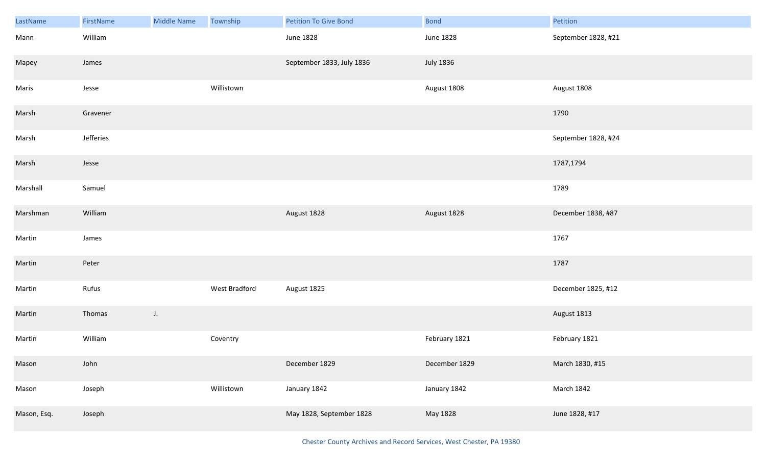| LastName | FirstName | Middle Name | Township | Petition To Give Bond | Bond | Petition |
|---|---|---|---|---|---|---|
| Mann | William | | | June 1828 | June 1828 | September 1828, #21 |
| Mapey | James | | | September 1833, July 1836 | July 1836 | |
| Maris | Jesse | | Willistown | | August 1808 | August 1808 |
| Marsh | Gravener | | | | | 1790 |
| Marsh | Jefferies | | | | | September 1828, #24 |
| Marsh | Jesse | | | | | 1787,1794 |
| Marshall | Samuel | | | | | 1789 |
| Marshman | William | | | August 1828 | August 1828 | December 1838, #87 |
| Martin | James | | | | | 1767 |
| Martin | Peter | | | | | 1787 |
| Martin | Rufus | | West Bradford | August 1825 | | December 1825, #12 |
| Martin | Thomas | J. | | | | August 1813 |
| Martin | William | | Coventry | | February 1821 | February 1821 |
| Mason | John | | | December 1829 | December 1829 | March 1830, #15 |
| Mason | Joseph | | Willistown | January 1842 | January 1842 | March 1842 |
| Mason, Esq. | Joseph | | | May 1828, September 1828 | May 1828 | June 1828, #17 |

Chester County Archives and Record Services, West Chester, PA 19380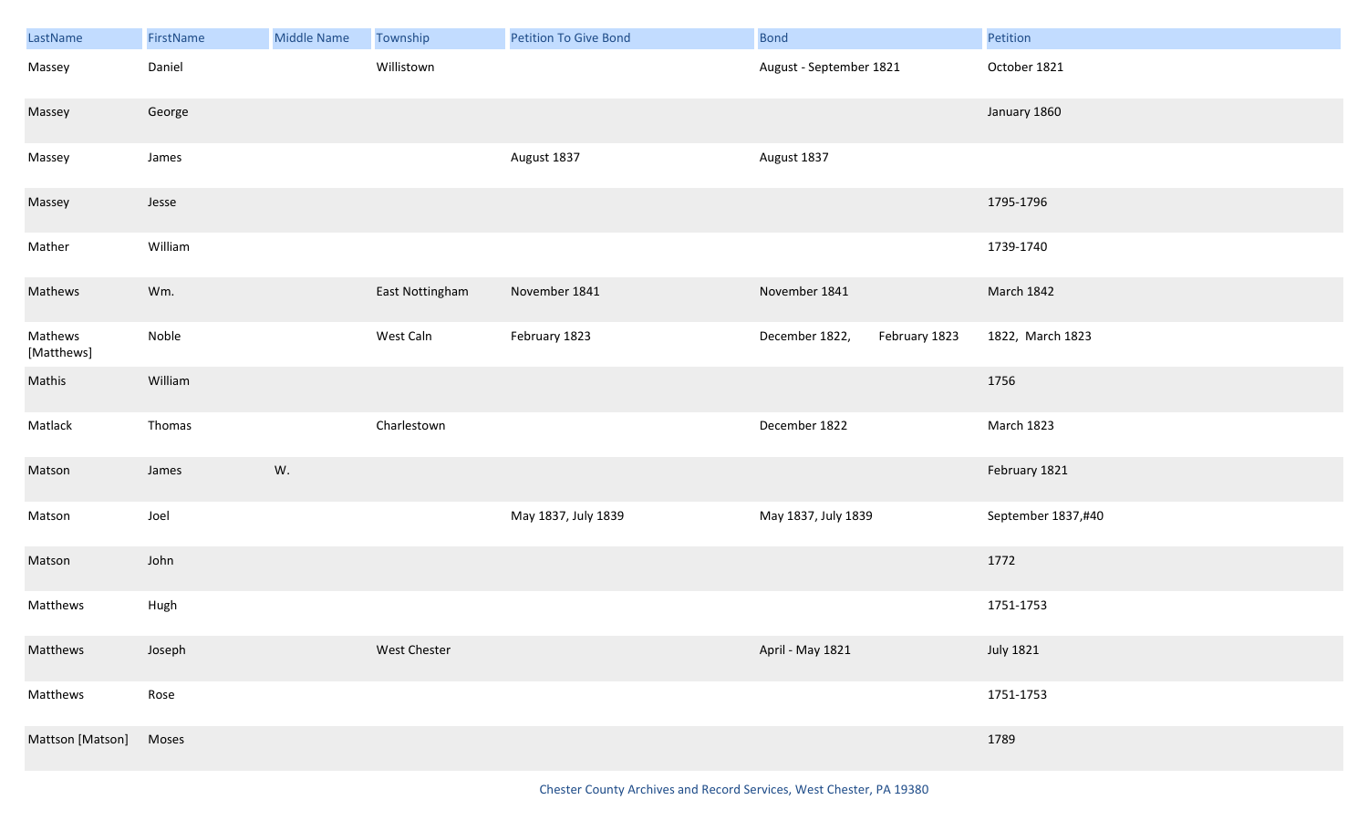| LastName | FirstName | Middle Name | Township | Petition To Give Bond | Bond | Petition |
|---|---|---|---|---|---|---|
| Massey | Daniel | | Willistown | | August - September 1821 | October 1821 |
| Massey | George | | | | | January 1860 |
| Massey | James | | | August 1837 | August 1837 | |
| Massey | Jesse | | | | | 1795-1796 |
| Mather | William | | | | | 1739-1740 |
| Mathews | Wm. | | East Nottingham | November 1841 | November 1841 | March 1842 |
| Mathews [Matthews] | Noble | | West Caln | February 1823 | December 1822, February 1823 | 1822, March 1823 |
| Mathis | William | | | | | 1756 |
| Matlack | Thomas | | Charlestown | | December 1822 | March 1823 |
| Matson | James | W. | | | | February 1821 |
| Matson | Joel | | | May 1837, July 1839 | May 1837, July 1839 | September 1837,#40 |
| Matson | John | | | | | 1772 |
| Matthews | Hugh | | | | | 1751-1753 |
| Matthews | Joseph | | West Chester | | April - May 1821 | July 1821 |
| Matthews | Rose | | | | | 1751-1753 |
| Mattson [Matson] | Moses | | | | | 1789 |

Chester County Archives and Record Services, West Chester, PA 19380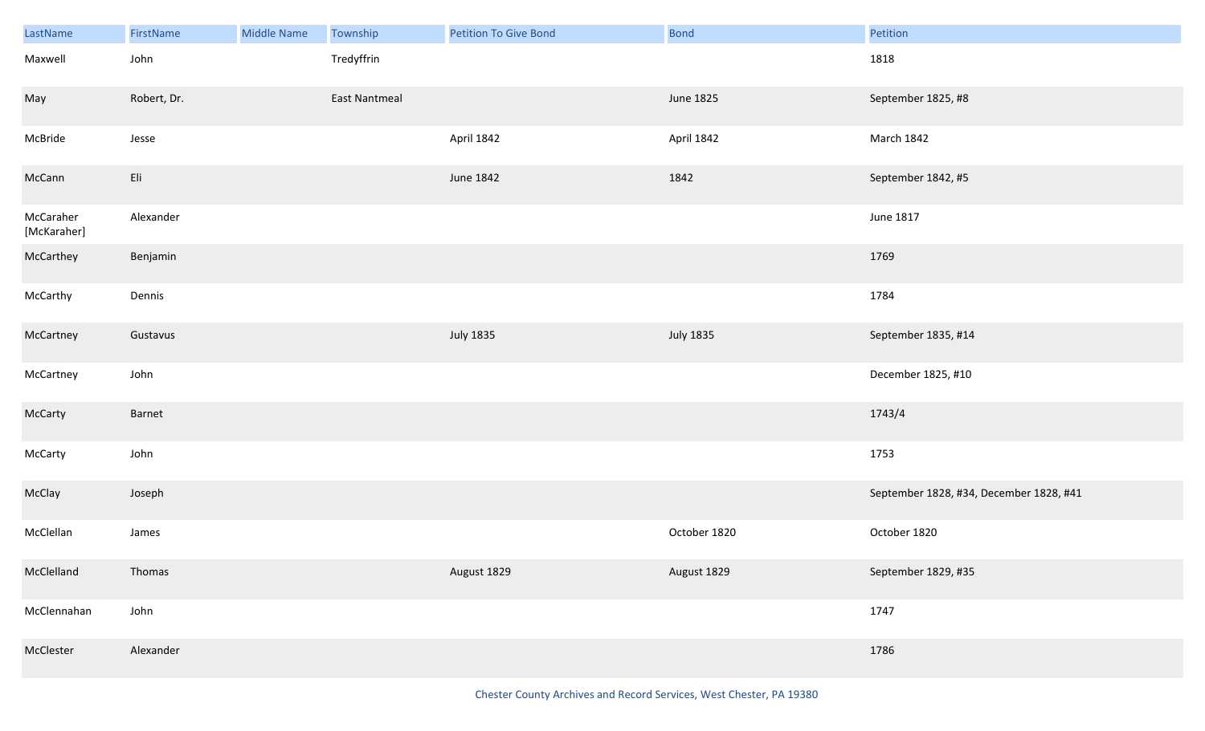| LastName | FirstName | Middle Name | Township | Petition To Give Bond | Bond | Petition |
|---|---|---|---|---|---|---|
| Maxwell | John | | Tredyffrin | | | 1818 |
| May | Robert, Dr. | | East Nantmeal | | June 1825 | September 1825, #8 |
| McBride | Jesse | | | April 1842 | April 1842 | March 1842 |
| McCann | Eli | | | June 1842 | 1842 | September 1842, #5 |
| McCaraher [McKaraher] | Alexander | | | | | June 1817 |
| McCarthey | Benjamin | | | | | 1769 |
| McCarthy | Dennis | | | | | 1784 |
| McCartney | Gustavus | | | July 1835 | July 1835 | September 1835, #14 |
| McCartney | John | | | | | December 1825, #10 |
| McCarty | Barnet | | | | | 1743/4 |
| McCarty | John | | | | | 1753 |
| McClay | Joseph | | | | | September 1828, #34, December 1828, #41 |
| McClellan | James | | | | October 1820 | October 1820 |
| McClelland | Thomas | | | August 1829 | August 1829 | September 1829, #35 |
| McClennahan | John | | | | | 1747 |
| McClester | Alexander | | | | | 1786 |

Chester County Archives and Record Services, West Chester, PA 19380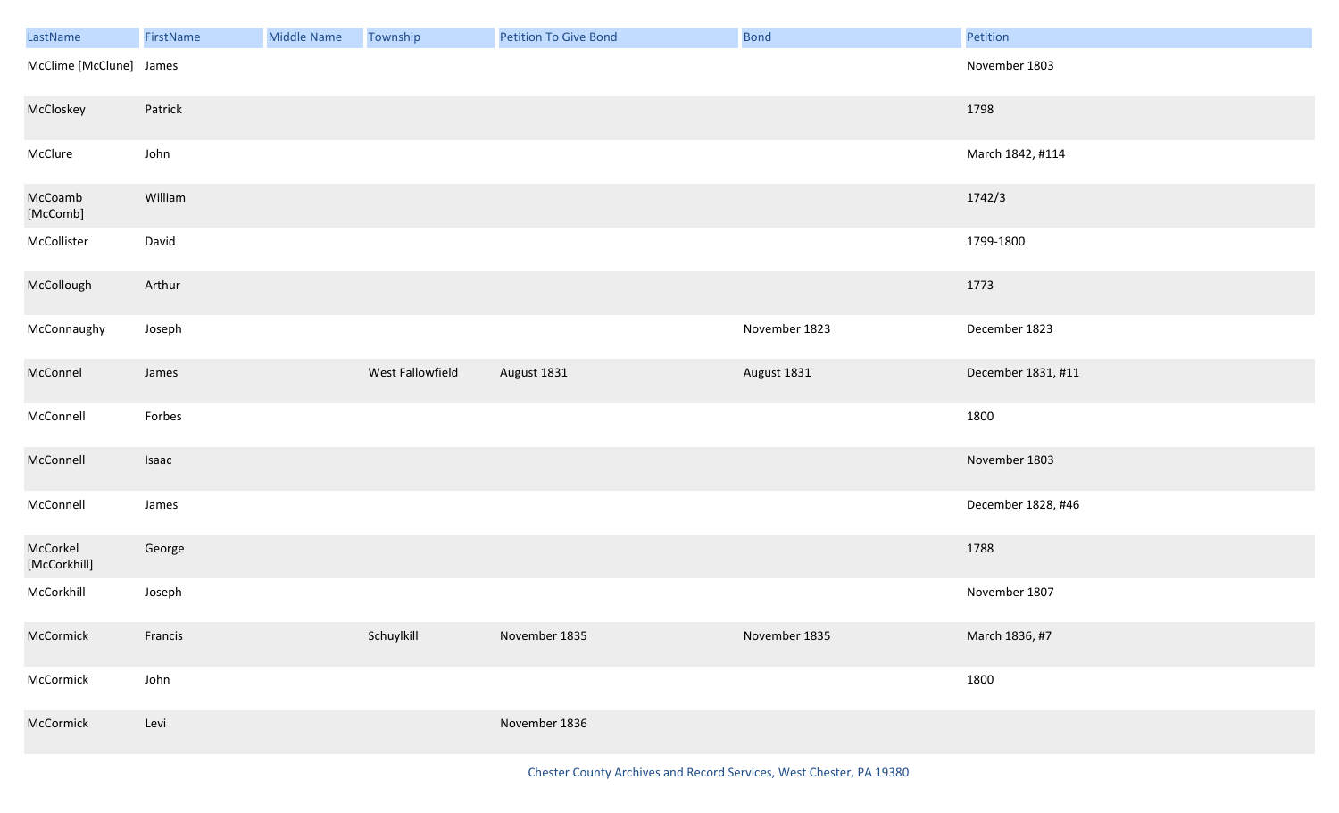| LastName | FirstName | Middle Name | Township | Petition To Give Bond | Bond | Petition |
| --- | --- | --- | --- | --- | --- | --- |
| McClime [McClune] | James | | | | | November 1803 |
| McCloskey | Patrick | | | | | 1798 |
| McClure | John | | | | | March 1842, #114 |
| McCoamb [McComb] | William | | | | | 1742/3 |
| McCollister | David | | | | | 1799-1800 |
| McCollough | Arthur | | | | | 1773 |
| McConnaughy | Joseph | | | | November 1823 | December 1823 |
| McConnel | James | | West Fallowfield | August 1831 | August 1831 | December 1831, #11 |
| McConnell | Forbes | | | | | 1800 |
| McConnell | Isaac | | | | | November 1803 |
| McConnell | James | | | | | December 1828, #46 |
| McCorkel [McCorkhill] | George | | | | | 1788 |
| McCorkhill | Joseph | | | | | November 1807 |
| McCormick | Francis | | Schuylkill | November 1835 | November 1835 | March 1836, #7 |
| McCormick | John | | | | | 1800 |
| McCormick | Levi | | | November 1836 | | |

Chester County Archives and Record Services, West Chester, PA 19380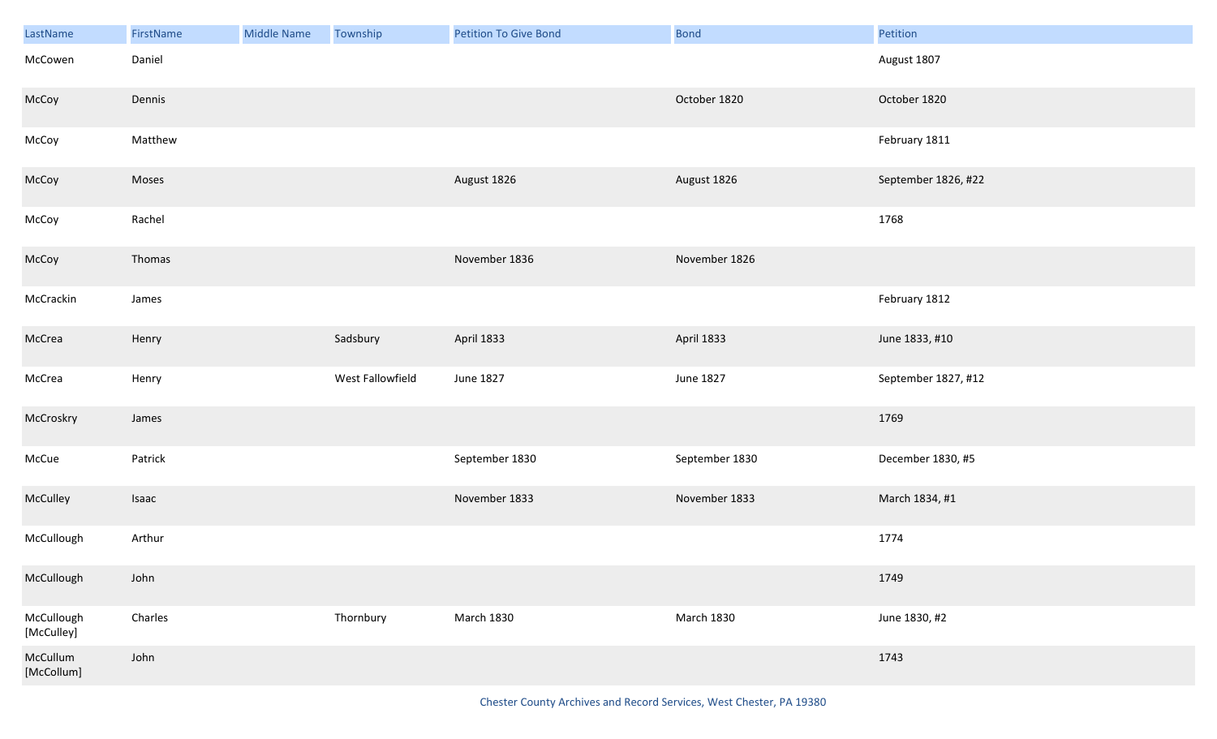| LastName | FirstName | Middle Name | Township | Petition To Give Bond | Bond | Petition |
|---|---|---|---|---|---|---|
| McCowen | Daniel | | | | | August 1807 |
| McCoy | Dennis | | | | October 1820 | October 1820 |
| McCoy | Matthew | | | | | February 1811 |
| McCoy | Moses | | | August 1826 | August 1826 | September 1826, #22 |
| McCoy | Rachel | | | | | 1768 |
| McCoy | Thomas | | | November 1836 | November 1826 | |
| McCrackin | James | | | | | February 1812 |
| McCrea | Henry | | Sadsbury | April 1833 | April 1833 | June 1833, #10 |
| McCrea | Henry | | West Fallowfield | June 1827 | June 1827 | September 1827, #12 |
| McCroskry | James | | | | | 1769 |
| McCue | Patrick | | | September 1830 | September 1830 | December 1830, #5 |
| McCulley | Isaac | | | November 1833 | November 1833 | March 1834, #1 |
| McCullough | Arthur | | | | | 1774 |
| McCullough | John | | | | | 1749 |
| McCullough [McCulley] | Charles | | Thornbury | March 1830 | March 1830 | June 1830, #2 |
| McCullum [McCollum] | John | | | | | 1743 |

Chester County Archives and Record Services, West Chester, PA 19380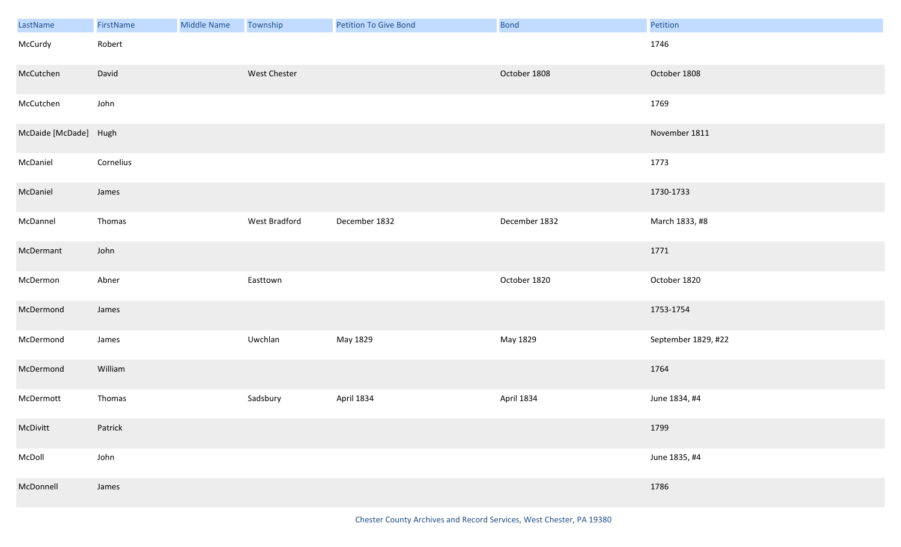| LastName | FirstName | Middle Name | Township | Petition To Give Bond | Bond | Petition |
|---|---|---|---|---|---|---|
| McCurdy | Robert | | | | | 1746 |
| McCutchen | David | | West Chester | | October 1808 | October 1808 |
| McCutchen | John | | | | | 1769 |
| McDaide [McDade] | Hugh | | | | | November 1811 |
| McDaniel | Cornelius | | | | | 1773 |
| McDaniel | James | | | | | 1730-1733 |
| McDannel | Thomas | | West Bradford | December 1832 | December 1832 | March 1833, #8 |
| McDermant | John | | | | | 1771 |
| McDermon | Abner | | Easttown | | October 1820 | October 1820 |
| McDermond | James | | | | | 1753-1754 |
| McDermond | James | | Uwchlan | May 1829 | May 1829 | September 1829, #22 |
| McDermond | William | | | | | 1764 |
| McDermott | Thomas | | Sadsbury | April 1834 | April 1834 | June 1834, #4 |
| McDivitt | Patrick | | | | | 1799 |
| McDoll | John | | | | | June 1835, #4 |
| McDonnell | James | | | | | 1786 |

Chester County Archives and Record Services, West Chester, PA 19380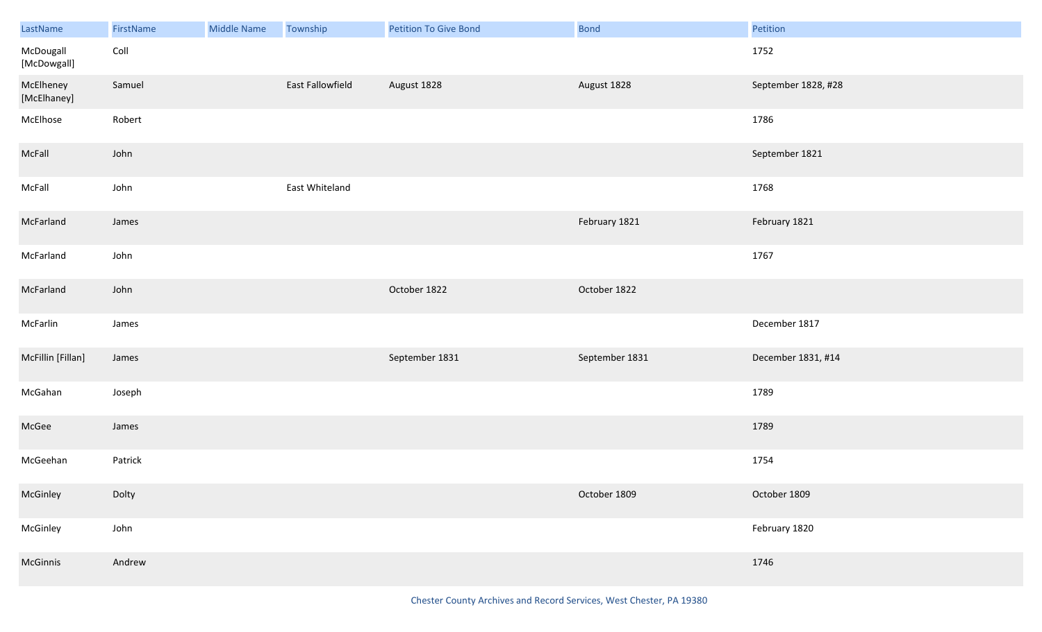| LastName | FirstName | Middle Name | Township | Petition To Give Bond | Bond | Petition |
|---|---|---|---|---|---|---|
| McDougall [McDowgall] | Coll | | | | | 1752 |
| McElheney [McElhaney] | Samuel | | East Fallowfield | August 1828 | August 1828 | September 1828, #28 |
| McElhose | Robert | | | | | 1786 |
| McFall | John | | | | | September 1821 |
| McFall | John | | East Whiteland | | | 1768 |
| McFarland | James | | | | February 1821 | February 1821 |
| McFarland | John | | | | | 1767 |
| McFarland | John | | | October 1822 | October 1822 | |
| McFarlin | James | | | | | December 1817 |
| McFillin [Fillan] | James | | | September 1831 | September 1831 | December 1831, #14 |
| McGahan | Joseph | | | | | 1789 |
| McGee | James | | | | | 1789 |
| McGeehan | Patrick | | | | | 1754 |
| McGinley | Dolty | | | | October 1809 | October 1809 |
| McGinley | John | | | | | February 1820 |
| McGinnis | Andrew | | | | | 1746 |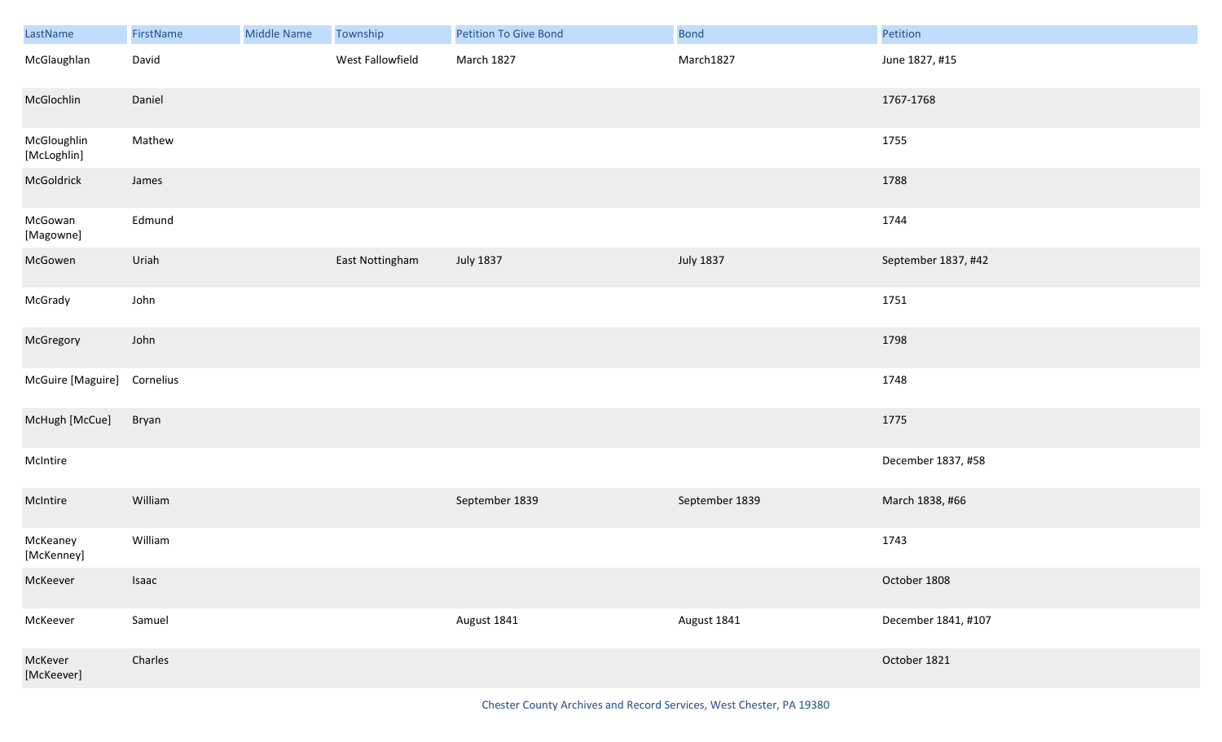| LastName | FirstName | Middle Name | Township | Petition To Give Bond | Bond | Petition |
|---|---|---|---|---|---|---|
| McGlaughlan | David | | West Fallowfield | March 1827 | March1827 | June 1827, #15 |
| McGlochlin | Daniel | | | | | 1767-1768 |
| McGloughlin [McLoghlin] | Mathew | | | | | 1755 |
| McGoldrick | James | | | | | 1788 |
| McGowan [Magowne] | Edmund | | | | | 1744 |
| McGowen | Uriah | | East Nottingham | July 1837 | July 1837 | September 1837, #42 |
| McGrady | John | | | | | 1751 |
| McGregory | John | | | | | 1798 |
| McGuire [Maguire] | Cornelius | | | | | 1748 |
| McHugh [McCue] | Bryan | | | | | 1775 |
| McIntire | | | | | | December 1837, #58 |
| McIntire | William | | | September 1839 | September 1839 | March 1838, #66 |
| McKeaney [McKenney] | William | | | | | 1743 |
| McKeever | Isaac | | | | | October 1808 |
| McKeever | Samuel | | | August 1841 | August 1841 | December 1841, #107 |
| McKever [McKeever] | Charles | | | | | October 1821 |

Chester County Archives and Record Services, West Chester, PA 19380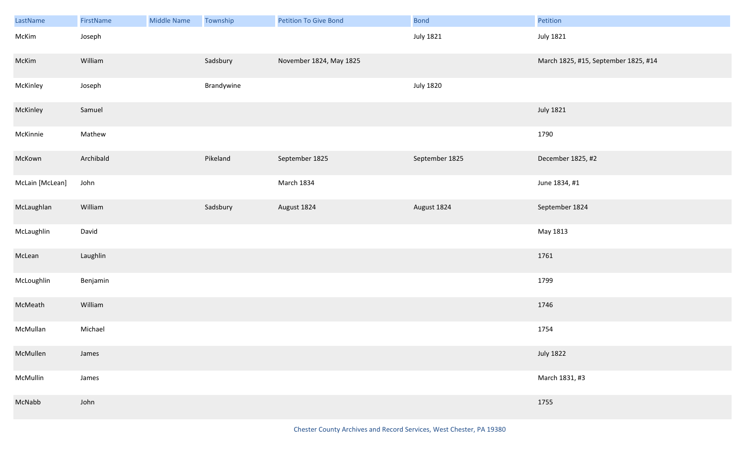| LastName | FirstName | Middle Name | Township | Petition To Give Bond | Bond | Petition |
|---|---|---|---|---|---|---|
| McKim | Joseph | | | | July 1821 | July 1821 |
| McKim | William | | Sadsbury | November 1824, May 1825 | | March 1825, #15, September 1825, #14 |
| McKinley | Joseph | | Brandywine | | July 1820 | |
| McKinley | Samuel | | | | | July 1821 |
| McKinnie | Mathew | | | | | 1790 |
| McKown | Archibald | | Pikeland | September 1825 | September 1825 | December 1825, #2 |
| McLain [McLean] | John | | | March 1834 | | June 1834, #1 |
| McLaughlan | William | | Sadsbury | August 1824 | August 1824 | September 1824 |
| McLaughlin | David | | | | | May 1813 |
| McLean | Laughlin | | | | | 1761 |
| McLoughlin | Benjamin | | | | | 1799 |
| McMeath | William | | | | | 1746 |
| McMullan | Michael | | | | | 1754 |
| McMullen | James | | | | | July 1822 |
| McMullin | James | | | | | March 1831, #3 |
| McNabb | John | | | | | 1755 |

Chester County Archives and Record Services, West Chester, PA 19380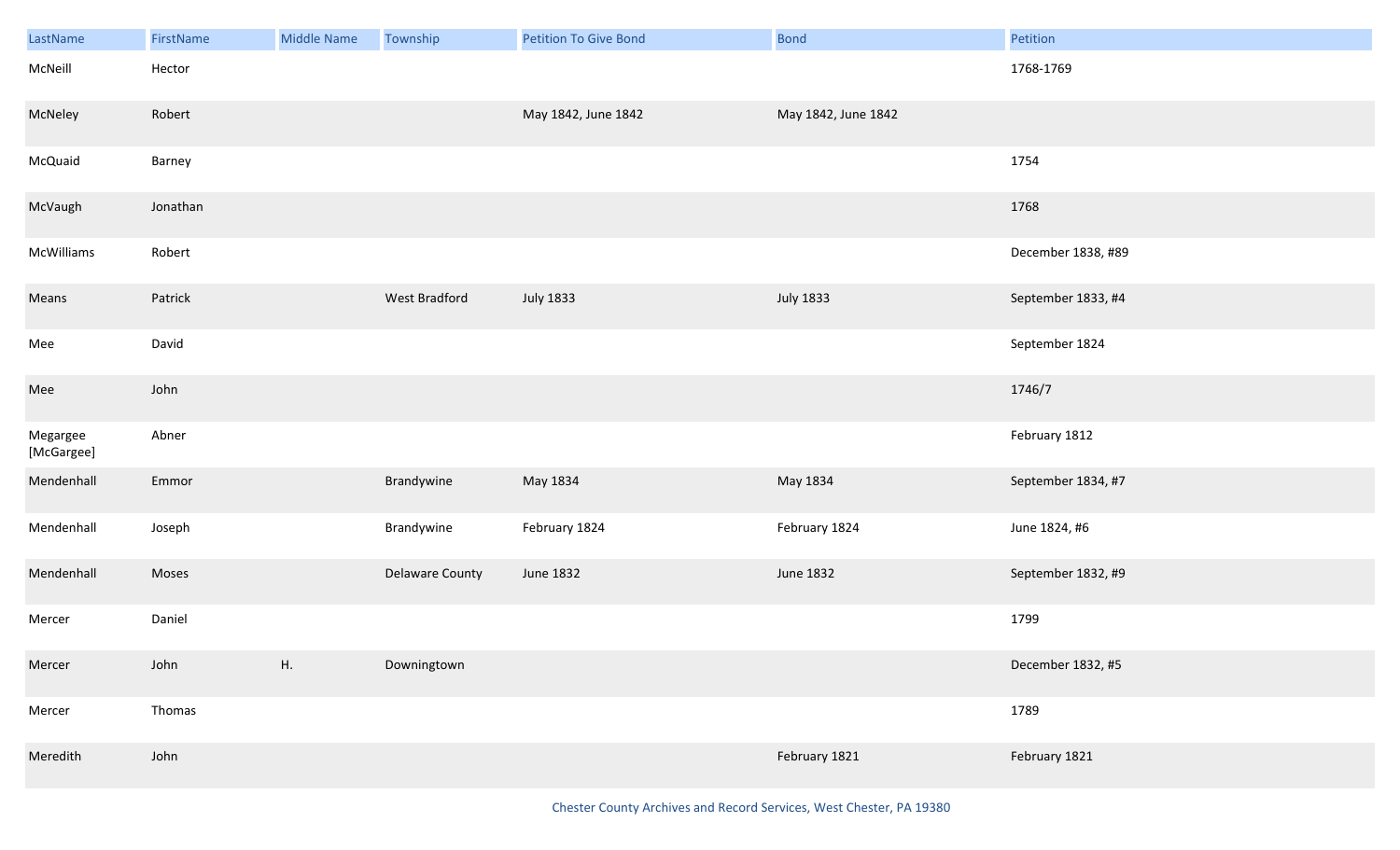| LastName | FirstName | Middle Name | Township | Petition To Give Bond | Bond | Petition |
|---|---|---|---|---|---|---|
| McNeill | Hector | | | | | 1768-1769 |
| McNeley | Robert | | | May 1842, June 1842 | May 1842, June 1842 | |
| McQuaid | Barney | | | | | 1754 |
| McVaugh | Jonathan | | | | | 1768 |
| McWilliams | Robert | | | | | December 1838, #89 |
| Means | Patrick | | West Bradford | July 1833 | July 1833 | September 1833, #4 |
| Mee | David | | | | | September 1824 |
| Mee | John | | | | | 1746/7 |
| Megargee [McGargee] | Abner | | | | | February 1812 |
| Mendenhall | Emmor | | Brandywine | May 1834 | May 1834 | September 1834, #7 |
| Mendenhall | Joseph | | Brandywine | February 1824 | February 1824 | June 1824, #6 |
| Mendenhall | Moses | | Delaware County | June 1832 | June 1832 | September 1832, #9 |
| Mercer | Daniel | | | | | 1799 |
| Mercer | John | H. | Downingtown | | | December 1832, #5 |
| Mercer | Thomas | | | | | 1789 |
| Meredith | John | | | | February 1821 | February 1821 |

Chester County Archives and Record Services, West Chester, PA 19380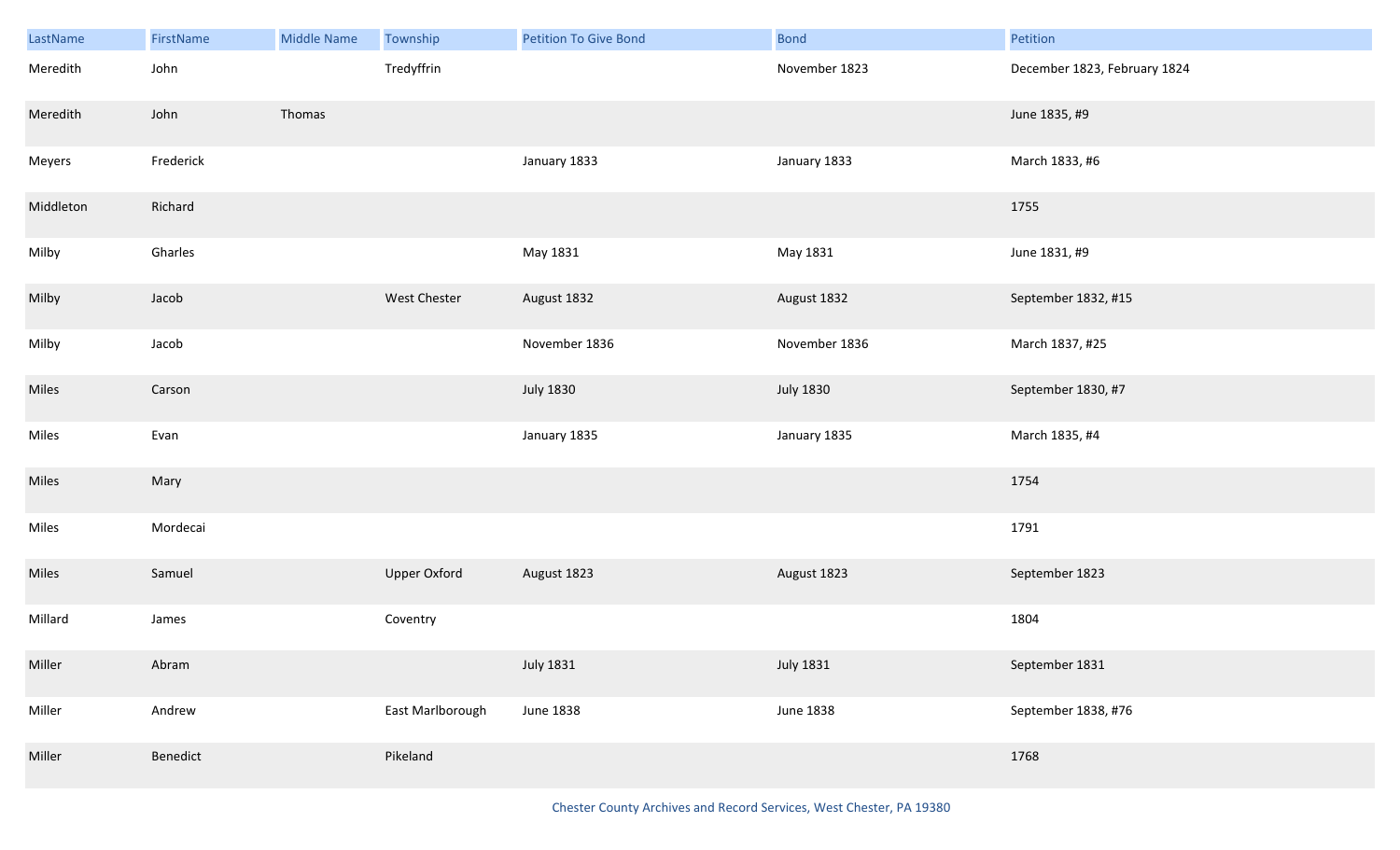| LastName | FirstName | Middle Name | Township | Petition To Give Bond | Bond | Petition |
|---|---|---|---|---|---|---|
| Meredith | John | | Tredyffrin | | November 1823 | December 1823, February 1824 |
| Meredith | John | Thomas | | | | June 1835, #9 |
| Meyers | Frederick | | | January 1833 | January 1833 | March 1833, #6 |
| Middleton | Richard | | | | | 1755 |
| Milby | Gharles | | | May 1831 | May 1831 | June 1831, #9 |
| Milby | Jacob | | West Chester | August 1832 | August 1832 | September 1832, #15 |
| Milby | Jacob | | | November 1836 | November 1836 | March 1837, #25 |
| Miles | Carson | | | July 1830 | July 1830 | September 1830, #7 |
| Miles | Evan | | | January 1835 | January 1835 | March 1835, #4 |
| Miles | Mary | | | | | 1754 |
| Miles | Mordecai | | | | | 1791 |
| Miles | Samuel | | Upper Oxford | August 1823 | August 1823 | September 1823 |
| Millard | James | | Coventry | | | 1804 |
| Miller | Abram | | | July 1831 | July 1831 | September 1831 |
| Miller | Andrew | | East Marlborough | June 1838 | June 1838 | September 1838, #76 |
| Miller | Benedict | | Pikeland | | | 1768 |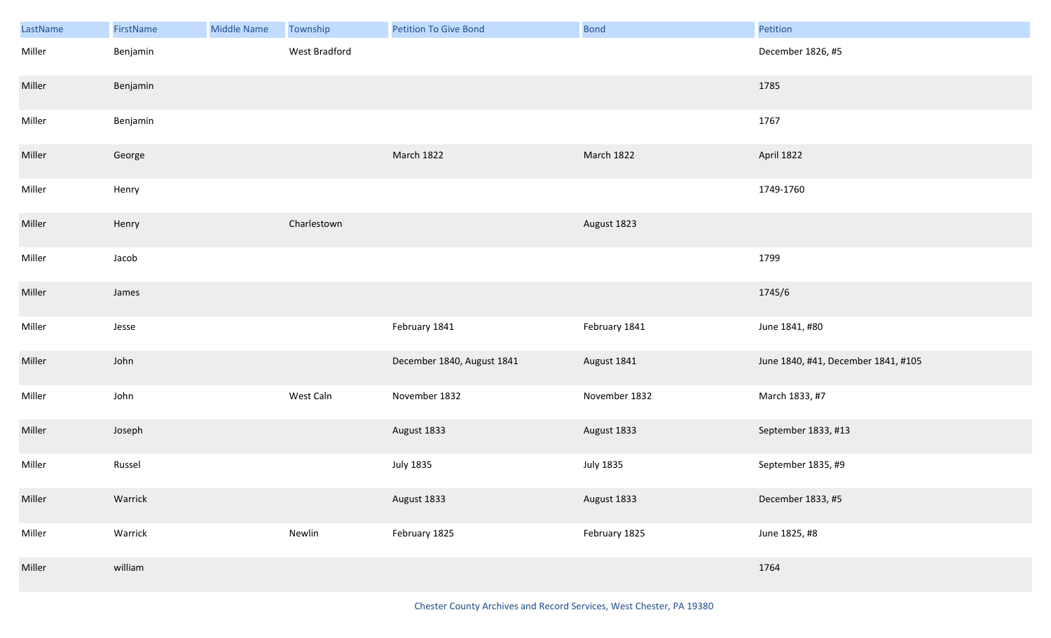| LastName | FirstName | Middle Name | Township | Petition To Give Bond | Bond | Petition |
|---|---|---|---|---|---|---|
| Miller | Benjamin | | West Bradford | | | December 1826, #5 |
| Miller | Benjamin | | | | | 1785 |
| Miller | Benjamin | | | | | 1767 |
| Miller | George | | | March 1822 | March 1822 | April 1822 |
| Miller | Henry | | | | | 1749-1760 |
| Miller | Henry | | Charlestown | | August 1823 | |
| Miller | Jacob | | | | | 1799 |
| Miller | James | | | | | 1745/6 |
| Miller | Jesse | | | February 1841 | February 1841 | June 1841, #80 |
| Miller | John | | | December 1840, August 1841 | August 1841 | June 1840, #41, December 1841, #105 |
| Miller | John | | West Caln | November 1832 | November 1832 | March 1833, #7 |
| Miller | Joseph | | | August 1833 | August 1833 | September 1833, #13 |
| Miller | Russel | | | July 1835 | July 1835 | September 1835, #9 |
| Miller | Warrick | | | August 1833 | August 1833 | December 1833, #5 |
| Miller | Warrick | | Newlin | February 1825 | February 1825 | June 1825, #8 |
| Miller | william | | | | | 1764 |

Chester County Archives and Record Services, West Chester, PA 19380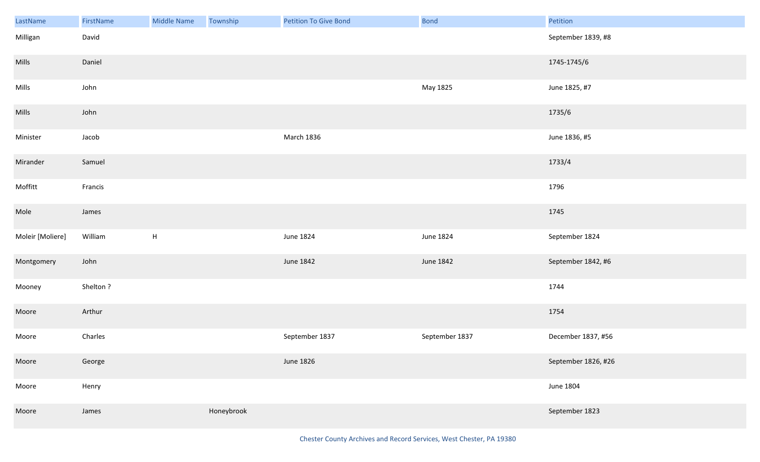| LastName | FirstName | Middle Name | Township | Petition To Give Bond | Bond | Petition |
|---|---|---|---|---|---|---|
| Milligan | David | | | | | September 1839, #8 |
| Mills | Daniel | | | | | 1745-1745/6 |
| Mills | John | | | | May 1825 | June 1825, #7 |
| Mills | John | | | | | 1735/6 |
| Minister | Jacob | | | March 1836 | | June 1836, #5 |
| Mirander | Samuel | | | | | 1733/4 |
| Moffitt | Francis | | | | | 1796 |
| Mole | James | | | | | 1745 |
| Moleir [Moliere] | William | H | | June 1824 | June 1824 | September 1824 |
| Montgomery | John | | | June 1842 | June 1842 | September 1842, #6 |
| Mooney | Shelton ? | | | | | 1744 |
| Moore | Arthur | | | | | 1754 |
| Moore | Charles | | | September 1837 | September 1837 | December 1837, #56 |
| Moore | George | | | June 1826 | | September 1826, #26 |
| Moore | Henry | | | | | June 1804 |
| Moore | James | | Honeybrook | | | September 1823 |

Chester County Archives and Record Services, West Chester, PA 19380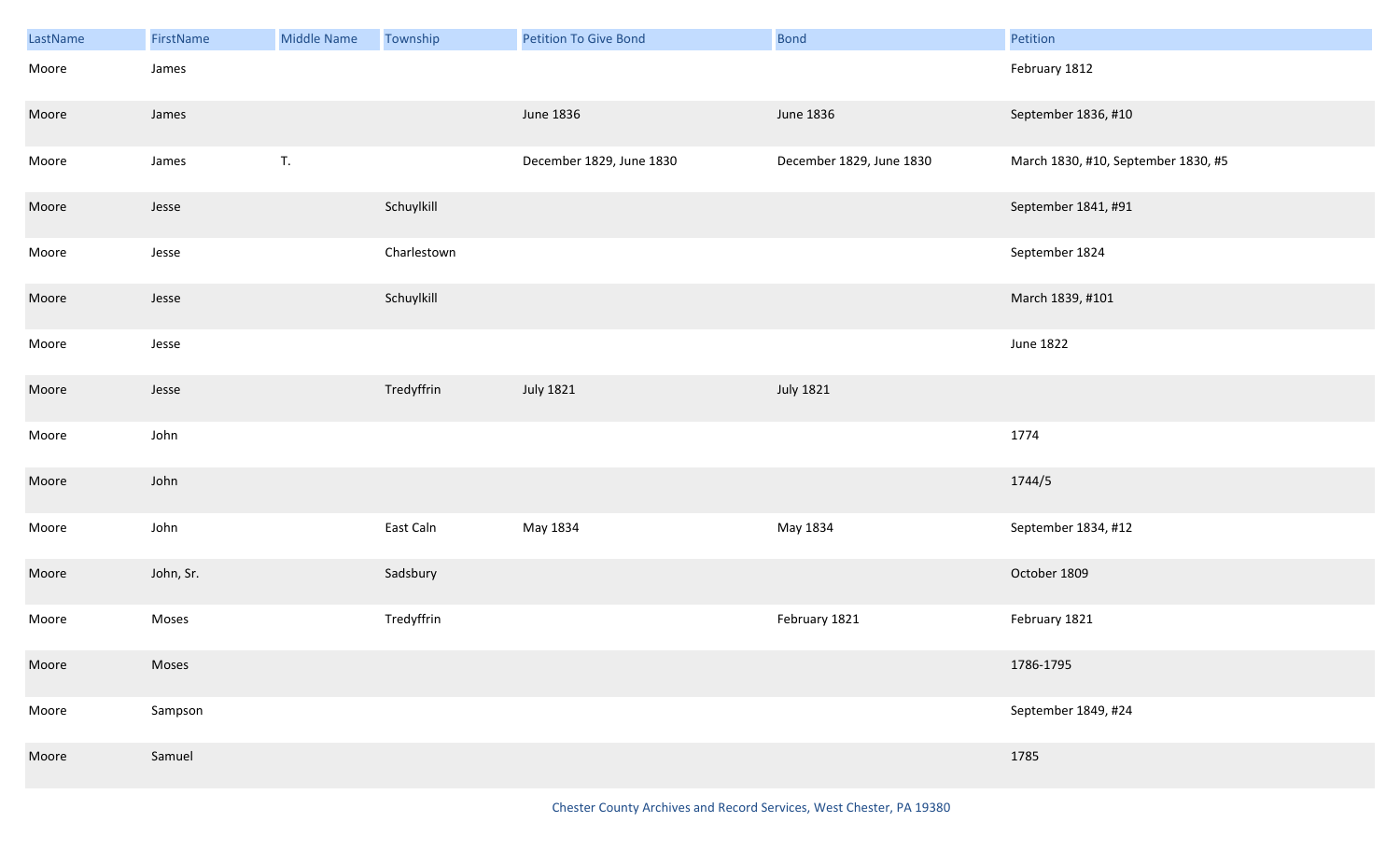| LastName | FirstName | Middle Name | Township | Petition To Give Bond | Bond | Petition |
|---|---|---|---|---|---|---|
| Moore | James | | | | | February 1812 |
| Moore | James | | | June 1836 | June 1836 | September 1836, #10 |
| Moore | James | T. | | December 1829, June 1830 | December 1829, June 1830 | March 1830, #10, September 1830, #5 |
| Moore | Jesse | | Schuylkill | | | September 1841, #91 |
| Moore | Jesse | | Charlestown | | | September 1824 |
| Moore | Jesse | | Schuylkill | | | March 1839, #101 |
| Moore | Jesse | | | | | June 1822 |
| Moore | Jesse | | Tredyffrin | July 1821 | July 1821 | |
| Moore | John | | | | | 1774 |
| Moore | John | | | | | 1744/5 |
| Moore | John | | East Caln | May 1834 | May 1834 | September 1834, #12 |
| Moore | John, Sr. | | Sadsbury | | | October 1809 |
| Moore | Moses | | Tredyffrin | | February 1821 | February 1821 |
| Moore | Moses | | | | | 1786-1795 |
| Moore | Sampson | | | | | September 1849, #24 |
| Moore | Samuel | | | | | 1785 |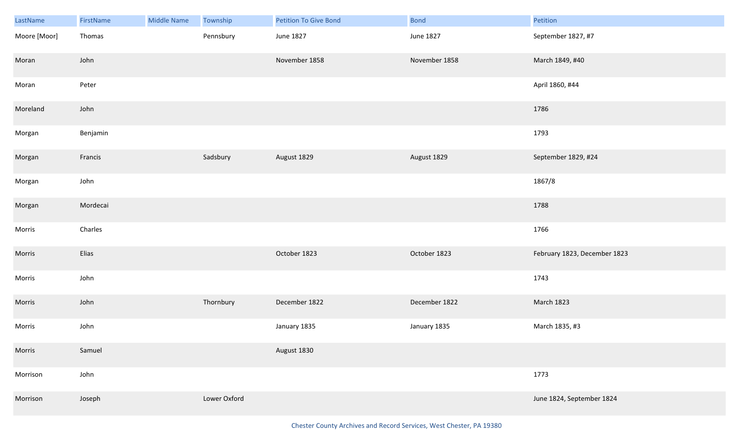| LastName | FirstName | Middle Name | Township | Petition To Give Bond | Bond | Petition |
|---|---|---|---|---|---|---|
| Moore [Moor] | Thomas | | Pennsbury | June 1827 | June 1827 | September 1827, #7 |
| Moran | John | | | November 1858 | November 1858 | March 1849, #40 |
| Moran | Peter | | | | | April 1860, #44 |
| Moreland | John | | | | | 1786 |
| Morgan | Benjamin | | | | | 1793 |
| Morgan | Francis | | Sadsbury | August 1829 | August 1829 | September 1829, #24 |
| Morgan | John | | | | | 1867/8 |
| Morgan | Mordecai | | | | | 1788 |
| Morris | Charles | | | | | 1766 |
| Morris | Elias | | | October 1823 | October 1823 | February 1823, December 1823 |
| Morris | John | | | | | 1743 |
| Morris | John | | Thornbury | December 1822 | December 1822 | March 1823 |
| Morris | John | | | January 1835 | January 1835 | March 1835, #3 |
| Morris | Samuel | | | August 1830 | | |
| Morrison | John | | | | | 1773 |
| Morrison | Joseph | | Lower Oxford | | | June 1824, September 1824 |

Chester County Archives and Record Services, West Chester, PA 19380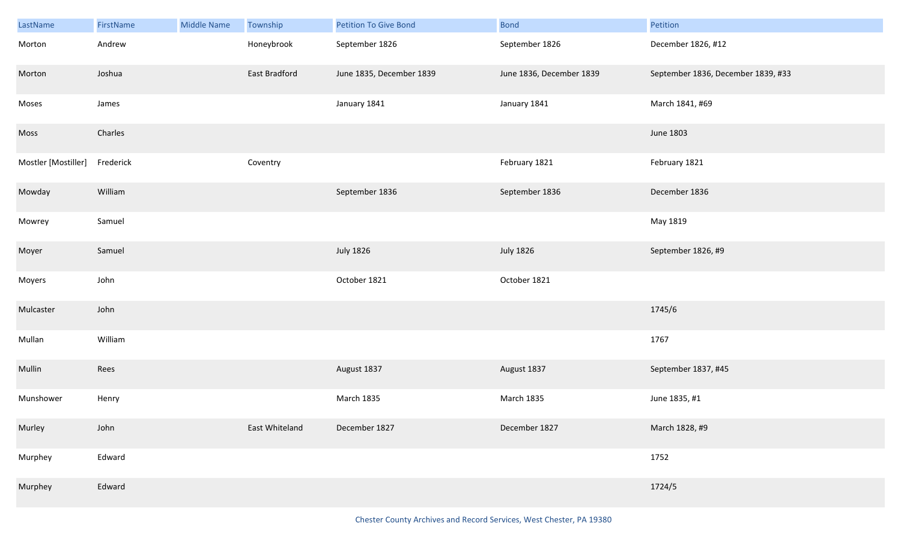| LastName | FirstName | Middle Name | Township | Petition To Give Bond | Bond | Petition |
| --- | --- | --- | --- | --- | --- | --- |
| Morton | Andrew | | Honeybrook | September 1826 | September 1826 | December 1826, #12 |
| Morton | Joshua | | East Bradford | June 1835, December 1839 | June 1836, December 1839 | September 1836, December 1839, #33 |
| Moses | James | | | January 1841 | January 1841 | March 1841, #69 |
| Moss | Charles | | | | | June 1803 |
| Mostler [Mostiller] | Frederick | | Coventry | | February 1821 | February 1821 |
| Mowday | William | | | September 1836 | September 1836 | December 1836 |
| Mowrey | Samuel | | | | | May 1819 |
| Moyer | Samuel | | | July 1826 | July 1826 | September 1826, #9 |
| Moyers | John | | | October 1821 | October 1821 | |
| Mulcaster | John | | | | | 1745/6 |
| Mullan | William | | | | | 1767 |
| Mullin | Rees | | | August 1837 | August 1837 | September 1837, #45 |
| Munshower | Henry | | | March 1835 | March 1835 | June 1835, #1 |
| Murley | John | | East Whiteland | December 1827 | December 1827 | March 1828, #9 |
| Murphey | Edward | | | | | 1752 |
| Murphey | Edward | | | | | 1724/5 |

Chester County Archives and Record Services, West Chester, PA 19380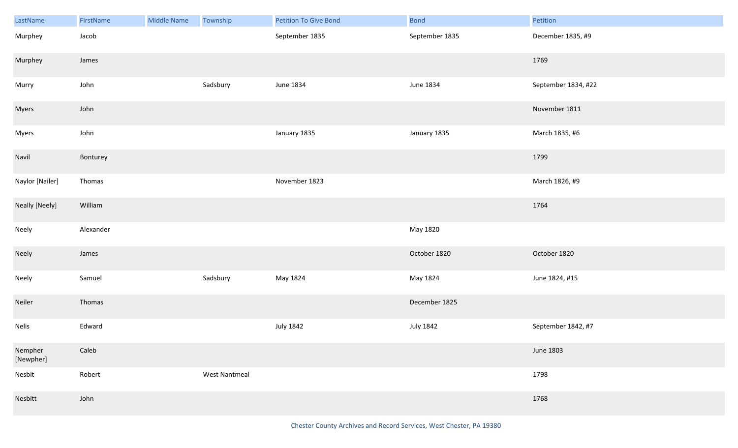| LastName | FirstName | Middle Name | Township | Petition To Give Bond | Bond | Petition |
| --- | --- | --- | --- | --- | --- | --- |
| Murphey | Jacob | | | September 1835 | September 1835 | December 1835, #9 |
| Murphey | James | | | | | 1769 |
| Murry | John | | Sadsbury | June 1834 | June 1834 | September 1834, #22 |
| Myers | John | | | | | November 1811 |
| Myers | John | | | January 1835 | January 1835 | March 1835, #6 |
| Navil | Bonturey | | | | | 1799 |
| Naylor [Nailer] | Thomas | | | November 1823 | | March 1826, #9 |
| Neally [Neely] | William | | | | | 1764 |
| Neely | Alexander | | | | May 1820 | |
| Neely | James | | | | October 1820 | October 1820 |
| Neely | Samuel | | Sadsbury | May 1824 | May 1824 | June 1824, #15 |
| Neiler | Thomas | | | | December 1825 | |
| Nelis | Edward | | | July 1842 | July 1842 | September 1842, #7 |
| Nempher [Newpher] | Caleb | | | | | June 1803 |
| Nesbit | Robert | | West Nantmeal | | | 1798 |
| Nesbitt | John | | | | | 1768 |

Chester County Archives and Record Services, West Chester, PA 19380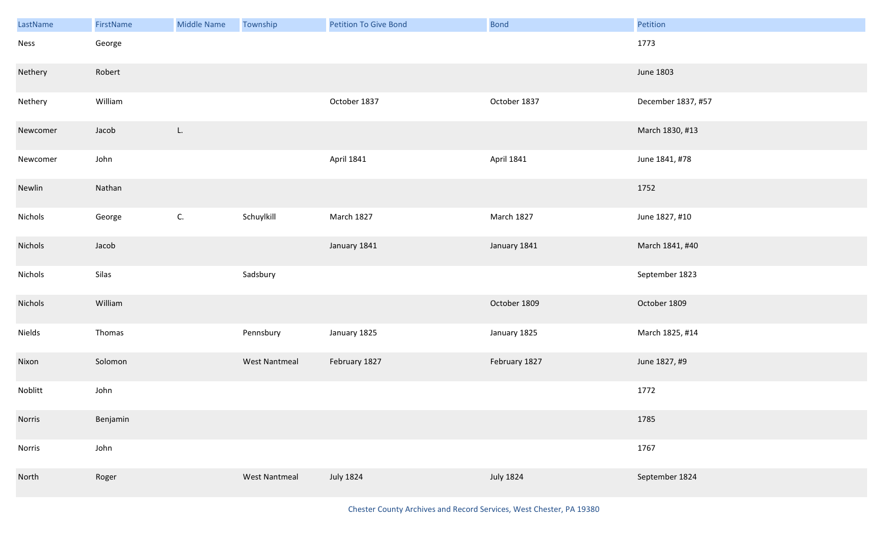| LastName | FirstName | Middle Name | Township | Petition To Give Bond | Bond | Petition |
|---|---|---|---|---|---|---|
| Ness | George | | | | | 1773 |
| Nethery | Robert | | | | | June 1803 |
| Nethery | William | | | October 1837 | October 1837 | December 1837, #57 |
| Newcomer | Jacob | L. | | | | March 1830, #13 |
| Newcomer | John | | | April 1841 | April 1841 | June 1841, #78 |
| Newlin | Nathan | | | | | 1752 |
| Nichols | George | C. | Schuylkill | March 1827 | March 1827 | June 1827, #10 |
| Nichols | Jacob | | | January 1841 | January 1841 | March 1841, #40 |
| Nichols | Silas | | Sadsbury | | | September 1823 |
| Nichols | William | | | | October 1809 | October 1809 |
| Nields | Thomas | | Pennsbury | January 1825 | January 1825 | March 1825, #14 |
| Nixon | Solomon | | West Nantmeal | February 1827 | February 1827 | June 1827, #9 |
| Noblitt | John | | | | | 1772 |
| Norris | Benjamin | | | | | 1785 |
| Norris | John | | | | | 1767 |
| North | Roger | | West Nantmeal | July 1824 | July 1824 | September 1824 |

Chester County Archives and Record Services, West Chester, PA 19380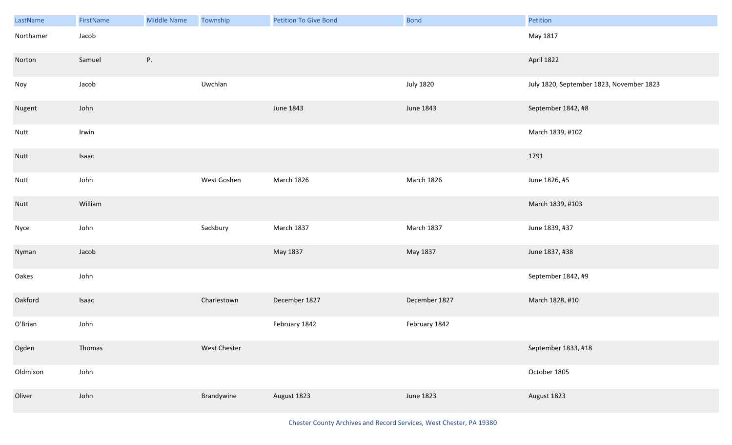| LastName | FirstName | Middle Name | Township | Petition To Give Bond | Bond | Petition |
|---|---|---|---|---|---|---|
| Northamer | Jacob | | | | | May 1817 |
| Norton | Samuel | P. | | | | April 1822 |
| Noy | Jacob | | Uwchlan | | July 1820 | July 1820, September 1823, November 1823 |
| Nugent | John | | | June 1843 | June 1843 | September 1842, #8 |
| Nutt | Irwin | | | | | March 1839, #102 |
| Nutt | Isaac | | | | | 1791 |
| Nutt | John | | West Goshen | March 1826 | March 1826 | June 1826, #5 |
| Nutt | William | | | | | March 1839, #103 |
| Nyce | John | | Sadsbury | March 1837 | March 1837 | June 1839, #37 |
| Nyman | Jacob | | | May 1837 | May 1837 | June 1837, #38 |
| Oakes | John | | | | | September 1842, #9 |
| Oakford | Isaac | | Charlestown | December 1827 | December 1827 | March 1828, #10 |
| O'Brian | John | | | February 1842 | February 1842 | |
| Ogden | Thomas | | West Chester | | | September 1833, #18 |
| Oldmixon | John | | | | | October 1805 |
| Oliver | John | | Brandywine | August 1823 | June 1823 | August 1823 |

Chester County Archives and Record Services, West Chester, PA 19380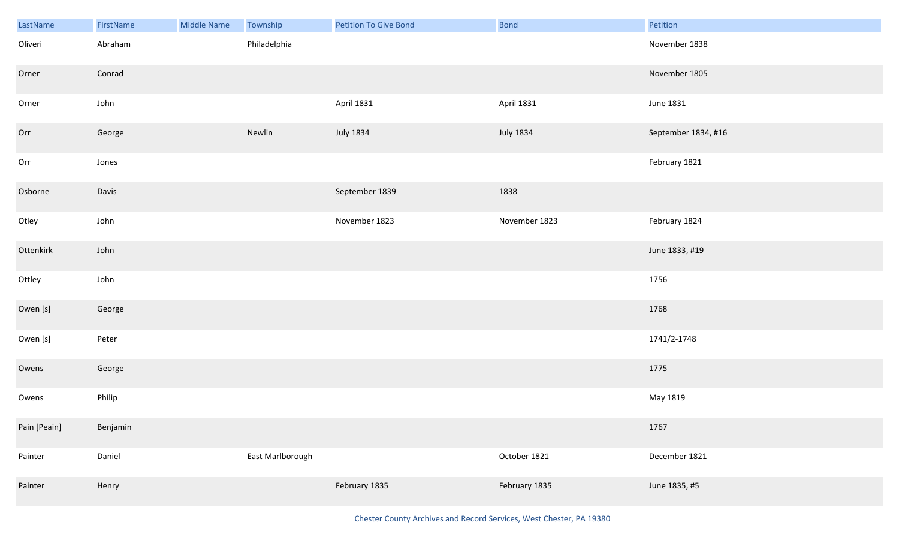| LastName | FirstName | Middle Name | Township | Petition To Give Bond | Bond | Petition |
|---|---|---|---|---|---|---|
| Oliveri | Abraham | | Philadelphia | | | November 1838 |
| Orner | Conrad | | | | | November 1805 |
| Orner | John | | | April 1831 | April 1831 | June 1831 |
| Orr | George | | Newlin | July 1834 | July 1834 | September 1834, #16 |
| Orr | Jones | | | | | February 1821 |
| Osborne | Davis | | | September 1839 | 1838 | |
| Otley | John | | | November 1823 | November 1823 | February 1824 |
| Ottenkirk | John | | | | | June 1833, #19 |
| Ottley | John | | | | | 1756 |
| Owen [s] | George | | | | | 1768 |
| Owen [s] | Peter | | | | | 1741/2-1748 |
| Owens | George | | | | | 1775 |
| Owens | Philip | | | | | May 1819 |
| Pain [Peain] | Benjamin | | | | | 1767 |
| Painter | Daniel | | East Marlborough | | October 1821 | December 1821 |
| Painter | Henry | | | February 1835 | February 1835 | June 1835, #5 |

Chester County Archives and Record Services, West Chester, PA 19380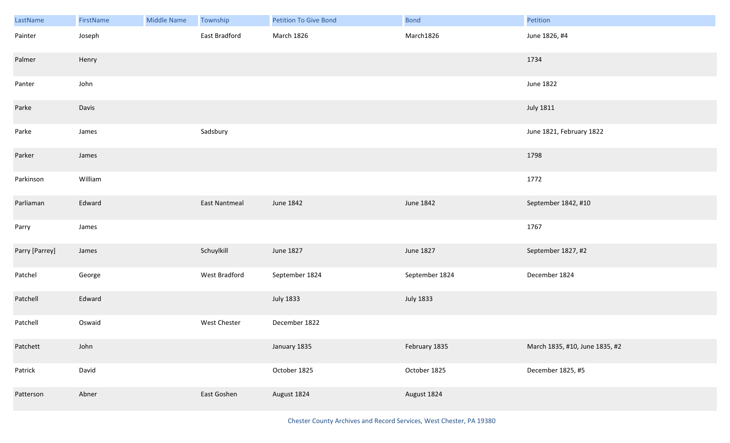| LastName | FirstName | Middle Name | Township | Petition To Give Bond | Bond | Petition |
|---|---|---|---|---|---|---|
| Painter | Joseph | | East Bradford | March 1826 | March1826 | June 1826, #4 |
| Palmer | Henry | | | | | 1734 |
| Panter | John | | | | | June 1822 |
| Parke | Davis | | | | | July 1811 |
| Parke | James | | Sadsbury | | | June 1821, February 1822 |
| Parker | James | | | | | 1798 |
| Parkinson | William | | | | | 1772 |
| Parliaman | Edward | | East Nantmeal | June 1842 | June 1842 | September 1842, #10 |
| Parry | James | | | | | 1767 |
| Parry [Parrey] | James | | Schuylkill | June 1827 | June 1827 | September 1827, #2 |
| Patchel | George | | West Bradford | September 1824 | September 1824 | December 1824 |
| Patchell | Edward | | | July 1833 | July 1833 | |
| Patchell | Oswaid | | West Chester | December 1822 | | |
| Patchett | John | | | January 1835 | February 1835 | March 1835, #10, June 1835, #2 |
| Patrick | David | | | October 1825 | October 1825 | December 1825, #5 |
| Patterson | Abner | | East Goshen | August 1824 | August 1824 | |

Chester County Archives and Record Services, West Chester, PA 19380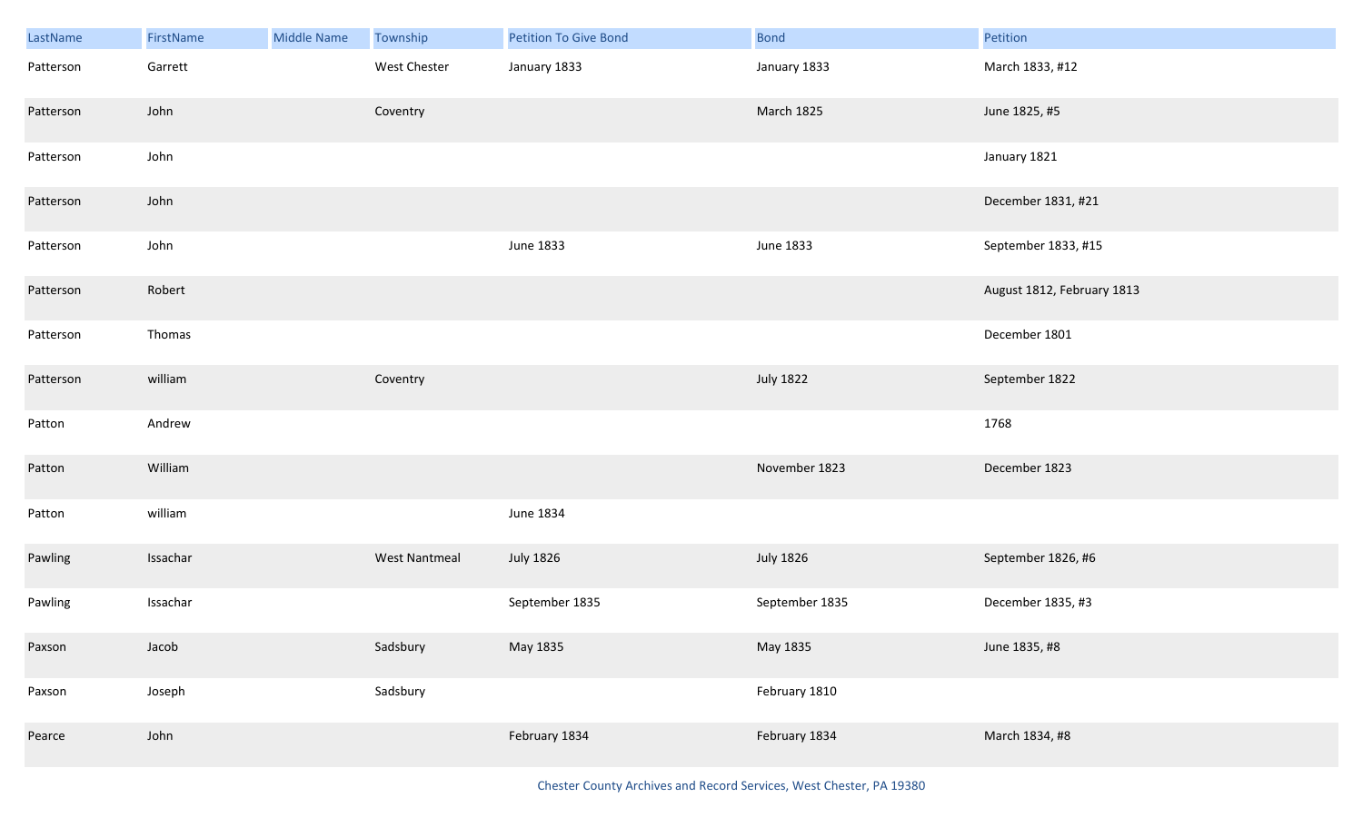| LastName | FirstName | Middle Name | Township | Petition To Give Bond | Bond | Petition |
|---|---|---|---|---|---|---|
| Patterson | Garrett | | West Chester | January 1833 | January 1833 | March 1833, #12 |
| Patterson | John | | Coventry | | March 1825 | June 1825, #5 |
| Patterson | John | | | | | January 1821 |
| Patterson | John | | | | | December 1831, #21 |
| Patterson | John | | | June 1833 | June 1833 | September 1833, #15 |
| Patterson | Robert | | | | | August 1812, February 1813 |
| Patterson | Thomas | | | | | December 1801 |
| Patterson | william | | Coventry | | July 1822 | September 1822 |
| Patton | Andrew | | | | | 1768 |
| Patton | William | | | | November 1823 | December 1823 |
| Patton | william | | | June 1834 | | |
| Pawling | Issachar | | West Nantmeal | July 1826 | July 1826 | September 1826, #6 |
| Pawling | Issachar | | | September 1835 | September 1835 | December 1835, #3 |
| Paxson | Jacob | | Sadsbury | May 1835 | May 1835 | June 1835, #8 |
| Paxson | Joseph | | Sadsbury | | February 1810 | |
| Pearce | John | | | February 1834 | February 1834 | March 1834, #8 |

Chester County Archives and Record Services, West Chester, PA 19380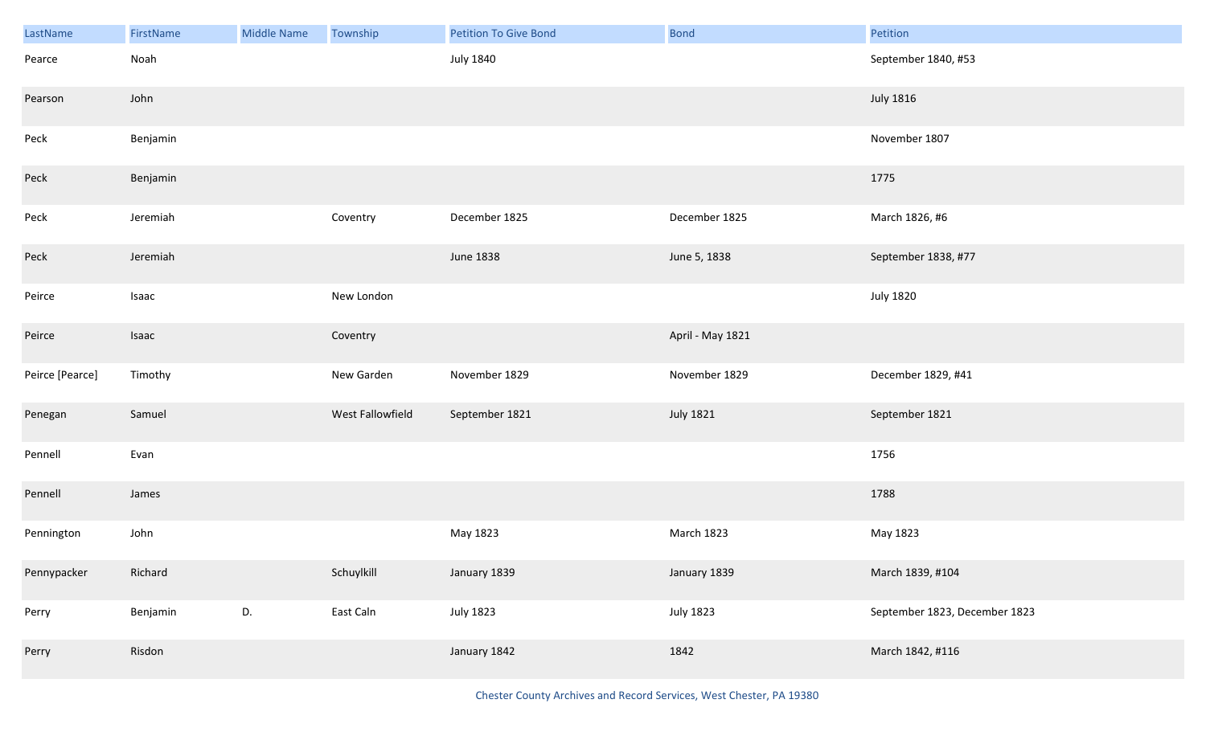| LastName | FirstName | Middle Name | Township | Petition To Give Bond | Bond | Petition |
| --- | --- | --- | --- | --- | --- | --- |
| Pearce | Noah | | | July 1840 | | September 1840, #53 |
| Pearson | John | | | | | July 1816 |
| Peck | Benjamin | | | | | November 1807 |
| Peck | Benjamin | | | | | 1775 |
| Peck | Jeremiah | | Coventry | December 1825 | December 1825 | March 1826, #6 |
| Peck | Jeremiah | | | June 1838 | June 5, 1838 | September 1838, #77 |
| Peirce | Isaac | | New London | | | July 1820 |
| Peirce | Isaac | | Coventry | | April - May 1821 | |
| Peirce [Pearce] | Timothy | | New Garden | November 1829 | November 1829 | December 1829, #41 |
| Penegan | Samuel | | West Fallowfield | September 1821 | July 1821 | September 1821 |
| Pennell | Evan | | | | | 1756 |
| Pennell | James | | | | | 1788 |
| Pennington | John | | | May 1823 | March 1823 | May 1823 |
| Pennypacker | Richard | | Schuylkill | January 1839 | January 1839 | March 1839, #104 |
| Perry | Benjamin | D. | East Caln | July 1823 | July 1823 | September 1823, December 1823 |
| Perry | Risdon | | | January 1842 | 1842 | March 1842, #116 |

Chester County Archives and Record Services, West Chester, PA 19380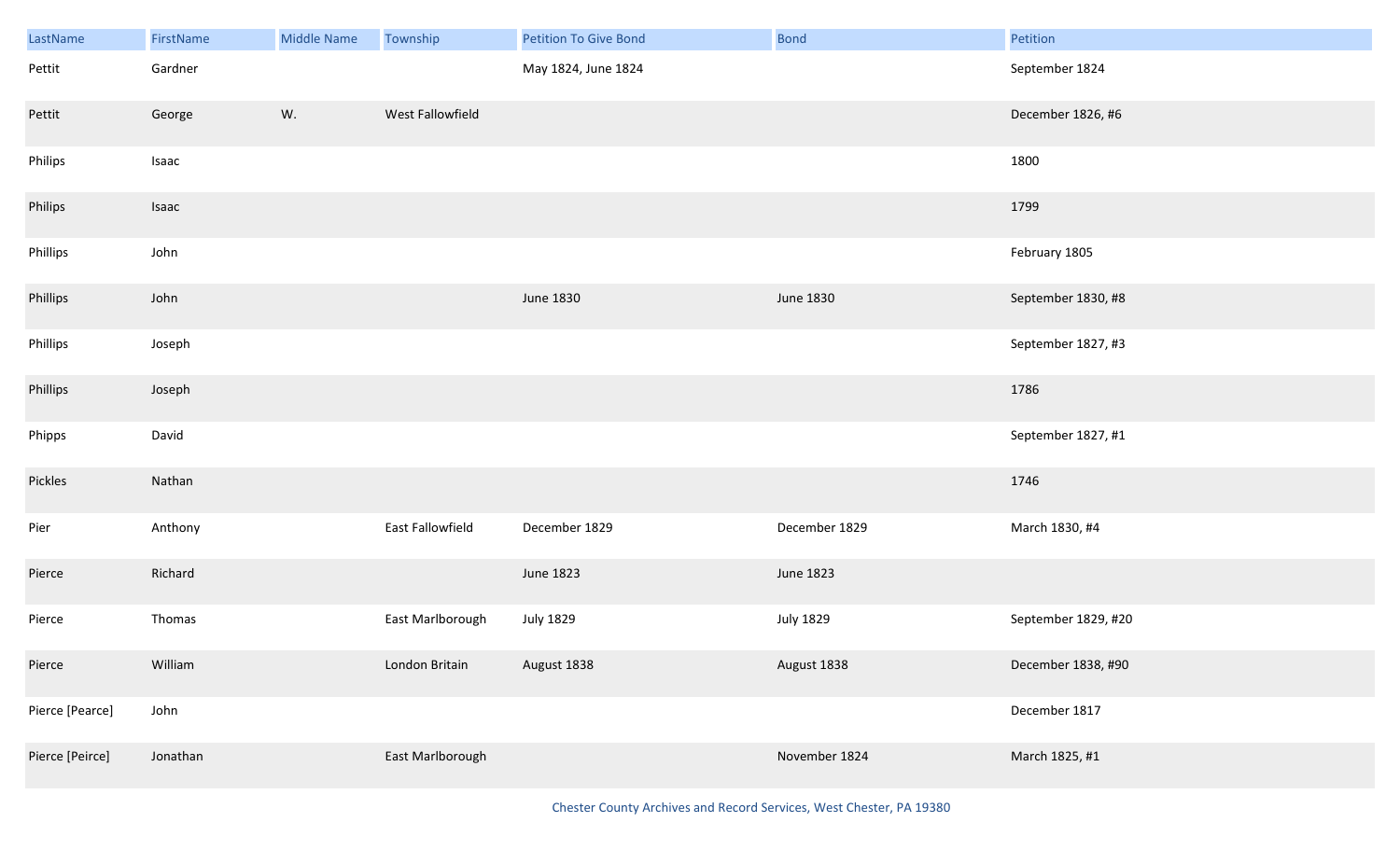| LastName | FirstName | Middle Name | Township | Petition To Give Bond | Bond | Petition |
|---|---|---|---|---|---|---|
| Pettit | Gardner | | | May 1824, June 1824 | | September 1824 |
| Pettit | George | W. | West Fallowfield | | | December 1826, #6 |
| Philips | Isaac | | | | | 1800 |
| Philips | Isaac | | | | | 1799 |
| Phillips | John | | | | | February 1805 |
| Phillips | John | | | June 1830 | June 1830 | September 1830, #8 |
| Phillips | Joseph | | | | | September 1827, #3 |
| Phillips | Joseph | | | | | 1786 |
| Phipps | David | | | | | September 1827, #1 |
| Pickles | Nathan | | | | | 1746 |
| Pier | Anthony | | East Fallowfield | December 1829 | December 1829 | March 1830, #4 |
| Pierce | Richard | | | June 1823 | June 1823 | |
| Pierce | Thomas | | East Marlborough | July 1829 | July 1829 | September 1829, #20 |
| Pierce | William | | London Britain | August 1838 | August 1838 | December 1838, #90 |
| Pierce [Pearce] | John | | | | | December 1817 |
| Pierce [Peirce] | Jonathan | | East Marlborough | | November 1824 | March 1825, #1 |

Chester County Archives and Record Services, West Chester, PA 19380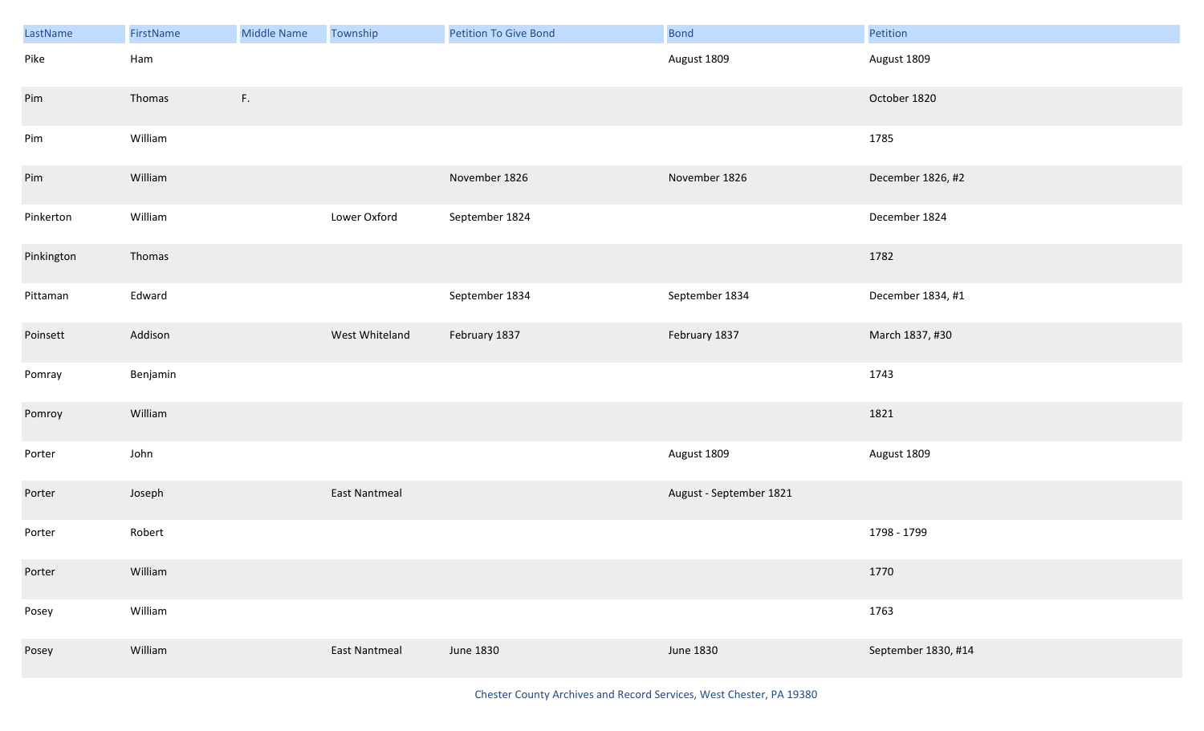| LastName | FirstName | Middle Name | Township | Petition To Give Bond | Bond | Petition |
|---|---|---|---|---|---|---|
| Pike | Ham | | | | August 1809 | August 1809 |
| Pim | Thomas | F. | | | | October 1820 |
| Pim | William | | | | | 1785 |
| Pim | William | | | November 1826 | November 1826 | December 1826, #2 |
| Pinkerton | William | | Lower Oxford | September 1824 | | December 1824 |
| Pinkington | Thomas | | | | | 1782 |
| Pittaman | Edward | | | September 1834 | September 1834 | December 1834, #1 |
| Poinsett | Addison | | West Whiteland | February 1837 | February 1837 | March 1837, #30 |
| Pomray | Benjamin | | | | | 1743 |
| Pomroy | William | | | | | 1821 |
| Porter | John | | | | August 1809 | August 1809 |
| Porter | Joseph | | East Nantmeal | | August - September 1821 | |
| Porter | Robert | | | | | 1798 - 1799 |
| Porter | William | | | | | 1770 |
| Posey | William | | | | | 1763 |
| Posey | William | | East Nantmeal | June 1830 | June 1830 | September 1830, #14 |

Chester County Archives and Record Services, West Chester, PA 19380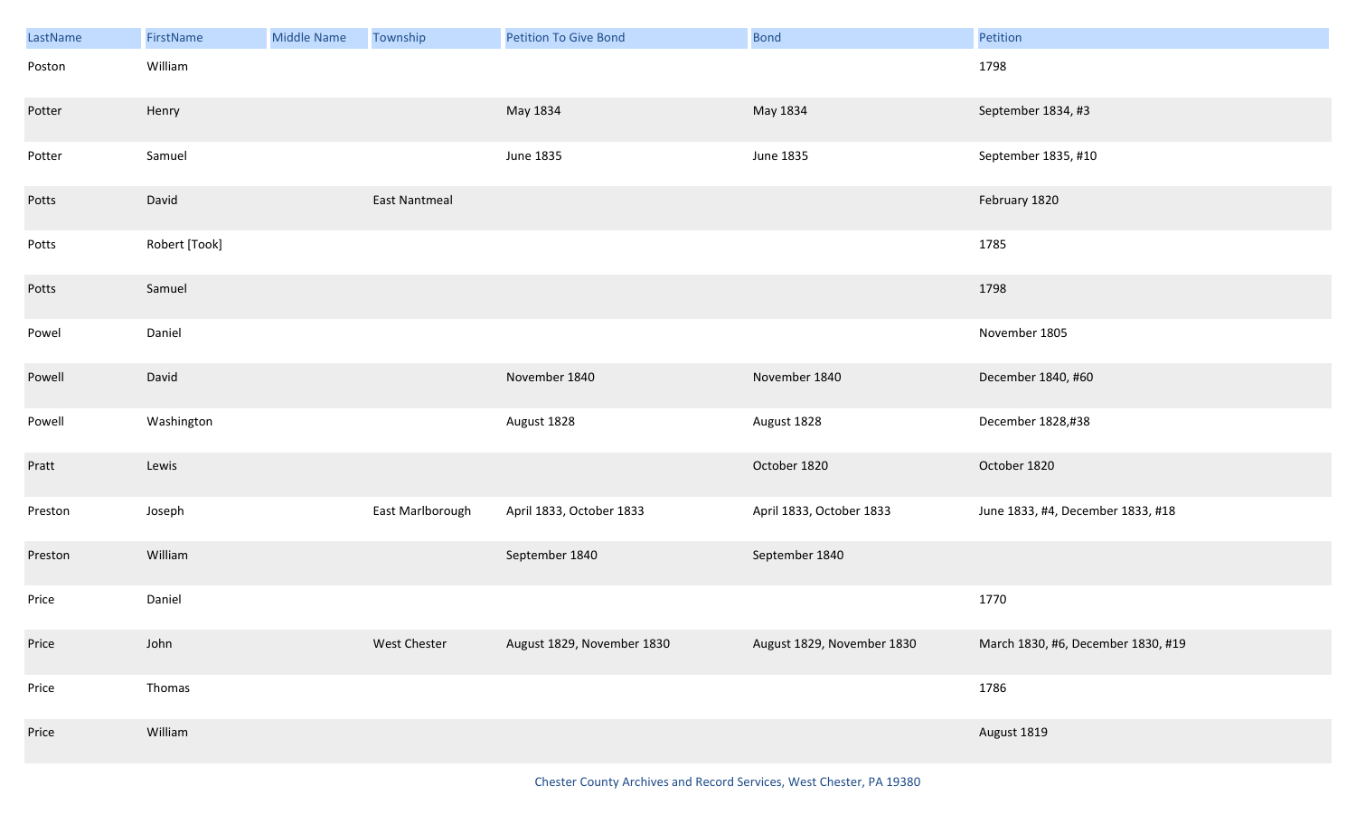| LastName | FirstName | Middle Name | Township | Petition To Give Bond | Bond | Petition |
|---|---|---|---|---|---|---|
| Poston | William | | | | | 1798 |
| Potter | Henry | | | May 1834 | May 1834 | September 1834, #3 |
| Potter | Samuel | | | June 1835 | June 1835 | September 1835, #10 |
| Potts | David | | East Nantmeal | | | February 1820 |
| Potts | Robert [Took] | | | | | 1785 |
| Potts | Samuel | | | | | 1798 |
| Powel | Daniel | | | | | November 1805 |
| Powell | David | | | November 1840 | November 1840 | December 1840, #60 |
| Powell | Washington | | | August 1828 | August 1828 | December 1828,#38 |
| Pratt | Lewis | | | | October 1820 | October 1820 |
| Preston | Joseph | | East Marlborough | April 1833, October 1833 | April 1833, October 1833 | June 1833, #4, December 1833, #18 |
| Preston | William | | | September 1840 | September 1840 | |
| Price | Daniel | | | | | 1770 |
| Price | John | | West Chester | August 1829, November 1830 | August 1829, November 1830 | March 1830, #6, December 1830, #19 |
| Price | Thomas | | | | | 1786 |
| Price | William | | | | | August 1819 |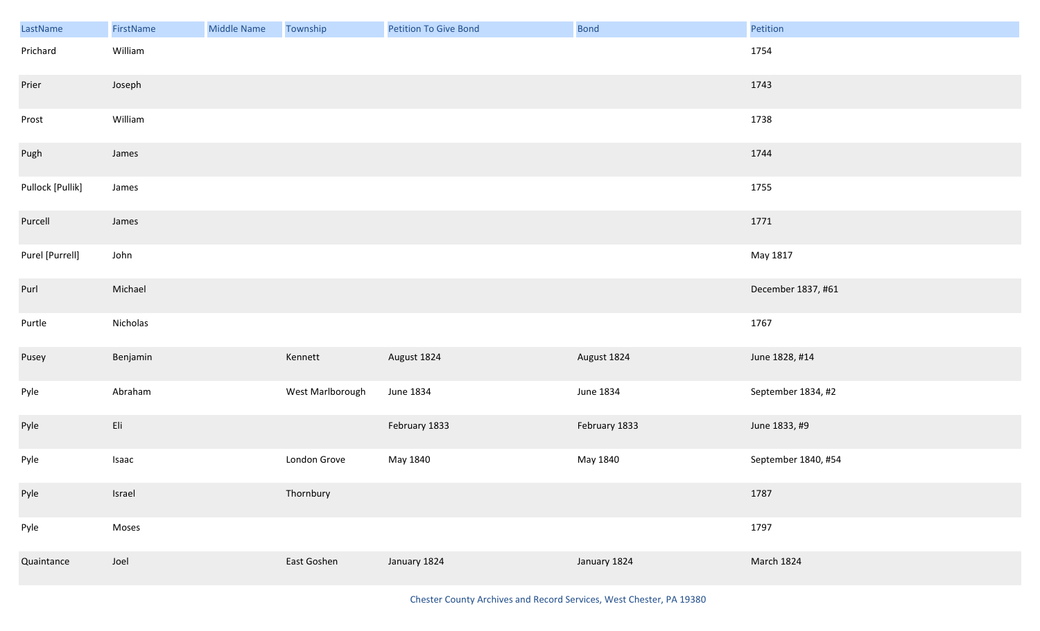| LastName | FirstName | Middle Name | Township | Petition To Give Bond | Bond | Petition |
|---|---|---|---|---|---|---|
| Prichard | William | | | | | 1754 |
| Prier | Joseph | | | | | 1743 |
| Prost | William | | | | | 1738 |
| Pugh | James | | | | | 1744 |
| Pullock [Pullik] | James | | | | | 1755 |
| Purcell | James | | | | | 1771 |
| Purel [Purrell] | John | | | | | May 1817 |
| Purl | Michael | | | | | December 1837, #61 |
| Purtle | Nicholas | | | | | 1767 |
| Pusey | Benjamin | | Kennett | August 1824 | August 1824 | June 1828, #14 |
| Pyle | Abraham | | West Marlborough | June 1834 | June 1834 | September 1834, #2 |
| Pyle | Eli | | | February 1833 | February 1833 | June 1833, #9 |
| Pyle | Isaac | | London Grove | May 1840 | May 1840 | September 1840, #54 |
| Pyle | Israel | | Thornbury | | | 1787 |
| Pyle | Moses | | | | | 1797 |
| Quaintance | Joel | | East Goshen | January 1824 | January 1824 | March 1824 |

Chester County Archives and Record Services, West Chester, PA 19380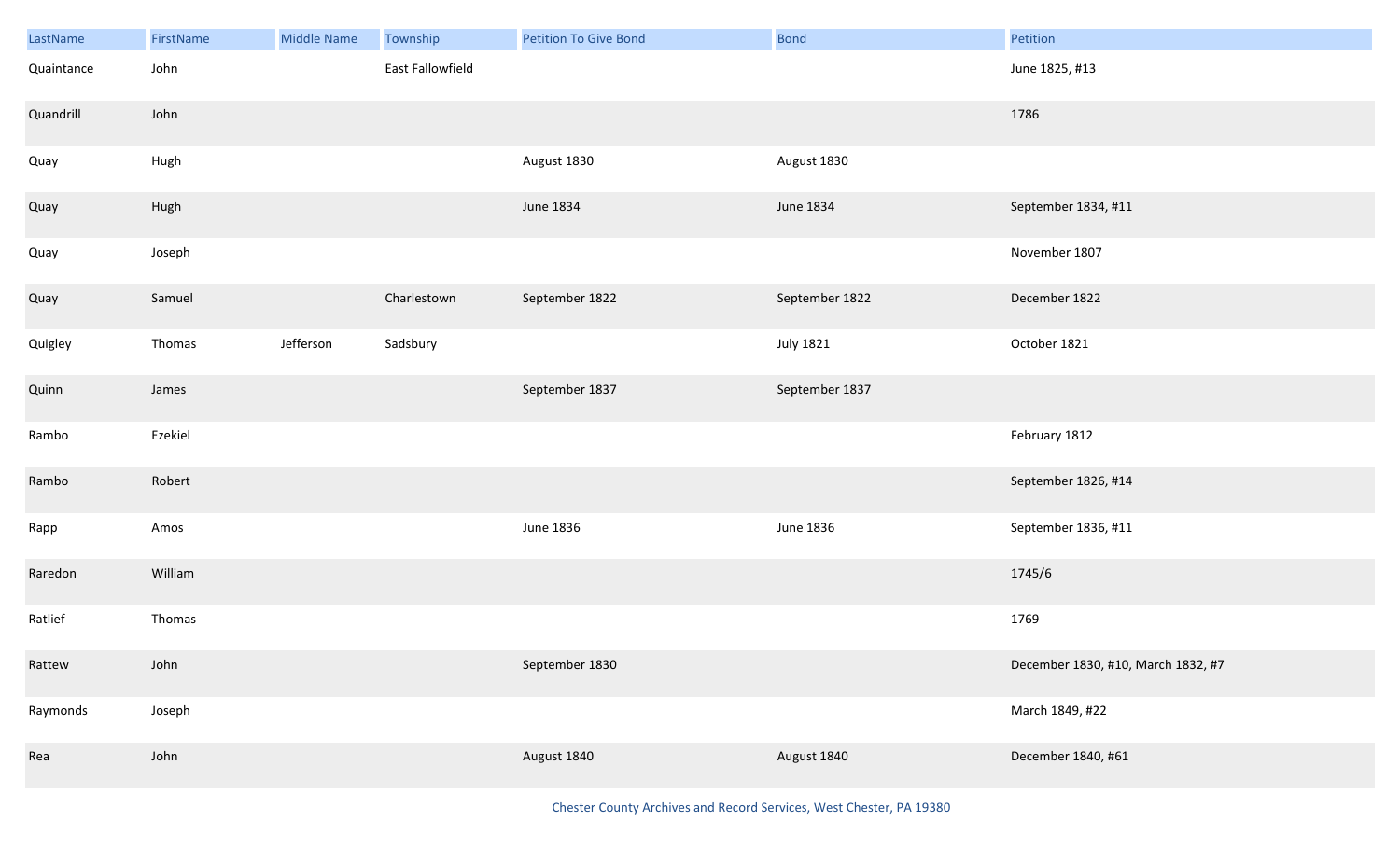| LastName | FirstName | Middle Name | Township | Petition To Give Bond | Bond | Petition |
| --- | --- | --- | --- | --- | --- | --- |
| Quaintance | John | | East Fallowfield | | | June 1825, #13 |
| Quandrill | John | | | | | 1786 |
| Quay | Hugh | | | August 1830 | August 1830 | |
| Quay | Hugh | | | June 1834 | June 1834 | September 1834, #11 |
| Quay | Joseph | | | | | November 1807 |
| Quay | Samuel | | Charlestown | September 1822 | September 1822 | December 1822 |
| Quigley | Thomas | Jefferson | Sadsbury | | July 1821 | October 1821 |
| Quinn | James | | | September 1837 | September 1837 | |
| Rambo | Ezekiel | | | | | February 1812 |
| Rambo | Robert | | | | | September 1826, #14 |
| Rapp | Amos | | | June 1836 | June 1836 | September 1836, #11 |
| Raredon | William | | | | | 1745/6 |
| Ratlief | Thomas | | | | | 1769 |
| Rattew | John | | | September 1830 | | December 1830, #10, March 1832, #7 |
| Raymonds | Joseph | | | | | March 1849, #22 |
| Rea | John | | | August 1840 | August 1840 | December 1840, #61 |

Chester County Archives and Record Services, West Chester, PA 19380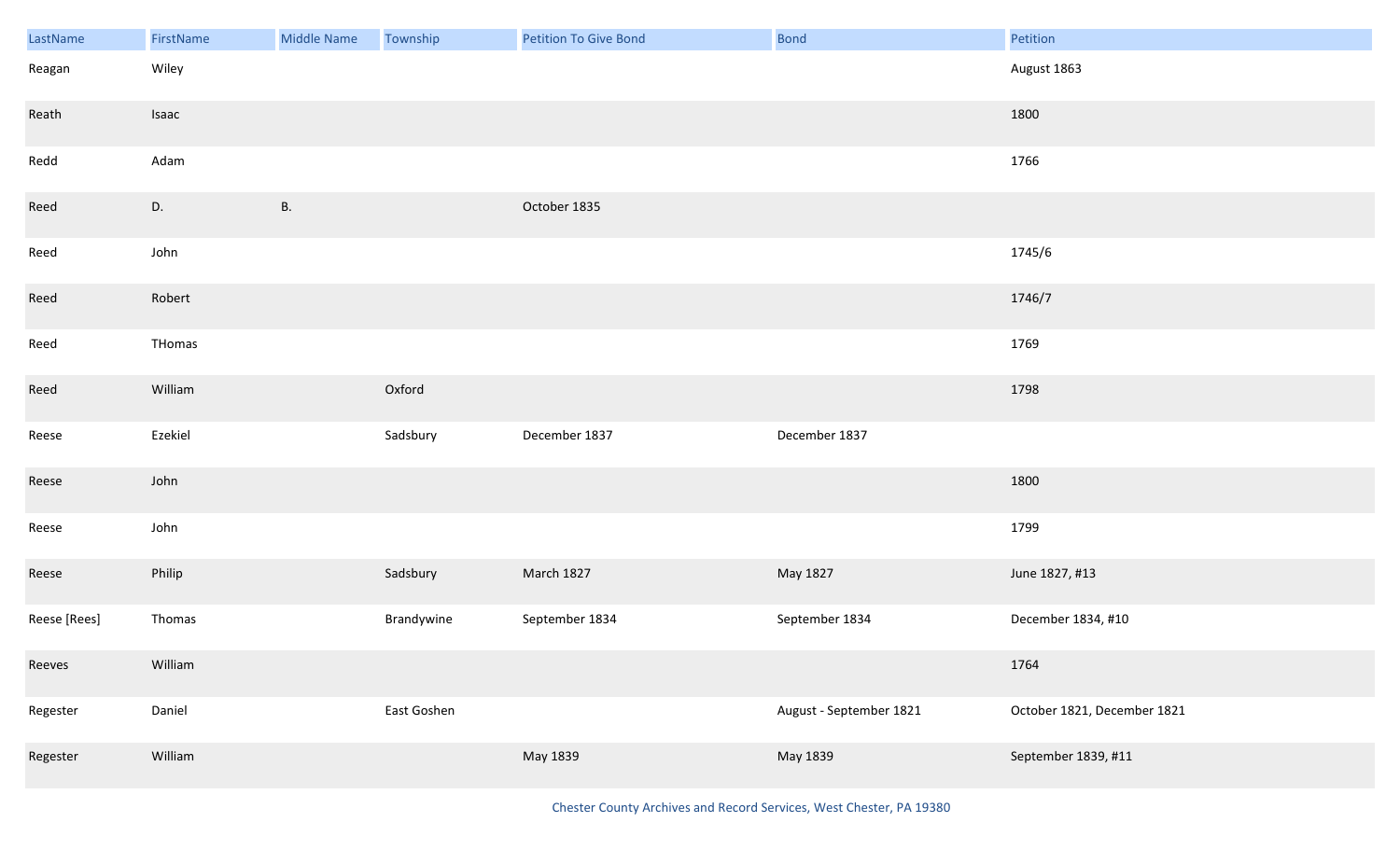| LastName | FirstName | Middle Name | Township | Petition To Give Bond | Bond | Petition |
|---|---|---|---|---|---|---|
| Reagan | Wiley | | | | | August 1863 |
| Reath | Isaac | | | | | 1800 |
| Redd | Adam | | | | | 1766 |
| Reed | D. | B. | | October 1835 | | |
| Reed | John | | | | | 1745/6 |
| Reed | Robert | | | | | 1746/7 |
| Reed | THomas | | | | | 1769 |
| Reed | William | | Oxford | | | 1798 |
| Reese | Ezekiel | | Sadsbury | December 1837 | December 1837 | |
| Reese | John | | | | | 1800 |
| Reese | John | | | | | 1799 |
| Reese | Philip | | Sadsbury | March 1827 | May 1827 | June 1827, #13 |
| Reese [Rees] | Thomas | | Brandywine | September 1834 | September 1834 | December 1834, #10 |
| Reeves | William | | | | | 1764 |
| Regester | Daniel | | East Goshen | | August - September 1821 | October 1821, December 1821 |
| Regester | William | | | May 1839 | May 1839 | September 1839, #11 |

Chester County Archives and Record Services, West Chester, PA 19380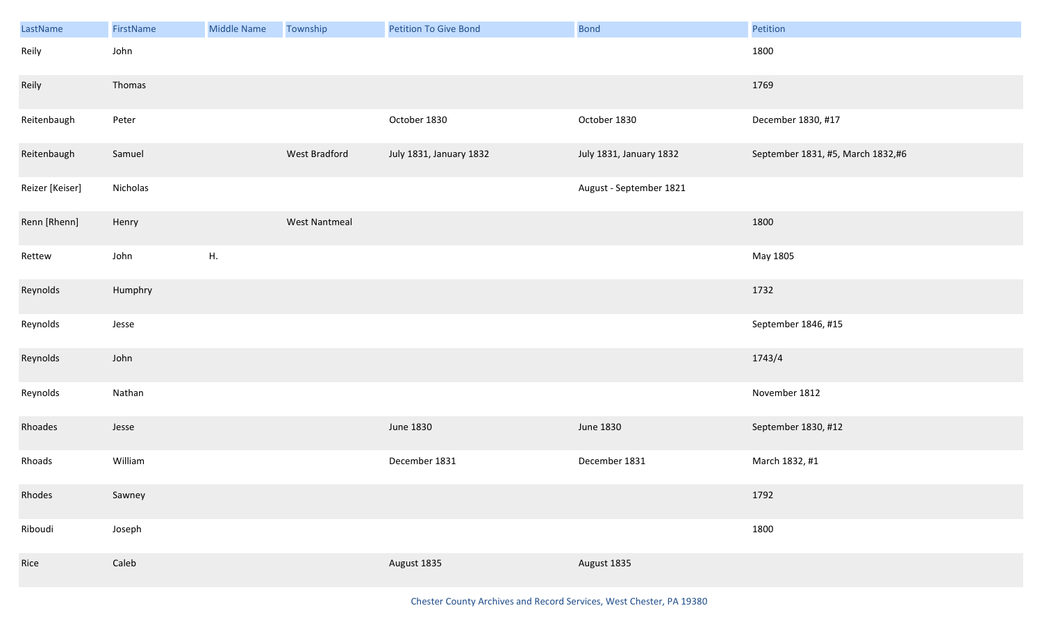| LastName | FirstName | Middle Name | Township | Petition To Give Bond | Bond | Petition |
|---|---|---|---|---|---|---|
| Reily | John | | | | | 1800 |
| Reily | Thomas | | | | | 1769 |
| Reitenbaugh | Peter | | | October 1830 | October 1830 | December 1830, #17 |
| Reitenbaugh | Samuel | | West Bradford | July 1831, January 1832 | July 1831, January 1832 | September 1831, #5, March 1832,#6 |
| Reizer [Keiser] | Nicholas | | | | August - September 1821 | |
| Renn [Rhenn] | Henry | | West Nantmeal | | | 1800 |
| Rettew | John | H. | | | | May 1805 |
| Reynolds | Humphry | | | | | 1732 |
| Reynolds | Jesse | | | | | September 1846, #15 |
| Reynolds | John | | | | | 1743/4 |
| Reynolds | Nathan | | | | | November 1812 |
| Rhoades | Jesse | | | June 1830 | June 1830 | September 1830, #12 |
| Rhoads | William | | | December 1831 | December 1831 | March 1832, #1 |
| Rhodes | Sawney | | | | | 1792 |
| Riboudi | Joseph | | | | | 1800 |
| Rice | Caleb | | | August 1835 | August 1835 | |

Chester County Archives and Record Services, West Chester, PA 19380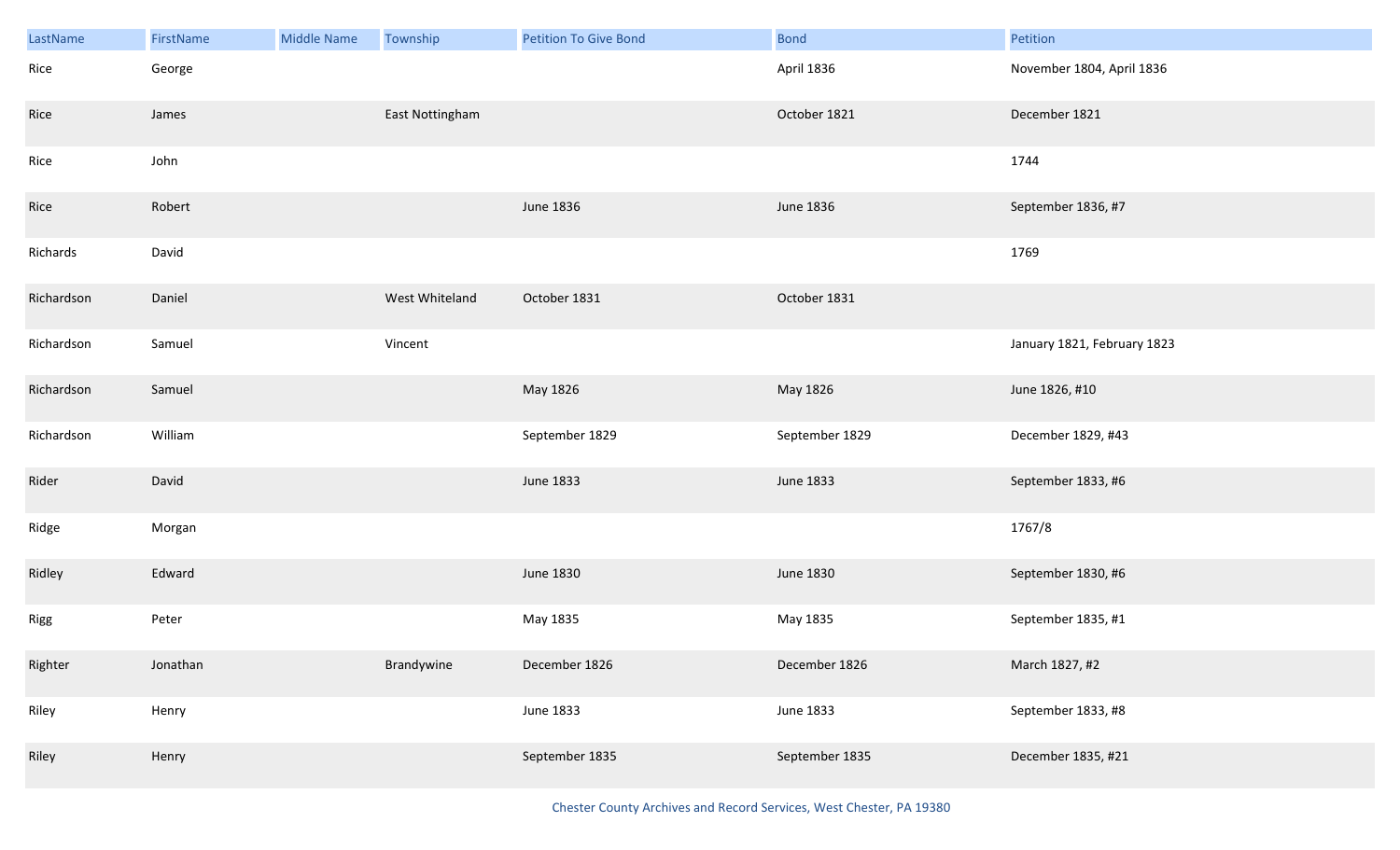| LastName | FirstName | Middle Name | Township | Petition To Give Bond | Bond | Petition |
|---|---|---|---|---|---|---|
| Rice | George | | | | April 1836 | November 1804, April 1836 |
| Rice | James | | East Nottingham | | October 1821 | December 1821 |
| Rice | John | | | | | 1744 |
| Rice | Robert | | | June 1836 | June 1836 | September 1836, #7 |
| Richards | David | | | | | 1769 |
| Richardson | Daniel | | West Whiteland | October 1831 | October 1831 | |
| Richardson | Samuel | | Vincent | | | January 1821, February 1823 |
| Richardson | Samuel | | | May 1826 | May 1826 | June 1826, #10 |
| Richardson | William | | | September 1829 | September 1829 | December 1829, #43 |
| Rider | David | | | June 1833 | June 1833 | September 1833, #6 |
| Ridge | Morgan | | | | | 1767/8 |
| Ridley | Edward | | | June 1830 | June 1830 | September 1830, #6 |
| Rigg | Peter | | | May 1835 | May 1835 | September 1835, #1 |
| Righter | Jonathan | | Brandywine | December 1826 | December 1826 | March 1827, #2 |
| Riley | Henry | | | June 1833 | June 1833 | September 1833, #8 |
| Riley | Henry | | | September 1835 | September 1835 | December 1835, #21 |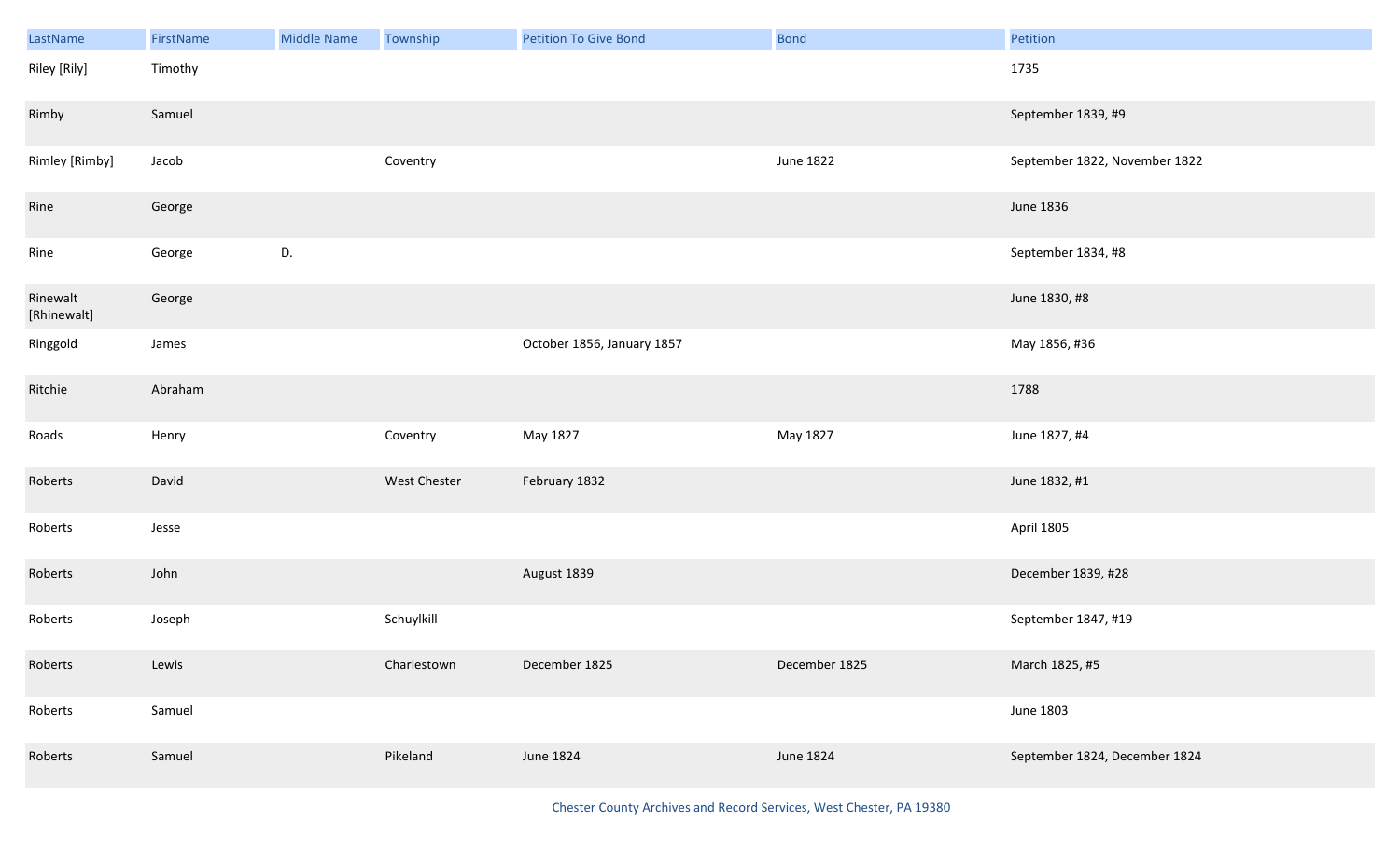| LastName | FirstName | Middle Name | Township | Petition To Give Bond | Bond | Petition |
|---|---|---|---|---|---|---|
| Riley [Rily] | Timothy | | | | | 1735 |
| Rimby | Samuel | | | | | September 1839, #9 |
| Rimley [Rimby] | Jacob | | Coventry | | June 1822 | September 1822, November 1822 |
| Rine | George | | | | | June 1836 |
| Rine | George | D. | | | | September 1834, #8 |
| Rinewalt [Rhinewalt] | George | | | | | June 1830, #8 |
| Ringgold | James | | | October 1856, January 1857 | | May 1856, #36 |
| Ritchie | Abraham | | | | | 1788 |
| Roads | Henry | | Coventry | May 1827 | May 1827 | June 1827, #4 |
| Roberts | David | | West Chester | February 1832 | | June 1832, #1 |
| Roberts | Jesse | | | | | April 1805 |
| Roberts | John | | | August 1839 | | December 1839, #28 |
| Roberts | Joseph | | Schuylkill | | | September 1847, #19 |
| Roberts | Lewis | | Charlestown | December 1825 | December 1825 | March 1825, #5 |
| Roberts | Samuel | | | | | June 1803 |
| Roberts | Samuel | | Pikeland | June 1824 | June 1824 | September 1824, December 1824 |

Chester County Archives and Record Services, West Chester, PA 19380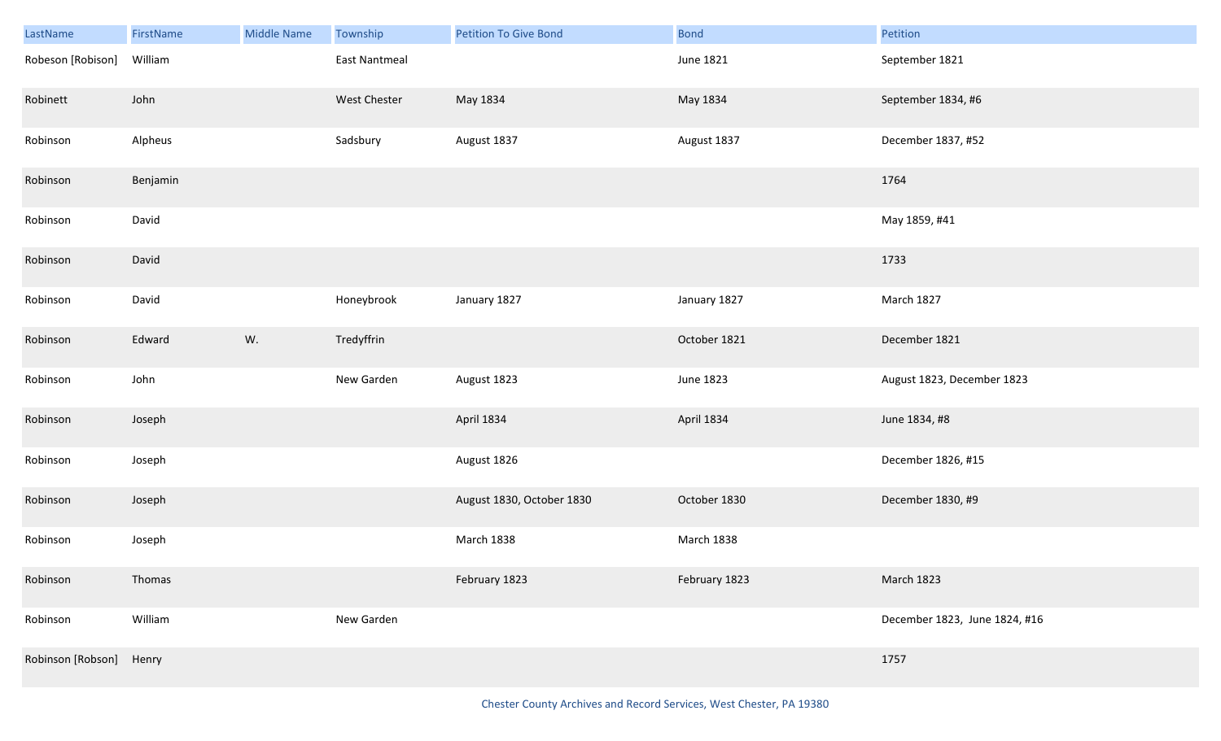| LastName | FirstName | Middle Name | Township | Petition To Give Bond | Bond | Petition |
| --- | --- | --- | --- | --- | --- | --- |
| Robeson [Robison] | William | | East Nantmeal | | June 1821 | September 1821 |
| Robinett | John | | West Chester | May 1834 | May 1834 | September 1834, #6 |
| Robinson | Alpheus | | Sadsbury | August 1837 | August 1837 | December 1837, #52 |
| Robinson | Benjamin | | | | | 1764 |
| Robinson | David | | | | | May 1859, #41 |
| Robinson | David | | | | | 1733 |
| Robinson | David | | Honeybrook | January 1827 | January 1827 | March 1827 |
| Robinson | Edward | W. | Tredyffrin | | October 1821 | December 1821 |
| Robinson | John | | New Garden | August 1823 | June 1823 | August 1823, December 1823 |
| Robinson | Joseph | | | April 1834 | April 1834 | June 1834, #8 |
| Robinson | Joseph | | | August 1826 | | December 1826, #15 |
| Robinson | Joseph | | | August 1830, October 1830 | October 1830 | December 1830, #9 |
| Robinson | Joseph | | | March 1838 | March 1838 | |
| Robinson | Thomas | | | February 1823 | February 1823 | March 1823 |
| Robinson | William | | New Garden | | | December 1823, June 1824, #16 |
| Robinson [Robson] | Henry | | | | | 1757 |

Chester County Archives and Record Services, West Chester, PA 19380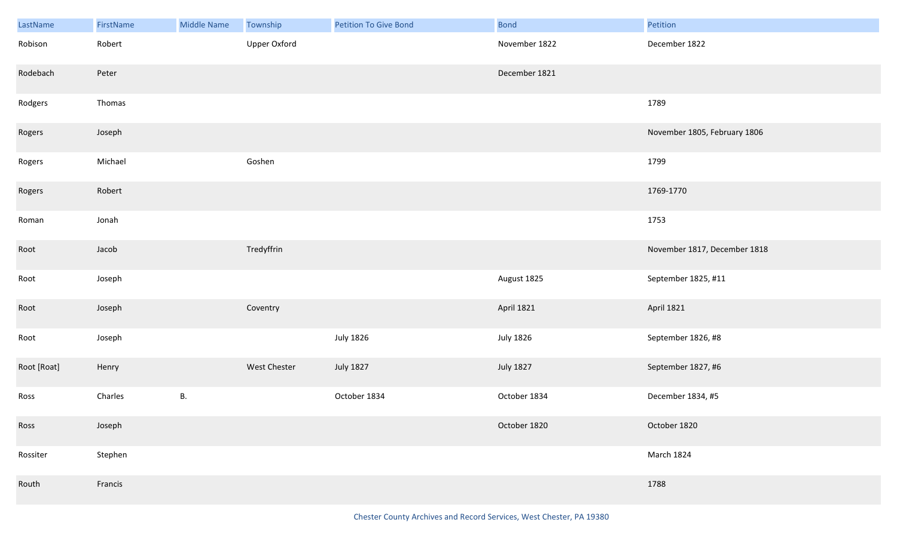| LastName | FirstName | Middle Name | Township | Petition To Give Bond | Bond | Petition |
|---|---|---|---|---|---|---|
| Robison | Robert | | Upper Oxford | | November 1822 | December 1822 |
| Rodebach | Peter | | | | December 1821 | |
| Rodgers | Thomas | | | | | 1789 |
| Rogers | Joseph | | | | | November 1805, February 1806 |
| Rogers | Michael | | Goshen | | | 1799 |
| Rogers | Robert | | | | | 1769-1770 |
| Roman | Jonah | | | | | 1753 |
| Root | Jacob | | Tredyffrin | | | November 1817, December 1818 |
| Root | Joseph | | | | August 1825 | September 1825, #11 |
| Root | Joseph | | Coventry | | April 1821 | April 1821 |
| Root | Joseph | | | July 1826 | July 1826 | September 1826, #8 |
| Root [Roat] | Henry | | West Chester | July 1827 | July 1827 | September 1827, #6 |
| Ross | Charles | B. | | October 1834 | October 1834 | December 1834, #5 |
| Ross | Joseph | | | | October 1820 | October 1820 |
| Rossiter | Stephen | | | | | March 1824 |
| Routh | Francis | | | | | 1788 |

Chester County Archives and Record Services, West Chester, PA 19380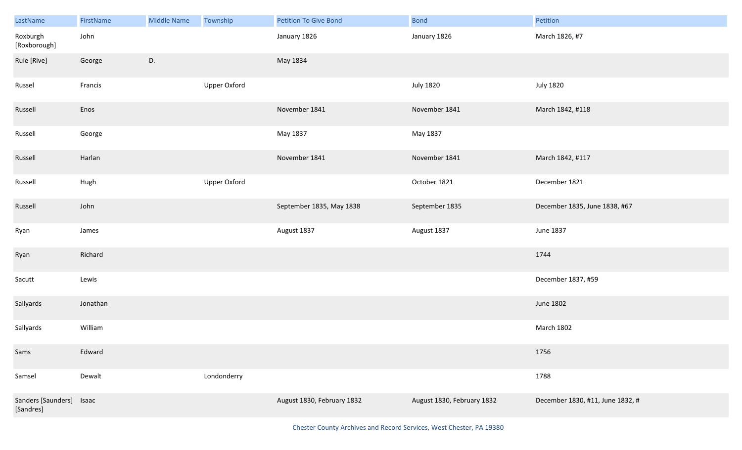| LastName | FirstName | Middle Name | Township | Petition To Give Bond | Bond | Petition |
|---|---|---|---|---|---|---|
| Roxburgh [Roxborough] | John | | | January 1826 | January 1826 | March 1826, #7 |
| Ruie [Rive] | George | D. | | May 1834 | | |
| Russel | Francis | | Upper Oxford | | July 1820 | July 1820 |
| Russell | Enos | | | November 1841 | November 1841 | March 1842, #118 |
| Russell | George | | | May 1837 | May 1837 | |
| Russell | Harlan | | | November 1841 | November 1841 | March 1842, #117 |
| Russell | Hugh | | Upper Oxford | | October 1821 | December 1821 |
| Russell | John | | | September 1835, May 1838 | September 1835 | December 1835, June 1838, #67 |
| Ryan | James | | | August 1837 | August 1837 | June 1837 |
| Ryan | Richard | | | | | 1744 |
| Sacutt | Lewis | | | | | December 1837, #59 |
| Sallyards | Jonathan | | | | | June 1802 |
| Sallyards | William | | | | | March 1802 |
| Sams | Edward | | | | | 1756 |
| Samsel | Dewalt | | Londonderry | | | 1788 |
| Sanders [Saunders] [Sandres] | Isaac | | | August 1830, February 1832 | August 1830, February 1832 | December 1830, #11, June 1832, # |

Chester County Archives and Record Services, West Chester, PA 19380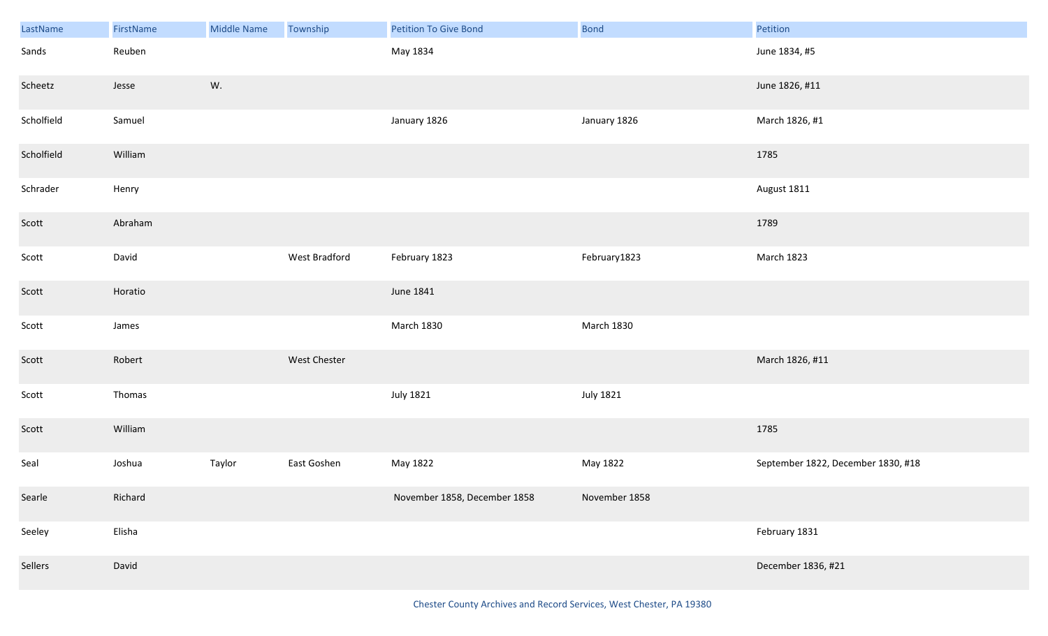| LastName | FirstName | Middle Name | Township | Petition To Give Bond | Bond | Petition |
|---|---|---|---|---|---|---|
| Sands | Reuben | | | May 1834 | | June 1834, #5 |
| Scheetz | Jesse | W. | | | | June 1826, #11 |
| Scholfield | Samuel | | | January 1826 | January 1826 | March 1826, #1 |
| Scholfield | William | | | | | 1785 |
| Schrader | Henry | | | | | August 1811 |
| Scott | Abraham | | | | | 1789 |
| Scott | David | | West Bradford | February 1823 | February1823 | March 1823 |
| Scott | Horatio | | | June 1841 | | |
| Scott | James | | | March 1830 | March 1830 | |
| Scott | Robert | | West Chester | | | March 1826, #11 |
| Scott | Thomas | | | July 1821 | July 1821 | |
| Scott | William | | | | | 1785 |
| Seal | Joshua | Taylor | East Goshen | May 1822 | May 1822 | September 1822, December 1830, #18 |
| Searle | Richard | | | November 1858, December 1858 | November 1858 | |
| Seeley | Elisha | | | | | February 1831 |
| Sellers | David | | | | | December 1836, #21 |

Chester County Archives and Record Services, West Chester, PA 19380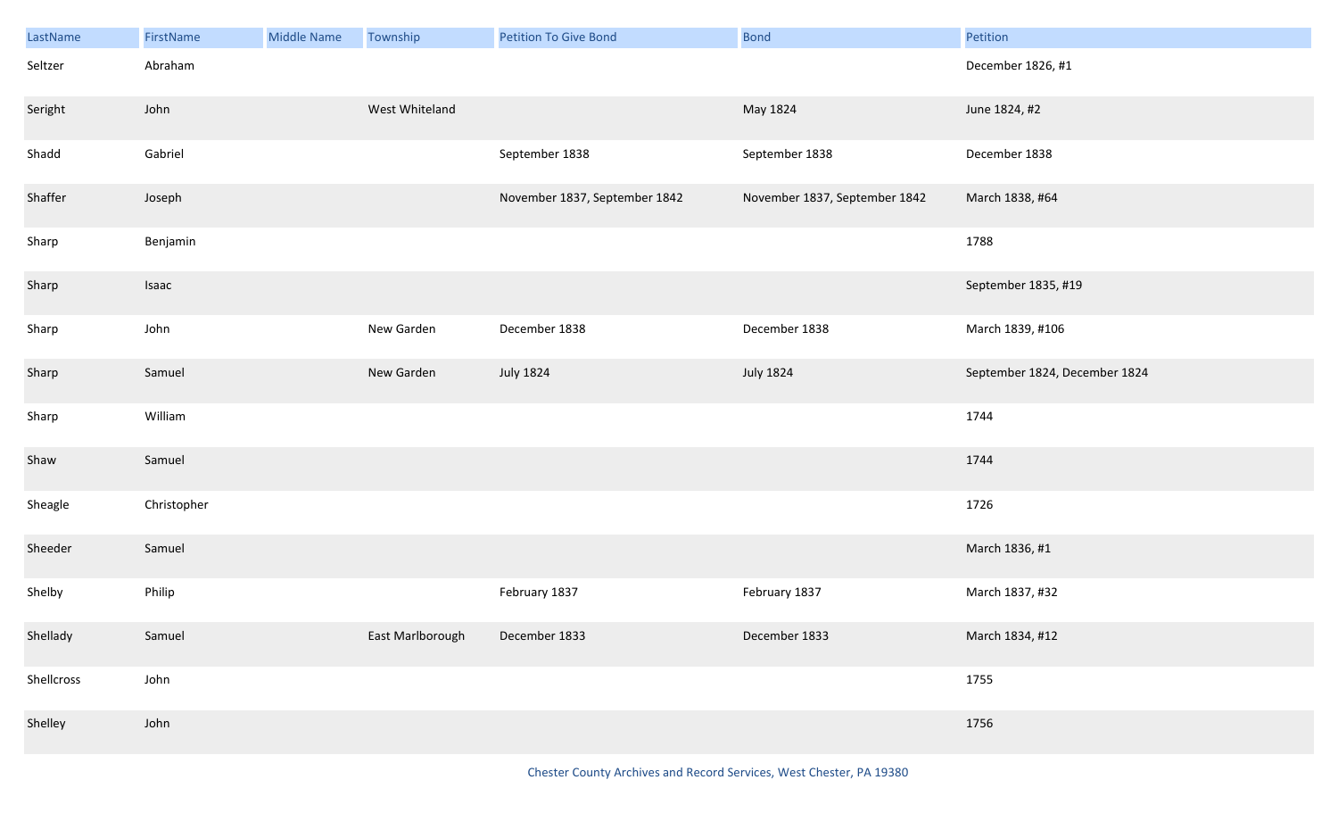| LastName | FirstName | Middle Name | Township | Petition To Give Bond | Bond | Petition |
| --- | --- | --- | --- | --- | --- | --- |
| Seltzer | Abraham | | | | | December 1826, #1 |
| Seright | John | | West Whiteland | | May 1824 | June 1824, #2 |
| Shadd | Gabriel | | | September 1838 | September 1838 | December 1838 |
| Shaffer | Joseph | | | November 1837, September 1842 | November 1837, September 1842 | March 1838, #64 |
| Sharp | Benjamin | | | | | 1788 |
| Sharp | Isaac | | | | | September 1835, #19 |
| Sharp | John | | New Garden | December 1838 | December 1838 | March 1839, #106 |
| Sharp | Samuel | | New Garden | July 1824 | July 1824 | September 1824, December 1824 |
| Sharp | William | | | | | 1744 |
| Shaw | Samuel | | | | | 1744 |
| Sheagle | Christopher | | | | | 1726 |
| Sheeder | Samuel | | | | | March 1836, #1 |
| Shelby | Philip | | | February 1837 | February 1837 | March 1837, #32 |
| Shellady | Samuel | | East Marlborough | December 1833 | December 1833 | March 1834, #12 |
| Shellcross | John | | | | | 1755 |
| Shelley | John | | | | | 1756 |

Chester County Archives and Record Services, West Chester, PA 19380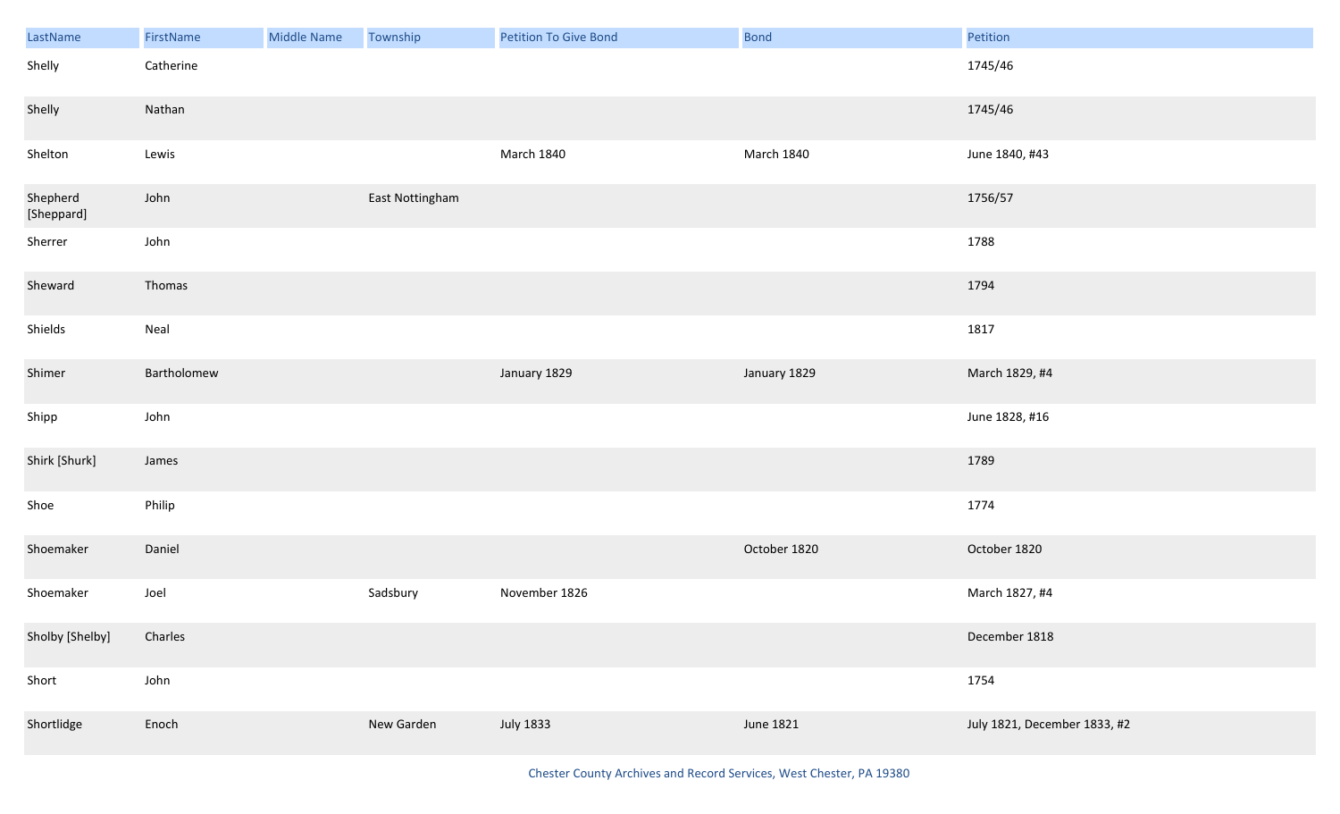| LastName | FirstName | Middle Name | Township | Petition To Give Bond | Bond | Petition |
|---|---|---|---|---|---|---|
| Shelly | Catherine | | | | | 1745/46 |
| Shelly | Nathan | | | | | 1745/46 |
| Shelton | Lewis | | | March 1840 | March 1840 | June 1840, #43 |
| Shepherd [Sheppard] | John | | East Nottingham | | | 1756/57 |
| Sherrer | John | | | | | 1788 |
| Sheward | Thomas | | | | | 1794 |
| Shields | Neal | | | | | 1817 |
| Shimer | Bartholomew | | | January 1829 | January 1829 | March 1829, #4 |
| Shipp | John | | | | | June 1828, #16 |
| Shirk [Shurk] | James | | | | | 1789 |
| Shoe | Philip | | | | | 1774 |
| Shoemaker | Daniel | | | | October 1820 | October 1820 |
| Shoemaker | Joel | | Sadsbury | November 1826 | | March 1827, #4 |
| Sholby [Shelby] | Charles | | | | | December 1818 |
| Short | John | | | | | 1754 |
| Shortlidge | Enoch | | New Garden | July 1833 | June 1821 | July 1821, December 1833, #2 |

Chester County Archives and Record Services, West Chester, PA 19380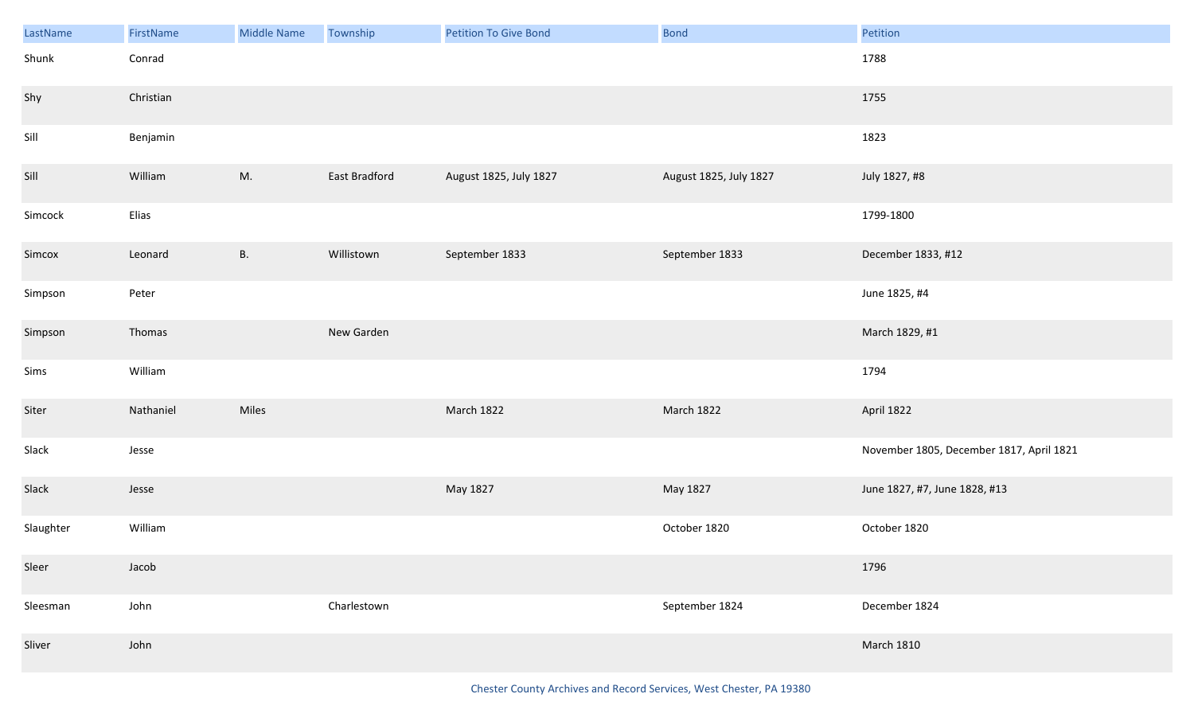| LastName | FirstName | Middle Name | Township | Petition To Give Bond | Bond | Petition |
|---|---|---|---|---|---|---|
| Shunk | Conrad | | | | | 1788 |
| Shy | Christian | | | | | 1755 |
| Sill | Benjamin | | | | | 1823 |
| Sill | William | M. | East Bradford | August 1825, July 1827 | August 1825, July 1827 | July 1827, #8 |
| Simcock | Elias | | | | | 1799-1800 |
| Simcox | Leonard | B. | Willistown | September 1833 | September 1833 | December 1833, #12 |
| Simpson | Peter | | | | | June 1825, #4 |
| Simpson | Thomas | | New Garden | | | March 1829, #1 |
| Sims | William | | | | | 1794 |
| Siter | Nathaniel | Miles | | March 1822 | March 1822 | April 1822 |
| Slack | Jesse | | | | | November 1805, December 1817, April 1821 |
| Slack | Jesse | | | May 1827 | May 1827 | June 1827, #7, June 1828, #13 |
| Slaughter | William | | | | October 1820 | October 1820 |
| Sleer | Jacob | | | | | 1796 |
| Sleesman | John | | Charlestown | | September 1824 | December 1824 |
| Sliver | John | | | | | March 1810 |

Chester County Archives and Record Services, West Chester, PA 19380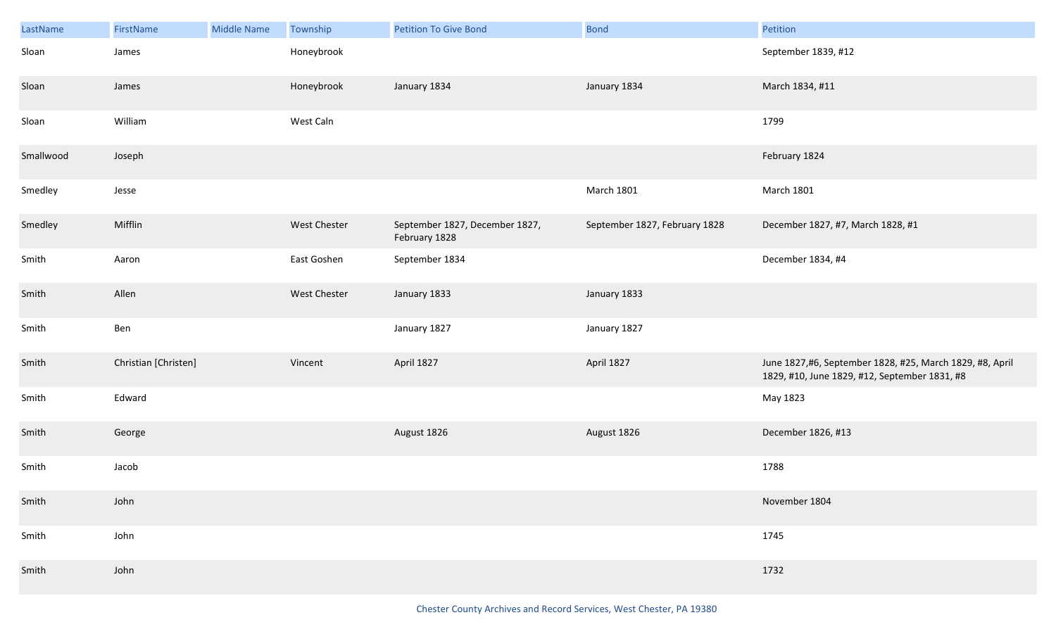| LastName | FirstName | Middle Name | Township | Petition To Give Bond | Bond | Petition |
|---|---|---|---|---|---|---|
| Sloan | James | | Honeybrook | | | September 1839, #12 |
| Sloan | James | | Honeybrook | January 1834 | January 1834 | March 1834, #11 |
| Sloan | William | | West Caln | | | 1799 |
| Smallwood | Joseph | | | | | February 1824 |
| Smedley | Jesse | | | | March 1801 | March 1801 |
| Smedley | Mifflin | | West Chester | September 1827, December 1827, February 1828 | September 1827, February 1828 | December 1827, #7, March 1828, #1 |
| Smith | Aaron | | East Goshen | September 1834 | | December 1834, #4 |
| Smith | Allen | | West Chester | January 1833 | January 1833 | |
| Smith | Ben | | | January 1827 | January 1827 | |
| Smith | Christian [Christen] | | Vincent | April 1827 | April 1827 | June 1827,#6, September 1828, #25, March 1829, #8, April 1829, #10, June 1829, #12, September 1831, #8 |
| Smith | Edward | | | | | May 1823 |
| Smith | George | | | August 1826 | August 1826 | December 1826, #13 |
| Smith | Jacob | | | | | 1788 |
| Smith | John | | | | | November 1804 |
| Smith | John | | | | | 1745 |
| Smith | John | | | | | 1732 |

Chester County Archives and Record Services, West Chester, PA 19380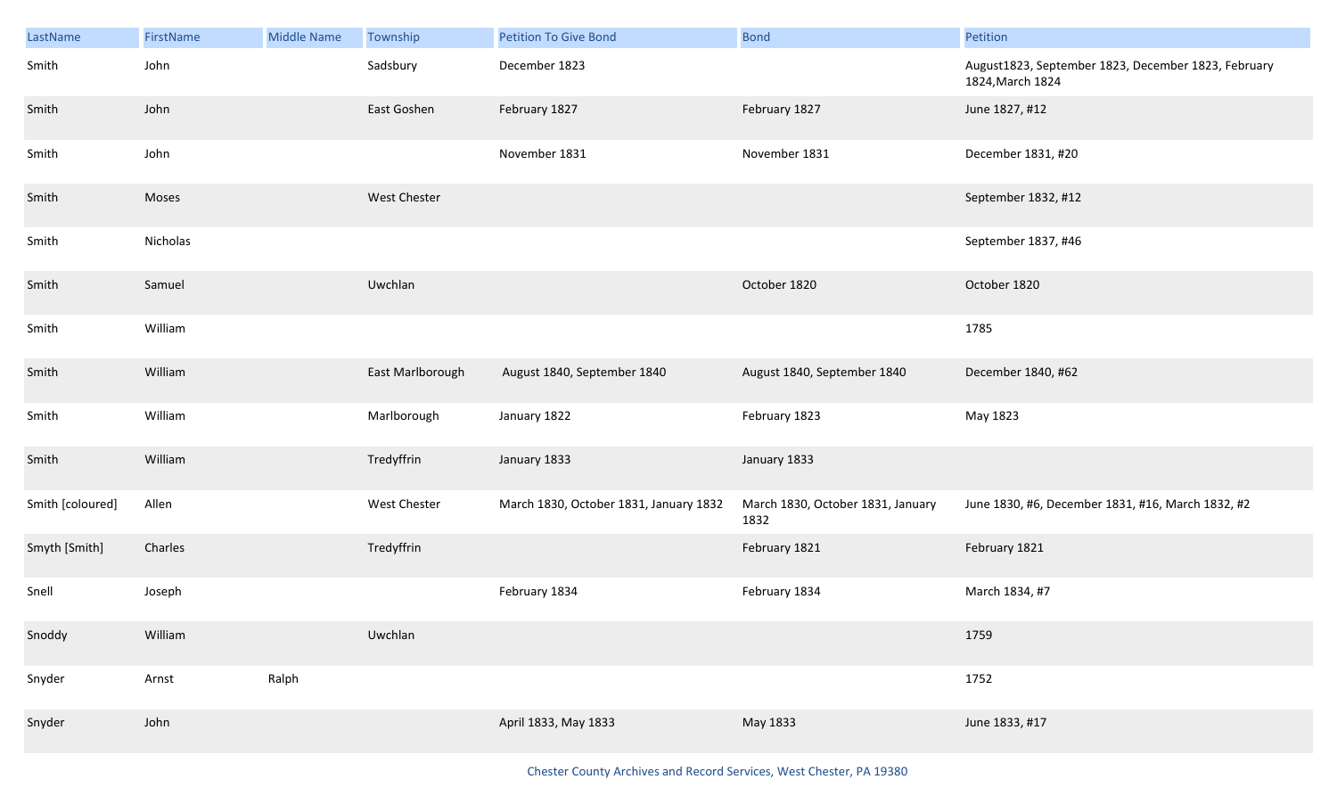| LastName | FirstName | Middle Name | Township | Petition To Give Bond | Bond | Petition |
|---|---|---|---|---|---|---|
| Smith | John | | Sadsbury | December 1823 | | August1823, September 1823, December 1823, February 1824,March 1824 |
| Smith | John | | East Goshen | February 1827 | February 1827 | June 1827, #12 |
| Smith | John | | | November 1831 | November 1831 | December 1831, #20 |
| Smith | Moses | | West Chester | | | September 1832, #12 |
| Smith | Nicholas | | | | | September 1837, #46 |
| Smith | Samuel | | Uwchlan | | October 1820 | October 1820 |
| Smith | William | | | | | 1785 |
| Smith | William | | East Marlborough | August 1840, September 1840 | August 1840, September 1840 | December 1840, #62 |
| Smith | William | | Marlborough | January 1822 | February 1823 | May 1823 |
| Smith | William | | Tredyffrin | January 1833 | January 1833 | |
| Smith [coloured] | Allen | | West Chester | March 1830, October 1831, January 1832 | March 1830, October 1831, January 1832 | June 1830, #6, December 1831, #16, March 1832, #2 |
| Smyth [Smith] | Charles | | Tredyffrin | | February 1821 | February 1821 |
| Snell | Joseph | | | February 1834 | February 1834 | March 1834, #7 |
| Snoddy | William | | Uwchlan | | | 1759 |
| Snyder | Arnst | Ralph | | | | 1752 |
| Snyder | John | | | April 1833, May 1833 | May 1833 | June 1833, #17 |

Chester County Archives and Record Services, West Chester, PA 19380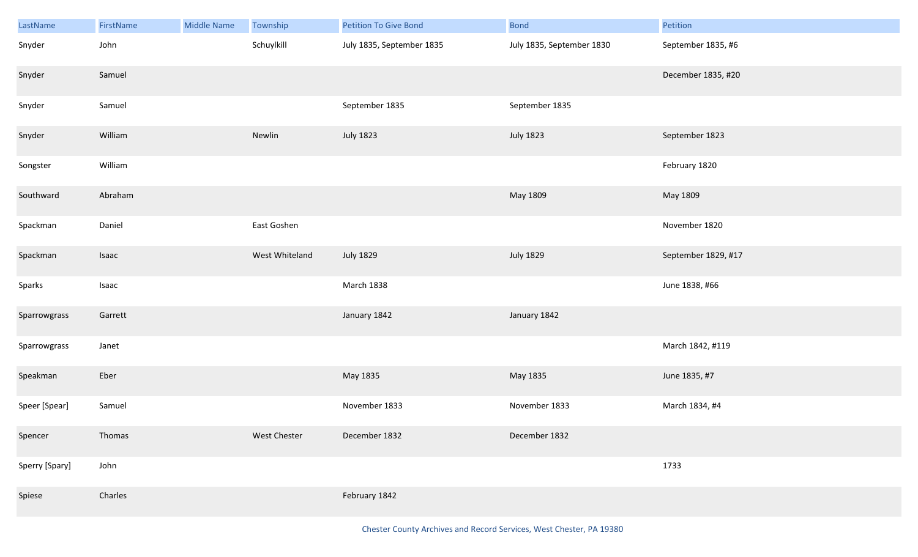| LastName | FirstName | Middle Name | Township | Petition To Give Bond | Bond | Petition |
|---|---|---|---|---|---|---|
| Snyder | John | | Schuylkill | July 1835, September 1835 | July 1835, September 1830 | September 1835, #6 |
| Snyder | Samuel | | | | | December 1835, #20 |
| Snyder | Samuel | | | September 1835 | September 1835 | |
| Snyder | William | | Newlin | July 1823 | July 1823 | September 1823 |
| Songster | William | | | | | February 1820 |
| Southward | Abraham | | | | May 1809 | May 1809 |
| Spackman | Daniel | | East Goshen | | | November 1820 |
| Spackman | Isaac | | West Whiteland | July 1829 | July 1829 | September 1829, #17 |
| Sparks | Isaac | | | March 1838 | | June 1838, #66 |
| Sparrowgrass | Garrett | | | January 1842 | January 1842 | |
| Sparrowgrass | Janet | | | | | March 1842, #119 |
| Speakman | Eber | | | May 1835 | May 1835 | June 1835, #7 |
| Speer [Spear] | Samuel | | | November 1833 | November 1833 | March 1834, #4 |
| Spencer | Thomas | | West Chester | December 1832 | December 1832 | |
| Sperry [Spary] | John | | | | | 1733 |
| Spiese | Charles | | | February 1842 | | |

Chester County Archives and Record Services, West Chester, PA 19380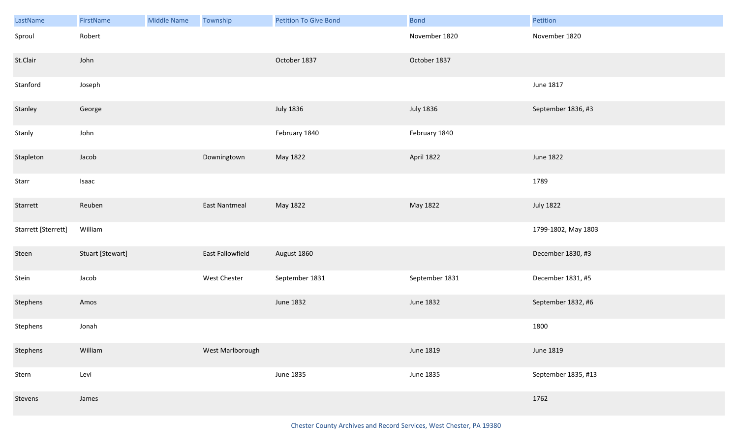| LastName | FirstName | Middle Name | Township | Petition To Give Bond | Bond | Petition |
|---|---|---|---|---|---|---|
| Sproul | Robert | | | | November 1820 | November 1820 |
| St.Clair | John | | | October 1837 | October 1837 | |
| Stanford | Joseph | | | | | June 1817 |
| Stanley | George | | | July 1836 | July 1836 | September 1836, #3 |
| Stanly | John | | | February 1840 | February 1840 | |
| Stapleton | Jacob | | Downingtown | May 1822 | April 1822 | June 1822 |
| Starr | Isaac | | | | | 1789 |
| Starrett | Reuben | | East Nantmeal | May 1822 | May 1822 | July 1822 |
| Starrett [Sterrett] | William | | | | | 1799-1802, May 1803 |
| Steen | Stuart [Stewart] | | East Fallowfield | August 1860 | | December 1830, #3 |
| Stein | Jacob | | West Chester | September 1831 | September 1831 | December 1831, #5 |
| Stephens | Amos | | | June 1832 | June 1832 | September 1832, #6 |
| Stephens | Jonah | | | | | 1800 |
| Stephens | William | | West Marlborough | | June 1819 | June 1819 |
| Stern | Levi | | | June 1835 | June 1835 | September 1835, #13 |
| Stevens | James | | | | | 1762 |

Chester County Archives and Record Services, West Chester, PA 19380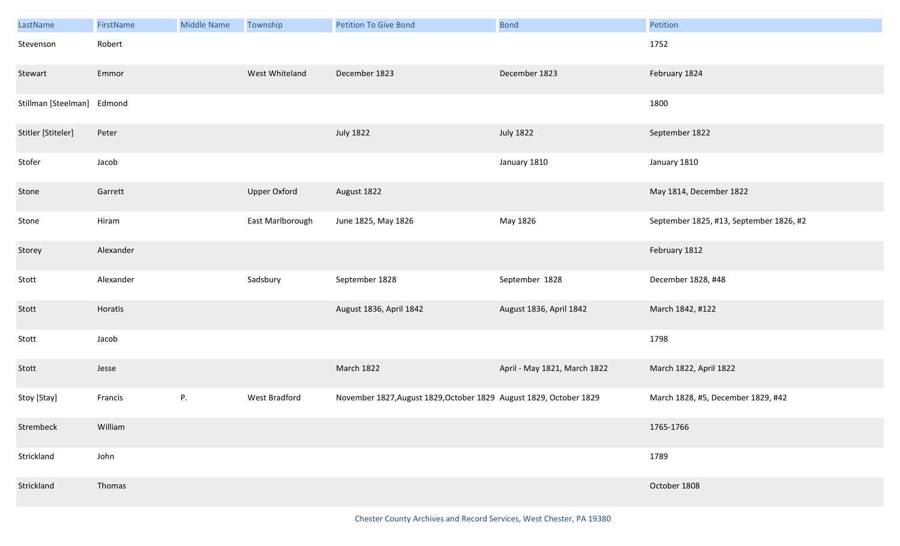| LastName | FirstName | Middle Name | Township | Petition To Give Bond | Bond | Petition |
|---|---|---|---|---|---|---|
| Stevenson | Robert | | | | | 1752 |
| Stewart | Emmor | | West Whiteland | December 1823 | December 1823 | February 1824 |
| Stillman [Steelman] | Edmond | | | | | 1800 |
| Stitler [Stiteler] | Peter | | | July 1822 | July 1822 | September 1822 |
| Stofer | Jacob | | | | January 1810 | January 1810 |
| Stone | Garrett | | Upper Oxford | August 1822 | | May 1814, December 1822 |
| Stone | Hiram | | East Marlborough | June 1825, May 1826 | May 1826 | September 1825, #13, September 1826, #2 |
| Storey | Alexander | | | | | February 1812 |
| Stott | Alexander | | Sadsbury | September 1828 | September 1828 | December 1828, #48 |
| Stott | Horatis | | | August 1836, April 1842 | August 1836, April 1842 | March 1842, #122 |
| Stott | Jacob | | | | | 1798 |
| Stott | Jesse | | | March 1822 | April - May 1821, March 1822 | March 1822, April 1822 |
| Stoy [Stay] | Francis | P. | West Bradford | November 1827,August 1829,October 1829 | August 1829, October 1829 | March 1828, #5, December 1829, #42 |
| Strembeck | William | | | | | 1765-1766 |
| Strickland | John | | | | | 1789 |
| Strickland | Thomas | | | | | October 1808 |

Chester County Archives and Record Services, West Chester, PA 19380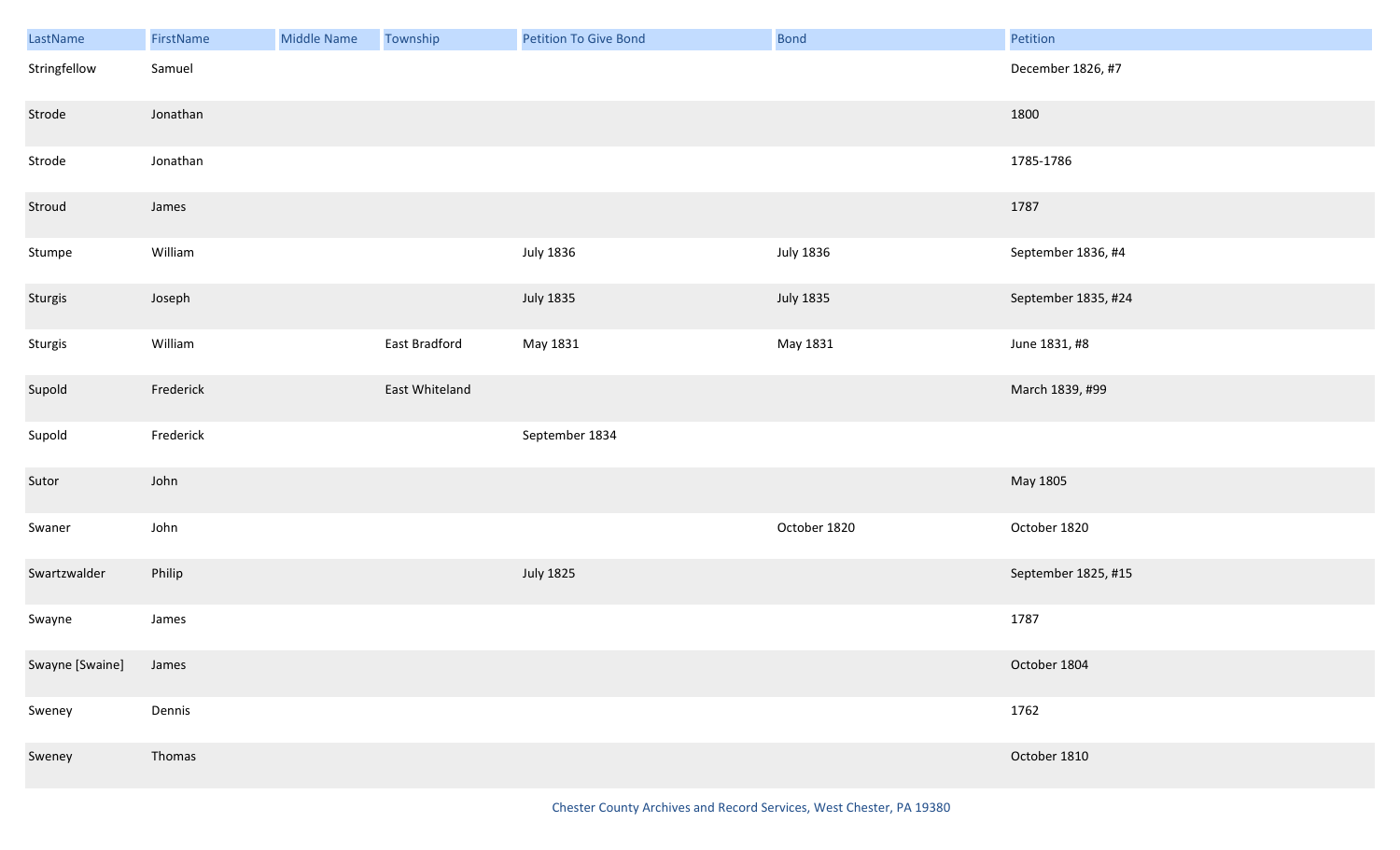| LastName | FirstName | Middle Name | Township | Petition To Give Bond | Bond | Petition |
|---|---|---|---|---|---|---|
| Stringfellow | Samuel | | | | | December 1826, #7 |
| Strode | Jonathan | | | | | 1800 |
| Strode | Jonathan | | | | | 1785-1786 |
| Stroud | James | | | | | 1787 |
| Stumpe | William | | | July 1836 | July 1836 | September 1836, #4 |
| Sturgis | Joseph | | | July 1835 | July 1835 | September 1835, #24 |
| Sturgis | William | | East Bradford | May 1831 | May 1831 | June 1831, #8 |
| Supold | Frederick | | East Whiteland | | | March 1839, #99 |
| Supold | Frederick | | | September 1834 | | |
| Sutor | John | | | | | May 1805 |
| Swaner | John | | | | October 1820 | October 1820 |
| Swartzwalder | Philip | | | July 1825 | | September 1825, #15 |
| Swayne | James | | | | | 1787 |
| Swayne [Swaine] | James | | | | | October 1804 |
| Sweney | Dennis | | | | | 1762 |
| Sweney | Thomas | | | | | October 1810 |

Chester County Archives and Record Services, West Chester, PA 19380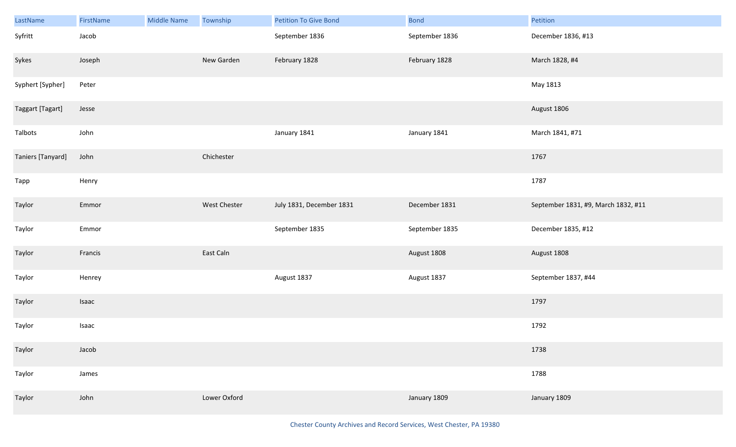| LastName | FirstName | Middle Name | Township | Petition To Give Bond | Bond | Petition |
|---|---|---|---|---|---|---|
| Syfritt | Jacob | | | September 1836 | September 1836 | December 1836, #13 |
| Sykes | Joseph | | New Garden | February 1828 | February 1828 | March 1828, #4 |
| Syphert [Sypher] | Peter | | | | | May 1813 |
| Taggart [Tagart] | Jesse | | | | | August 1806 |
| Talbots | John | | | January 1841 | January 1841 | March 1841, #71 |
| Taniers [Tanyard] | John | | Chichester | | | 1767 |
| Tapp | Henry | | | | | 1787 |
| Taylor | Emmor | | West Chester | July 1831, December 1831 | December 1831 | September 1831, #9, March 1832, #11 |
| Taylor | Emmor | | | September 1835 | September 1835 | December 1835, #12 |
| Taylor | Francis | | East Caln | | August 1808 | August 1808 |
| Taylor | Henrey | | | August 1837 | August 1837 | September 1837, #44 |
| Taylor | Isaac | | | | | 1797 |
| Taylor | Isaac | | | | | 1792 |
| Taylor | Jacob | | | | | 1738 |
| Taylor | James | | | | | 1788 |
| Taylor | John | | Lower Oxford | | January 1809 | January 1809 |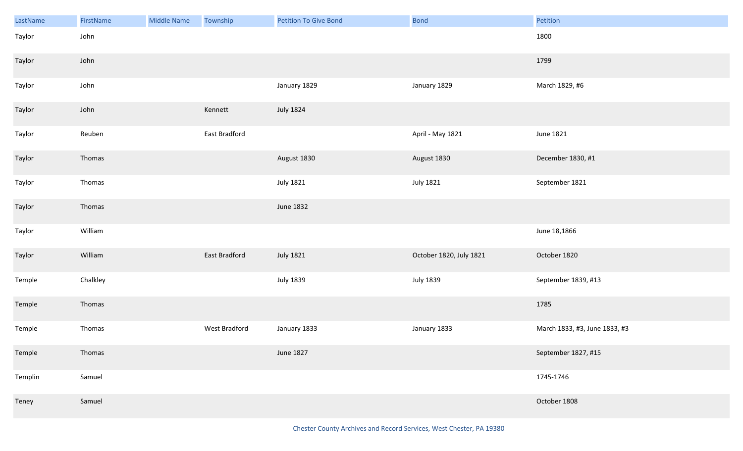| LastName | FirstName | Middle Name | Township | Petition To Give Bond | Bond | Petition |
|---|---|---|---|---|---|---|
| Taylor | John | | | | | 1800 |
| Taylor | John | | | | | 1799 |
| Taylor | John | | | January 1829 | January 1829 | March 1829, #6 |
| Taylor | John | | Kennett | July 1824 | | |
| Taylor | Reuben | | East Bradford | | April - May 1821 | June 1821 |
| Taylor | Thomas | | | August 1830 | August 1830 | December 1830, #1 |
| Taylor | Thomas | | | July 1821 | July 1821 | September 1821 |
| Taylor | Thomas | | | June 1832 | | |
| Taylor | William | | | | | June 18,1866 |
| Taylor | William | | East Bradford | July 1821 | October 1820, July 1821 | October 1820 |
| Temple | Chalkley | | | July 1839 | July 1839 | September 1839, #13 |
| Temple | Thomas | | | | | 1785 |
| Temple | Thomas | | West Bradford | January 1833 | January 1833 | March 1833, #3, June 1833, #3 |
| Temple | Thomas | | | June 1827 | | September 1827, #15 |
| Templin | Samuel | | | | | 1745-1746 |
| Teney | Samuel | | | | | October 1808 |

Chester County Archives and Record Services, West Chester, PA 19380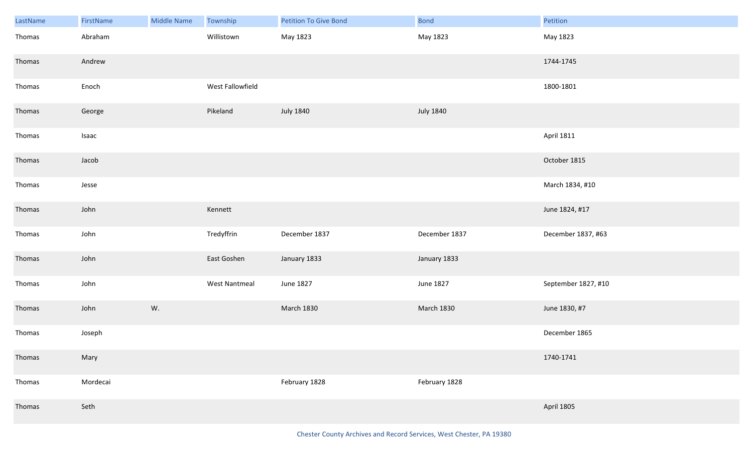| LastName | FirstName | Middle Name | Township | Petition To Give Bond | Bond | Petition |
|---|---|---|---|---|---|---|
| Thomas | Abraham | | Willistown | May 1823 | May 1823 | May 1823 |
| Thomas | Andrew | | | | | 1744-1745 |
| Thomas | Enoch | | West Fallowfield | | | 1800-1801 |
| Thomas | George | | Pikeland | July 1840 | July 1840 | |
| Thomas | Isaac | | | | | April 1811 |
| Thomas | Jacob | | | | | October 1815 |
| Thomas | Jesse | | | | | March 1834, #10 |
| Thomas | John | | Kennett | | | June 1824, #17 |
| Thomas | John | | Tredyffrin | December 1837 | December 1837 | December 1837, #63 |
| Thomas | John | | East Goshen | January 1833 | January 1833 | |
| Thomas | John | | West Nantmeal | June 1827 | June 1827 | September 1827, #10 |
| Thomas | John | W. | | March 1830 | March 1830 | June 1830, #7 |
| Thomas | Joseph | | | | | December 1865 |
| Thomas | Mary | | | | | 1740-1741 |
| Thomas | Mordecai | | | February 1828 | February 1828 | |
| Thomas | Seth | | | | | April 1805 |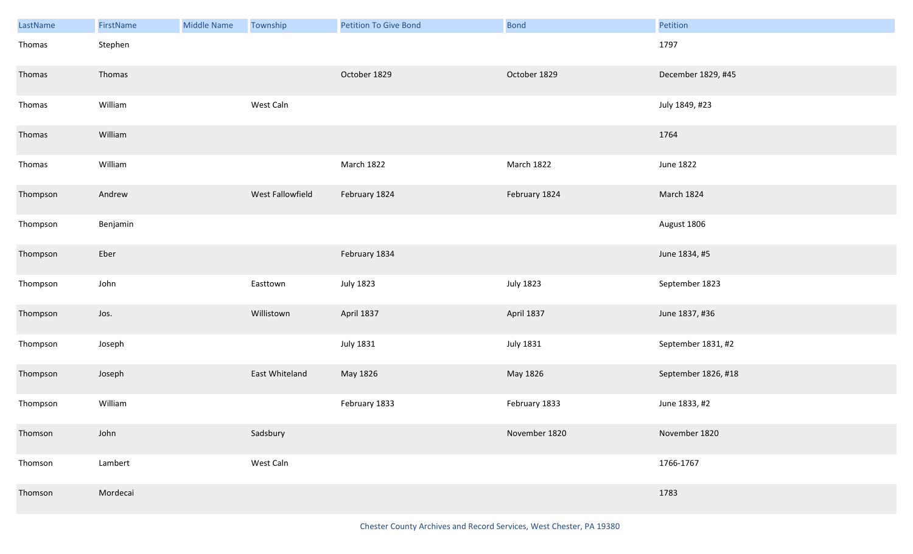| LastName | FirstName | Middle Name | Township | Petition To Give Bond | Bond | Petition |
|---|---|---|---|---|---|---|
| Thomas | Stephen | | | | | 1797 |
| Thomas | Thomas | | | October 1829 | October 1829 | December 1829, #45 |
| Thomas | William | | West Caln | | | July 1849, #23 |
| Thomas | William | | | | | 1764 |
| Thomas | William | | | March 1822 | March 1822 | June 1822 |
| Thompson | Andrew | | West Fallowfield | February 1824 | February 1824 | March 1824 |
| Thompson | Benjamin | | | | | August 1806 |
| Thompson | Eber | | | February 1834 | | June 1834, #5 |
| Thompson | John | | Easttown | July 1823 | July 1823 | September 1823 |
| Thompson | Jos. | | Willistown | April 1837 | April 1837 | June 1837, #36 |
| Thompson | Joseph | | | July 1831 | July 1831 | September 1831, #2 |
| Thompson | Joseph | | East Whiteland | May 1826 | May 1826 | September 1826, #18 |
| Thompson | William | | | February 1833 | February 1833 | June 1833, #2 |
| Thomson | John | | Sadsbury | | November 1820 | November 1820 |
| Thomson | Lambert | | West Caln | | | 1766-1767 |
| Thomson | Mordecai | | | | | 1783 |

Chester County Archives and Record Services, West Chester, PA 19380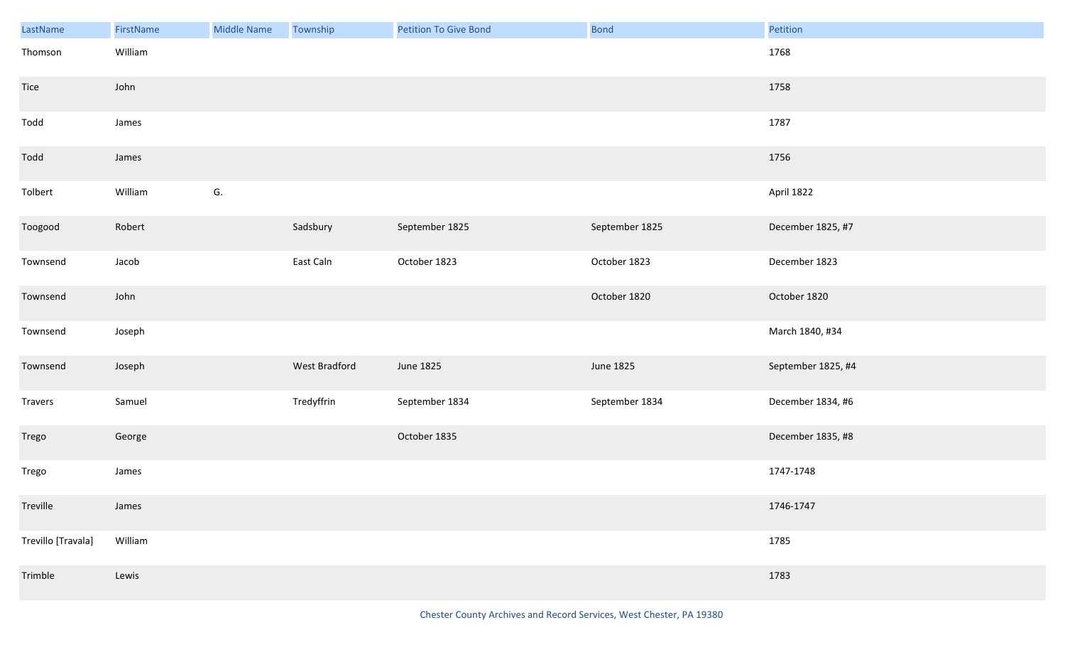| LastName | FirstName | Middle Name | Township | Petition To Give Bond | Bond | Petition |
|---|---|---|---|---|---|---|
| Thomson | William | | | | | 1768 |
| Tice | John | | | | | 1758 |
| Todd | James | | | | | 1787 |
| Todd | James | | | | | 1756 |
| Tolbert | William | G. | | | | April 1822 |
| Toogood | Robert | | Sadsbury | September 1825 | September 1825 | December 1825, #7 |
| Townsend | Jacob | | East Caln | October 1823 | October 1823 | December 1823 |
| Townsend | John | | | | October 1820 | October 1820 |
| Townsend | Joseph | | | | | March 1840, #34 |
| Townsend | Joseph | | West Bradford | June 1825 | June 1825 | September 1825, #4 |
| Travers | Samuel | | Tredyffrin | September 1834 | September 1834 | December 1834, #6 |
| Trego | George | | | October 1835 | | December 1835, #8 |
| Trego | James | | | | | 1747-1748 |
| Treville | James | | | | | 1746-1747 |
| Trevillo [Travala] | William | | | | | 1785 |
| Trimble | Lewis | | | | | 1783 |

Chester County Archives and Record Services, West Chester, PA 19380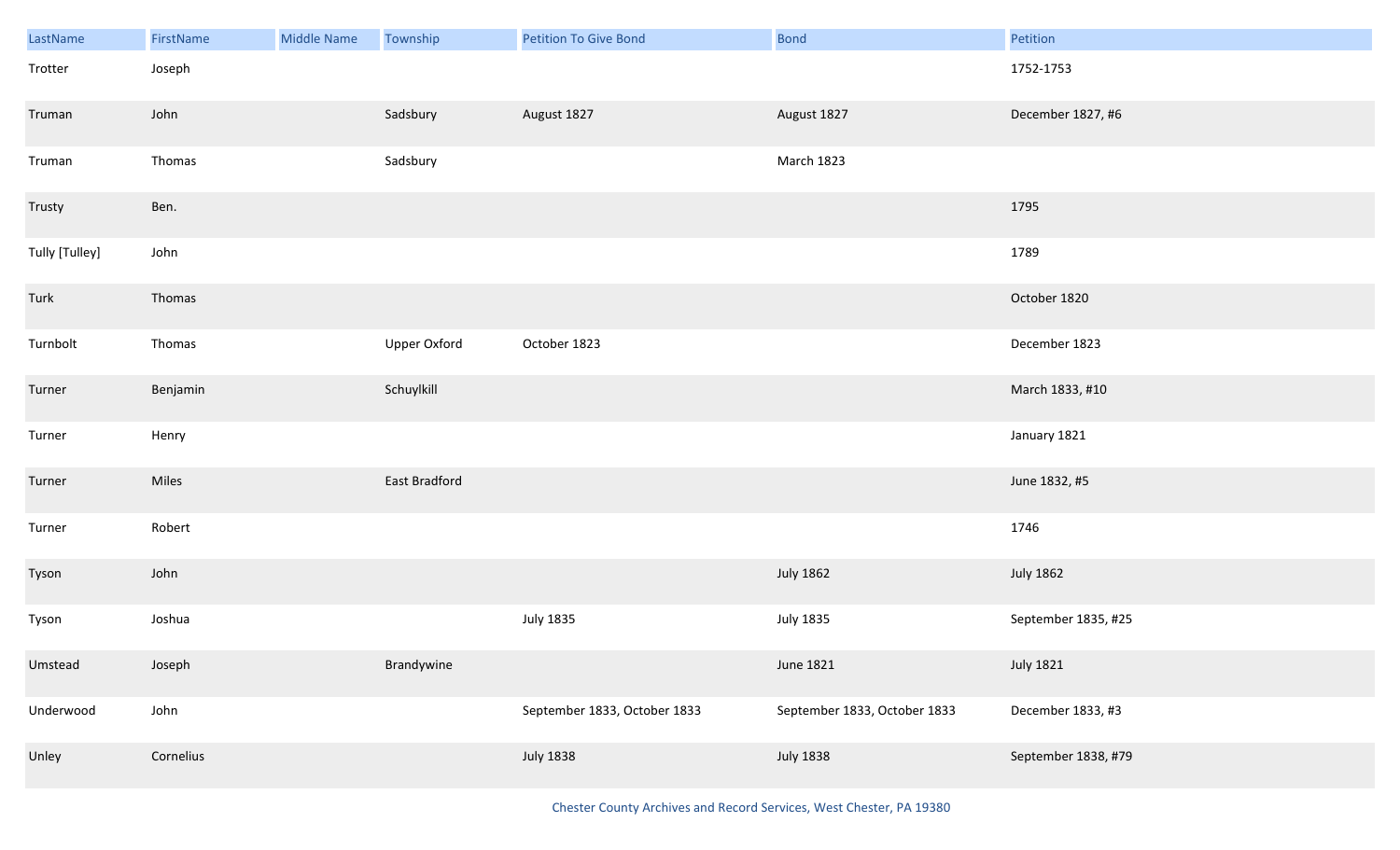| LastName | FirstName | Middle Name | Township | Petition To Give Bond | Bond | Petition |
| --- | --- | --- | --- | --- | --- | --- |
| Trotter | Joseph | | | | | 1752-1753 |
| Truman | John | | Sadsbury | August 1827 | August 1827 | December 1827, #6 |
| Truman | Thomas | | Sadsbury | | March 1823 | |
| Trusty | Ben. | | | | | 1795 |
| Tully [Tulley] | John | | | | | 1789 |
| Turk | Thomas | | | | | October 1820 |
| Turnbolt | Thomas | | Upper Oxford | October 1823 | | December 1823 |
| Turner | Benjamin | | Schuylkill | | | March 1833, #10 |
| Turner | Henry | | | | | January 1821 |
| Turner | Miles | | East Bradford | | | June 1832, #5 |
| Turner | Robert | | | | | 1746 |
| Tyson | John | | | | July 1862 | July 1862 |
| Tyson | Joshua | | | July 1835 | July 1835 | September 1835, #25 |
| Umstead | Joseph | | Brandywine | | June 1821 | July 1821 |
| Underwood | John | | | September 1833, October 1833 | September 1833, October 1833 | December 1833, #3 |
| Unley | Cornelius | | | July 1838 | July 1838 | September 1838, #79 |

Chester County Archives and Record Services, West Chester, PA 19380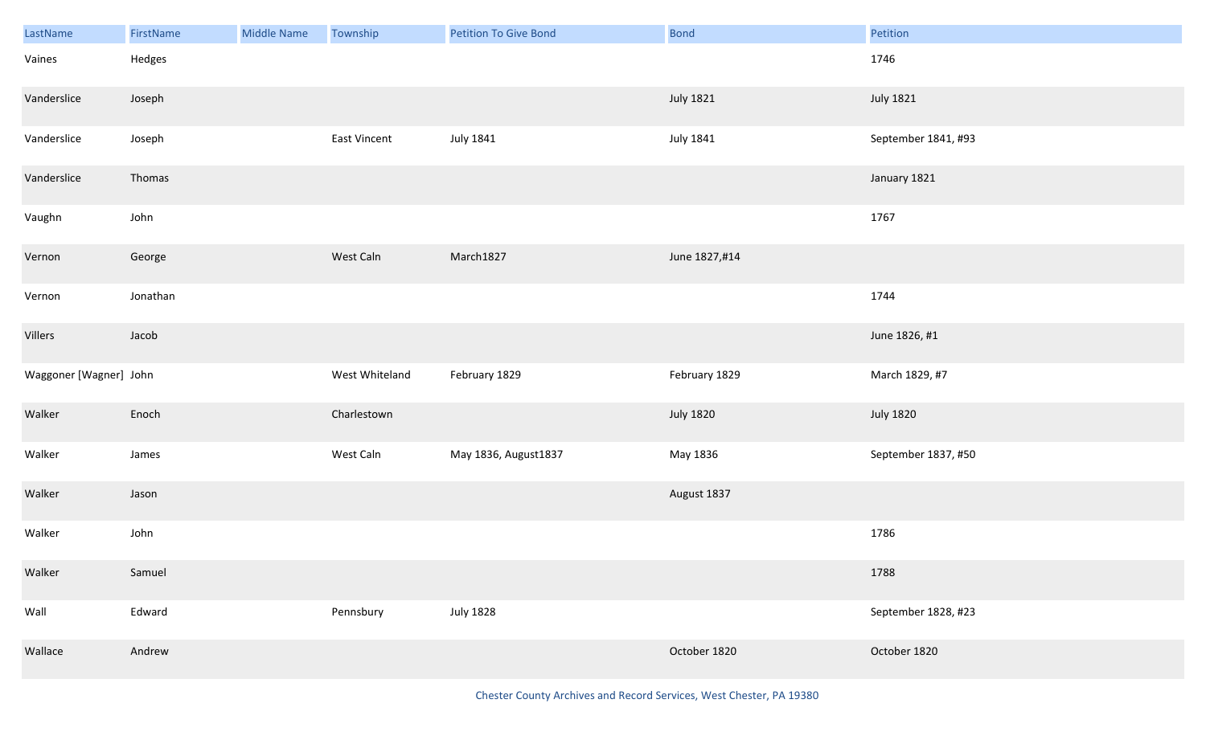| LastName | FirstName | Middle Name | Township | Petition To Give Bond | Bond | Petition |
|---|---|---|---|---|---|---|
| Vaines | Hedges | | | | | 1746 |
| Vanderslice | Joseph | | | | July 1821 | July 1821 |
| Vanderslice | Joseph | | East Vincent | July 1841 | July 1841 | September 1841, #93 |
| Vanderslice | Thomas | | | | | January 1821 |
| Vaughn | John | | | | | 1767 |
| Vernon | George | | West Caln | March1827 | June 1827,#14 | |
| Vernon | Jonathan | | | | | 1744 |
| Villers | Jacob | | | | | June 1826, #1 |
| Waggoner [Wagner] | John | | West Whiteland | February 1829 | February 1829 | March 1829, #7 |
| Walker | Enoch | | Charlestown | | July 1820 | July 1820 |
| Walker | James | | West Caln | May 1836, August1837 | May 1836 | September 1837, #50 |
| Walker | Jason | | | | August 1837 | |
| Walker | John | | | | | 1786 |
| Walker | Samuel | | | | | 1788 |
| Wall | Edward | | Pennsbury | July 1828 | | September 1828, #23 |
| Wallace | Andrew | | | | October 1820 | October 1820 |

Chester County Archives and Record Services, West Chester, PA 19380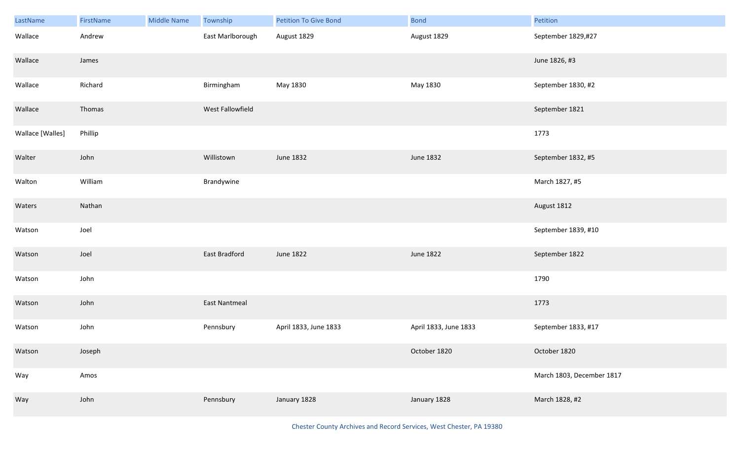| LastName | FirstName | Middle Name | Township | Petition To Give Bond | Bond | Petition |
|---|---|---|---|---|---|---|
| Wallace | Andrew | | East Marlborough | August 1829 | August 1829 | September 1829,#27 |
| Wallace | James | | | | | June 1826, #3 |
| Wallace | Richard | | Birmingham | May 1830 | May 1830 | September 1830, #2 |
| Wallace | Thomas | | West Fallowfield | | | September 1821 |
| Wallace [Walles] | Phillip | | | | | 1773 |
| Walter | John | | Willistown | June 1832 | June 1832 | September 1832, #5 |
| Walton | William | | Brandywine | | | March 1827, #5 |
| Waters | Nathan | | | | | August 1812 |
| Watson | Joel | | | | | September 1839, #10 |
| Watson | Joel | | East Bradford | June 1822 | June 1822 | September 1822 |
| Watson | John | | | | | 1790 |
| Watson | John | | East Nantmeal | | | 1773 |
| Watson | John | | Pennsbury | April 1833, June 1833 | April 1833, June 1833 | September 1833, #17 |
| Watson | Joseph | | | | October 1820 | October 1820 |
| Way | Amos | | | | | March 1803, December 1817 |
| Way | John | | Pennsbury | January 1828 | January 1828 | March 1828, #2 |

Chester County Archives and Record Services, West Chester, PA 19380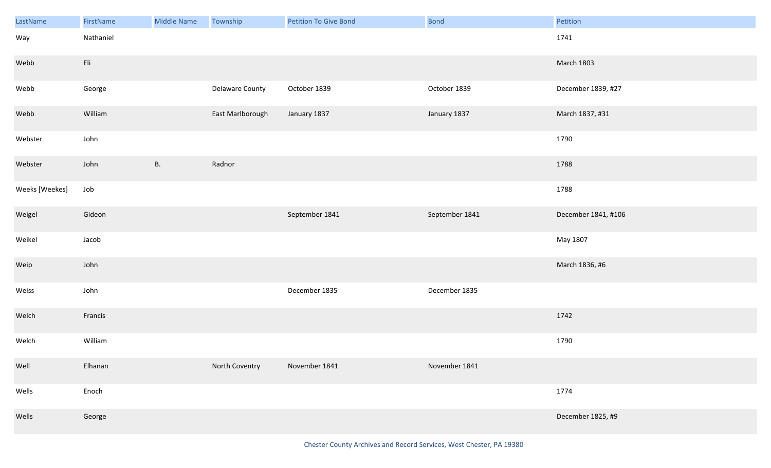| LastName | FirstName | Middle Name | Township | Petition To Give Bond | Bond | Petition |
|---|---|---|---|---|---|---|
| Way | Nathaniel | | | | | 1741 |
| Webb | Eli | | | | | March 1803 |
| Webb | George | | Delaware County | October 1839 | October 1839 | December 1839, #27 |
| Webb | William | | East Marlborough | January 1837 | January 1837 | March 1837, #31 |
| Webster | John | | | | | 1790 |
| Webster | John | B. | Radnor | | | 1788 |
| Weeks [Weekes] | Job | | | | | 1788 |
| Weigel | Gideon | | | September 1841 | September 1841 | December 1841, #106 |
| Weikel | Jacob | | | | | May 1807 |
| Weip | John | | | | | March 1836, #6 |
| Weiss | John | | | December 1835 | December 1835 | |
| Welch | Francis | | | | | 1742 |
| Welch | William | | | | | 1790 |
| Well | Elhanan | | North Coventry | November 1841 | November 1841 | |
| Wells | Enoch | | | | | 1774 |
| Wells | George | | | | | December 1825, #9 |

Chester County Archives and Record Services, West Chester, PA 19380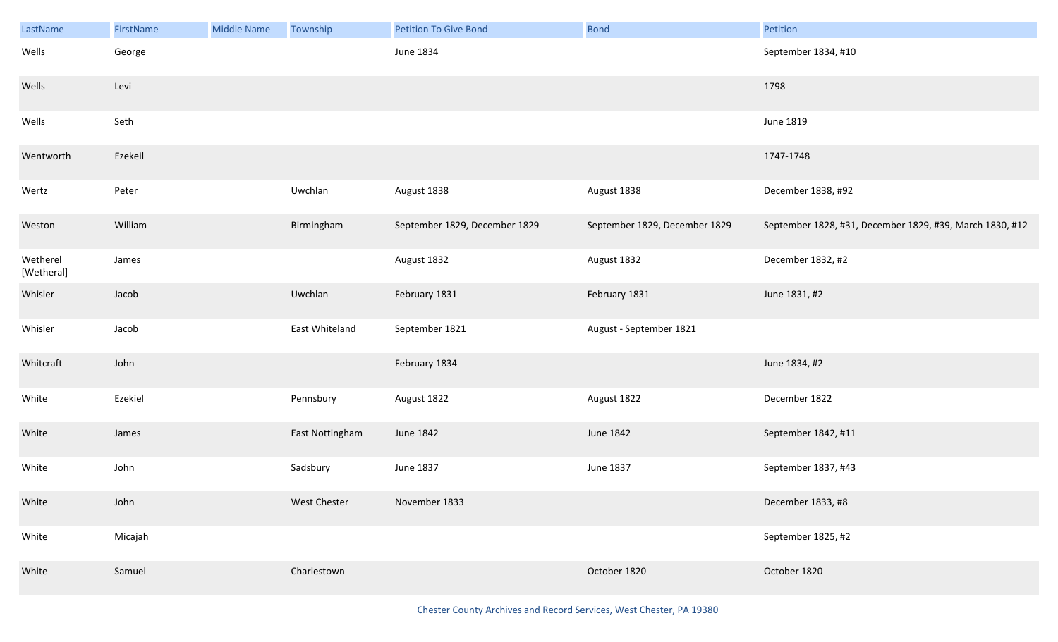| LastName | FirstName | Middle Name | Township | Petition To Give Bond | Bond | Petition |
|---|---|---|---|---|---|---|
| Wells | George | | | June 1834 | | September 1834, #10 |
| Wells | Levi | | | | | 1798 |
| Wells | Seth | | | | | June 1819 |
| Wentworth | Ezekeil | | | | | 1747-1748 |
| Wertz | Peter | | Uwchlan | August 1838 | August 1838 | December 1838, #92 |
| Weston | William | | Birmingham | September 1829, December 1829 | September 1829, December 1829 | September 1828, #31, December 1829, #39, March 1830, #12 |
| Wetherel [Wetheral] | James | | | August 1832 | August 1832 | December 1832, #2 |
| Whisler | Jacob | | Uwchlan | February 1831 | February 1831 | June 1831, #2 |
| Whisler | Jacob | | East Whiteland | September 1821 | August - September 1821 | |
| Whitcraft | John | | | February 1834 | | June 1834, #2 |
| White | Ezekiel | | Pennsbury | August 1822 | August 1822 | December 1822 |
| White | James | | East Nottingham | June 1842 | June 1842 | September 1842, #11 |
| White | John | | Sadsbury | June 1837 | June 1837 | September 1837, #43 |
| White | John | | West Chester | November 1833 | | December 1833, #8 |
| White | Micajah | | | | | September 1825, #2 |
| White | Samuel | | Charlestown | | October 1820 | October 1820 |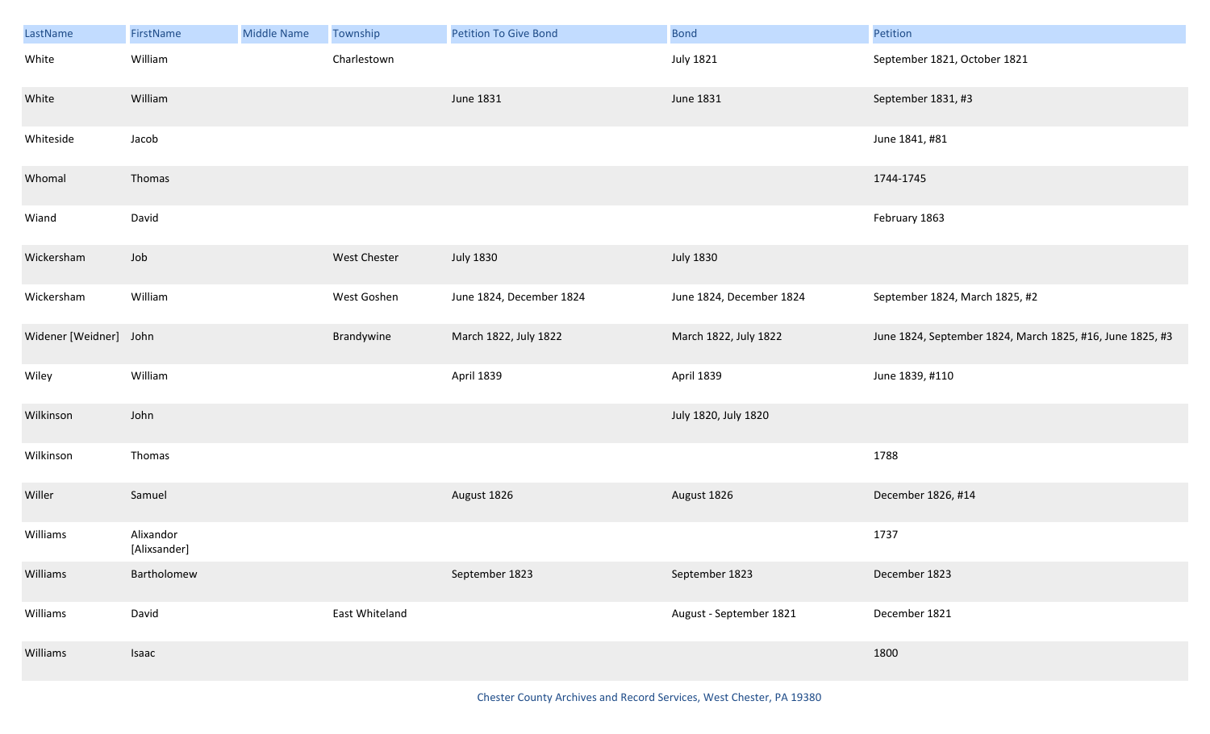| LastName | FirstName | Middle Name | Township | Petition To Give Bond | Bond | Petition |
| --- | --- | --- | --- | --- | --- | --- |
| White | William | | Charlestown | | July 1821 | September 1821, October 1821 |
| White | William | | | June 1831 | June 1831 | September 1831, #3 |
| Whiteside | Jacob | | | | | June 1841, #81 |
| Whomal | Thomas | | | | | 1744-1745 |
| Wiand | David | | | | | February 1863 |
| Wickersham | Job | | West Chester | July 1830 | July 1830 | |
| Wickersham | William | | West Goshen | June 1824, December 1824 | June 1824, December 1824 | September 1824, March 1825, #2 |
| Widener [Weidner] | John | | Brandywine | March 1822, July 1822 | March 1822, July 1822 | June 1824, September 1824, March 1825, #16, June 1825, #3 |
| Wiley | William | | | April 1839 | April 1839 | June 1839, #110 |
| Wilkinson | John | | | | July 1820, July 1820 | |
| Wilkinson | Thomas | | | | | 1788 |
| Willer | Samuel | | | August 1826 | August 1826 | December 1826, #14 |
| Williams | Alixandor [Alixsander] | | | | | 1737 |
| Williams | Bartholomew | | | September 1823 | September 1823 | December 1823 |
| Williams | David | | East Whiteland | | August - September 1821 | December 1821 |
| Williams | Isaac | | | | | 1800 |

Chester County Archives and Record Services, West Chester, PA 19380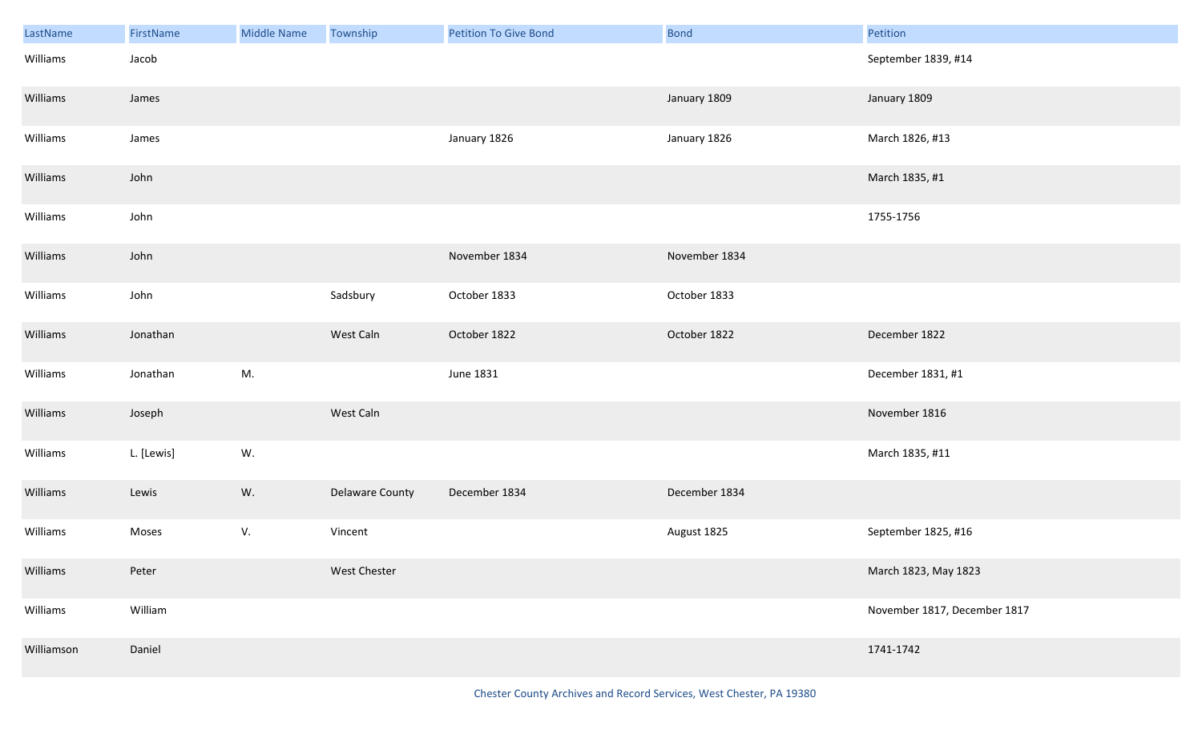| LastName | FirstName | Middle Name | Township | Petition To Give Bond | Bond | Petition |
|---|---|---|---|---|---|---|
| Williams | Jacob | | | | | September 1839, #14 |
| Williams | James | | | | January 1809 | January 1809 |
| Williams | James | | | January 1826 | January 1826 | March 1826, #13 |
| Williams | John | | | | | March 1835, #1 |
| Williams | John | | | | | 1755-1756 |
| Williams | John | | | November 1834 | November 1834 | |
| Williams | John | | Sadsbury | October 1833 | October 1833 | |
| Williams | Jonathan | | West Caln | October 1822 | October 1822 | December 1822 |
| Williams | Jonathan | M. | | June 1831 | | December 1831, #1 |
| Williams | Joseph | | West Caln | | | November 1816 |
| Williams | L. [Lewis] | W. | | | | March 1835, #11 |
| Williams | Lewis | W. | Delaware County | December 1834 | December 1834 | |
| Williams | Moses | V. | Vincent | | August 1825 | September 1825, #16 |
| Williams | Peter | | West Chester | | | March 1823, May 1823 |
| Williams | William | | | | | November 1817, December 1817 |
| Williamson | Daniel | | | | | 1741-1742 |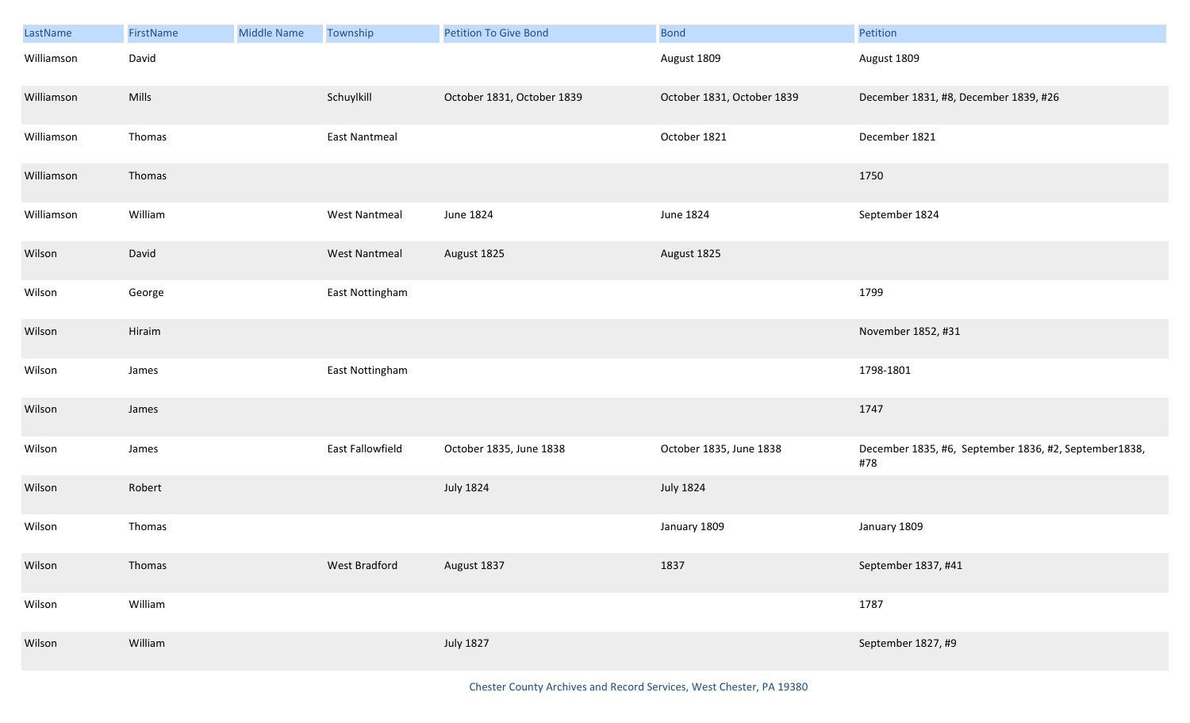| LastName | FirstName | Middle Name | Township | Petition To Give Bond | Bond | Petition |
|---|---|---|---|---|---|---|
| Williamson | David | | | | August 1809 | August 1809 |
| Williamson | Mills | | Schuylkill | October 1831, October 1839 | October 1831, October 1839 | December 1831, #8, December 1839, #26 |
| Williamson | Thomas | | East Nantmeal | | October 1821 | December 1821 |
| Williamson | Thomas | | | | | 1750 |
| Williamson | William | | West Nantmeal | June 1824 | June 1824 | September 1824 |
| Wilson | David | | West Nantmeal | August 1825 | August 1825 | |
| Wilson | George | | East Nottingham | | | 1799 |
| Wilson | Hiraim | | | | | November 1852, #31 |
| Wilson | James | | East Nottingham | | | 1798-1801 |
| Wilson | James | | | | | 1747 |
| Wilson | James | | East Fallowfield | October 1835, June 1838 | October 1835, June 1838 | December 1835, #6, September 1836, #2, September1838, #78 |
| Wilson | Robert | | | July 1824 | July 1824 | |
| Wilson | Thomas | | | | January 1809 | January 1809 |
| Wilson | Thomas | | West Bradford | August 1837 | 1837 | September 1837, #41 |
| Wilson | William | | | | | 1787 |
| Wilson | William | | | July 1827 | | September 1827, #9 |

Chester County Archives and Record Services, West Chester, PA 19380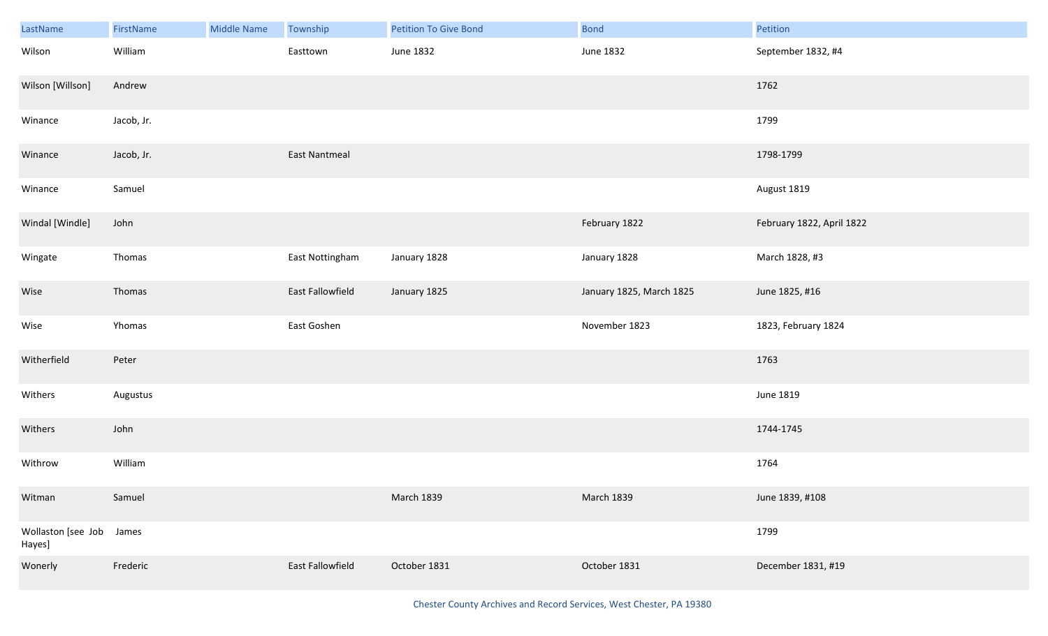| LastName | FirstName | Middle Name | Township | Petition To Give Bond | Bond | Petition |
| --- | --- | --- | --- | --- | --- | --- |
| Wilson | William | | Easttown | June 1832 | June 1832 | September 1832, #4 |
| Wilson [Willson] | Andrew | | | | | 1762 |
| Winance | Jacob, Jr. | | | | | 1799 |
| Winance | Jacob, Jr. | | East Nantmeal | | | 1798-1799 |
| Winance | Samuel | | | | | August 1819 |
| Windal [Windle] | John | | | | February 1822 | February 1822, April 1822 |
| Wingate | Thomas | | East Nottingham | January 1828 | January 1828 | March 1828, #3 |
| Wise | Thomas | | East Fallowfield | January 1825 | January 1825, March 1825 | June 1825, #16 |
| Wise | Yhomas | | East Goshen | | November 1823 | 1823, February 1824 |
| Witherfield | Peter | | | | | 1763 |
| Withers | Augustus | | | | | June 1819 |
| Withers | John | | | | | 1744-1745 |
| Withrow | William | | | | | 1764 |
| Witman | Samuel | | | March 1839 | March 1839 | June 1839, #108 |
| Wollaston [see Job Hayes] | James | | | | | 1799 |
| Wonerly | Frederic | | East Fallowfield | October 1831 | October 1831 | December 1831, #19 |

Chester County Archives and Record Services, West Chester, PA 19380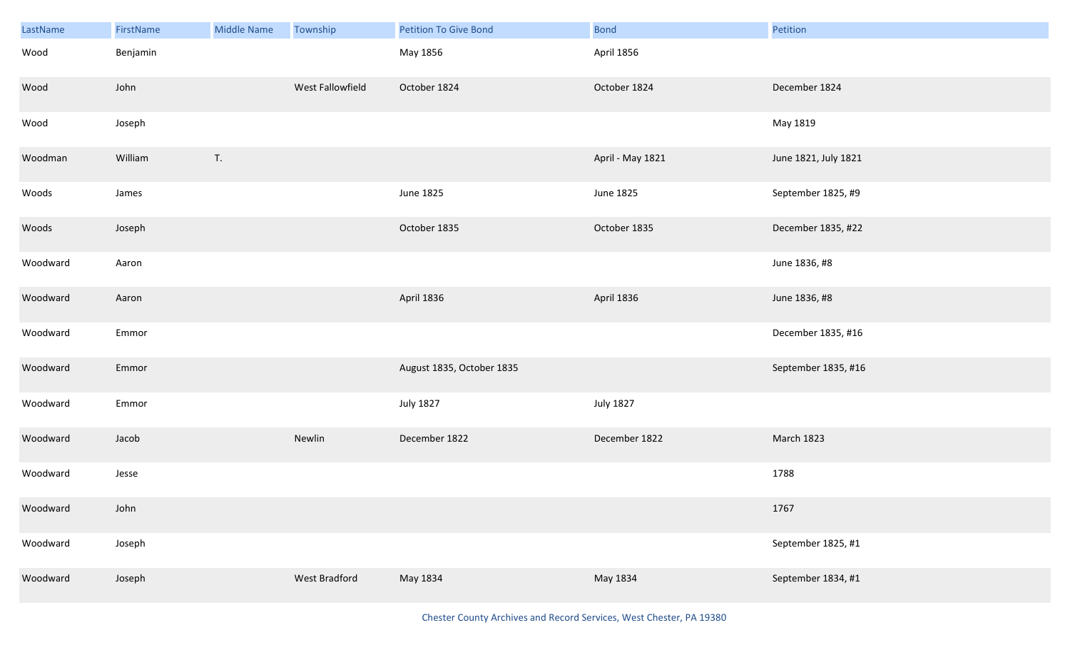| LastName | FirstName | Middle Name | Township | Petition To Give Bond | Bond | Petition |
|---|---|---|---|---|---|---|
| Wood | Benjamin | | | May 1856 | April 1856 | |
| Wood | John | | West Fallowfield | October 1824 | October 1824 | December 1824 |
| Wood | Joseph | | | | | May 1819 |
| Woodman | William | T. | | | April - May 1821 | June 1821, July 1821 |
| Woods | James | | | June 1825 | June 1825 | September 1825, #9 |
| Woods | Joseph | | | October 1835 | October 1835 | December 1835, #22 |
| Woodward | Aaron | | | | | June 1836, #8 |
| Woodward | Aaron | | | April 1836 | April 1836 | June 1836, #8 |
| Woodward | Emmor | | | | | December 1835, #16 |
| Woodward | Emmor | | | August 1835, October 1835 | | September 1835, #16 |
| Woodward | Emmor | | | July 1827 | July 1827 | |
| Woodward | Jacob | | Newlin | December 1822 | December 1822 | March 1823 |
| Woodward | Jesse | | | | | 1788 |
| Woodward | John | | | | | 1767 |
| Woodward | Joseph | | | | | September 1825, #1 |
| Woodward | Joseph | | West Bradford | May 1834 | May 1834 | September 1834, #1 |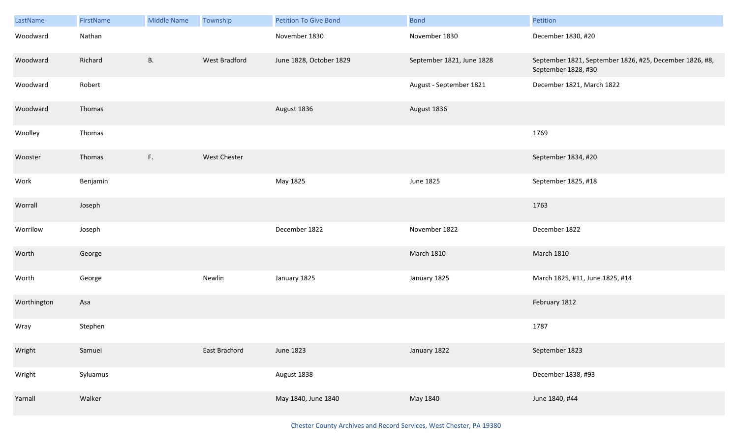| LastName | FirstName | Middle Name | Township | Petition To Give Bond | Bond | Petition |
|---|---|---|---|---|---|---|
| Woodward | Nathan | | | November 1830 | November 1830 | December 1830, #20 |
| Woodward | Richard | B. | West Bradford | June 1828, October 1829 | September 1821, June 1828 | September 1821, September 1826, #25, December 1826, #8, September 1828, #30 |
| Woodward | Robert | | | | August - September 1821 | December 1821, March 1822 |
| Woodward | Thomas | | | August 1836 | August 1836 | |
| Woolley | Thomas | | | | | 1769 |
| Wooster | Thomas | F. | West Chester | | | September 1834, #20 |
| Work | Benjamin | | | May 1825 | June 1825 | September 1825, #18 |
| Worrall | Joseph | | | | | 1763 |
| Worrilow | Joseph | | | December 1822 | November 1822 | December 1822 |
| Worth | George | | | | March 1810 | March 1810 |
| Worth | George | | Newlin | January 1825 | January 1825 | March 1825, #11, June 1825, #14 |
| Worthington | Asa | | | | | February 1812 |
| Wray | Stephen | | | | | 1787 |
| Wright | Samuel | | East Bradford | June 1823 | January 1822 | September 1823 |
| Wright | Syluamus | | | August 1838 | | December 1838, #93 |
| Yarnall | Walker | | | May 1840, June 1840 | May 1840 | June 1840, #44 |

Chester County Archives and Record Services, West Chester, PA 19380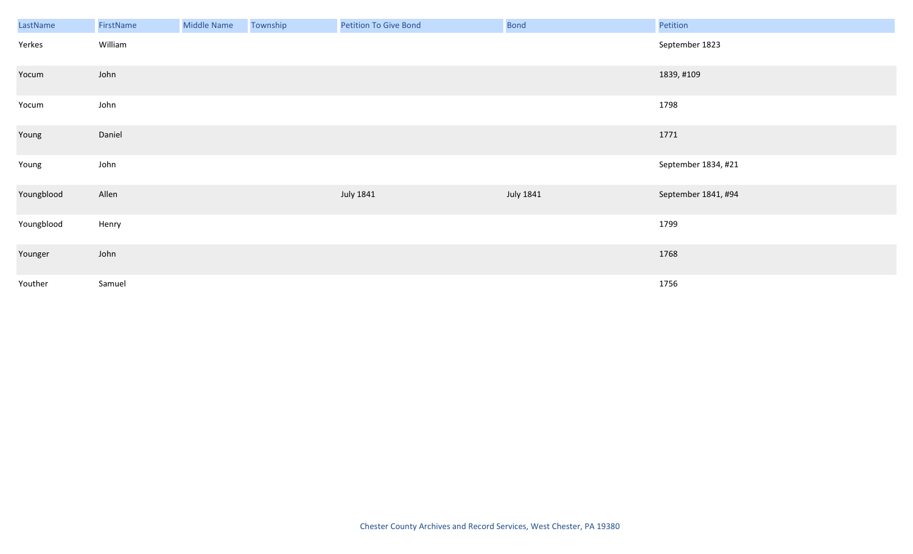| LastName | FirstName | Middle Name | Township | Petition To Give Bond | Bond | Petition |
|---|---|---|---|---|---|---|
| Yerkes | William | | | | | September 1823 |
| Yocum | John | | | | | 1839, #109 |
| Yocum | John | | | | | 1798 |
| Young | Daniel | | | | | 1771 |
| Young | John | | | | | September 1834, #21 |
| Youngblood | Allen | | | July 1841 | July 1841 | September 1841, #94 |
| Youngblood | Henry | | | | | 1799 |
| Younger | John | | | | | 1768 |
| Youther | Samuel | | | | | 1756 |